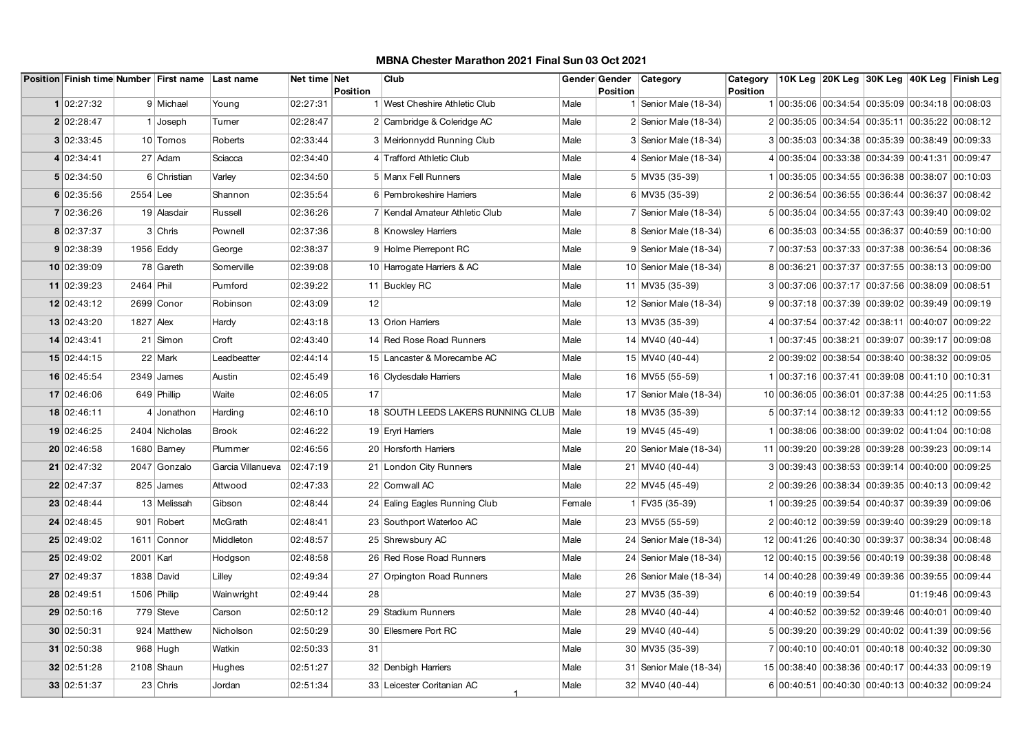# MBNA Chester Marathon 2021 Final Sun 03 Oct 2021

| Position | Finish time | Number | First name | Last name | Net time | Net Position | Club | Gender | Gender Position | Category | Category Position | 10K Leg | 20K Leg | 30K Leg | 40K Leg | Finish Leg |
|---|---|---|---|---|---|---|---|---|---|---|---|---|---|---|---|---|
| 1 | 02:27:32 | 9 | Michael | Young | 02:27:31 | 1 | West Cheshire Athletic Club | Male | 1 | Senior Male (18-34) | 1 | 00:35:06 | 00:34:54 | 00:35:09 | 00:34:18 | 00:08:03 |
| 2 | 02:28:47 | 1 | Joseph | Turner | 02:28:47 | 2 | Cambridge & Coleridge AC | Male | 2 | Senior Male (18-34) | 2 | 00:35:05 | 00:34:54 | 00:35:11 | 00:35:22 | 00:08:12 |
| 3 | 02:33:45 | 10 | Tomos | Roberts | 02:33:44 | 3 | Meirionnydd Running Club | Male | 3 | Senior Male (18-34) | 3 | 00:35:03 | 00:34:38 | 00:35:39 | 00:38:49 | 00:09:33 |
| 4 | 02:34:41 | 27 | Adam | Sciacca | 02:34:40 | 4 | Trafford Athletic Club | Male | 4 | Senior Male (18-34) | 4 | 00:35:04 | 00:33:38 | 00:34:39 | 00:41:31 | 00:09:47 |
| 5 | 02:34:50 | 6 | Christian | Varley | 02:34:50 | 5 | Manx Fell Runners | Male | 5 | MV35 (35-39) | 1 | 00:35:05 | 00:34:55 | 00:36:38 | 00:38:07 | 00:10:03 |
| 6 | 02:35:56 | 2554 | Lee | Shannon | 02:35:54 | 6 | Pembrokeshire Harriers | Male | 6 | MV35 (35-39) | 2 | 00:36:54 | 00:36:55 | 00:36:44 | 00:36:37 | 00:08:42 |
| 7 | 02:36:26 | 19 | Alasdair | Russell | 02:36:26 | 7 | Kendal Amateur Athletic Club | Male | 7 | Senior Male (18-34) | 5 | 00:35:04 | 00:34:55 | 00:37:43 | 00:39:40 | 00:09:02 |
| 8 | 02:37:37 | 3 | Chris | Pownell | 02:37:36 | 8 | Knowsley Harriers | Male | 8 | Senior Male (18-34) | 6 | 00:35:03 | 00:34:55 | 00:36:37 | 00:40:59 | 00:10:00 |
| 9 | 02:38:39 | 1956 | Eddy | George | 02:38:37 | 9 | Holme Pierrepont RC | Male | 9 | Senior Male (18-34) | 7 | 00:37:53 | 00:37:33 | 00:37:38 | 00:36:54 | 00:08:36 |
| 10 | 02:39:09 | 78 | Gareth | Somerville | 02:39:08 | 10 | Harrogate Harriers & AC | Male | 10 | Senior Male (18-34) | 8 | 00:36:21 | 00:37:37 | 00:37:55 | 00:38:13 | 00:09:00 |
| 11 | 02:39:23 | 2464 | Phil | Pumford | 02:39:22 | 11 | Buckley RC | Male | 11 | MV35 (35-39) | 3 | 00:37:06 | 00:37:17 | 00:37:56 | 00:38:09 | 00:08:51 |
| 12 | 02:43:12 | 2699 | Conor | Robinson | 02:43:09 | 12 |  | Male | 12 | Senior Male (18-34) | 9 | 00:37:18 | 00:37:39 | 00:39:02 | 00:39:49 | 00:09:19 |
| 13 | 02:43:20 | 1827 | Alex | Hardy | 02:43:18 | 13 | Orion Harriers | Male | 13 | MV35 (35-39) | 4 | 00:37:54 | 00:37:42 | 00:38:11 | 00:40:07 | 00:09:22 |
| 14 | 02:43:41 | 21 | Simon | Croft | 02:43:40 | 14 | Red Rose Road Runners | Male | 14 | MV40 (40-44) | 1 | 00:37:45 | 00:38:21 | 00:39:07 | 00:39:17 | 00:09:08 |
| 15 | 02:44:15 | 22 | Mark | Leadbeatter | 02:44:14 | 15 | Lancaster & Morecambe AC | Male | 15 | MV40 (40-44) | 2 | 00:39:02 | 00:38:54 | 00:38:40 | 00:38:32 | 00:09:05 |
| 16 | 02:45:54 | 2349 | James | Austin | 02:45:49 | 16 | Clydesdale Harriers | Male | 16 | MV55 (55-59) | 1 | 00:37:16 | 00:37:41 | 00:39:08 | 00:41:10 | 00:10:31 |
| 17 | 02:46:06 | 649 | Phillip | Waite | 02:46:05 | 17 |  | Male | 17 | Senior Male (18-34) | 10 | 00:36:05 | 00:36:01 | 00:37:38 | 00:44:25 | 00:11:53 |
| 18 | 02:46:11 | 4 | Jonathon | Harding | 02:46:10 | 18 | SOUTH LEEDS LAKERS RUNNING CLUB | Male | 18 | MV35 (35-39) | 5 | 00:37:14 | 00:38:12 | 00:39:33 | 00:41:12 | 00:09:55 |
| 19 | 02:46:25 | 2404 | Nicholas | Brook | 02:46:22 | 19 | Eryri Harriers | Male | 19 | MV45 (45-49) | 1 | 00:38:06 | 00:38:00 | 00:39:02 | 00:41:04 | 00:10:08 |
| 20 | 02:46:58 | 1680 | Barney | Plummer | 02:46:56 | 20 | Horsforth Harriers | Male | 20 | Senior Male (18-34) | 11 | 00:39:20 | 00:39:28 | 00:39:28 | 00:39:23 | 00:09:14 |
| 21 | 02:47:32 | 2047 | Gonzalo | Garcia Villanueva | 02:47:19 | 21 | London City Runners | Male | 21 | MV40 (40-44) | 3 | 00:39:43 | 00:38:53 | 00:39:14 | 00:40:00 | 00:09:25 |
| 22 | 02:47:37 | 825 | James | Attwood | 02:47:33 | 22 | Cornwall AC | Male | 22 | MV45 (45-49) | 2 | 00:39:26 | 00:38:34 | 00:39:35 | 00:40:13 | 00:09:42 |
| 23 | 02:48:44 | 13 | Melissah | Gibson | 02:48:44 | 24 | Ealing Eagles Running Club | Female | 1 | FV35 (35-39) | 1 | 00:39:25 | 00:39:54 | 00:40:37 | 00:39:39 | 00:09:06 |
| 24 | 02:48:45 | 901 | Robert | McGrath | 02:48:41 | 23 | Southport Waterloo AC | Male | 23 | MV55 (55-59) | 2 | 00:40:12 | 00:39:59 | 00:39:40 | 00:39:29 | 00:09:18 |
| 25 | 02:49:02 | 1611 | Connor | Middleton | 02:48:57 | 25 | Shrewsbury AC | Male | 24 | Senior Male (18-34) | 12 | 00:41:26 | 00:40:30 | 00:39:37 | 00:38:34 | 00:08:48 |
| 25 | 02:49:02 | 2001 | Karl | Hodgson | 02:48:58 | 26 | Red Rose Road Runners | Male | 24 | Senior Male (18-34) | 12 | 00:40:15 | 00:39:56 | 00:40:19 | 00:39:38 | 00:08:48 |
| 27 | 02:49:37 | 1838 | David | Lilley | 02:49:34 | 27 | Orpington Road Runners | Male | 26 | Senior Male (18-34) | 14 | 00:40:28 | 00:39:49 | 00:39:36 | 00:39:55 | 00:09:44 |
| 28 | 02:49:51 | 1506 | Philip | Wainwright | 02:49:44 | 28 |  | Male | 27 | MV35 (35-39) | 6 | 00:40:19 | 00:39:54 |  | 01:19:46 | 00:09:43 |
| 29 | 02:50:16 | 779 | Steve | Carson | 02:50:12 | 29 | Stadium Runners | Male | 28 | MV40 (40-44) | 4 | 00:40:52 | 00:39:52 | 00:39:46 | 00:40:01 | 00:09:40 |
| 30 | 02:50:31 | 924 | Matthew | Nicholson | 02:50:29 | 30 | Ellesmere Port RC | Male | 29 | MV40 (40-44) | 5 | 00:39:20 | 00:39:29 | 00:40:02 | 00:41:39 | 00:09:56 |
| 31 | 02:50:38 | 968 | Hugh | Watkin | 02:50:33 | 31 |  | Male | 30 | MV35 (35-39) | 7 | 00:40:10 | 00:40:01 | 00:40:18 | 00:40:32 | 00:09:30 |
| 32 | 02:51:28 | 2108 | Shaun | Hughes | 02:51:27 | 32 | Denbigh Harriers | Male | 31 | Senior Male (18-34) | 15 | 00:38:40 | 00:38:36 | 00:40:17 | 00:44:33 | 00:09:19 |
| 33 | 02:51:37 | 23 | Chris | Jordan | 02:51:34 | 33 | Leicester Coritanian AC | Male | 32 | MV40 (40-44) | 6 | 00:40:51 | 00:40:30 | 00:40:13 | 00:40:32 | 00:09:24 |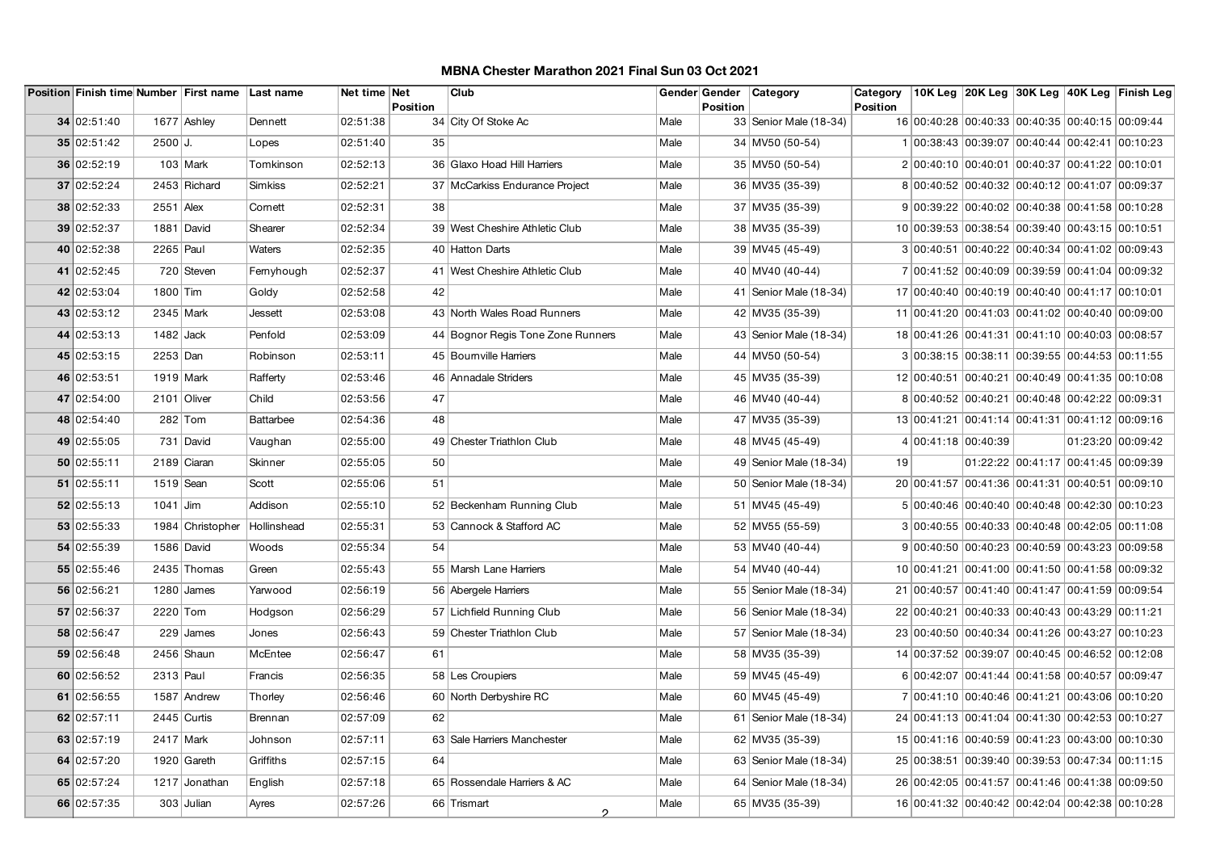# MBNA Chester Marathon 2021 Final Sun 03 Oct 2021

| Position | Finish time | Number | First name | Last name | Net time | Net Position | Club | Gender | Gender Position | Category | Category Position | 10K Leg | 20K Leg | 30K Leg | 40K Leg | Finish Leg |
|---|---|---|---|---|---|---|---|---|---|---|---|---|---|---|---|---|
| 34 | 02:51:40 | 1677 | Ashley | Dennett | 02:51:38 | 34 | City Of Stoke Ac | Male | 33 | Senior Male (18-34) | 16 | 00:40:28 | 00:40:33 | 00:40:35 | 00:40:15 | 00:09:44 |
| 35 | 02:51:42 | 2500 | J. | Lopes | 02:51:40 | 35 | | Male | 34 | MV50 (50-54) | 1 | 00:38:43 | 00:39:07 | 00:40:44 | 00:42:41 | 00:10:23 |
| 36 | 02:52:19 | 103 | Mark | Tomkinson | 02:52:13 | 36 | Glaxo Hoad Hill Harriers | Male | 35 | MV50 (50-54) | 2 | 00:40:10 | 00:40:01 | 00:40:37 | 00:41:22 | 00:10:01 |
| 37 | 02:52:24 | 2453 | Richard | Simkiss | 02:52:21 | 37 | McCarkiss Endurance Project | Male | 36 | MV35 (35-39) | 8 | 00:40:52 | 00:40:32 | 00:40:12 | 00:41:07 | 00:09:37 |
| 38 | 02:52:33 | 2551 | Alex | Cornett | 02:52:31 | 38 | | Male | 37 | MV35 (35-39) | 9 | 00:39:22 | 00:40:02 | 00:40:38 | 00:41:58 | 00:10:28 |
| 39 | 02:52:37 | 1881 | David | Shearer | 02:52:34 | 39 | West Cheshire Athletic Club | Male | 38 | MV35 (35-39) | 10 | 00:39:53 | 00:38:54 | 00:39:40 | 00:43:15 | 00:10:51 |
| 40 | 02:52:38 | 2265 | Paul | Waters | 02:52:35 | 40 | Hatton Darts | Male | 39 | MV45 (45-49) | 3 | 00:40:51 | 00:40:22 | 00:40:34 | 00:41:02 | 00:09:43 |
| 41 | 02:52:45 | 720 | Steven | Fernyhough | 02:52:37 | 41 | West Cheshire Athletic Club | Male | 40 | MV40 (40-44) | 7 | 00:41:52 | 00:40:09 | 00:39:59 | 00:41:04 | 00:09:32 |
| 42 | 02:53:04 | 1800 | Tim | Goldy | 02:52:58 | 42 | | Male | 41 | Senior Male (18-34) | 17 | 00:40:40 | 00:40:19 | 00:40:40 | 00:41:17 | 00:10:01 |
| 43 | 02:53:12 | 2345 | Mark | Jessett | 02:53:08 | 43 | North Wales Road Runners | Male | 42 | MV35 (35-39) | 11 | 00:41:20 | 00:41:03 | 00:41:02 | 00:40:40 | 00:09:00 |
| 44 | 02:53:13 | 1482 | Jack | Penfold | 02:53:09 | 44 | Bognor Regis Tone Zone Runners | Male | 43 | Senior Male (18-34) | 18 | 00:41:26 | 00:41:31 | 00:41:10 | 00:40:03 | 00:08:57 |
| 45 | 02:53:15 | 2253 | Dan | Robinson | 02:53:11 | 45 | Bournville Harriers | Male | 44 | MV50 (50-54) | 3 | 00:38:15 | 00:38:11 | 00:39:55 | 00:44:53 | 00:11:55 |
| 46 | 02:53:51 | 1919 | Mark | Rafferty | 02:53:46 | 46 | Annadale Striders | Male | 45 | MV35 (35-39) | 12 | 00:40:51 | 00:40:21 | 00:40:49 | 00:41:35 | 00:10:08 |
| 47 | 02:54:00 | 2101 | Oliver | Child | 02:53:56 | 47 | | Male | 46 | MV40 (40-44) | 8 | 00:40:52 | 00:40:21 | 00:40:48 | 00:42:22 | 00:09:31 |
| 48 | 02:54:40 | 282 | Tom | Battarbee | 02:54:36 | 48 | | Male | 47 | MV35 (35-39) | 13 | 00:41:21 | 00:41:14 | 00:41:31 | 00:41:12 | 00:09:16 |
| 49 | 02:55:05 | 731 | David | Vaughan | 02:55:00 | 49 | Chester Triathlon Club | Male | 48 | MV45 (45-49) | 4 | 00:41:18 | 00:40:39 | | 01:23:20 | 00:09:42 |
| 50 | 02:55:11 | 2189 | Ciaran | Skinner | 02:55:05 | 50 | | Male | 49 | Senior Male (18-34) | 19 | | 01:22:22 | 00:41:17 | 00:41:45 | 00:09:39 |
| 51 | 02:55:11 | 1519 | Sean | Scott | 02:55:06 | 51 | | Male | 50 | Senior Male (18-34) | 20 | 00:41:57 | 00:41:36 | 00:41:31 | 00:40:51 | 00:09:10 |
| 52 | 02:55:13 | 1041 | Jim | Addison | 02:55:10 | 52 | Beckenham Running Club | Male | 51 | MV45 (45-49) | 5 | 00:40:46 | 00:40:40 | 00:40:48 | 00:42:30 | 00:10:23 |
| 53 | 02:55:33 | 1984 | Christopher | Hollinshead | 02:55:31 | 53 | Cannock & Stafford AC | Male | 52 | MV55 (55-59) | 3 | 00:40:55 | 00:40:33 | 00:40:48 | 00:42:05 | 00:11:08 |
| 54 | 02:55:39 | 1586 | David | Woods | 02:55:34 | 54 | | Male | 53 | MV40 (40-44) | 9 | 00:40:50 | 00:40:23 | 00:40:59 | 00:43:23 | 00:09:58 |
| 55 | 02:55:46 | 2435 | Thomas | Green | 02:55:43 | 55 | Marsh Lane Harriers | Male | 54 | MV40 (40-44) | 10 | 00:41:21 | 00:41:00 | 00:41:50 | 00:41:58 | 00:09:32 |
| 56 | 02:56:21 | 1280 | James | Yarwood | 02:56:19 | 56 | Abergele Harriers | Male | 55 | Senior Male (18-34) | 21 | 00:40:57 | 00:41:40 | 00:41:47 | 00:41:59 | 00:09:54 |
| 57 | 02:56:37 | 2220 | Tom | Hodgson | 02:56:29 | 57 | Lichfield Running Club | Male | 56 | Senior Male (18-34) | 22 | 00:40:21 | 00:40:33 | 00:40:43 | 00:43:29 | 00:11:21 |
| 58 | 02:56:47 | 229 | James | Jones | 02:56:43 | 59 | Chester Triathlon Club | Male | 57 | Senior Male (18-34) | 23 | 00:40:50 | 00:40:34 | 00:41:26 | 00:43:27 | 00:10:23 |
| 59 | 02:56:48 | 2456 | Shaun | McEntee | 02:56:47 | 61 | | Male | 58 | MV35 (35-39) | 14 | 00:37:52 | 00:39:07 | 00:40:45 | 00:46:52 | 00:12:08 |
| 60 | 02:56:52 | 2313 | Paul | Francis | 02:56:35 | 58 | Les Croupiers | Male | 59 | MV45 (45-49) | 6 | 00:42:07 | 00:41:44 | 00:41:58 | 00:40:57 | 00:09:47 |
| 61 | 02:56:55 | 1587 | Andrew | Thorley | 02:56:46 | 60 | North Derbyshire RC | Male | 60 | MV45 (45-49) | 7 | 00:41:10 | 00:40:46 | 00:41:21 | 00:43:06 | 00:10:20 |
| 62 | 02:57:11 | 2445 | Curtis | Brennan | 02:57:09 | 62 | | Male | 61 | Senior Male (18-34) | 24 | 00:41:13 | 00:41:04 | 00:41:30 | 00:42:53 | 00:10:27 |
| 63 | 02:57:19 | 2417 | Mark | Johnson | 02:57:11 | 63 | Sale Harriers Manchester | Male | 62 | MV35 (35-39) | 15 | 00:41:16 | 00:40:59 | 00:41:23 | 00:43:00 | 00:10:30 |
| 64 | 02:57:20 | 1920 | Gareth | Griffiths | 02:57:15 | 64 | | Male | 63 | Senior Male (18-34) | 25 | 00:38:51 | 00:39:40 | 00:39:53 | 00:47:34 | 00:11:15 |
| 65 | 02:57:24 | 1217 | Jonathan | English | 02:57:18 | 65 | Rossendale Harriers & AC | Male | 64 | Senior Male (18-34) | 26 | 00:42:05 | 00:41:57 | 00:41:46 | 00:41:38 | 00:09:50 |
| 66 | 02:57:35 | 303 | Julian | Ayres | 02:57:26 | 66 | Trismart | Male | 65 | MV35 (35-39) | 16 | 00:41:32 | 00:40:42 | 00:42:04 | 00:42:38 | 00:10:28 |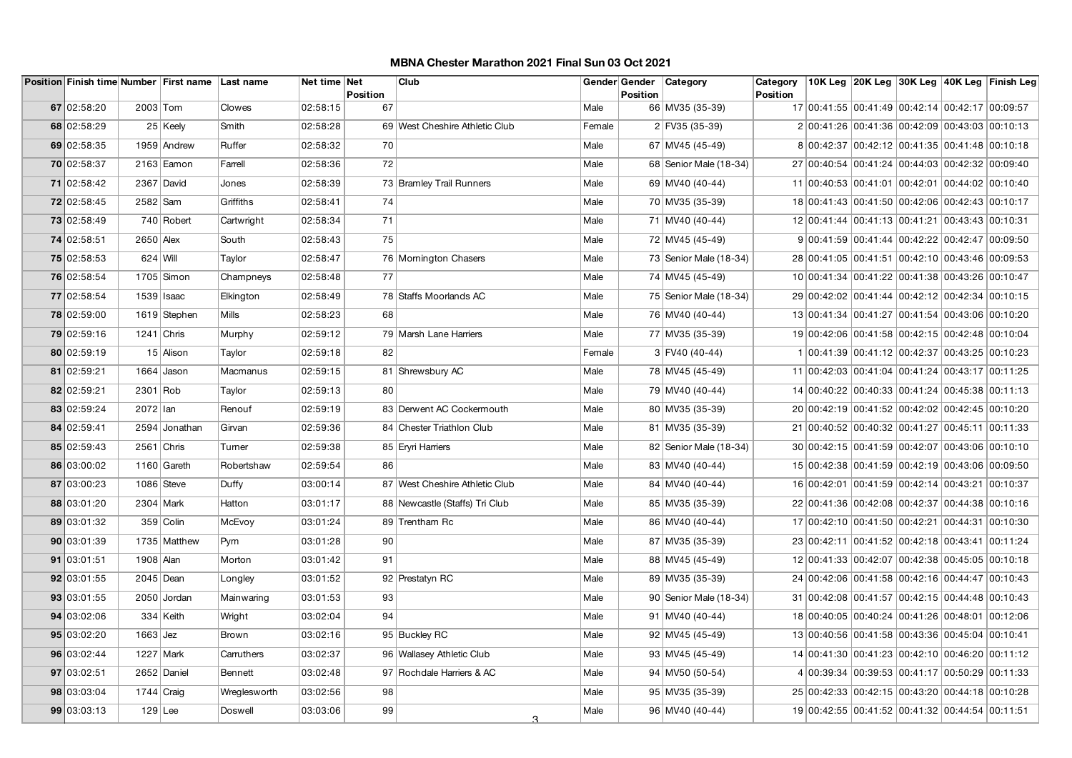# MBNA Chester Marathon 2021 Final Sun 03 Oct 2021

| Position | Finish time | Number | First name | Last name | Net time | Net Position | Club | Gender | Gender Position | Category | Category Position | 10K Leg | 20K Leg | 30K Leg | 40K Leg | Finish Leg |
|---|---|---|---|---|---|---|---|---|---|---|---|---|---|---|---|---|
| 67 | 02:58:20 | 2003 | Tom | Clowes | 02:58:15 | 67 | | Male | 66 | MV35 (35-39) | 17 | 00:41:55 | 00:41:49 | 00:42:14 | 00:42:17 | 00:09:57 |
| 68 | 02:58:29 | 25 | Keely | Smith | 02:58:28 | 69 | West Cheshire Athletic Club | Female | 2 | FV35 (35-39) | 2 | 00:41:26 | 00:41:36 | 00:42:09 | 00:43:03 | 00:10:13 |
| 69 | 02:58:35 | 1959 | Andrew | Ruffer | 02:58:32 | 70 | | Male | 67 | MV45 (45-49) | 8 | 00:42:37 | 00:42:12 | 00:41:35 | 00:41:48 | 00:10:18 |
| 70 | 02:58:37 | 2163 | Eamon | Farrell | 02:58:36 | 72 | | Male | 68 | Senior Male (18-34) | 27 | 00:40:54 | 00:41:24 | 00:44:03 | 00:42:32 | 00:09:40 |
| 71 | 02:58:42 | 2367 | David | Jones | 02:58:39 | 73 | Bramley Trail Runners | Male | 69 | MV40 (40-44) | 11 | 00:40:53 | 00:41:01 | 00:42:01 | 00:44:02 | 00:10:40 |
| 72 | 02:58:45 | 2582 | Sam | Griffiths | 02:58:41 | 74 | | Male | 70 | MV35 (35-39) | 18 | 00:41:43 | 00:41:50 | 00:42:06 | 00:42:43 | 00:10:17 |
| 73 | 02:58:49 | 740 | Robert | Cartwright | 02:58:34 | 71 | | Male | 71 | MV40 (40-44) | 12 | 00:41:44 | 00:41:13 | 00:41:21 | 00:43:43 | 00:10:31 |
| 74 | 02:58:51 | 2650 | Alex | South | 02:58:43 | 75 | | Male | 72 | MV45 (45-49) | 9 | 00:41:59 | 00:41:44 | 00:42:22 | 00:42:47 | 00:09:50 |
| 75 | 02:58:53 | 624 | Will | Taylor | 02:58:47 | 76 | Mornington Chasers | Male | 73 | Senior Male (18-34) | 28 | 00:41:05 | 00:41:51 | 00:42:10 | 00:43:46 | 00:09:53 |
| 76 | 02:58:54 | 1705 | Simon | Champneys | 02:58:48 | 77 | | Male | 74 | MV45 (45-49) | 10 | 00:41:34 | 00:41:22 | 00:41:38 | 00:43:26 | 00:10:47 |
| 77 | 02:58:54 | 1539 | Isaac | Elkington | 02:58:49 | 78 | Staffs Moorlands AC | Male | 75 | Senior Male (18-34) | 29 | 00:42:02 | 00:41:44 | 00:42:12 | 00:42:34 | 00:10:15 |
| 78 | 02:59:00 | 1619 | Stephen | Mills | 02:58:23 | 68 | | Male | 76 | MV40 (40-44) | 13 | 00:41:34 | 00:41:27 | 00:41:54 | 00:43:06 | 00:10:20 |
| 79 | 02:59:16 | 1241 | Chris | Murphy | 02:59:12 | 79 | Marsh Lane Harriers | Male | 77 | MV35 (35-39) | 19 | 00:42:06 | 00:41:58 | 00:42:15 | 00:42:48 | 00:10:04 |
| 80 | 02:59:19 | 15 | Alison | Taylor | 02:59:18 | 82 | | Female | 3 | FV40 (40-44) | 1 | 00:41:39 | 00:41:12 | 00:42:37 | 00:43:25 | 00:10:23 |
| 81 | 02:59:21 | 1664 | Jason | Macmanus | 02:59:15 | 81 | Shrewsbury AC | Male | 78 | MV45 (45-49) | 11 | 00:42:03 | 00:41:04 | 00:41:24 | 00:43:17 | 00:11:25 |
| 82 | 02:59:21 | 2301 | Rob | Taylor | 02:59:13 | 80 | | Male | 79 | MV40 (40-44) | 14 | 00:40:22 | 00:40:33 | 00:41:24 | 00:45:38 | 00:11:13 |
| 83 | 02:59:24 | 2072 | Ian | Renouf | 02:59:19 | 83 | Derwent AC Cockermouth | Male | 80 | MV35 (35-39) | 20 | 00:42:19 | 00:41:52 | 00:42:02 | 00:42:45 | 00:10:20 |
| 84 | 02:59:41 | 2594 | Jonathan | Girvan | 02:59:36 | 84 | Chester Triathlon Club | Male | 81 | MV35 (35-39) | 21 | 00:40:52 | 00:40:32 | 00:41:27 | 00:45:11 | 00:11:33 |
| 85 | 02:59:43 | 2561 | Chris | Turner | 02:59:38 | 85 | Eryri Harriers | Male | 82 | Senior Male (18-34) | 30 | 00:42:15 | 00:41:59 | 00:42:07 | 00:43:06 | 00:10:10 |
| 86 | 03:00:02 | 1160 | Gareth | Robertshaw | 02:59:54 | 86 | | Male | 83 | MV40 (40-44) | 15 | 00:42:38 | 00:41:59 | 00:42:19 | 00:43:06 | 00:09:50 |
| 87 | 03:00:23 | 1086 | Steve | Duffy | 03:00:14 | 87 | West Cheshire Athletic Club | Male | 84 | MV40 (40-44) | 16 | 00:42:01 | 00:41:59 | 00:42:14 | 00:43:21 | 00:10:37 |
| 88 | 03:01:20 | 2304 | Mark | Hatton | 03:01:17 | 88 | Newcastle (Staffs) Tri Club | Male | 85 | MV35 (35-39) | 22 | 00:41:36 | 00:42:08 | 00:42:37 | 00:44:38 | 00:10:16 |
| 89 | 03:01:32 | 359 | Colin | McEvoy | 03:01:24 | 89 | Trentham Rc | Male | 86 | MV40 (40-44) | 17 | 00:42:10 | 00:41:50 | 00:42:21 | 00:44:31 | 00:10:30 |
| 90 | 03:01:39 | 1735 | Matthew | Pym | 03:01:28 | 90 | | Male | 87 | MV35 (35-39) | 23 | 00:42:11 | 00:41:52 | 00:42:18 | 00:43:41 | 00:11:24 |
| 91 | 03:01:51 | 1908 | Alan | Morton | 03:01:42 | 91 | | Male | 88 | MV45 (45-49) | 12 | 00:41:33 | 00:42:07 | 00:42:38 | 00:45:05 | 00:10:18 |
| 92 | 03:01:55 | 2045 | Dean | Longley | 03:01:52 | 92 | Prestatyn RC | Male | 89 | MV35 (35-39) | 24 | 00:42:06 | 00:41:58 | 00:42:16 | 00:44:47 | 00:10:43 |
| 93 | 03:01:55 | 2050 | Jordan | Mainwaring | 03:01:53 | 93 | | Male | 90 | Senior Male (18-34) | 31 | 00:42:08 | 00:41:57 | 00:42:15 | 00:44:48 | 00:10:43 |
| 94 | 03:02:06 | 334 | Keith | Wright | 03:02:04 | 94 | | Male | 91 | MV40 (40-44) | 18 | 00:40:05 | 00:40:24 | 00:41:26 | 00:48:01 | 00:12:06 |
| 95 | 03:02:20 | 1663 | Jez | Brown | 03:02:16 | 95 | Buckley RC | Male | 92 | MV45 (45-49) | 13 | 00:40:56 | 00:41:58 | 00:43:36 | 00:45:04 | 00:10:41 |
| 96 | 03:02:44 | 1227 | Mark | Carruthers | 03:02:37 | 96 | Wallasey Athletic Club | Male | 93 | MV45 (45-49) | 14 | 00:41:30 | 00:41:23 | 00:42:10 | 00:46:20 | 00:11:12 |
| 97 | 03:02:51 | 2652 | Daniel | Bennett | 03:02:48 | 97 | Rochdale Harriers & AC | Male | 94 | MV50 (50-54) | 4 | 00:39:34 | 00:39:53 | 00:41:17 | 00:50:29 | 00:11:33 |
| 98 | 03:03:04 | 1744 | Craig | Wreglesworth | 03:02:56 | 98 | | Male | 95 | MV35 (35-39) | 25 | 00:42:33 | 00:42:15 | 00:43:20 | 00:44:18 | 00:10:28 |
| 99 | 03:03:13 | 129 | Lee | Doswell | 03:03:06 | 99 | | Male | 96 | MV40 (40-44) | 19 | 00:42:55 | 00:41:52 | 00:41:32 | 00:44:54 | 00:11:51 |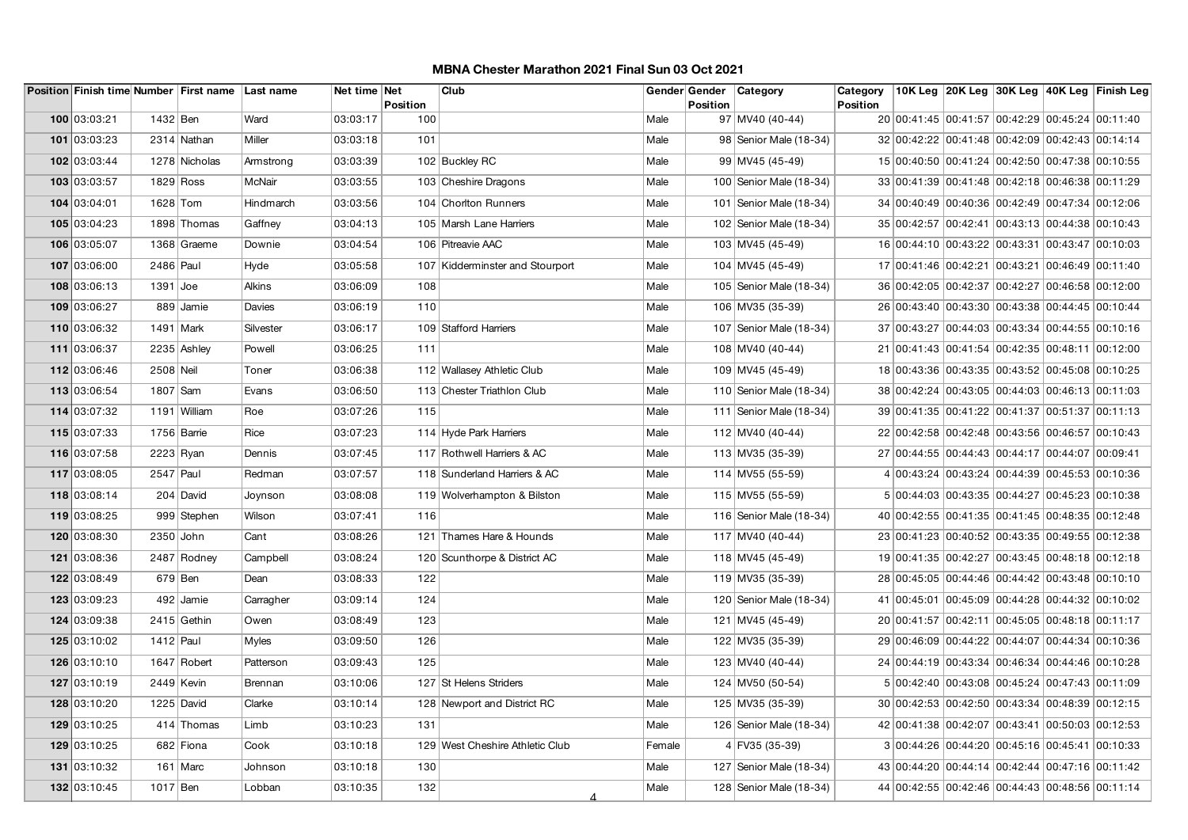# MBNA Chester Marathon 2021 Final Sun 03 Oct 2021

| Position | Finish time | Number | First name | Last name | Net time | Net Position | Club | Gender | Gender Position | Category | Category Position | 10K Leg | 20K Leg | 30K Leg | 40K Leg | Finish Leg |
|---|---|---|---|---|---|---|---|---|---|---|---|---|---|---|---|---|
| 100 | 03:03:21 | 1432 | Ben | Ward | 03:03:17 | 100 | | Male | 97 | MV40 (40-44) | 20 | 00:41:45 | 00:41:57 | 00:42:29 | 00:45:24 | 00:11:40 |
| 101 | 03:03:23 | 2314 | Nathan | Miller | 03:03:18 | 101 | | Male | 98 | Senior Male (18-34) | 32 | 00:42:22 | 00:41:48 | 00:42:09 | 00:42:43 | 00:14:14 |
| 102 | 03:03:44 | 1278 | Nicholas | Armstrong | 03:03:39 | 102 | Buckley RC | Male | 99 | MV45 (45-49) | 15 | 00:40:50 | 00:41:24 | 00:42:50 | 00:47:38 | 00:10:55 |
| 103 | 03:03:57 | 1829 | Ross | McNair | 03:03:55 | 103 | Cheshire Dragons | Male | 100 | Senior Male (18-34) | 33 | 00:41:39 | 00:41:48 | 00:42:18 | 00:46:38 | 00:11:29 |
| 104 | 03:04:01 | 1628 | Tom | Hindmarch | 03:03:56 | 104 | Chorlton Runners | Male | 101 | Senior Male (18-34) | 34 | 00:40:49 | 00:40:36 | 00:42:49 | 00:47:34 | 00:12:06 |
| 105 | 03:04:23 | 1898 | Thomas | Gaffney | 03:04:13 | 105 | Marsh Lane Harriers | Male | 102 | Senior Male (18-34) | 35 | 00:42:57 | 00:42:41 | 00:43:13 | 00:44:38 | 00:10:43 |
| 106 | 03:05:07 | 1368 | Graeme | Downie | 03:04:54 | 106 | Pitreavie AAC | Male | 103 | MV45 (45-49) | 16 | 00:44:10 | 00:43:22 | 00:43:31 | 00:43:47 | 00:10:03 |
| 107 | 03:06:00 | 2486 | Paul | Hyde | 03:05:58 | 107 | Kidderminster and Stourport | Male | 104 | MV45 (45-49) | 17 | 00:41:46 | 00:42:21 | 00:43:21 | 00:46:49 | 00:11:40 |
| 108 | 03:06:13 | 1391 | Joe | Alkins | 03:06:09 | 108 | | Male | 105 | Senior Male (18-34) | 36 | 00:42:05 | 00:42:37 | 00:42:27 | 00:46:58 | 00:12:00 |
| 109 | 03:06:27 | 889 | Jamie | Davies | 03:06:19 | 110 | | Male | 106 | MV35 (35-39) | 26 | 00:43:40 | 00:43:30 | 00:43:38 | 00:44:45 | 00:10:44 |
| 110 | 03:06:32 | 1491 | Mark | Silvester | 03:06:17 | 109 | Stafford Harriers | Male | 107 | Senior Male (18-34) | 37 | 00:43:27 | 00:44:03 | 00:43:34 | 00:44:55 | 00:10:16 |
| 111 | 03:06:37 | 2235 | Ashley | Powell | 03:06:25 | 111 | | Male | 108 | MV40 (40-44) | 21 | 00:41:43 | 00:41:54 | 00:42:35 | 00:48:11 | 00:12:00 |
| 112 | 03:06:46 | 2508 | Neil | Toner | 03:06:38 | 112 | Wallasey Athletic Club | Male | 109 | MV45 (45-49) | 18 | 00:43:36 | 00:43:35 | 00:43:52 | 00:45:08 | 00:10:25 |
| 113 | 03:06:54 | 1807 | Sam | Evans | 03:06:50 | 113 | Chester Triathlon Club | Male | 110 | Senior Male (18-34) | 38 | 00:42:24 | 00:43:05 | 00:44:03 | 00:46:13 | 00:11:03 |
| 114 | 03:07:32 | 1191 | William | Roe | 03:07:26 | 115 | | Male | 111 | Senior Male (18-34) | 39 | 00:41:35 | 00:41:22 | 00:41:37 | 00:51:37 | 00:11:13 |
| 115 | 03:07:33 | 1756 | Barrie | Rice | 03:07:23 | 114 | Hyde Park Harriers | Male | 112 | MV40 (40-44) | 22 | 00:42:58 | 00:42:48 | 00:43:56 | 00:46:57 | 00:10:43 |
| 116 | 03:07:58 | 2223 | Ryan | Dennis | 03:07:45 | 117 | Rothwell Harriers & AC | Male | 113 | MV35 (35-39) | 27 | 00:44:55 | 00:44:43 | 00:44:17 | 00:44:07 | 00:09:41 |
| 117 | 03:08:05 | 2547 | Paul | Redman | 03:07:57 | 118 | Sunderland Harriers & AC | Male | 114 | MV55 (55-59) | 4 | 00:43:24 | 00:43:24 | 00:44:39 | 00:45:53 | 00:10:36 |
| 118 | 03:08:14 | 204 | David | Joynson | 03:08:08 | 119 | Wolverhampton & Bilston | Male | 115 | MV55 (55-59) | 5 | 00:44:03 | 00:43:35 | 00:44:27 | 00:45:23 | 00:10:38 |
| 119 | 03:08:25 | 999 | Stephen | Wilson | 03:07:41 | 116 | | Male | 116 | Senior Male (18-34) | 40 | 00:42:55 | 00:41:35 | 00:41:45 | 00:48:35 | 00:12:48 |
| 120 | 03:08:30 | 2350 | John | Cant | 03:08:26 | 121 | Thames Hare & Hounds | Male | 117 | MV40 (40-44) | 23 | 00:41:23 | 00:40:52 | 00:43:35 | 00:49:55 | 00:12:38 |
| 121 | 03:08:36 | 2487 | Rodney | Campbell | 03:08:24 | 120 | Scunthorpe & District AC | Male | 118 | MV45 (45-49) | 19 | 00:41:35 | 00:42:27 | 00:43:45 | 00:48:18 | 00:12:18 |
| 122 | 03:08:49 | 679 | Ben | Dean | 03:08:33 | 122 | | Male | 119 | MV35 (35-39) | 28 | 00:45:05 | 00:44:46 | 00:44:42 | 00:43:48 | 00:10:10 |
| 123 | 03:09:23 | 492 | Jamie | Carragher | 03:09:14 | 124 | | Male | 120 | Senior Male (18-34) | 41 | 00:45:01 | 00:45:09 | 00:44:28 | 00:44:32 | 00:10:02 |
| 124 | 03:09:38 | 2415 | Gethin | Owen | 03:08:49 | 123 | | Male | 121 | MV45 (45-49) | 20 | 00:41:57 | 00:42:11 | 00:45:05 | 00:48:18 | 00:11:17 |
| 125 | 03:10:02 | 1412 | Paul | Myles | 03:09:50 | 126 | | Male | 122 | MV35 (35-39) | 29 | 00:46:09 | 00:44:22 | 00:44:07 | 00:44:34 | 00:10:36 |
| 126 | 03:10:10 | 1647 | Robert | Patterson | 03:09:43 | 125 | | Male | 123 | MV40 (40-44) | 24 | 00:44:19 | 00:43:34 | 00:46:34 | 00:44:46 | 00:10:28 |
| 127 | 03:10:19 | 2449 | Kevin | Brennan | 03:10:06 | 127 | St Helens Striders | Male | 124 | MV50 (50-54) | 5 | 00:42:40 | 00:43:08 | 00:45:24 | 00:47:43 | 00:11:09 |
| 128 | 03:10:20 | 1225 | David | Clarke | 03:10:14 | 128 | Newport and District RC | Male | 125 | MV35 (35-39) | 30 | 00:42:53 | 00:42:50 | 00:43:34 | 00:48:39 | 00:12:15 |
| 129 | 03:10:25 | 414 | Thomas | Limb | 03:10:23 | 131 | | Male | 126 | Senior Male (18-34) | 42 | 00:41:38 | 00:42:07 | 00:43:41 | 00:50:03 | 00:12:53 |
| 129 | 03:10:25 | 682 | Fiona | Cook | 03:10:18 | 129 | West Cheshire Athletic Club | Female | 4 | FV35 (35-39) | 3 | 00:44:26 | 00:44:20 | 00:45:16 | 00:45:41 | 00:10:33 |
| 131 | 03:10:32 | 161 | Marc | Johnson | 03:10:18 | 130 | | Male | 127 | Senior Male (18-34) | 43 | 00:44:20 | 00:44:14 | 00:42:44 | 00:47:16 | 00:11:42 |
| 132 | 03:10:45 | 1017 | Ben | Lobban | 03:10:35 | 132 | | Male | 128 | Senior Male (18-34) | 44 | 00:42:55 | 00:42:46 | 00:44:43 | 00:48:56 | 00:11:14 |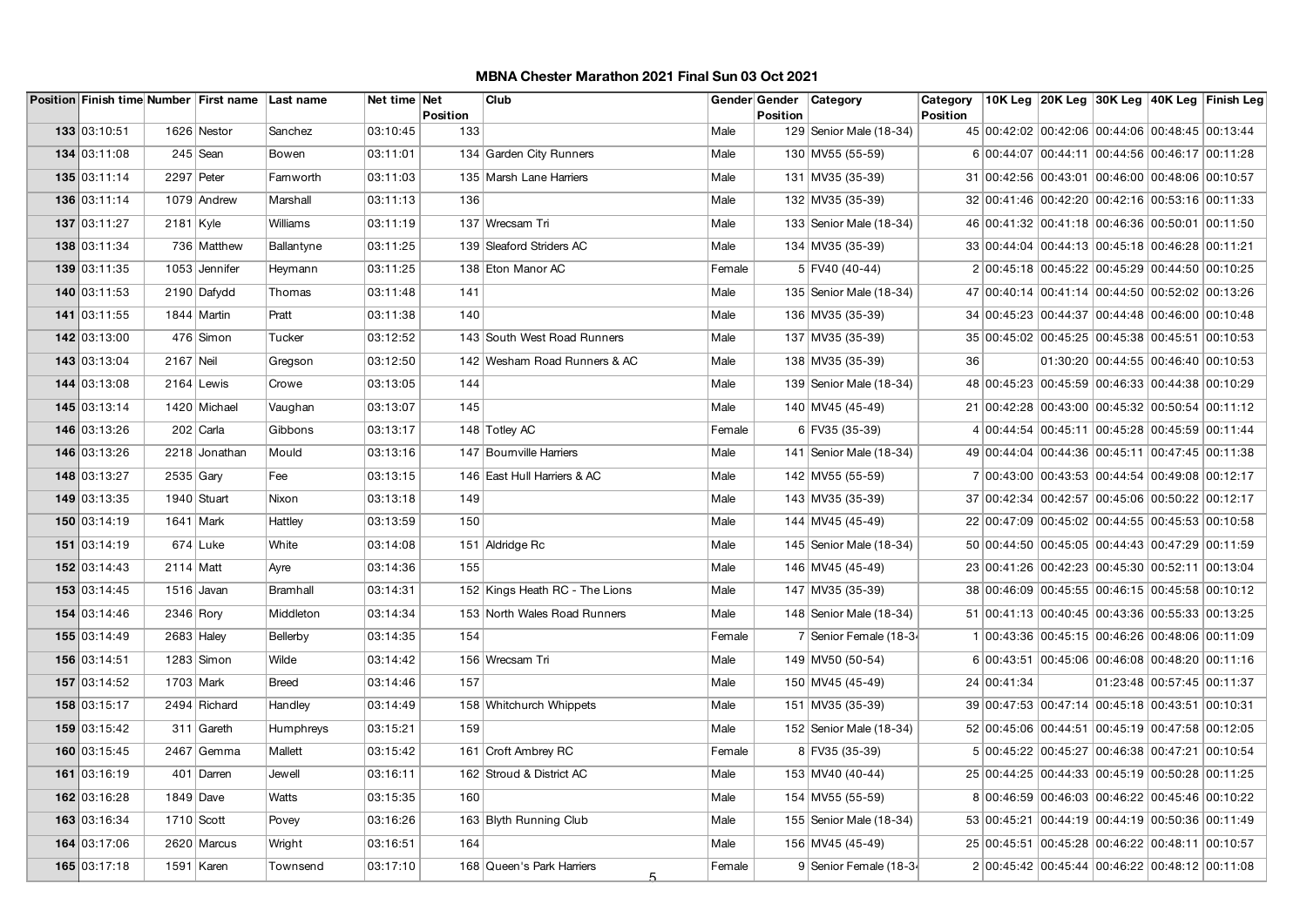# MBNA Chester Marathon 2021 Final Sun 03 Oct 2021

| Position | Finish time | Number | First name | Last name | Net time | Net Position | Club | Gender | Gender Position | Category | Category Position | 10K Leg | 20K Leg | 30K Leg | 40K Leg | Finish Leg |
|---|---|---|---|---|---|---|---|---|---|---|---|---|---|---|---|---|
| 133 | 03:10:51 | 1626 | Nestor | Sanchez | 03:10:45 | 133 | | Male | 129 | Senior Male (18-34) | 45 | 00:42:02 | 00:42:06 | 00:44:06 | 00:48:45 | 00:13:44 |
| 134 | 03:11:08 | 245 | Sean | Bowen | 03:11:01 | 134 | Garden City Runners | Male | 130 | MV55 (55-59) | 6 | 00:44:07 | 00:44:11 | 00:44:56 | 00:46:17 | 00:11:28 |
| 135 | 03:11:14 | 2297 | Peter | Farnworth | 03:11:03 | 135 | Marsh Lane Harriers | Male | 131 | MV35 (35-39) | 31 | 00:42:56 | 00:43:01 | 00:46:00 | 00:48:06 | 00:10:57 |
| 136 | 03:11:14 | 1079 | Andrew | Marshall | 03:11:13 | 136 | | Male | 132 | MV35 (35-39) | 32 | 00:41:46 | 00:42:20 | 00:42:16 | 00:53:16 | 00:11:33 |
| 137 | 03:11:27 | 2181 | Kyle | Williams | 03:11:19 | 137 | Wrecsam Tri | Male | 133 | Senior Male (18-34) | 46 | 00:41:32 | 00:41:18 | 00:46:36 | 00:50:01 | 00:11:50 |
| 138 | 03:11:34 | 736 | Matthew | Ballantyne | 03:11:25 | 139 | Sleaford Striders AC | Male | 134 | MV35 (35-39) | 33 | 00:44:04 | 00:44:13 | 00:45:18 | 00:46:28 | 00:11:21 |
| 139 | 03:11:35 | 1053 | Jennifer | Heymann | 03:11:25 | 138 | Eton Manor AC | Female | 5 | FV40 (40-44) | 2 | 00:45:18 | 00:45:22 | 00:45:29 | 00:44:50 | 00:10:25 |
| 140 | 03:11:53 | 2190 | Dafydd | Thomas | 03:11:48 | 141 | | Male | 135 | Senior Male (18-34) | 47 | 00:40:14 | 00:41:14 | 00:44:50 | 00:52:02 | 00:13:26 |
| 141 | 03:11:55 | 1844 | Martin | Pratt | 03:11:38 | 140 | | Male | 136 | MV35 (35-39) | 34 | 00:45:23 | 00:44:37 | 00:44:48 | 00:46:00 | 00:10:48 |
| 142 | 03:13:00 | 476 | Simon | Tucker | 03:12:52 | 143 | South West Road Runners | Male | 137 | MV35 (35-39) | 35 | 00:45:02 | 00:45:25 | 00:45:38 | 00:45:51 | 00:10:53 |
| 143 | 03:13:04 | 2167 | Neil | Gregson | 03:12:50 | 142 | Wesham Road Runners & AC | Male | 138 | MV35 (35-39) | 36 | | 01:30:20 | 00:44:55 | 00:46:40 | 00:10:53 |
| 144 | 03:13:08 | 2164 | Lewis | Crowe | 03:13:05 | 144 | | Male | 139 | Senior Male (18-34) | 48 | 00:45:23 | 00:45:59 | 00:46:33 | 00:44:38 | 00:10:29 |
| 145 | 03:13:14 | 1420 | Michael | Vaughan | 03:13:07 | 145 | | Male | 140 | MV45 (45-49) | 21 | 00:42:28 | 00:43:00 | 00:45:32 | 00:50:54 | 00:11:12 |
| 146 | 03:13:26 | 202 | Carla | Gibbons | 03:13:17 | 148 | Totley AC | Female | 6 | FV35 (35-39) | 4 | 00:44:54 | 00:45:11 | 00:45:28 | 00:45:59 | 00:11:44 |
| 146 | 03:13:26 | 2218 | Jonathan | Mould | 03:13:16 | 147 | Bournville Harriers | Male | 141 | Senior Male (18-34) | 49 | 00:44:04 | 00:44:36 | 00:45:11 | 00:47:45 | 00:11:38 |
| 148 | 03:13:27 | 2535 | Gary | Fee | 03:13:15 | 146 | East Hull Harriers & AC | Male | 142 | MV55 (55-59) | 7 | 00:43:00 | 00:43:53 | 00:44:54 | 00:49:08 | 00:12:17 |
| 149 | 03:13:35 | 1940 | Stuart | Nixon | 03:13:18 | 149 | | Male | 143 | MV35 (35-39) | 37 | 00:42:34 | 00:42:57 | 00:45:06 | 00:50:22 | 00:12:17 |
| 150 | 03:14:19 | 1641 | Mark | Hattley | 03:13:59 | 150 | | Male | 144 | MV45 (45-49) | 22 | 00:47:09 | 00:45:02 | 00:44:55 | 00:45:53 | 00:10:58 |
| 151 | 03:14:19 | 674 | Luke | White | 03:14:08 | 151 | Aldridge Rc | Male | 145 | Senior Male (18-34) | 50 | 00:44:50 | 00:45:05 | 00:44:43 | 00:47:29 | 00:11:59 |
| 152 | 03:14:43 | 2114 | Matt | Ayre | 03:14:36 | 155 | | Male | 146 | MV45 (45-49) | 23 | 00:41:26 | 00:42:23 | 00:45:30 | 00:52:11 | 00:13:04 |
| 153 | 03:14:45 | 1516 | Javan | Bramhall | 03:14:31 | 152 | Kings Heath RC - The Lions | Male | 147 | MV35 (35-39) | 38 | 00:46:09 | 00:45:55 | 00:46:15 | 00:45:58 | 00:10:12 |
| 154 | 03:14:46 | 2346 | Rory | Middleton | 03:14:34 | 153 | North Wales Road Runners | Male | 148 | Senior Male (18-34) | 51 | 00:41:13 | 00:40:45 | 00:43:36 | 00:55:33 | 00:13:25 |
| 155 | 03:14:49 | 2683 | Haley | Bellerby | 03:14:35 | 154 | | Female | 7 | Senior Female (18-34 | 1 | 00:43:36 | 00:45:15 | 00:46:26 | 00:48:06 | 00:11:09 |
| 156 | 03:14:51 | 1283 | Simon | Wilde | 03:14:42 | 156 | Wrecsam Tri | Male | 149 | MV50 (50-54) | 6 | 00:43:51 | 00:45:06 | 00:46:08 | 00:48:20 | 00:11:16 |
| 157 | 03:14:52 | 1703 | Mark | Breed | 03:14:46 | 157 | | Male | 150 | MV45 (45-49) | 24 | 00:41:34 | | 01:23:48 | 00:57:45 | 00:11:37 |
| 158 | 03:15:17 | 2494 | Richard | Handley | 03:14:49 | 158 | Whitchurch Whippets | Male | 151 | MV35 (35-39) | 39 | 00:47:53 | 00:47:14 | 00:45:18 | 00:43:51 | 00:10:31 |
| 159 | 03:15:42 | 311 | Gareth | Humphreys | 03:15:21 | 159 | | Male | 152 | Senior Male (18-34) | 52 | 00:45:06 | 00:44:51 | 00:45:19 | 00:47:58 | 00:12:05 |
| 160 | 03:15:45 | 2467 | Gemma | Mallett | 03:15:42 | 161 | Croft Ambrey RC | Female | 8 | FV35 (35-39) | 5 | 00:45:22 | 00:45:27 | 00:46:38 | 00:47:21 | 00:10:54 |
| 161 | 03:16:19 | 401 | Darren | Jewell | 03:16:11 | 162 | Stroud & District AC | Male | 153 | MV40 (40-44) | 25 | 00:44:25 | 00:44:33 | 00:45:19 | 00:50:28 | 00:11:25 |
| 162 | 03:16:28 | 1849 | Dave | Watts | 03:15:35 | 160 | | Male | 154 | MV55 (55-59) | 8 | 00:46:59 | 00:46:03 | 00:46:22 | 00:45:46 | 00:10:22 |
| 163 | 03:16:34 | 1710 | Scott | Povey | 03:16:26 | 163 | Blyth Running Club | Male | 155 | Senior Male (18-34) | 53 | 00:45:21 | 00:44:19 | 00:44:19 | 00:50:36 | 00:11:49 |
| 164 | 03:17:06 | 2620 | Marcus | Wright | 03:16:51 | 164 | | Male | 156 | MV45 (45-49) | 25 | 00:45:51 | 00:45:28 | 00:46:22 | 00:48:11 | 00:10:57 |
| 165 | 03:17:18 | 1591 | Karen | Townsend | 03:17:10 | 168 | Queen's Park Harriers | Female | 9 | Senior Female (18-34 | 2 | 00:45:42 | 00:45:44 | 00:46:22 | 00:48:12 | 00:11:08 |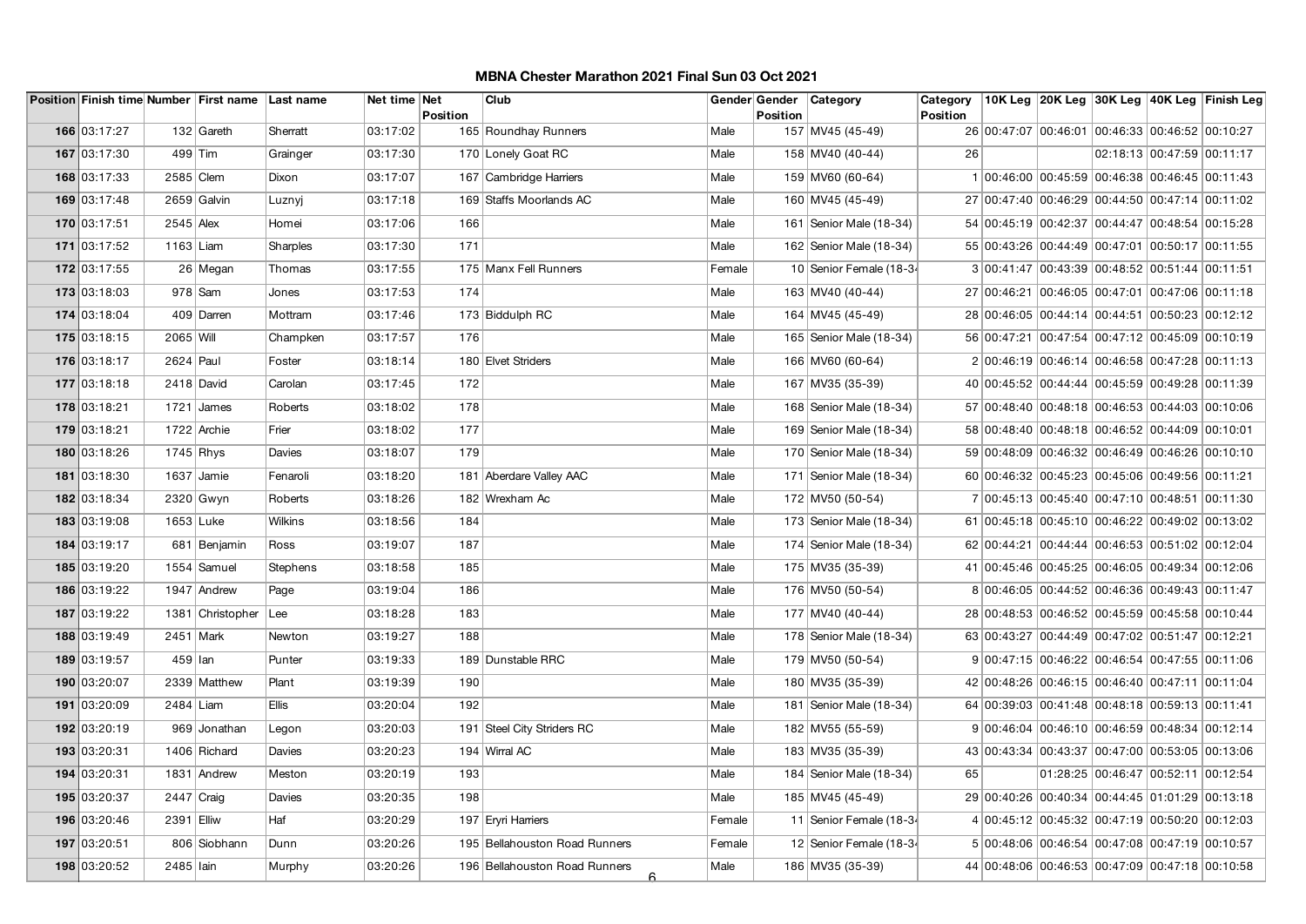# MBNA Chester Marathon 2021 Final Sun 03 Oct 2021

| Position | Finish time | Number | First name | Last name | Net time | Net Position | Club | Gender | Gender Position | Category | Category Position | 10K Leg | 20K Leg | 30K Leg | 40K Leg | Finish Leg |
|---|---|---|---|---|---|---|---|---|---|---|---|---|---|---|---|---|
| 166 | 03:17:27 | 132 | Gareth | Sherratt | 03:17:02 | 165 | Roundhay Runners | Male | 157 | MV45 (45-49) | 26 | 00:47:07 | 00:46:01 | 00:46:33 | 00:46:52 | 00:10:27 |
| 167 | 03:17:30 | 499 | Tim | Grainger | 03:17:30 | 170 | Lonely Goat RC | Male | 158 | MV40 (40-44) | 26 | | | 02:18:13 | 00:47:59 | 00:11:17 |
| 168 | 03:17:33 | 2585 | Clem | Dixon | 03:17:07 | 167 | Cambridge Harriers | Male | 159 | MV60 (60-64) | 1 | 00:46:00 | 00:45:59 | 00:46:38 | 00:46:45 | 00:11:43 |
| 169 | 03:17:48 | 2659 | Galvin | Luznyj | 03:17:18 | 169 | Staffs Moorlands AC | Male | 160 | MV45 (45-49) | 27 | 00:47:40 | 00:46:29 | 00:44:50 | 00:47:14 | 00:11:02 |
| 170 | 03:17:51 | 2545 | Alex | Homei | 03:17:06 | 166 | | Male | 161 | Senior Male (18-34) | 54 | 00:45:19 | 00:42:37 | 00:44:47 | 00:48:54 | 00:15:28 |
| 171 | 03:17:52 | 1163 | Liam | Sharples | 03:17:30 | 171 | | Male | 162 | Senior Male (18-34) | 55 | 00:43:26 | 00:44:49 | 00:47:01 | 00:50:17 | 00:11:55 |
| 172 | 03:17:55 | 26 | Megan | Thomas | 03:17:55 | 175 | Manx Fell Runners | Female | 10 | Senior Female (18-34 | 3 | 00:41:47 | 00:43:39 | 00:48:52 | 00:51:44 | 00:11:51 |
| 173 | 03:18:03 | 978 | Sam | Jones | 03:17:53 | 174 | | Male | 163 | MV40 (40-44) | 27 | 00:46:21 | 00:46:05 | 00:47:01 | 00:47:06 | 00:11:18 |
| 174 | 03:18:04 | 409 | Darren | Mottram | 03:17:46 | 173 | Biddulph RC | Male | 164 | MV45 (45-49) | 28 | 00:46:05 | 00:44:14 | 00:44:51 | 00:50:23 | 00:12:12 |
| 175 | 03:18:15 | 2065 | Will | Champken | 03:17:57 | 176 | | Male | 165 | Senior Male (18-34) | 56 | 00:47:21 | 00:47:54 | 00:47:12 | 00:45:09 | 00:10:19 |
| 176 | 03:18:17 | 2624 | Paul | Foster | 03:18:14 | 180 | Elvet Striders | Male | 166 | MV60 (60-64) | 2 | 00:46:19 | 00:46:14 | 00:46:58 | 00:47:28 | 00:11:13 |
| 177 | 03:18:18 | 2418 | David | Carolan | 03:17:45 | 172 | | Male | 167 | MV35 (35-39) | 40 | 00:45:52 | 00:44:44 | 00:45:59 | 00:49:28 | 00:11:39 |
| 178 | 03:18:21 | 1721 | James | Roberts | 03:18:02 | 178 | | Male | 168 | Senior Male (18-34) | 57 | 00:48:40 | 00:48:18 | 00:46:53 | 00:44:03 | 00:10:06 |
| 179 | 03:18:21 | 1722 | Archie | Frier | 03:18:02 | 177 | | Male | 169 | Senior Male (18-34) | 58 | 00:48:40 | 00:48:18 | 00:46:52 | 00:44:09 | 00:10:01 |
| 180 | 03:18:26 | 1745 | Rhys | Davies | 03:18:07 | 179 | | Male | 170 | Senior Male (18-34) | 59 | 00:48:09 | 00:46:32 | 00:46:49 | 00:46:26 | 00:10:10 |
| 181 | 03:18:30 | 1637 | Jamie | Fenaroli | 03:18:20 | 181 | Aberdare Valley AAC | Male | 171 | Senior Male (18-34) | 60 | 00:46:32 | 00:45:23 | 00:45:06 | 00:49:56 | 00:11:21 |
| 182 | 03:18:34 | 2320 | Gwyn | Roberts | 03:18:26 | 182 | Wrexham Ac | Male | 172 | MV50 (50-54) | 7 | 00:45:13 | 00:45:40 | 00:47:10 | 00:48:51 | 00:11:30 |
| 183 | 03:19:08 | 1653 | Luke | Wilkins | 03:18:56 | 184 | | Male | 173 | Senior Male (18-34) | 61 | 00:45:18 | 00:45:10 | 00:46:22 | 00:49:02 | 00:13:02 |
| 184 | 03:19:17 | 681 | Benjamin | Ross | 03:19:07 | 187 | | Male | 174 | Senior Male (18-34) | 62 | 00:44:21 | 00:44:44 | 00:46:53 | 00:51:02 | 00:12:04 |
| 185 | 03:19:20 | 1554 | Samuel | Stephens | 03:18:58 | 185 | | Male | 175 | MV35 (35-39) | 41 | 00:45:46 | 00:45:25 | 00:46:05 | 00:49:34 | 00:12:06 |
| 186 | 03:19:22 | 1947 | Andrew | Page | 03:19:04 | 186 | | Male | 176 | MV50 (50-54) | 8 | 00:46:05 | 00:44:52 | 00:46:36 | 00:49:43 | 00:11:47 |
| 187 | 03:19:22 | 1381 | Christopher | Lee | 03:18:28 | 183 | | Male | 177 | MV40 (40-44) | 28 | 00:48:53 | 00:46:52 | 00:45:59 | 00:45:58 | 00:10:44 |
| 188 | 03:19:49 | 2451 | Mark | Newton | 03:19:27 | 188 | | Male | 178 | Senior Male (18-34) | 63 | 00:43:27 | 00:44:49 | 00:47:02 | 00:51:47 | 00:12:21 |
| 189 | 03:19:57 | 459 | Ian | Punter | 03:19:33 | 189 | Dunstable RRC | Male | 179 | MV50 (50-54) | 9 | 00:47:15 | 00:46:22 | 00:46:54 | 00:47:55 | 00:11:06 |
| 190 | 03:20:07 | 2339 | Matthew | Plant | 03:19:39 | 190 | | Male | 180 | MV35 (35-39) | 42 | 00:48:26 | 00:46:15 | 00:46:40 | 00:47:11 | 00:11:04 |
| 191 | 03:20:09 | 2484 | Liam | Ellis | 03:20:04 | 192 | | Male | 181 | Senior Male (18-34) | 64 | 00:39:03 | 00:41:48 | 00:48:18 | 00:59:13 | 00:11:41 |
| 192 | 03:20:19 | 969 | Jonathan | Legon | 03:20:03 | 191 | Steel City Striders RC | Male | 182 | MV55 (55-59) | 9 | 00:46:04 | 00:46:10 | 00:46:59 | 00:48:34 | 00:12:14 |
| 193 | 03:20:31 | 1406 | Richard | Davies | 03:20:23 | 194 | Wirral AC | Male | 183 | MV35 (35-39) | 43 | 00:43:34 | 00:43:37 | 00:47:00 | 00:53:05 | 00:13:06 |
| 194 | 03:20:31 | 1831 | Andrew | Meston | 03:20:19 | 193 | | Male | 184 | Senior Male (18-34) | 65 | | 01:28:25 | 00:46:47 | 00:52:11 | 00:12:54 |
| 195 | 03:20:37 | 2447 | Craig | Davies | 03:20:35 | 198 | | Male | 185 | MV45 (45-49) | 29 | 00:40:26 | 00:40:34 | 00:44:45 | 01:01:29 | 00:13:18 |
| 196 | 03:20:46 | 2391 | Elliw | Haf | 03:20:29 | 197 | Eryri Harriers | Female | 11 | Senior Female (18-34 | 4 | 00:45:12 | 00:45:32 | 00:47:19 | 00:50:20 | 00:12:03 |
| 197 | 03:20:51 | 806 | Siobhann | Dunn | 03:20:26 | 195 | Bellahouston Road Runners | Female | 12 | Senior Female (18-34 | 5 | 00:48:06 | 00:46:54 | 00:47:08 | 00:47:19 | 00:10:57 |
| 198 | 03:20:52 | 2485 | Iain | Murphy | 03:20:26 | 196 | Bellahouston Road Runners | Male | 186 | MV35 (35-39) | 44 | 00:48:06 | 00:46:53 | 00:47:09 | 00:47:18 | 00:10:58 |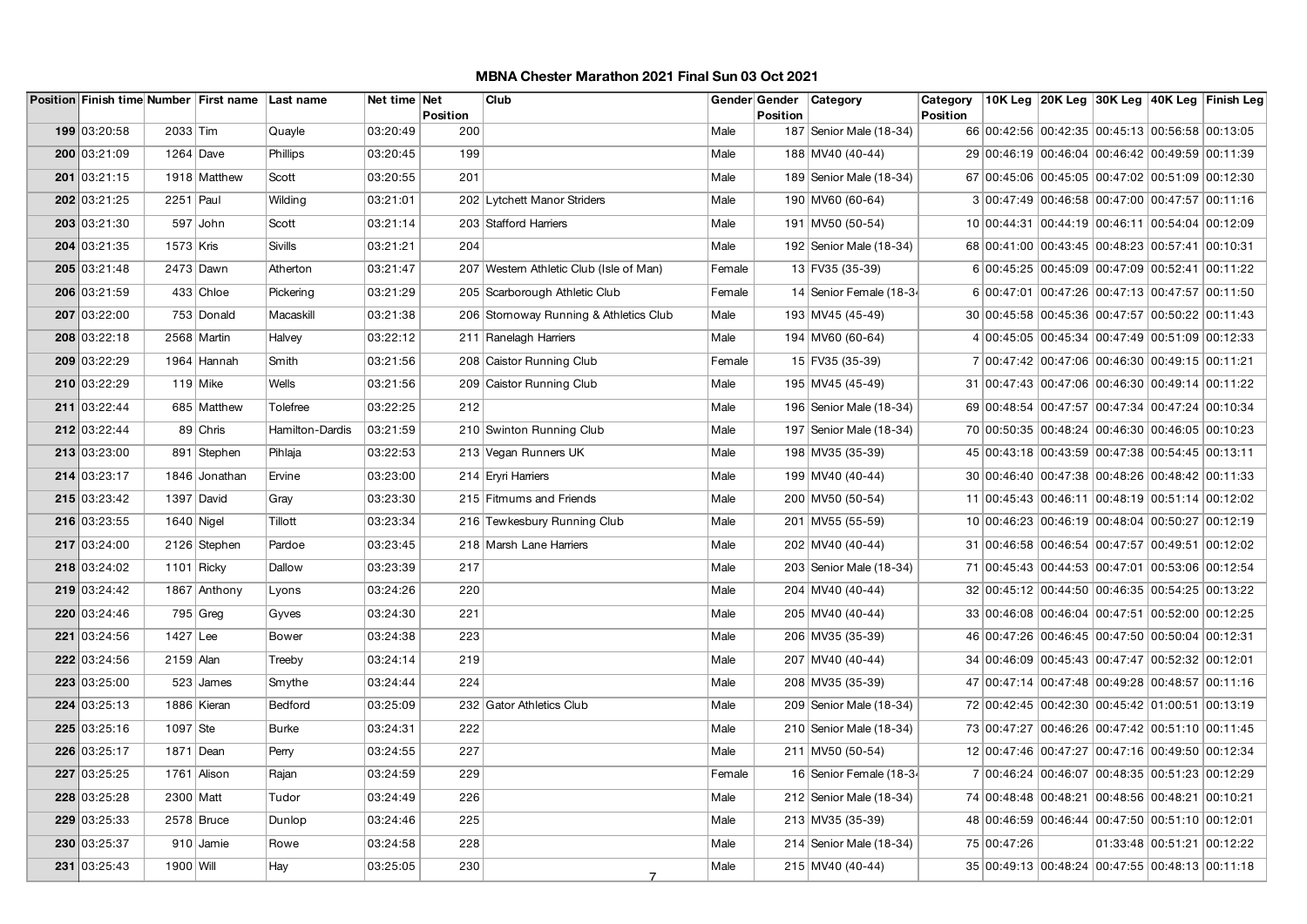# MBNA Chester Marathon 2021 Final Sun 03 Oct 2021

| Position | Finish time | Number | First name | Last name | Net time | Net Position | Club | Gender | Gender Position | Category | Category Position | 10K Leg | 20K Leg | 30K Leg | 40K Leg | Finish Leg |
|---|---|---|---|---|---|---|---|---|---|---|---|---|---|---|---|---|
| 199 | 03:20:58 | 2033 | Tim | Quayle | 03:20:49 | 200 | | Male | 187 | Senior Male (18-34) | 66 | 00:42:56 | 00:42:35 | 00:45:13 | 00:56:58 | 00:13:05 |
| 200 | 03:21:09 | 1264 | Dave | Phillips | 03:20:45 | 199 | | Male | 188 | MV40 (40-44) | 29 | 00:46:19 | 00:46:04 | 00:46:42 | 00:49:59 | 00:11:39 |
| 201 | 03:21:15 | 1918 | Matthew | Scott | 03:20:55 | 201 | | Male | 189 | Senior Male (18-34) | 67 | 00:45:06 | 00:45:05 | 00:47:02 | 00:51:09 | 00:12:30 |
| 202 | 03:21:25 | 2251 | Paul | Wilding | 03:21:01 | 202 | Lytchett Manor Striders | Male | 190 | MV60 (60-64) | 3 | 00:47:49 | 00:46:58 | 00:47:00 | 00:47:57 | 00:11:16 |
| 203 | 03:21:30 | 597 | John | Scott | 03:21:14 | 203 | Stafford Harriers | Male | 191 | MV50 (50-54) | 10 | 00:44:31 | 00:44:19 | 00:46:11 | 00:54:04 | 00:12:09 |
| 204 | 03:21:35 | 1573 | Kris | Sivills | 03:21:21 | 204 | | Male | 192 | Senior Male (18-34) | 68 | 00:41:00 | 00:43:45 | 00:48:23 | 00:57:41 | 00:10:31 |
| 205 | 03:21:48 | 2473 | Dawn | Atherton | 03:21:47 | 207 | Western Athletic Club (Isle of Man) | Female | 13 | FV35 (35-39) | 6 | 00:45:25 | 00:45:09 | 00:47:09 | 00:52:41 | 00:11:22 |
| 206 | 03:21:59 | 433 | Chloe | Pickering | 03:21:29 | 205 | Scarborough Athletic Club | Female | 14 | Senior Female (18-34 | 6 | 00:47:01 | 00:47:26 | 00:47:13 | 00:47:57 | 00:11:50 |
| 207 | 03:22:00 | 753 | Donald | Macaskill | 03:21:38 | 206 | Stornoway Running & Athletics Club | Male | 193 | MV45 (45-49) | 30 | 00:45:58 | 00:45:36 | 00:47:57 | 00:50:22 | 00:11:43 |
| 208 | 03:22:18 | 2568 | Martin | Halvey | 03:22:12 | 211 | Ranelagh Harriers | Male | 194 | MV60 (60-64) | 4 | 00:45:05 | 00:45:34 | 00:47:49 | 00:51:09 | 00:12:33 |
| 209 | 03:22:29 | 1964 | Hannah | Smith | 03:21:56 | 208 | Caistor Running Club | Female | 15 | FV35 (35-39) | 7 | 00:47:42 | 00:47:06 | 00:46:30 | 00:49:15 | 00:11:21 |
| 210 | 03:22:29 | 119 | Mike | Wells | 03:21:56 | 209 | Caistor Running Club | Male | 195 | MV45 (45-49) | 31 | 00:47:43 | 00:47:06 | 00:46:30 | 00:49:14 | 00:11:22 |
| 211 | 03:22:44 | 685 | Matthew | Tolefree | 03:22:25 | 212 | | Male | 196 | Senior Male (18-34) | 69 | 00:48:54 | 00:47:57 | 00:47:34 | 00:47:24 | 00:10:34 |
| 212 | 03:22:44 | 89 | Chris | Hamilton-Dardis | 03:21:59 | 210 | Swinton Running Club | Male | 197 | Senior Male (18-34) | 70 | 00:50:35 | 00:48:24 | 00:46:30 | 00:46:05 | 00:10:23 |
| 213 | 03:23:00 | 891 | Stephen | Pihlaja | 03:22:53 | 213 | Vegan Runners UK | Male | 198 | MV35 (35-39) | 45 | 00:43:18 | 00:43:59 | 00:47:38 | 00:54:45 | 00:13:11 |
| 214 | 03:23:17 | 1846 | Jonathan | Ervine | 03:23:00 | 214 | Eryri Harriers | Male | 199 | MV40 (40-44) | 30 | 00:46:40 | 00:47:38 | 00:48:26 | 00:48:42 | 00:11:33 |
| 215 | 03:23:42 | 1397 | David | Gray | 03:23:30 | 215 | Fitmums and Friends | Male | 200 | MV50 (50-54) | 11 | 00:45:43 | 00:46:11 | 00:48:19 | 00:51:14 | 00:12:02 |
| 216 | 03:23:55 | 1640 | Nigel | Tillott | 03:23:34 | 216 | Tewkesbury Running Club | Male | 201 | MV55 (55-59) | 10 | 00:46:23 | 00:46:19 | 00:48:04 | 00:50:27 | 00:12:19 |
| 217 | 03:24:00 | 2126 | Stephen | Pardoe | 03:23:45 | 218 | Marsh Lane Harriers | Male | 202 | MV40 (40-44) | 31 | 00:46:58 | 00:46:54 | 00:47:57 | 00:49:51 | 00:12:02 |
| 218 | 03:24:02 | 1101 | Ricky | Dallow | 03:23:39 | 217 | | Male | 203 | Senior Male (18-34) | 71 | 00:45:43 | 00:44:53 | 00:47:01 | 00:53:06 | 00:12:54 |
| 219 | 03:24:42 | 1867 | Anthony | Lyons | 03:24:26 | 220 | | Male | 204 | MV40 (40-44) | 32 | 00:45:12 | 00:44:50 | 00:46:35 | 00:54:25 | 00:13:22 |
| 220 | 03:24:46 | 795 | Greg | Gyves | 03:24:30 | 221 | | Male | 205 | MV40 (40-44) | 33 | 00:46:08 | 00:46:04 | 00:47:51 | 00:52:00 | 00:12:25 |
| 221 | 03:24:56 | 1427 | Lee | Bower | 03:24:38 | 223 | | Male | 206 | MV35 (35-39) | 46 | 00:47:26 | 00:46:45 | 00:47:50 | 00:50:04 | 00:12:31 |
| 222 | 03:24:56 | 2159 | Alan | Treeby | 03:24:14 | 219 | | Male | 207 | MV40 (40-44) | 34 | 00:46:09 | 00:45:43 | 00:47:47 | 00:52:32 | 00:12:01 |
| 223 | 03:25:00 | 523 | James | Smythe | 03:24:44 | 224 | | Male | 208 | MV35 (35-39) | 47 | 00:47:14 | 00:47:48 | 00:49:28 | 00:48:57 | 00:11:16 |
| 224 | 03:25:13 | 1886 | Kieran | Bedford | 03:25:09 | 232 | Gator Athletics Club | Male | 209 | Senior Male (18-34) | 72 | 00:42:45 | 00:42:30 | 00:45:42 | 01:00:51 | 00:13:19 |
| 225 | 03:25:16 | 1097 | Ste | Burke | 03:24:31 | 222 | | Male | 210 | Senior Male (18-34) | 73 | 00:47:27 | 00:46:26 | 00:47:42 | 00:51:10 | 00:11:45 |
| 226 | 03:25:17 | 1871 | Dean | Perry | 03:24:55 | 227 | | Male | 211 | MV50 (50-54) | 12 | 00:47:46 | 00:47:27 | 00:47:16 | 00:49:50 | 00:12:34 |
| 227 | 03:25:25 | 1761 | Alison | Rajan | 03:24:59 | 229 | | Female | 16 | Senior Female (18-34 | 7 | 00:46:24 | 00:46:07 | 00:48:35 | 00:51:23 | 00:12:29 |
| 228 | 03:25:28 | 2300 | Matt | Tudor | 03:24:49 | 226 | | Male | 212 | Senior Male (18-34) | 74 | 00:48:48 | 00:48:21 | 00:48:56 | 00:48:21 | 00:10:21 |
| 229 | 03:25:33 | 2578 | Bruce | Dunlop | 03:24:46 | 225 | | Male | 213 | MV35 (35-39) | 48 | 00:46:59 | 00:46:44 | 00:47:50 | 00:51:10 | 00:12:01 |
| 230 | 03:25:37 | 910 | Jamie | Rowe | 03:24:58 | 228 | | Male | 214 | Senior Male (18-34) | 75 | 00:47:26 | | 01:33:48 | 00:51:21 | 00:12:22 |
| 231 | 03:25:43 | 1900 | Will | Hay | 03:25:05 | 230 | | Male | 215 | MV40 (40-44) | 35 | 00:49:13 | 00:48:24 | 00:47:55 | 00:48:13 | 00:11:18 |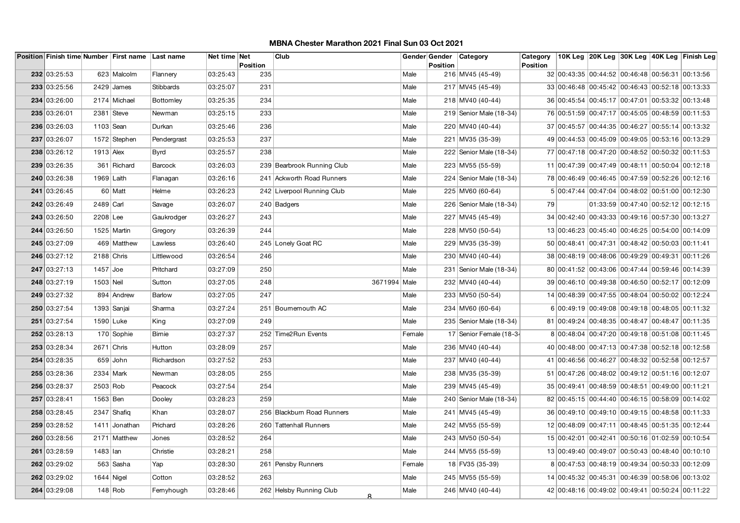# MBNA Chester Marathon 2021 Final Sun 03 Oct 2021

| Position | Finish time | Number | First name | Last name | Net time | Net Position | Club | Gender | Gender Position | Category | Category Position | 10K Leg | 20K Leg | 30K Leg | 40K Leg | Finish Leg |
|---|---|---|---|---|---|---|---|---|---|---|---|---|---|---|---|---|
| 232 | 03:25:53 | 623 | Malcolm | Flannery | 03:25:43 | 235 | | Male | 216 | MV45 (45-49) | 32 | 00:43:35 | 00:44:52 | 00:46:48 | 00:56:31 | 00:13:56 |
| 233 | 03:25:56 | 2429 | James | Stibbards | 03:25:07 | 231 | | Male | 217 | MV45 (45-49) | 33 | 00:46:48 | 00:45:42 | 00:46:43 | 00:52:18 | 00:13:33 |
| 234 | 03:26:00 | 2174 | Michael | Bottomley | 03:25:35 | 234 | | Male | 218 | MV40 (40-44) | 36 | 00:45:54 | 00:45:17 | 00:47:01 | 00:53:32 | 00:13:48 |
| 235 | 03:26:01 | 2381 | Steve | Newman | 03:25:15 | 233 | | Male | 219 | Senior Male (18-34) | 76 | 00:51:59 | 00:47:17 | 00:45:05 | 00:48:59 | 00:11:53 |
| 236 | 03:26:03 | 1103 | Sean | Durkan | 03:25:46 | 236 | | Male | 220 | MV40 (40-44) | 37 | 00:45:57 | 00:44:35 | 00:46:27 | 00:55:14 | 00:13:32 |
| 237 | 03:26:07 | 1572 | Stephen | Pendergrast | 03:25:53 | 237 | | Male | 221 | MV35 (35-39) | 49 | 00:44:53 | 00:45:09 | 00:49:05 | 00:53:16 | 00:13:29 |
| 238 | 03:26:12 | 1913 | Alex | Byrd | 03:25:57 | 238 | | Male | 222 | Senior Male (18-34) | 77 | 00:47:18 | 00:47:20 | 00:48:52 | 00:50:32 | 00:11:53 |
| 239 | 03:26:35 | 361 | Richard | Barcock | 03:26:03 | 239 | Bearbrook Running Club | Male | 223 | MV55 (55-59) | 11 | 00:47:39 | 00:47:49 | 00:48:11 | 00:50:04 | 00:12:18 |
| 240 | 03:26:38 | 1969 | Laith | Flanagan | 03:26:16 | 241 | Ackworth Road Runners | Male | 224 | Senior Male (18-34) | 78 | 00:46:49 | 00:46:45 | 00:47:59 | 00:52:26 | 00:12:16 |
| 241 | 03:26:45 | 60 | Matt | Helme | 03:26:23 | 242 | Liverpool Running Club | Male | 225 | MV60 (60-64) | 5 | 00:47:44 | 00:47:04 | 00:48:02 | 00:51:00 | 00:12:30 |
| 242 | 03:26:49 | 2489 | Carl | Savage | 03:26:07 | 240 | Badgers | Male | 226 | Senior Male (18-34) | 79 | | 01:33:59 | 00:47:40 | 00:52:12 | 00:12:15 |
| 243 | 03:26:50 | 2208 | Lee | Gaukrodger | 03:26:27 | 243 | | Male | 227 | MV45 (45-49) | 34 | 00:42:40 | 00:43:33 | 00:49:16 | 00:57:30 | 00:13:27 |
| 244 | 03:26:50 | 1525 | Martin | Gregory | 03:26:39 | 244 | | Male | 228 | MV50 (50-54) | 13 | 00:46:23 | 00:45:40 | 00:46:25 | 00:54:00 | 00:14:09 |
| 245 | 03:27:09 | 469 | Matthew | Lawless | 03:26:40 | 245 | Lonely Goat RC | Male | 229 | MV35 (35-39) | 50 | 00:48:41 | 00:47:31 | 00:48:42 | 00:50:03 | 00:11:41 |
| 246 | 03:27:12 | 2188 | Chris | Littlewood | 03:26:54 | 246 | | Male | 230 | MV40 (40-44) | 38 | 00:48:19 | 00:48:06 | 00:49:29 | 00:49:31 | 00:11:26 |
| 247 | 03:27:13 | 1457 | Joe | Pritchard | 03:27:09 | 250 | | Male | 231 | Senior Male (18-34) | 80 | 00:41:52 | 00:43:06 | 00:47:44 | 00:59:46 | 00:14:39 |
| 248 | 03:27:19 | 1503 | Neil | Sutton | 03:27:05 | 248 | 3671994 | Male | 232 | MV40 (40-44) | 39 | 00:46:10 | 00:49:38 | 00:46:50 | 00:52:17 | 00:12:09 |
| 249 | 03:27:32 | 894 | Andrew | Barlow | 03:27:05 | 247 | | Male | 233 | MV50 (50-54) | 14 | 00:48:39 | 00:47:55 | 00:48:04 | 00:50:02 | 00:12:24 |
| 250 | 03:27:54 | 1393 | Sanjai | Sharma | 03:27:24 | 251 | Bournemouth AC | Male | 234 | MV60 (60-64) | 6 | 00:49:19 | 00:49:08 | 00:49:18 | 00:48:05 | 00:11:32 |
| 251 | 03:27:54 | 1590 | Luke | King | 03:27:09 | 249 | | Male | 235 | Senior Male (18-34) | 81 | 00:49:24 | 00:48:35 | 00:48:47 | 00:48:47 | 00:11:35 |
| 252 | 03:28:13 | 170 | Sophie | Birnie | 03:27:37 | 252 | Time2Run Events | Female | 17 | Senior Female (18-3 | 8 | 00:48:04 | 00:47:20 | 00:49:18 | 00:51:08 | 00:11:45 |
| 253 | 03:28:34 | 2671 | Chris | Hutton | 03:28:09 | 257 | | Male | 236 | MV40 (40-44) | 40 | 00:48:00 | 00:47:13 | 00:47:38 | 00:52:18 | 00:12:58 |
| 254 | 03:28:35 | 659 | John | Richardson | 03:27:52 | 253 | | Male | 237 | MV40 (40-44) | 41 | 00:46:56 | 00:46:27 | 00:48:32 | 00:52:58 | 00:12:57 |
| 255 | 03:28:36 | 2334 | Mark | Newman | 03:28:05 | 255 | | Male | 238 | MV35 (35-39) | 51 | 00:47:26 | 00:48:02 | 00:49:12 | 00:51:16 | 00:12:07 |
| 256 | 03:28:37 | 2503 | Rob | Peacock | 03:27:54 | 254 | | Male | 239 | MV45 (45-49) | 35 | 00:49:41 | 00:48:59 | 00:48:51 | 00:49:00 | 00:11:21 |
| 257 | 03:28:41 | 1563 | Ben | Dooley | 03:28:23 | 259 | | Male | 240 | Senior Male (18-34) | 82 | 00:45:15 | 00:44:40 | 00:46:15 | 00:58:09 | 00:14:02 |
| 258 | 03:28:45 | 2347 | Shafiq | Khan | 03:28:07 | 256 | Blackburn Road Runners | Male | 241 | MV45 (45-49) | 36 | 00:49:10 | 00:49:10 | 00:49:15 | 00:48:58 | 00:11:33 |
| 259 | 03:28:52 | 1411 | Jonathan | Prichard | 03:28:26 | 260 | Tattenhall Runners | Male | 242 | MV55 (55-59) | 12 | 00:48:09 | 00:47:11 | 00:48:45 | 00:51:35 | 00:12:44 |
| 260 | 03:28:56 | 2171 | Matthew | Jones | 03:28:52 | 264 | | Male | 243 | MV50 (50-54) | 15 | 00:42:01 | 00:42:41 | 00:50:16 | 01:02:59 | 00:10:54 |
| 261 | 03:28:59 | 1483 | Ian | Christie | 03:28:21 | 258 | | Male | 244 | MV55 (55-59) | 13 | 00:49:40 | 00:49:07 | 00:50:43 | 00:48:40 | 00:10:10 |
| 262 | 03:29:02 | 563 | Sasha | Yap | 03:28:30 | 261 | Pensby Runners | Female | 18 | FV35 (35-39) | 8 | 00:47:53 | 00:48:19 | 00:49:34 | 00:50:33 | 00:12:09 |
| 262 | 03:29:02 | 1644 | Nigel | Cotton | 03:28:52 | 263 | | Male | 245 | MV55 (55-59) | 14 | 00:45:32 | 00:45:31 | 00:46:39 | 00:58:06 | 00:13:02 |
| 264 | 03:29:08 | 148 | Rob | Fernyhough | 03:28:46 | 262 | Helsby Running Club | Male | 246 | MV40 (40-44) | 42 | 00:48:16 | 00:49:02 | 00:49:41 | 00:50:24 | 00:11:22 |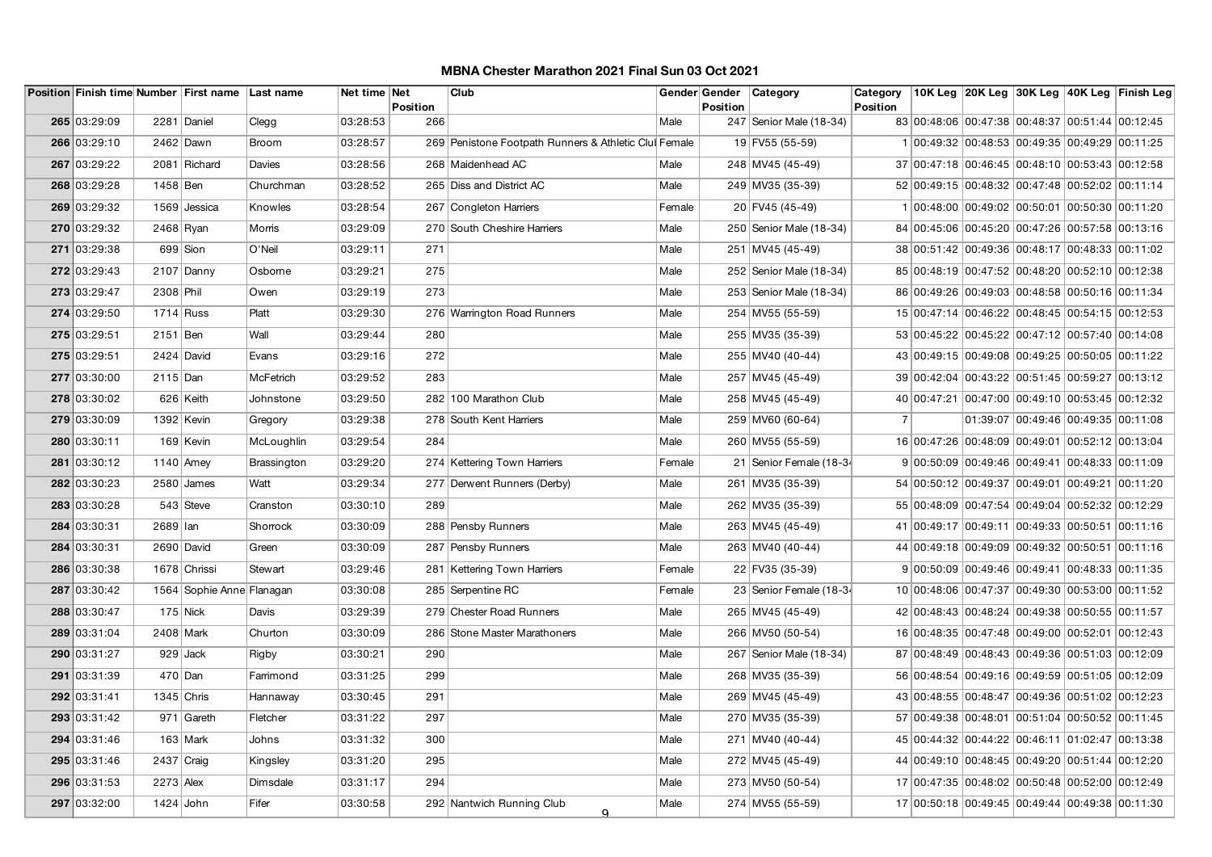# MBNA Chester Marathon 2021 Final Sun 03 Oct 2021

| Position | Finish time | Number | First name | Last name | Net time | Net Position | Club | Gender | Gender Position | Category | Category Position | 10K Leg | 20K Leg | 30K Leg | 40K Leg | Finish Leg |
|---|---|---|---|---|---|---|---|---|---|---|---|---|---|---|---|---|
| 265 | 03:29:09 | 2281 | Daniel | Clegg | 03:28:53 | 266 | | Male | 247 | Senior Male (18-34) | 83 | 00:48:06 | 00:47:38 | 00:48:37 | 00:51:44 | 00:12:45 |
| 266 | 03:29:10 | 2462 | Dawn | Broom | 03:28:57 | 269 | Penistone Footpath Runners & Athletic Clul | Female | 19 | FV55 (55-59) | 1 | 00:49:32 | 00:48:53 | 00:49:35 | 00:49:29 | 00:11:25 |
| 267 | 03:29:22 | 2081 | Richard | Davies | 03:28:56 | 268 | Maidenhead AC | Male | 248 | MV45 (45-49) | 37 | 00:47:18 | 00:46:45 | 00:48:10 | 00:53:43 | 00:12:58 |
| 268 | 03:29:28 | 1458 | Ben | Churchman | 03:28:52 | 265 | Diss and District AC | Male | 249 | MV35 (35-39) | 52 | 00:49:15 | 00:48:32 | 00:47:48 | 00:52:02 | 00:11:14 |
| 269 | 03:29:32 | 1569 | Jessica | Knowles | 03:28:54 | 267 | Congleton Harriers | Female | 20 | FV45 (45-49) | 1 | 00:48:00 | 00:49:02 | 00:50:01 | 00:50:30 | 00:11:20 |
| 270 | 03:29:32 | 2468 | Ryan | Morris | 03:29:09 | 270 | South Cheshire Harriers | Male | 250 | Senior Male (18-34) | 84 | 00:45:06 | 00:45:20 | 00:47:26 | 00:57:58 | 00:13:16 |
| 271 | 03:29:38 | 699 | Sion | O'Neil | 03:29:11 | 271 | | Male | 251 | MV45 (45-49) | 38 | 00:51:42 | 00:49:36 | 00:48:17 | 00:48:33 | 00:11:02 |
| 272 | 03:29:43 | 2107 | Danny | Osborne | 03:29:21 | 275 | | Male | 252 | Senior Male (18-34) | 85 | 00:48:19 | 00:47:52 | 00:48:20 | 00:52:10 | 00:12:38 |
| 273 | 03:29:47 | 2308 | Phil | Owen | 03:29:19 | 273 | | Male | 253 | Senior Male (18-34) | 86 | 00:49:26 | 00:49:03 | 00:48:58 | 00:50:16 | 00:11:34 |
| 274 | 03:29:50 | 1714 | Russ | Platt | 03:29:30 | 276 | Warrington Road Runners | Male | 254 | MV55 (55-59) | 15 | 00:47:14 | 00:46:22 | 00:48:45 | 00:54:15 | 00:12:53 |
| 275 | 03:29:51 | 2151 | Ben | Wall | 03:29:44 | 280 | | Male | 255 | MV35 (35-39) | 53 | 00:45:22 | 00:45:22 | 00:47:12 | 00:57:40 | 00:14:08 |
| 275 | 03:29:51 | 2424 | David | Evans | 03:29:16 | 272 | | Male | 255 | MV40 (40-44) | 43 | 00:49:15 | 00:49:08 | 00:49:25 | 00:50:05 | 00:11:22 |
| 277 | 03:30:00 | 2115 | Dan | McFetrich | 03:29:52 | 283 | | Male | 257 | MV45 (45-49) | 39 | 00:42:04 | 00:43:22 | 00:51:45 | 00:59:27 | 00:13:12 |
| 278 | 03:30:02 | 626 | Keith | Johnstone | 03:29:50 | 282 | 100 Marathon Club | Male | 258 | MV45 (45-49) | 40 | 00:47:21 | 00:47:00 | 00:49:10 | 00:53:45 | 00:12:32 |
| 279 | 03:30:09 | 1392 | Kevin | Gregory | 03:29:38 | 278 | South Kent Harriers | Male | 259 | MV60 (60-64) | 7 | | 01:39:07 | 00:49:46 | 00:49:35 | 00:11:08 |
| 280 | 03:30:11 | 169 | Kevin | McLoughlin | 03:29:54 | 284 | | Male | 260 | MV55 (55-59) | 16 | 00:47:26 | 00:48:09 | 00:49:01 | 00:52:12 | 00:13:04 |
| 281 | 03:30:12 | 1140 | Amey | Brassington | 03:29:20 | 274 | Kettering Town Harriers | Female | 21 | Senior Female (18-34 | 9 | 00:50:09 | 00:49:46 | 00:49:41 | 00:48:33 | 00:11:09 |
| 282 | 03:30:23 | 2580 | James | Watt | 03:29:34 | 277 | Derwent Runners (Derby) | Male | 261 | MV35 (35-39) | 54 | 00:50:12 | 00:49:37 | 00:49:01 | 00:49:21 | 00:11:20 |
| 283 | 03:30:28 | 543 | Steve | Cranston | 03:30:10 | 289 | | Male | 262 | MV35 (35-39) | 55 | 00:48:09 | 00:47:54 | 00:49:04 | 00:52:32 | 00:12:29 |
| 284 | 03:30:31 | 2689 | Ian | Shorrock | 03:30:09 | 288 | Pensby Runners | Male | 263 | MV45 (45-49) | 41 | 00:49:17 | 00:49:11 | 00:49:33 | 00:50:51 | 00:11:16 |
| 284 | 03:30:31 | 2690 | David | Green | 03:30:09 | 287 | Pensby Runners | Male | 263 | MV40 (40-44) | 44 | 00:49:18 | 00:49:09 | 00:49:32 | 00:50:51 | 00:11:16 |
| 286 | 03:30:38 | 1678 | Chrissi | Stewart | 03:29:46 | 281 | Kettering Town Harriers | Female | 22 | FV35 (35-39) | 9 | 00:50:09 | 00:49:46 | 00:49:41 | 00:48:33 | 00:11:35 |
| 287 | 03:30:42 | 1564 | Sophie Anne | Flanagan | 03:30:08 | 285 | Serpentine RC | Female | 23 | Senior Female (18-34 | 10 | 00:48:06 | 00:47:37 | 00:49:30 | 00:53:00 | 00:11:52 |
| 288 | 03:30:47 | 175 | Nick | Davis | 03:29:39 | 279 | Chester Road Runners | Male | 265 | MV45 (45-49) | 42 | 00:48:43 | 00:48:24 | 00:49:38 | 00:50:55 | 00:11:57 |
| 289 | 03:31:04 | 2408 | Mark | Churton | 03:30:09 | 286 | Stone Master Marathoners | Male | 266 | MV50 (50-54) | 16 | 00:48:35 | 00:47:48 | 00:49:00 | 00:52:01 | 00:12:43 |
| 290 | 03:31:27 | 929 | Jack | Rigby | 03:30:21 | 290 | | Male | 267 | Senior Male (18-34) | 87 | 00:48:49 | 00:48:43 | 00:49:36 | 00:51:03 | 00:12:09 |
| 291 | 03:31:39 | 470 | Dan | Farrimond | 03:31:25 | 299 | | Male | 268 | MV35 (35-39) | 56 | 00:48:54 | 00:49:16 | 00:49:59 | 00:51:05 | 00:12:09 |
| 292 | 03:31:41 | 1345 | Chris | Hannaway | 03:30:45 | 291 | | Male | 269 | MV45 (45-49) | 43 | 00:48:55 | 00:48:47 | 00:49:36 | 00:51:02 | 00:12:23 |
| 293 | 03:31:42 | 971 | Gareth | Fletcher | 03:31:22 | 297 | | Male | 270 | MV35 (35-39) | 57 | 00:49:38 | 00:48:01 | 00:51:04 | 00:50:52 | 00:11:45 |
| 294 | 03:31:46 | 163 | Mark | Johns | 03:31:32 | 300 | | Male | 271 | MV40 (40-44) | 45 | 00:44:32 | 00:44:22 | 00:46:11 | 01:02:47 | 00:13:38 |
| 295 | 03:31:46 | 2437 | Craig | Kingsley | 03:31:20 | 295 | | Male | 272 | MV45 (45-49) | 44 | 00:49:10 | 00:48:45 | 00:49:20 | 00:51:44 | 00:12:20 |
| 296 | 03:31:53 | 2273 | Alex | Dimsdale | 03:31:17 | 294 | | Male | 273 | MV50 (50-54) | 17 | 00:47:35 | 00:48:02 | 00:50:48 | 00:52:00 | 00:12:49 |
| 297 | 03:32:00 | 1424 | John | Fifer | 03:30:58 | 292 | Nantwich Running Club | Male | 274 | MV55 (55-59) | 17 | 00:50:18 | 00:49:45 | 00:49:44 | 00:49:38 | 00:11:30 |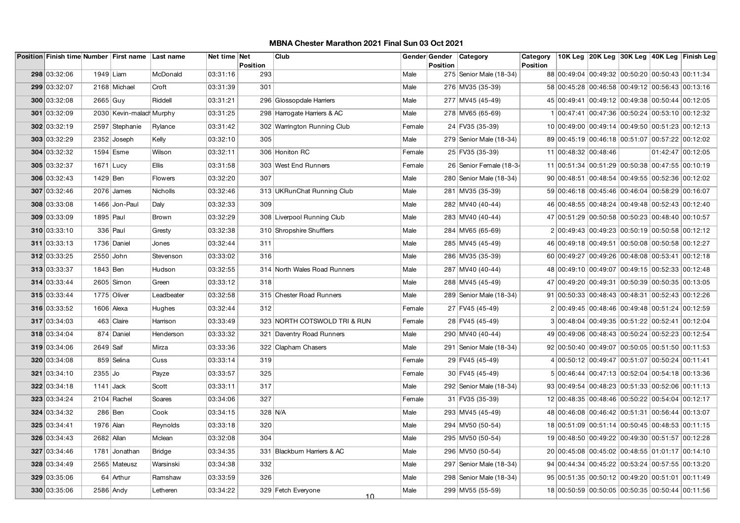# MBNA Chester Marathon 2021 Final Sun 03 Oct 2021

| Position | Finish time | Number | First name | Last name | Net time | Net Position | Club | Gender | Gender Position | Category | Category Position | 10K Leg | 20K Leg | 30K Leg | 40K Leg | Finish Leg |
|---|---|---|---|---|---|---|---|---|---|---|---|---|---|---|---|---|
| 298 | 03:32:06 | 1949 | Liam | McDonald | 03:31:16 | 293 | | Male | 275 | Senior Male (18-34) | 88 | 00:49:04 | 00:49:32 | 00:50:20 | 00:50:43 | 00:11:34 |
| 299 | 03:32:07 | 2168 | Michael | Croft | 03:31:39 | 301 | | Male | 276 | MV35 (35-39) | 58 | 00:45:28 | 00:46:58 | 00:49:12 | 00:56:43 | 00:13:16 |
| 300 | 03:32:08 | 2665 | Guy | Riddell | 03:31:21 | 296 | Glossopdale Harriers | Male | 277 | MV45 (45-49) | 45 | 00:49:41 | 00:49:12 | 00:49:38 | 00:50:44 | 00:12:05 |
| 301 | 03:32:09 | 2030 | Kevin-malach | Murphy | 03:31:25 | 298 | Harrogate Harriers & AC | Male | 278 | MV65 (65-69) | 1 | 00:47:41 | 00:47:36 | 00:50:24 | 00:53:10 | 00:12:32 |
| 302 | 03:32:19 | 2597 | Stephanie | Rylance | 03:31:42 | 302 | Warrington Running Club | Female | 24 | FV35 (35-39) | 10 | 00:49:00 | 00:49:14 | 00:49:50 | 00:51:23 | 00:12:13 |
| 303 | 03:32:29 | 2352 | Joseph | Kelly | 03:32:10 | 305 | | Male | 279 | Senior Male (18-34) | 89 | 00:45:19 | 00:46:18 | 00:51:07 | 00:57:22 | 00:12:02 |
| 304 | 03:32:32 | 1594 | Esme | Wilson | 03:32:11 | 306 | Honiton RC | Female | 25 | FV35 (35-39) | 11 | 00:48:32 | 00:48:46 | | 01:42:47 | 00:12:05 |
| 305 | 03:32:37 | 1671 | Lucy | Ellis | 03:31:58 | 303 | West End Runners | Female | 26 | Senior Female (18-34 | 11 | 00:51:34 | 00:51:29 | 00:50:38 | 00:47:55 | 00:10:19 |
| 306 | 03:32:43 | 1429 | Ben | Flowers | 03:32:20 | 307 | | Male | 280 | Senior Male (18-34) | 90 | 00:48:51 | 00:48:54 | 00:49:55 | 00:52:36 | 00:12:02 |
| 307 | 03:32:46 | 2076 | James | Nicholls | 03:32:46 | 313 | UKRunChat Running Club | Male | 281 | MV35 (35-39) | 59 | 00:46:18 | 00:45:46 | 00:46:04 | 00:58:29 | 00:16:07 |
| 308 | 03:33:08 | 1466 | Jon-Paul | Daly | 03:32:33 | 309 | | Male | 282 | MV40 (40-44) | 46 | 00:48:55 | 00:48:24 | 00:49:48 | 00:52:43 | 00:12:40 |
| 309 | 03:33:09 | 1895 | Paul | Brown | 03:32:29 | 308 | Liverpool Running Club | Male | 283 | MV40 (40-44) | 47 | 00:51:29 | 00:50:58 | 00:50:23 | 00:48:40 | 00:10:57 |
| 310 | 03:33:10 | 336 | Paul | Gresty | 03:32:38 | 310 | Shropshire Shufflers | Male | 284 | MV65 (65-69) | 2 | 00:49:43 | 00:49:23 | 00:50:19 | 00:50:58 | 00:12:12 |
| 311 | 03:33:13 | 1736 | Daniel | Jones | 03:32:44 | 311 | | Male | 285 | MV45 (45-49) | 46 | 00:49:18 | 00:49:51 | 00:50:08 | 00:50:58 | 00:12:27 |
| 312 | 03:33:25 | 2550 | John | Stevenson | 03:33:02 | 316 | | Male | 286 | MV35 (35-39) | 60 | 00:49:27 | 00:49:26 | 00:48:08 | 00:53:41 | 00:12:18 |
| 313 | 03:33:37 | 1843 | Ben | Hudson | 03:32:55 | 314 | North Wales Road Runners | Male | 287 | MV40 (40-44) | 48 | 00:49:10 | 00:49:07 | 00:49:15 | 00:52:33 | 00:12:48 |
| 314 | 03:33:44 | 2605 | Simon | Green | 03:33:12 | 318 | | Male | 288 | MV45 (45-49) | 47 | 00:49:20 | 00:49:31 | 00:50:39 | 00:50:35 | 00:13:05 |
| 315 | 03:33:44 | 1775 | Oliver | Leadbeater | 03:32:58 | 315 | Chester Road Runners | Male | 289 | Senior Male (18-34) | 91 | 00:50:33 | 00:48:43 | 00:48:31 | 00:52:43 | 00:12:26 |
| 316 | 03:33:52 | 1606 | Alexa | Hughes | 03:32:44 | 312 | | Female | 27 | FV45 (45-49) | 2 | 00:49:45 | 00:48:46 | 00:49:48 | 00:51:24 | 00:12:59 |
| 317 | 03:34:03 | 463 | Claire | Harrison | 03:33:49 | 323 | NORTH COTSWOLD TRI & RUN | Female | 28 | FV45 (45-49) | 3 | 00:48:04 | 00:49:35 | 00:51:22 | 00:52:41 | 00:12:04 |
| 318 | 03:34:04 | 874 | Daniel | Henderson | 03:33:32 | 321 | Daventry Road Runners | Male | 290 | MV40 (40-44) | 49 | 00:49:06 | 00:48:43 | 00:50:24 | 00:52:23 | 00:12:54 |
| 319 | 03:34:06 | 2649 | Saif | Mirza | 03:33:36 | 322 | Clapham Chasers | Male | 291 | Senior Male (18-34) | 92 | 00:50:40 | 00:49:07 | 00:50:05 | 00:51:50 | 00:11:53 |
| 320 | 03:34:08 | 859 | Selina | Cuss | 03:33:14 | 319 | | Female | 29 | FV45 (45-49) | 4 | 00:50:12 | 00:49:47 | 00:51:07 | 00:50:24 | 00:11:41 |
| 321 | 03:34:10 | 2355 | Jo | Payze | 03:33:57 | 325 | | Female | 30 | FV45 (45-49) | 5 | 00:46:44 | 00:47:13 | 00:52:04 | 00:54:18 | 00:13:36 |
| 322 | 03:34:18 | 1141 | Jack | Scott | 03:33:11 | 317 | | Male | 292 | Senior Male (18-34) | 93 | 00:49:54 | 00:48:23 | 00:51:33 | 00:52:06 | 00:11:13 |
| 323 | 03:34:24 | 2104 | Rachel | Soares | 03:34:06 | 327 | | Female | 31 | FV35 (35-39) | 12 | 00:48:35 | 00:48:46 | 00:50:22 | 00:54:04 | 00:12:17 |
| 324 | 03:34:32 | 286 | Ben | Cook | 03:34:15 | 328 | N/A | Male | 293 | MV45 (45-49) | 48 | 00:46:08 | 00:46:42 | 00:51:31 | 00:56:44 | 00:13:07 |
| 325 | 03:34:41 | 1976 | Alan | Reynolds | 03:33:18 | 320 | | Male | 294 | MV50 (50-54) | 18 | 00:51:09 | 00:51:14 | 00:50:45 | 00:48:53 | 00:11:15 |
| 326 | 03:34:43 | 2682 | Allan | Mclean | 03:32:08 | 304 | | Male | 295 | MV50 (50-54) | 19 | 00:48:50 | 00:49:22 | 00:49:30 | 00:51:57 | 00:12:28 |
| 327 | 03:34:46 | 1781 | Jonathan | Bridge | 03:34:35 | 331 | Blackburn Harriers & AC | Male | 296 | MV50 (50-54) | 20 | 00:45:08 | 00:45:02 | 00:48:55 | 01:01:17 | 00:14:10 |
| 328 | 03:34:49 | 2565 | Mateusz | Warsinski | 03:34:38 | 332 | | Male | 297 | Senior Male (18-34) | 94 | 00:44:34 | 00:45:22 | 00:53:24 | 00:57:55 | 00:13:20 |
| 329 | 03:35:06 | 64 | Arthur | Ramshaw | 03:33:59 | 326 | | Male | 298 | Senior Male (18-34) | 95 | 00:51:35 | 00:50:12 | 00:49:20 | 00:51:01 | 00:11:49 |
| 330 | 03:35:06 | 2586 | Andy | Letheren | 03:34:22 | 329 | Fetch Everyone | Male | 299 | MV55 (55-59) | 18 | 00:50:59 | 00:50:05 | 00:50:35 | 00:50:44 | 00:11:56 |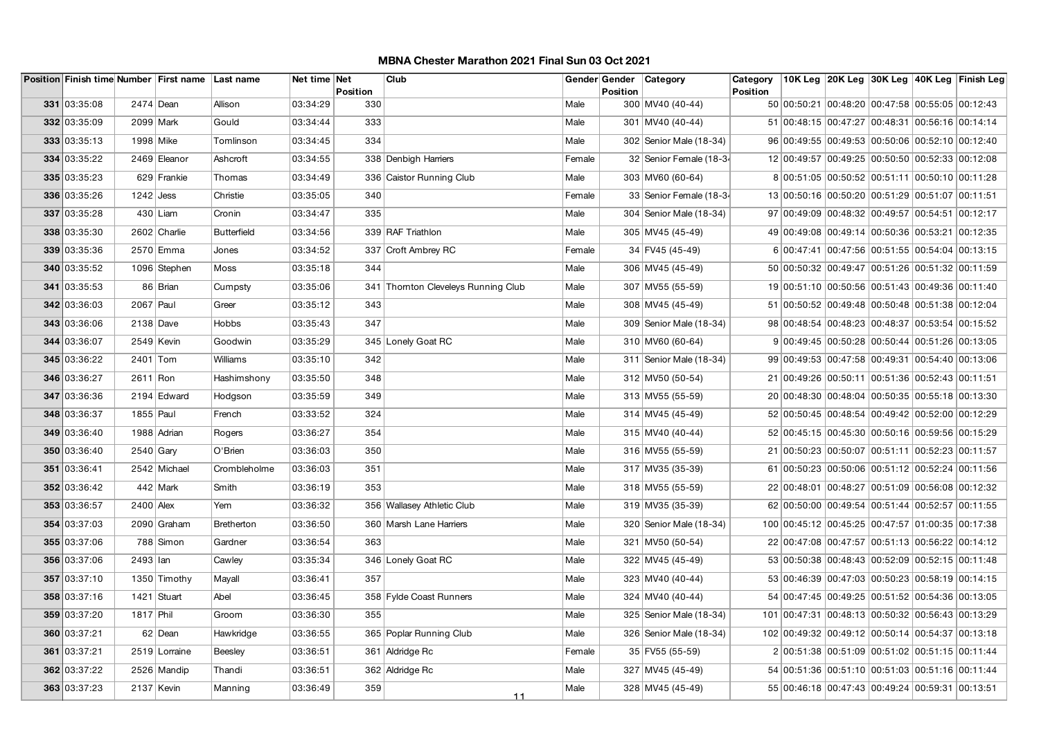# MBNA Chester Marathon 2021 Final Sun 03 Oct 2021

| Position | Finish time | Number | First name | Last name | Net time | Net Position | Club | Gender | Gender Position | Category | Category Position | 10K Leg | 20K Leg | 30K Leg | 40K Leg | Finish Leg |
|---|---|---|---|---|---|---|---|---|---|---|---|---|---|---|---|---|
| 331 | 03:35:08 | 2474 | Dean | Allison | 03:34:29 | 330 | | Male | 300 | MV40 (40-44) | 50 | 00:50:21 | 00:48:20 | 00:47:58 | 00:55:05 | 00:12:43 |
| 332 | 03:35:09 | 2099 | Mark | Gould | 03:34:44 | 333 | | Male | 301 | MV40 (40-44) | 51 | 00:48:15 | 00:47:27 | 00:48:31 | 00:56:16 | 00:14:14 |
| 333 | 03:35:13 | 1998 | Mike | Tomlinson | 03:34:45 | 334 | | Male | 302 | Senior Male (18-34) | 96 | 00:49:55 | 00:49:53 | 00:50:06 | 00:52:10 | 00:12:40 |
| 334 | 03:35:22 | 2469 | Eleanor | Ashcroft | 03:34:55 | 338 | Denbigh Harriers | Female | 32 | Senior Female (18-34 | 12 | 00:49:57 | 00:49:25 | 00:50:50 | 00:52:33 | 00:12:08 |
| 335 | 03:35:23 | 629 | Frankie | Thomas | 03:34:49 | 336 | Caistor Running Club | Male | 303 | MV60 (60-64) | 8 | 00:51:05 | 00:50:52 | 00:51:11 | 00:50:10 | 00:11:28 |
| 336 | 03:35:26 | 1242 | Jess | Christie | 03:35:05 | 340 | | Female | 33 | Senior Female (18-34 | 13 | 00:50:16 | 00:50:20 | 00:51:29 | 00:51:07 | 00:11:51 |
| 337 | 03:35:28 | 430 | Liam | Cronin | 03:34:47 | 335 | | Male | 304 | Senior Male (18-34) | 97 | 00:49:09 | 00:48:32 | 00:49:57 | 00:54:51 | 00:12:17 |
| 338 | 03:35:30 | 2602 | Charlie | Butterfield | 03:34:56 | 339 | RAF Triathlon | Male | 305 | MV45 (45-49) | 49 | 00:49:08 | 00:49:14 | 00:50:36 | 00:53:21 | 00:12:35 |
| 339 | 03:35:36 | 2570 | Emma | Jones | 03:34:52 | 337 | Croft Ambrey RC | Female | 34 | FV45 (45-49) | 6 | 00:47:41 | 00:47:56 | 00:51:55 | 00:54:04 | 00:13:15 |
| 340 | 03:35:52 | 1096 | Stephen | Moss | 03:35:18 | 344 | | Male | 306 | MV45 (45-49) | 50 | 00:50:32 | 00:49:47 | 00:51:26 | 00:51:32 | 00:11:59 |
| 341 | 03:35:53 | 86 | Brian | Cumpsty | 03:35:06 | 341 | Thornton Cleveleys Running Club | Male | 307 | MV55 (55-59) | 19 | 00:51:10 | 00:50:56 | 00:51:43 | 00:49:36 | 00:11:40 |
| 342 | 03:36:03 | 2067 | Paul | Greer | 03:35:12 | 343 | | Male | 308 | MV45 (45-49) | 51 | 00:50:52 | 00:49:48 | 00:50:48 | 00:51:38 | 00:12:04 |
| 343 | 03:36:06 | 2138 | Dave | Hobbs | 03:35:43 | 347 | | Male | 309 | Senior Male (18-34) | 98 | 00:48:54 | 00:48:23 | 00:48:37 | 00:53:54 | 00:15:52 |
| 344 | 03:36:07 | 2549 | Kevin | Goodwin | 03:35:29 | 345 | Lonely Goat RC | Male | 310 | MV60 (60-64) | 9 | 00:49:45 | 00:50:28 | 00:50:44 | 00:51:26 | 00:13:05 |
| 345 | 03:36:22 | 2401 | Tom | Williams | 03:35:10 | 342 | | Male | 311 | Senior Male (18-34) | 99 | 00:49:53 | 00:47:58 | 00:49:31 | 00:54:40 | 00:13:06 |
| 346 | 03:36:27 | 2611 | Ron | Hashimshony | 03:35:50 | 348 | | Male | 312 | MV50 (50-54) | 21 | 00:49:26 | 00:50:11 | 00:51:36 | 00:52:43 | 00:11:51 |
| 347 | 03:36:36 | 2194 | Edward | Hodgson | 03:35:59 | 349 | | Male | 313 | MV55 (55-59) | 20 | 00:48:30 | 00:48:04 | 00:50:35 | 00:55:18 | 00:13:30 |
| 348 | 03:36:37 | 1855 | Paul | French | 03:33:52 | 324 | | Male | 314 | MV45 (45-49) | 52 | 00:50:45 | 00:48:54 | 00:49:42 | 00:52:00 | 00:12:29 |
| 349 | 03:36:40 | 1988 | Adrian | Rogers | 03:36:27 | 354 | | Male | 315 | MV40 (40-44) | 52 | 00:45:15 | 00:45:30 | 00:50:16 | 00:59:56 | 00:15:29 |
| 350 | 03:36:40 | 2540 | Gary | O'Brien | 03:36:03 | 350 | | Male | 316 | MV55 (55-59) | 21 | 00:50:23 | 00:50:07 | 00:51:11 | 00:52:23 | 00:11:57 |
| 351 | 03:36:41 | 2542 | Michael | Crombleholme | 03:36:03 | 351 | | Male | 317 | MV35 (35-39) | 61 | 00:50:23 | 00:50:06 | 00:51:12 | 00:52:24 | 00:11:56 |
| 352 | 03:36:42 | 442 | Mark | Smith | 03:36:19 | 353 | | Male | 318 | MV55 (55-59) | 22 | 00:48:01 | 00:48:27 | 00:51:09 | 00:56:08 | 00:12:32 |
| 353 | 03:36:57 | 2400 | Alex | Yem | 03:36:32 | 356 | Wallasey Athletic Club | Male | 319 | MV35 (35-39) | 62 | 00:50:00 | 00:49:54 | 00:51:44 | 00:52:57 | 00:11:55 |
| 354 | 03:37:03 | 2090 | Graham | Bretherton | 03:36:50 | 360 | Marsh Lane Harriers | Male | 320 | Senior Male (18-34) | 100 | 00:45:12 | 00:45:25 | 00:47:57 | 01:00:35 | 00:17:38 |
| 355 | 03:37:06 | 788 | Simon | Gardner | 03:36:54 | 363 | | Male | 321 | MV50 (50-54) | 22 | 00:47:08 | 00:47:57 | 00:51:13 | 00:56:22 | 00:14:12 |
| 356 | 03:37:06 | 2493 | Ian | Cawley | 03:35:34 | 346 | Lonely Goat RC | Male | 322 | MV45 (45-49) | 53 | 00:50:38 | 00:48:43 | 00:52:09 | 00:52:15 | 00:11:48 |
| 357 | 03:37:10 | 1350 | Timothy | Mayall | 03:36:41 | 357 | | Male | 323 | MV40 (40-44) | 53 | 00:46:39 | 00:47:03 | 00:50:23 | 00:58:19 | 00:14:15 |
| 358 | 03:37:16 | 1421 | Stuart | Abel | 03:36:45 | 358 | Fylde Coast Runners | Male | 324 | MV40 (40-44) | 54 | 00:47:45 | 00:49:25 | 00:51:52 | 00:54:36 | 00:13:05 |
| 359 | 03:37:20 | 1817 | Phil | Groom | 03:36:30 | 355 | | Male | 325 | Senior Male (18-34) | 101 | 00:47:31 | 00:48:13 | 00:50:32 | 00:56:43 | 00:13:29 |
| 360 | 03:37:21 | 62 | Dean | Hawkridge | 03:36:55 | 365 | Poplar Running Club | Male | 326 | Senior Male (18-34) | 102 | 00:49:32 | 00:49:12 | 00:50:14 | 00:54:37 | 00:13:18 |
| 361 | 03:37:21 | 2519 | Lorraine | Beesley | 03:36:51 | 361 | Aldridge Rc | Female | 35 | FV55 (55-59) | 2 | 00:51:38 | 00:51:09 | 00:51:02 | 00:51:15 | 00:11:44 |
| 362 | 03:37:22 | 2526 | Mandip | Thandi | 03:36:51 | 362 | Aldridge Rc | Male | 327 | MV45 (45-49) | 54 | 00:51:36 | 00:51:10 | 00:51:03 | 00:51:16 | 00:11:44 |
| 363 | 03:37:23 | 2137 | Kevin | Manning | 03:36:49 | 359 | | Male | 328 | MV45 (45-49) | 55 | 00:46:18 | 00:47:43 | 00:49:24 | 00:59:31 | 00:13:51 |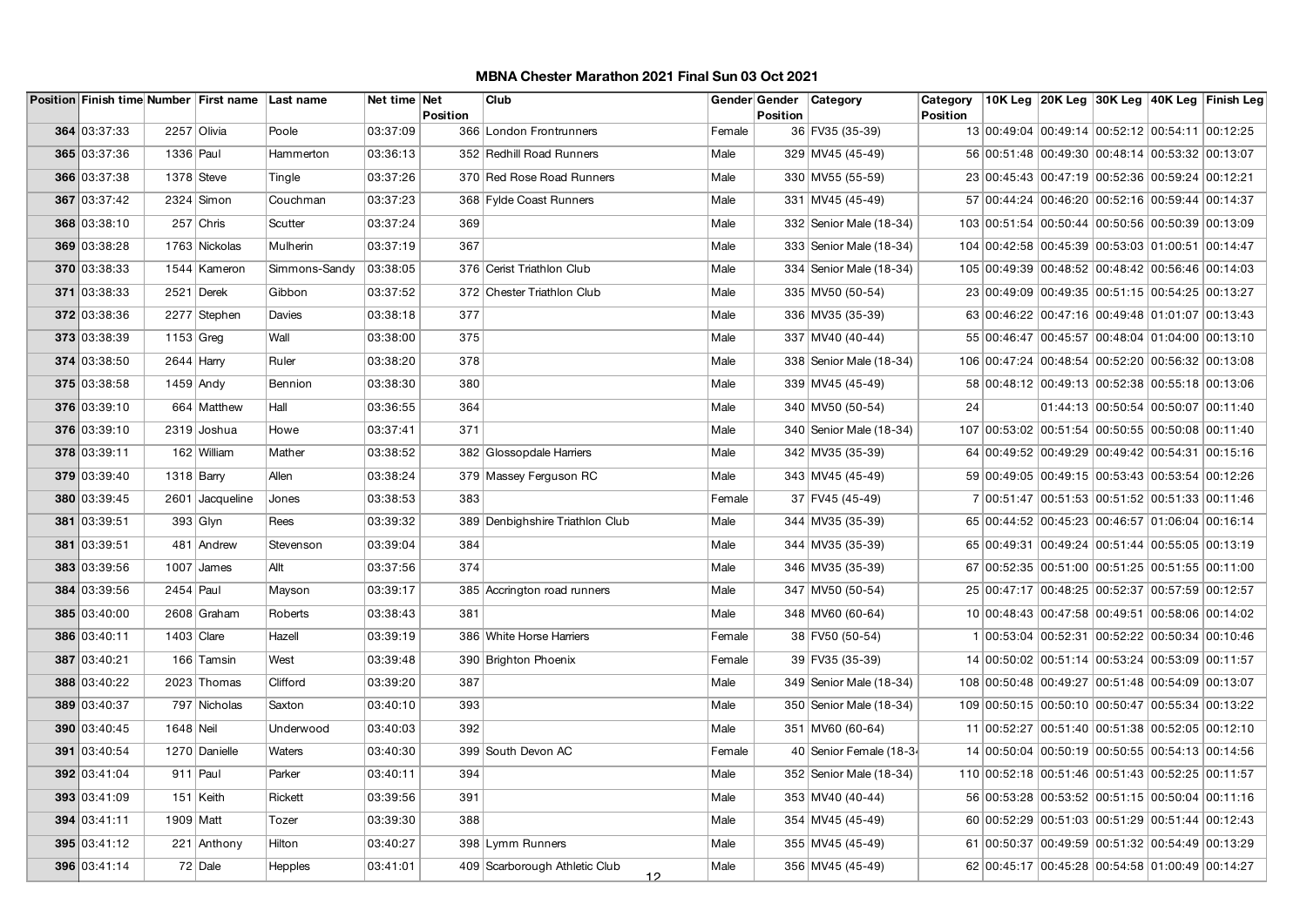# MBNA Chester Marathon 2021 Final Sun 03 Oct 2021

| Position | Finish time | Number | First name | Last name | Net time | Net Position | Club | Gender | Gender Position | Category | Category Position | 10K Leg | 20K Leg | 30K Leg | 40K Leg | Finish Leg |
|---|---|---|---|---|---|---|---|---|---|---|---|---|---|---|---|---|
| 364 | 03:37:33 | 2257 | Olivia | Poole | 03:37:09 | 366 | London Frontrunners | Female | 36 | FV35 (35-39) | 13 | 00:49:04 | 00:49:14 | 00:52:12 | 00:54:11 | 00:12:25 |
| 365 | 03:37:36 | 1336 | Paul | Hammerton | 03:36:13 | 352 | Redhill Road Runners | Male | 329 | MV45 (45-49) | 56 | 00:51:48 | 00:49:30 | 00:48:14 | 00:53:32 | 00:13:07 |
| 366 | 03:37:38 | 1378 | Steve | Tingle | 03:37:26 | 370 | Red Rose Road Runners | Male | 330 | MV55 (55-59) | 23 | 00:45:43 | 00:47:19 | 00:52:36 | 00:59:24 | 00:12:21 |
| 367 | 03:37:42 | 2324 | Simon | Couchman | 03:37:23 | 368 | Fylde Coast Runners | Male | 331 | MV45 (45-49) | 57 | 00:44:24 | 00:46:20 | 00:52:16 | 00:59:44 | 00:14:37 |
| 368 | 03:38:10 | 257 | Chris | Scutter | 03:37:24 | 369 | | Male | 332 | Senior Male (18-34) | 103 | 00:51:54 | 00:50:44 | 00:50:56 | 00:50:39 | 00:13:09 |
| 369 | 03:38:28 | 1763 | Nickolas | Mulherin | 03:37:19 | 367 | | Male | 333 | Senior Male (18-34) | 104 | 00:42:58 | 00:45:39 | 00:53:03 | 01:00:51 | 00:14:47 |
| 370 | 03:38:33 | 1544 | Kameron | Simmons-Sandy | 03:38:05 | 376 | Cerist Triathlon Club | Male | 334 | Senior Male (18-34) | 105 | 00:49:39 | 00:48:52 | 00:48:42 | 00:56:46 | 00:14:03 |
| 371 | 03:38:33 | 2521 | Derek | Gibbon | 03:37:52 | 372 | Chester Triathlon Club | Male | 335 | MV50 (50-54) | 23 | 00:49:09 | 00:49:35 | 00:51:15 | 00:54:25 | 00:13:27 |
| 372 | 03:38:36 | 2277 | Stephen | Davies | 03:38:18 | 377 | | Male | 336 | MV35 (35-39) | 63 | 00:46:22 | 00:47:16 | 00:49:48 | 01:01:07 | 00:13:43 |
| 373 | 03:38:39 | 1153 | Greg | Wall | 03:38:00 | 375 | | Male | 337 | MV40 (40-44) | 55 | 00:46:47 | 00:45:57 | 00:48:04 | 01:04:00 | 00:13:10 |
| 374 | 03:38:50 | 2644 | Harry | Ruler | 03:38:20 | 378 | | Male | 338 | Senior Male (18-34) | 106 | 00:47:24 | 00:48:54 | 00:52:20 | 00:56:32 | 00:13:08 |
| 375 | 03:38:58 | 1459 | Andy | Bennion | 03:38:30 | 380 | | Male | 339 | MV45 (45-49) | 58 | 00:48:12 | 00:49:13 | 00:52:38 | 00:55:18 | 00:13:06 |
| 376 | 03:39:10 | 664 | Matthew | Hall | 03:36:55 | 364 | | Male | 340 | MV50 (50-54) | 24 | | 01:44:13 | 00:50:54 | 00:50:07 | 00:11:40 |
| 376 | 03:39:10 | 2319 | Joshua | Howe | 03:37:41 | 371 | | Male | 340 | Senior Male (18-34) | 107 | 00:53:02 | 00:51:54 | 00:50:55 | 00:50:08 | 00:11:40 |
| 378 | 03:39:11 | 162 | William | Mather | 03:38:52 | 382 | Glossopdale Harriers | Male | 342 | MV35 (35-39) | 64 | 00:49:52 | 00:49:29 | 00:49:42 | 00:54:31 | 00:15:16 |
| 379 | 03:39:40 | 1318 | Barry | Allen | 03:38:24 | 379 | Massey Ferguson RC | Male | 343 | MV45 (45-49) | 59 | 00:49:05 | 00:49:15 | 00:53:43 | 00:53:54 | 00:12:26 |
| 380 | 03:39:45 | 2601 | Jacqueline | Jones | 03:38:53 | 383 | | Female | 37 | FV45 (45-49) | 7 | 00:51:47 | 00:51:53 | 00:51:52 | 00:51:33 | 00:11:46 |
| 381 | 03:39:51 | 393 | Glyn | Rees | 03:39:32 | 389 | Denbighshire Triathlon Club | Male | 344 | MV35 (35-39) | 65 | 00:44:52 | 00:45:23 | 00:46:57 | 01:06:04 | 00:16:14 |
| 381 | 03:39:51 | 481 | Andrew | Stevenson | 03:39:04 | 384 | | Male | 344 | MV35 (35-39) | 65 | 00:49:31 | 00:49:24 | 00:51:44 | 00:55:05 | 00:13:19 |
| 383 | 03:39:56 | 1007 | James | Allt | 03:37:56 | 374 | | Male | 346 | MV35 (35-39) | 67 | 00:52:35 | 00:51:00 | 00:51:25 | 00:51:55 | 00:11:00 |
| 384 | 03:39:56 | 2454 | Paul | Mayson | 03:39:17 | 385 | Accrington road runners | Male | 347 | MV50 (50-54) | 25 | 00:47:17 | 00:48:25 | 00:52:37 | 00:57:59 | 00:12:57 |
| 385 | 03:40:00 | 2608 | Graham | Roberts | 03:38:43 | 381 | | Male | 348 | MV60 (60-64) | 10 | 00:48:43 | 00:47:58 | 00:49:51 | 00:58:06 | 00:14:02 |
| 386 | 03:40:11 | 1403 | Clare | Hazell | 03:39:19 | 386 | White Horse Harriers | Female | 38 | FV50 (50-54) | 1 | 00:53:04 | 00:52:31 | 00:52:22 | 00:50:34 | 00:10:46 |
| 387 | 03:40:21 | 166 | Tamsin | West | 03:39:48 | 390 | Brighton Phoenix | Female | 39 | FV35 (35-39) | 14 | 00:50:02 | 00:51:14 | 00:53:24 | 00:53:09 | 00:11:57 |
| 388 | 03:40:22 | 2023 | Thomas | Clifford | 03:39:20 | 387 | | Male | 349 | Senior Male (18-34) | 108 | 00:50:48 | 00:49:27 | 00:51:48 | 00:54:09 | 00:13:07 |
| 389 | 03:40:37 | 797 | Nicholas | Saxton | 03:40:10 | 393 | | Male | 350 | Senior Male (18-34) | 109 | 00:50:15 | 00:50:10 | 00:50:47 | 00:55:34 | 00:13:22 |
| 390 | 03:40:45 | 1648 | Neil | Underwood | 03:40:03 | 392 | | Male | 351 | MV60 (60-64) | 11 | 00:52:27 | 00:51:40 | 00:51:38 | 00:52:05 | 00:12:10 |
| 391 | 03:40:54 | 1270 | Danielle | Waters | 03:40:30 | 399 | South Devon AC | Female | 40 | Senior Female (18-3 | 14 | 00:50:04 | 00:50:19 | 00:50:55 | 00:54:13 | 00:14:56 |
| 392 | 03:41:04 | 911 | Paul | Parker | 03:40:11 | 394 | | Male | 352 | Senior Male (18-34) | 110 | 00:52:18 | 00:51:46 | 00:51:43 | 00:52:25 | 00:11:57 |
| 393 | 03:41:09 | 151 | Keith | Rickett | 03:39:56 | 391 | | Male | 353 | MV40 (40-44) | 56 | 00:53:28 | 00:53:52 | 00:51:15 | 00:50:04 | 00:11:16 |
| 394 | 03:41:11 | 1909 | Matt | Tozer | 03:39:30 | 388 | | Male | 354 | MV45 (45-49) | 60 | 00:52:29 | 00:51:03 | 00:51:29 | 00:51:44 | 00:12:43 |
| 395 | 03:41:12 | 221 | Anthony | Hilton | 03:40:27 | 398 | Lymm Runners | Male | 355 | MV45 (45-49) | 61 | 00:50:37 | 00:49:59 | 00:51:32 | 00:54:49 | 00:13:29 |
| 396 | 03:41:14 | 72 | Dale | Hepples | 03:41:01 | 409 | Scarborough Athletic Club | Male | 356 | MV45 (45-49) | 62 | 00:45:17 | 00:45:28 | 00:54:58 | 01:00:49 | 00:14:27 |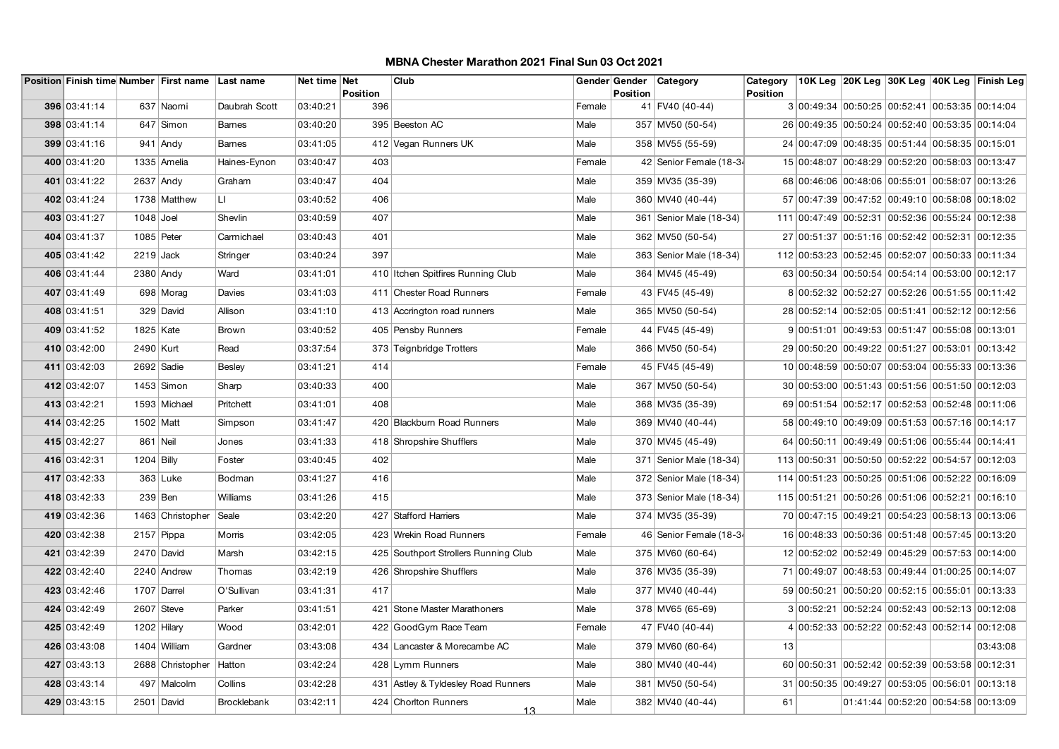# MBNA Chester Marathon 2021 Final Sun 03 Oct 2021

| Position | Finish time | Number | First name | Last name | Net time | Net Position | Club | Gender | Gender Position | Category | Category Position | 10K Leg | 20K Leg | 30K Leg | 40K Leg | Finish Leg |
|---|---|---|---|---|---|---|---|---|---|---|---|---|---|---|---|---|
| 396 | 03:41:14 | 637 | Naomi | Daubrah Scott | 03:40:21 | 396 | | Female | 41 | FV40 (40-44) | 3 | 00:49:34 | 00:50:25 | 00:52:41 | 00:53:35 | 00:14:04 |
| 398 | 03:41:14 | 647 | Simon | Barnes | 03:40:20 | 395 | Beeston AC | Male | 357 | MV50 (50-54) | 26 | 00:49:35 | 00:50:24 | 00:52:40 | 00:53:35 | 00:14:04 |
| 399 | 03:41:16 | 941 | Andy | Barnes | 03:41:05 | 412 | Vegan Runners UK | Male | 358 | MV55 (55-59) | 24 | 00:47:09 | 00:48:35 | 00:51:44 | 00:58:35 | 00:15:01 |
| 400 | 03:41:20 | 1335 | Amelia | Haines-Eynon | 03:40:47 | 403 | | Female | 42 | Senior Female (18-34 | 15 | 00:48:07 | 00:48:29 | 00:52:20 | 00:58:03 | 00:13:47 |
| 401 | 03:41:22 | 2637 | Andy | Graham | 03:40:47 | 404 | | Male | 359 | MV35 (35-39) | 68 | 00:46:06 | 00:48:06 | 00:55:01 | 00:58:07 | 00:13:26 |
| 402 | 03:41:24 | 1738 | Matthew | LI | 03:40:52 | 406 | | Male | 360 | MV40 (40-44) | 57 | 00:47:39 | 00:47:52 | 00:49:10 | 00:58:08 | 00:18:02 |
| 403 | 03:41:27 | 1048 | Joel | Shevlin | 03:40:59 | 407 | | Male | 361 | Senior Male (18-34) | 111 | 00:47:49 | 00:52:31 | 00:52:36 | 00:55:24 | 00:12:38 |
| 404 | 03:41:37 | 1085 | Peter | Carmichael | 03:40:43 | 401 | | Male | 362 | MV50 (50-54) | 27 | 00:51:37 | 00:51:16 | 00:52:42 | 00:52:31 | 00:12:35 |
| 405 | 03:41:42 | 2219 | Jack | Stringer | 03:40:24 | 397 | | Male | 363 | Senior Male (18-34) | 112 | 00:53:23 | 00:52:45 | 00:52:07 | 00:50:33 | 00:11:34 |
| 406 | 03:41:44 | 2380 | Andy | Ward | 03:41:01 | 410 | Itchen Spitfires Running Club | Male | 364 | MV45 (45-49) | 63 | 00:50:34 | 00:50:54 | 00:54:14 | 00:53:00 | 00:12:17 |
| 407 | 03:41:49 | 698 | Morag | Davies | 03:41:03 | 411 | Chester Road Runners | Female | 43 | FV45 (45-49) | 8 | 00:52:32 | 00:52:27 | 00:52:26 | 00:51:55 | 00:11:42 |
| 408 | 03:41:51 | 329 | David | Allison | 03:41:10 | 413 | Accrington road runners | Male | 365 | MV50 (50-54) | 28 | 00:52:14 | 00:52:05 | 00:51:41 | 00:52:12 | 00:12:56 |
| 409 | 03:41:52 | 1825 | Kate | Brown | 03:40:52 | 405 | Pensby Runners | Female | 44 | FV45 (45-49) | 9 | 00:51:01 | 00:49:53 | 00:51:47 | 00:55:08 | 00:13:01 |
| 410 | 03:42:00 | 2490 | Kurt | Read | 03:37:54 | 373 | Teignbridge Trotters | Male | 366 | MV50 (50-54) | 29 | 00:50:20 | 00:49:22 | 00:51:27 | 00:53:01 | 00:13:42 |
| 411 | 03:42:03 | 2692 | Sadie | Besley | 03:41:21 | 414 | | Female | 45 | FV45 (45-49) | 10 | 00:48:59 | 00:50:07 | 00:53:04 | 00:55:33 | 00:13:36 |
| 412 | 03:42:07 | 1453 | Simon | Sharp | 03:40:33 | 400 | | Male | 367 | MV50 (50-54) | 30 | 00:53:00 | 00:51:43 | 00:51:56 | 00:51:50 | 00:12:03 |
| 413 | 03:42:21 | 1593 | Michael | Pritchett | 03:41:01 | 408 | | Male | 368 | MV35 (35-39) | 69 | 00:51:54 | 00:52:17 | 00:52:53 | 00:52:48 | 00:11:06 |
| 414 | 03:42:25 | 1502 | Matt | Simpson | 03:41:47 | 420 | Blackburn Road Runners | Male | 369 | MV40 (40-44) | 58 | 00:49:10 | 00:49:09 | 00:51:53 | 00:57:16 | 00:14:17 |
| 415 | 03:42:27 | 861 | Neil | Jones | 03:41:33 | 418 | Shropshire Shufflers | Male | 370 | MV45 (45-49) | 64 | 00:50:11 | 00:49:49 | 00:51:06 | 00:55:44 | 00:14:41 |
| 416 | 03:42:31 | 1204 | Billy | Foster | 03:40:45 | 402 | | Male | 371 | Senior Male (18-34) | 113 | 00:50:31 | 00:50:50 | 00:52:22 | 00:54:57 | 00:12:03 |
| 417 | 03:42:33 | 363 | Luke | Bodman | 03:41:27 | 416 | | Male | 372 | Senior Male (18-34) | 114 | 00:51:23 | 00:50:25 | 00:51:06 | 00:52:22 | 00:16:09 |
| 418 | 03:42:33 | 239 | Ben | Williams | 03:41:26 | 415 | | Male | 373 | Senior Male (18-34) | 115 | 00:51:21 | 00:50:26 | 00:51:06 | 00:52:21 | 00:16:10 |
| 419 | 03:42:36 | 1463 | Christopher | Seale | 03:42:20 | 427 | Stafford Harriers | Male | 374 | MV35 (35-39) | 70 | 00:47:15 | 00:49:21 | 00:54:23 | 00:58:13 | 00:13:06 |
| 420 | 03:42:38 | 2157 | Pippa | Morris | 03:42:05 | 423 | Wrekin Road Runners | Female | 46 | Senior Female (18-34 | 16 | 00:48:33 | 00:50:36 | 00:51:48 | 00:57:45 | 00:13:20 |
| 421 | 03:42:39 | 2470 | David | Marsh | 03:42:15 | 425 | Southport Strollers Running Club | Male | 375 | MV60 (60-64) | 12 | 00:52:02 | 00:52:49 | 00:45:29 | 00:57:53 | 00:14:00 |
| 422 | 03:42:40 | 2240 | Andrew | Thomas | 03:42:19 | 426 | Shropshire Shufflers | Male | 376 | MV35 (35-39) | 71 | 00:49:07 | 00:48:53 | 00:49:44 | 01:00:25 | 00:14:07 |
| 423 | 03:42:46 | 1707 | Darrel | O'Sullivan | 03:41:31 | 417 | | Male | 377 | MV40 (40-44) | 59 | 00:50:21 | 00:50:20 | 00:52:15 | 00:55:01 | 00:13:33 |
| 424 | 03:42:49 | 2607 | Steve | Parker | 03:41:51 | 421 | Stone Master Marathoners | Male | 378 | MV65 (65-69) | 3 | 00:52:21 | 00:52:24 | 00:52:43 | 00:52:13 | 00:12:08 |
| 425 | 03:42:49 | 1202 | Hilary | Wood | 03:42:01 | 422 | GoodGym Race Team | Female | 47 | FV40 (40-44) | 4 | 00:52:33 | 00:52:22 | 00:52:43 | 00:52:14 | 00:12:08 |
| 426 | 03:43:08 | 1404 | William | Gardner | 03:43:08 | 434 | Lancaster & Morecambe AC | Male | 379 | MV60 (60-64) | 13 | | | | | 03:43:08 |
| 427 | 03:43:13 | 2688 | Christopher | Hatton | 03:42:24 | 428 | Lymm Runners | Male | 380 | MV40 (40-44) | 60 | 00:50:31 | 00:52:42 | 00:52:39 | 00:53:58 | 00:12:31 |
| 428 | 03:43:14 | 497 | Malcolm | Collins | 03:42:28 | 431 | Astley & Tyldesley Road Runners | Male | 381 | MV50 (50-54) | 31 | 00:50:35 | 00:49:27 | 00:53:05 | 00:56:01 | 00:13:18 |
| 429 | 03:43:15 | 2501 | David | Brocklebank | 03:42:11 | 424 | Chorlton Runners | Male | 382 | MV40 (40-44) | 61 | | 01:41:44 | 00:52:20 | 00:54:58 | 00:13:09 |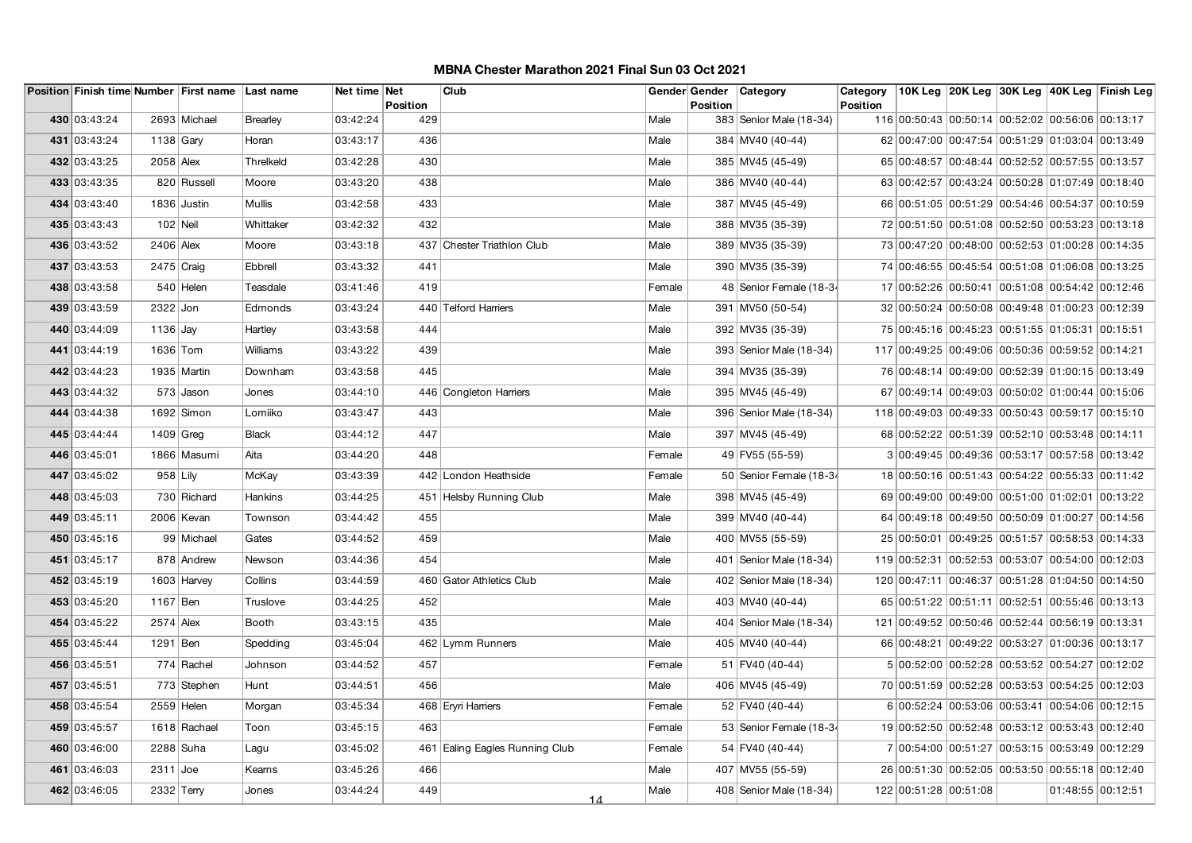# MBNA Chester Marathon 2021 Final Sun 03 Oct 2021

| Position | Finish time | Number | First name | Last name | Net time | Net Position | Club | Gender | Gender Position | Category | Category Position | 10K Leg | 20K Leg | 30K Leg | 40K Leg | Finish Leg |
|---|---|---|---|---|---|---|---|---|---|---|---|---|---|---|---|---|
| 430 | 03:43:24 | 2693 | Michael | Brearley | 03:42:24 | 429 | | Male | 383 | Senior Male (18-34) | 116 | 00:50:43 | 00:50:14 | 00:52:02 | 00:56:06 | 00:13:17 |
| 431 | 03:43:24 | 1138 | Gary | Horan | 03:43:17 | 436 | | Male | 384 | MV40 (40-44) | 62 | 00:47:00 | 00:47:54 | 00:51:29 | 01:03:04 | 00:13:49 |
| 432 | 03:43:25 | 2058 | Alex | Threlkeld | 03:42:28 | 430 | | Male | 385 | MV45 (45-49) | 65 | 00:48:57 | 00:48:44 | 00:52:52 | 00:57:55 | 00:13:57 |
| 433 | 03:43:35 | 820 | Russell | Moore | 03:43:20 | 438 | | Male | 386 | MV40 (40-44) | 63 | 00:42:57 | 00:43:24 | 00:50:28 | 01:07:49 | 00:18:40 |
| 434 | 03:43:40 | 1836 | Justin | Mullis | 03:42:58 | 433 | | Male | 387 | MV45 (45-49) | 66 | 00:51:05 | 00:51:29 | 00:54:46 | 00:54:37 | 00:10:59 |
| 435 | 03:43:43 | 102 | Neil | Whittaker | 03:42:32 | 432 | | Male | 388 | MV35 (35-39) | 72 | 00:51:50 | 00:51:08 | 00:52:50 | 00:53:23 | 00:13:18 |
| 436 | 03:43:52 | 2406 | Alex | Moore | 03:43:18 | 437 | Chester Triathlon Club | Male | 389 | MV35 (35-39) | 73 | 00:47:20 | 00:48:00 | 00:52:53 | 01:00:28 | 00:14:35 |
| 437 | 03:43:53 | 2475 | Craig | Ebbrell | 03:43:32 | 441 | | Male | 390 | MV35 (35-39) | 74 | 00:46:55 | 00:45:54 | 00:51:08 | 01:06:08 | 00:13:25 |
| 438 | 03:43:58 | 540 | Helen | Teasdale | 03:41:46 | 419 | | Female | 48 | Senior Female (18-34 | 17 | 00:52:26 | 00:50:41 | 00:51:08 | 00:54:42 | 00:12:46 |
| 439 | 03:43:59 | 2322 | Jon | Edmonds | 03:43:24 | 440 | Telford Harriers | Male | 391 | MV50 (50-54) | 32 | 00:50:24 | 00:50:08 | 00:49:48 | 01:00:23 | 00:12:39 |
| 440 | 03:44:09 | 1136 | Jay | Hartley | 03:43:58 | 444 | | Male | 392 | MV35 (35-39) | 75 | 00:45:16 | 00:45:23 | 00:51:55 | 01:05:31 | 00:15:51 |
| 441 | 03:44:19 | 1636 | Tom | Williams | 03:43:22 | 439 | | Male | 393 | Senior Male (18-34) | 117 | 00:49:25 | 00:49:06 | 00:50:36 | 00:59:52 | 00:14:21 |
| 442 | 03:44:23 | 1935 | Martin | Downham | 03:43:58 | 445 | | Male | 394 | MV35 (35-39) | 76 | 00:48:14 | 00:49:00 | 00:52:39 | 01:00:15 | 00:13:49 |
| 443 | 03:44:32 | 573 | Jason | Jones | 03:44:10 | 446 | Congleton Harriers | Male | 395 | MV45 (45-49) | 67 | 00:49:14 | 00:49:03 | 00:50:02 | 01:00:44 | 00:15:06 |
| 444 | 03:44:38 | 1692 | Simon | Lomiiko | 03:43:47 | 443 | | Male | 396 | Senior Male (18-34) | 118 | 00:49:03 | 00:49:33 | 00:50:43 | 00:59:17 | 00:15:10 |
| 445 | 03:44:44 | 1409 | Greg | Black | 03:44:12 | 447 | | Male | 397 | MV45 (45-49) | 68 | 00:52:22 | 00:51:39 | 00:52:10 | 00:53:48 | 00:14:11 |
| 446 | 03:45:01 | 1866 | Masumi | Aita | 03:44:20 | 448 | | Female | 49 | FV55 (55-59) | 3 | 00:49:45 | 00:49:36 | 00:53:17 | 00:57:58 | 00:13:42 |
| 447 | 03:45:02 | 958 | Lily | McKay | 03:43:39 | 442 | London Heathside | Female | 50 | Senior Female (18-34 | 18 | 00:50:16 | 00:51:43 | 00:54:22 | 00:55:33 | 00:11:42 |
| 448 | 03:45:03 | 730 | Richard | Hankins | 03:44:25 | 451 | Helsby Running Club | Male | 398 | MV45 (45-49) | 69 | 00:49:00 | 00:49:00 | 00:51:00 | 01:02:01 | 00:13:22 |
| 449 | 03:45:11 | 2006 | Kevan | Townson | 03:44:42 | 455 | | Male | 399 | MV40 (40-44) | 64 | 00:49:18 | 00:49:50 | 00:50:09 | 01:00:27 | 00:14:56 |
| 450 | 03:45:16 | 99 | Michael | Gates | 03:44:52 | 459 | | Male | 400 | MV55 (55-59) | 25 | 00:50:01 | 00:49:25 | 00:51:57 | 00:58:53 | 00:14:33 |
| 451 | 03:45:17 | 878 | Andrew | Newson | 03:44:36 | 454 | | Male | 401 | Senior Male (18-34) | 119 | 00:52:31 | 00:52:53 | 00:53:07 | 00:54:00 | 00:12:03 |
| 452 | 03:45:19 | 1603 | Harvey | Collins | 03:44:59 | 460 | Gator Athletics Club | Male | 402 | Senior Male (18-34) | 120 | 00:47:11 | 00:46:37 | 00:51:28 | 01:04:50 | 00:14:50 |
| 453 | 03:45:20 | 1167 | Ben | Truslove | 03:44:25 | 452 | | Male | 403 | MV40 (40-44) | 65 | 00:51:22 | 00:51:11 | 00:52:51 | 00:55:46 | 00:13:13 |
| 454 | 03:45:22 | 2574 | Alex | Booth | 03:43:15 | 435 | | Male | 404 | Senior Male (18-34) | 121 | 00:49:52 | 00:50:46 | 00:52:44 | 00:56:19 | 00:13:31 |
| 455 | 03:45:44 | 1291 | Ben | Spedding | 03:45:04 | 462 | Lymm Runners | Male | 405 | MV40 (40-44) | 66 | 00:48:21 | 00:49:22 | 00:53:27 | 01:00:36 | 00:13:17 |
| 456 | 03:45:51 | 774 | Rachel | Johnson | 03:44:52 | 457 | | Female | 51 | FV40 (40-44) | 5 | 00:52:00 | 00:52:28 | 00:53:52 | 00:54:27 | 00:12:02 |
| 457 | 03:45:51 | 773 | Stephen | Hunt | 03:44:51 | 456 | | Male | 406 | MV45 (45-49) | 70 | 00:51:59 | 00:52:28 | 00:53:53 | 00:54:25 | 00:12:03 |
| 458 | 03:45:54 | 2559 | Helen | Morgan | 03:45:34 | 468 | Eryri Harriers | Female | 52 | FV40 (40-44) | 6 | 00:52:24 | 00:53:06 | 00:53:41 | 00:54:06 | 00:12:15 |
| 459 | 03:45:57 | 1618 | Rachael | Toon | 03:45:15 | 463 | | Female | 53 | Senior Female (18-34 | 19 | 00:52:50 | 00:52:48 | 00:53:12 | 00:53:43 | 00:12:40 |
| 460 | 03:46:00 | 2288 | Suha | Lagu | 03:45:02 | 461 | Ealing Eagles Running Club | Female | 54 | FV40 (40-44) | 7 | 00:54:00 | 00:51:27 | 00:53:15 | 00:53:49 | 00:12:29 |
| 461 | 03:46:03 | 2311 | Joe | Kearns | 03:45:26 | 466 | | Male | 407 | MV55 (55-59) | 26 | 00:51:30 | 00:52:05 | 00:53:50 | 00:55:18 | 00:12:40 |
| 462 | 03:46:05 | 2332 | Terry | Jones | 03:44:24 | 449 | | Male | 408 | Senior Male (18-34) | 122 | 00:51:28 | 00:51:08 | | 01:48:55 | 00:12:51 |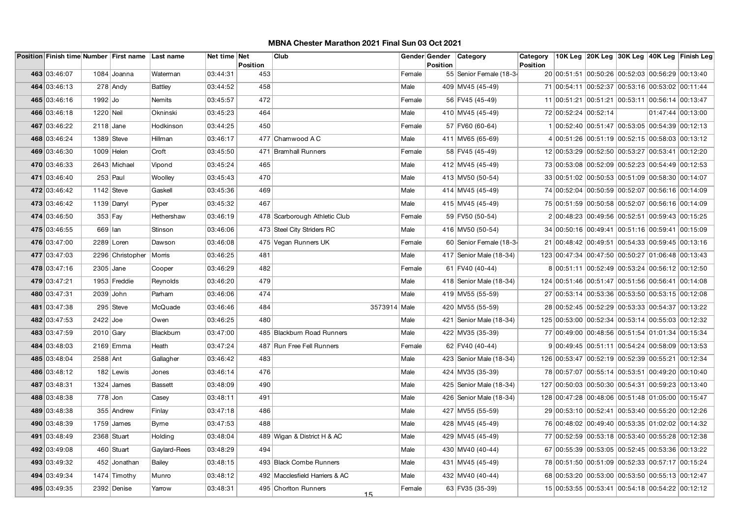# MBNA Chester Marathon 2021 Final Sun 03 Oct 2021

| Position | Finish time | Number | First name | Last name | Net time | Net Position | Club | Gender | Gender Position | Category | Category Position | 10K Leg | 20K Leg | 30K Leg | 40K Leg | Finish Leg |
|---|---|---|---|---|---|---|---|---|---|---|---|---|---|---|---|---|
| 463 | 03:46:07 | 1084 | Joanna | Waterman | 03:44:31 | 453 | | Female | 55 | Senior Female (18-34 | 20 | 00:51:51 | 00:50:26 | 00:52:03 | 00:56:29 | 00:13:40 |
| 464 | 03:46:13 | 278 | Andy | Battley | 03:44:52 | 458 | | Male | 409 | MV45 (45-49) | 71 | 00:54:11 | 00:52:37 | 00:53:16 | 00:53:02 | 00:11:44 |
| 465 | 03:46:16 | 1992 | Jo | Nemits | 03:45:57 | 472 | | Female | 56 | FV45 (45-49) | 11 | 00:51:21 | 00:51:21 | 00:53:11 | 00:56:14 | 00:13:47 |
| 466 | 03:46:18 | 1220 | Neil | Okninski | 03:45:23 | 464 | | Male | 410 | MV45 (45-49) | 72 | 00:52:24 | 00:52:14 | | 01:47:44 | 00:13:00 |
| 467 | 03:46:22 | 2118 | Jane | Hodkinson | 03:44:25 | 450 | | Female | 57 | FV60 (60-64) | 1 | 00:52:40 | 00:51:47 | 00:53:05 | 00:54:39 | 00:12:13 |
| 468 | 03:46:24 | 1389 | Steve | Hillman | 03:46:17 | 477 | Charnwood A C | Male | 411 | MV65 (65-69) | 4 | 00:51:26 | 00:51:19 | 00:52:15 | 00:58:03 | 00:13:12 |
| 469 | 03:46:30 | 1009 | Helen | Croft | 03:45:50 | 471 | Bramhall Runners | Female | 58 | FV45 (45-49) | 12 | 00:53:29 | 00:52:50 | 00:53:27 | 00:53:41 | 00:12:20 |
| 470 | 03:46:33 | 2643 | Michael | Vipond | 03:45:24 | 465 | | Male | 412 | MV45 (45-49) | 73 | 00:53:08 | 00:52:09 | 00:52:23 | 00:54:49 | 00:12:53 |
| 471 | 03:46:40 | 253 | Paul | Woolley | 03:45:43 | 470 | | Male | 413 | MV50 (50-54) | 33 | 00:51:02 | 00:50:53 | 00:51:09 | 00:58:30 | 00:14:07 |
| 472 | 03:46:42 | 1142 | Steve | Gaskell | 03:45:36 | 469 | | Male | 414 | MV45 (45-49) | 74 | 00:52:04 | 00:50:59 | 00:52:07 | 00:56:16 | 00:14:09 |
| 473 | 03:46:42 | 1139 | Darryl | Pyper | 03:45:32 | 467 | | Male | 415 | MV45 (45-49) | 75 | 00:51:59 | 00:50:58 | 00:52:07 | 00:56:16 | 00:14:09 |
| 474 | 03:46:50 | 353 | Fay | Hethershaw | 03:46:19 | 478 | Scarborough Athletic Club | Female | 59 | FV50 (50-54) | 2 | 00:48:23 | 00:49:56 | 00:52:51 | 00:59:43 | 00:15:25 |
| 475 | 03:46:55 | 669 | Ian | Stinson | 03:46:06 | 473 | Steel City Striders RC | Male | 416 | MV50 (50-54) | 34 | 00:50:16 | 00:49:41 | 00:51:16 | 00:59:41 | 00:15:09 |
| 476 | 03:47:00 | 2289 | Loren | Dawson | 03:46:08 | 475 | Vegan Runners UK | Female | 60 | Senior Female (18-34 | 21 | 00:48:42 | 00:49:51 | 00:54:33 | 00:59:45 | 00:13:16 |
| 477 | 03:47:03 | 2296 | Christopher | Morris | 03:46:25 | 481 | | Male | 417 | Senior Male (18-34) | 123 | 00:47:34 | 00:47:50 | 00:50:27 | 01:06:48 | 00:13:43 |
| 478 | 03:47:16 | 2305 | Jane | Cooper | 03:46:29 | 482 | | Female | 61 | FV40 (40-44) | 8 | 00:51:11 | 00:52:49 | 00:53:24 | 00:56:12 | 00:12:50 |
| 479 | 03:47:21 | 1953 | Freddie | Reynolds | 03:46:20 | 479 | | Male | 418 | Senior Male (18-34) | 124 | 00:51:46 | 00:51:47 | 00:51:56 | 00:56:41 | 00:14:08 |
| 480 | 03:47:31 | 2039 | John | Parham | 03:46:06 | 474 | | Male | 419 | MV55 (55-59) | 27 | 00:53:14 | 00:53:36 | 00:53:50 | 00:53:15 | 00:12:08 |
| 481 | 03:47:38 | 295 | Steve | McQuade | 03:46:46 | 484 | 3573914 | Male | 420 | MV55 (55-59) | 28 | 00:52:45 | 00:52:29 | 00:53:33 | 00:54:37 | 00:13:22 |
| 482 | 03:47:53 | 2422 | Joe | Owen | 03:46:25 | 480 | | Male | 421 | Senior Male (18-34) | 125 | 00:53:00 | 00:52:34 | 00:53:14 | 00:55:03 | 00:12:32 |
| 483 | 03:47:59 | 2010 | Gary | Blackburn | 03:47:00 | 485 | Blackburn Road Runners | Male | 422 | MV35 (35-39) | 77 | 00:49:00 | 00:48:56 | 00:51:54 | 01:01:34 | 00:15:34 |
| 484 | 03:48:03 | 2169 | Emma | Heath | 03:47:24 | 487 | Run Free Fell Runners | Female | 62 | FV40 (40-44) | 9 | 00:49:45 | 00:51:11 | 00:54:24 | 00:58:09 | 00:13:53 |
| 485 | 03:48:04 | 2588 | Ant | Gallagher | 03:46:42 | 483 | | Male | 423 | Senior Male (18-34) | 126 | 00:53:47 | 00:52:19 | 00:52:39 | 00:55:21 | 00:12:34 |
| 486 | 03:48:12 | 182 | Lewis | Jones | 03:46:14 | 476 | | Male | 424 | MV35 (35-39) | 78 | 00:57:07 | 00:55:14 | 00:53:51 | 00:49:20 | 00:10:40 |
| 487 | 03:48:31 | 1324 | James | Bassett | 03:48:09 | 490 | | Male | 425 | Senior Male (18-34) | 127 | 00:50:03 | 00:50:30 | 00:54:31 | 00:59:23 | 00:13:40 |
| 488 | 03:48:38 | 778 | Jon | Casey | 03:48:11 | 491 | | Male | 426 | Senior Male (18-34) | 128 | 00:47:28 | 00:48:06 | 00:51:48 | 01:05:00 | 00:15:47 |
| 489 | 03:48:38 | 355 | Andrew | Finlay | 03:47:18 | 486 | | Male | 427 | MV55 (55-59) | 29 | 00:53:10 | 00:52:41 | 00:53:40 | 00:55:20 | 00:12:26 |
| 490 | 03:48:39 | 1759 | James | Byrne | 03:47:53 | 488 | | Male | 428 | MV45 (45-49) | 76 | 00:48:02 | 00:49:40 | 00:53:35 | 01:02:02 | 00:14:32 |
| 491 | 03:48:49 | 2368 | Stuart | Holding | 03:48:04 | 489 | Wigan & District H & AC | Male | 429 | MV45 (45-49) | 77 | 00:52:59 | 00:53:18 | 00:53:40 | 00:55:28 | 00:12:38 |
| 492 | 03:49:08 | 460 | Stuart | Gaylard-Rees | 03:48:29 | 494 | | Male | 430 | MV40 (40-44) | 67 | 00:55:39 | 00:53:05 | 00:52:45 | 00:53:36 | 00:13:22 |
| 493 | 03:49:32 | 452 | Jonathan | Bailey | 03:48:15 | 493 | Black Combe Runners | Male | 431 | MV45 (45-49) | 78 | 00:51:50 | 00:51:09 | 00:52:33 | 00:57:17 | 00:15:24 |
| 494 | 03:49:34 | 1474 | Timothy | Munro | 03:48:12 | 492 | Macclesfield Harriers & AC | Male | 432 | MV40 (40-44) | 68 | 00:53:20 | 00:53:00 | 00:53:50 | 00:55:13 | 00:12:47 |
| 495 | 03:49:35 | 2392 | Denise | Yarrow | 03:48:31 | 495 | Chorlton Runners | Female | 63 | FV35 (35-39) | 15 | 00:53:55 | 00:53:41 | 00:54:18 | 00:54:22 | 00:12:12 |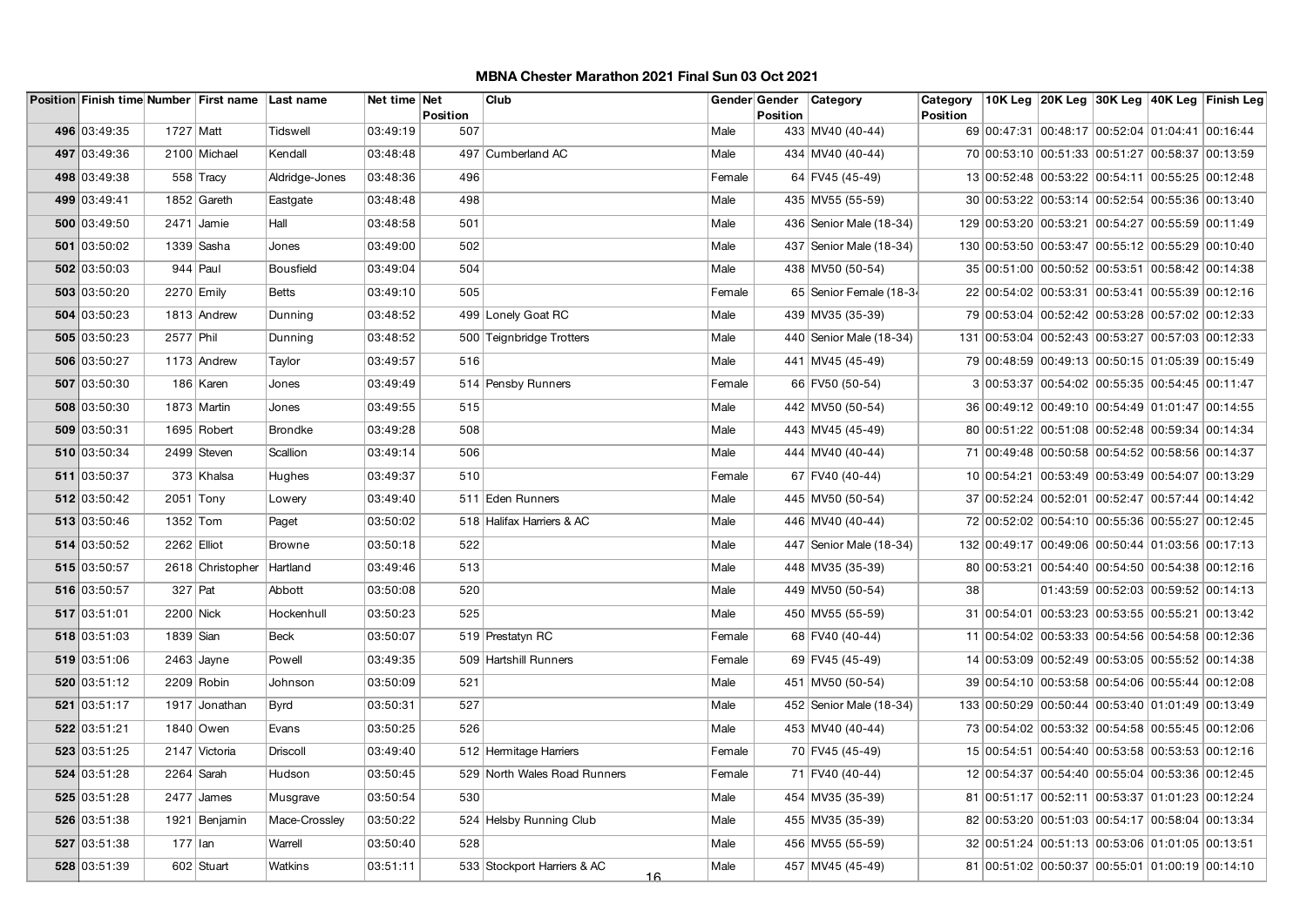# MBNA Chester Marathon 2021 Final Sun 03 Oct 2021

| Position | Finish time | Number | First name | Last name | Net time | Net Position | Club | Gender | Gender Position | Category | Category Position | 10K Leg | 20K Leg | 30K Leg | 40K Leg | Finish Leg |
|---|---|---|---|---|---|---|---|---|---|---|---|---|---|---|---|---|
| 496 | 03:49:35 | 1727 | Matt | Tidswell | 03:49:19 | 507 | | Male | 433 | MV40 (40-44) | 69 | 00:47:31 | 00:48:17 | 00:52:04 | 01:04:41 | 00:16:44 |
| 497 | 03:49:36 | 2100 | Michael | Kendall | 03:48:48 | 497 | Cumberland AC | Male | 434 | MV40 (40-44) | 70 | 00:53:10 | 00:51:33 | 00:51:27 | 00:58:37 | 00:13:59 |
| 498 | 03:49:38 | 558 | Tracy | Aldridge-Jones | 03:48:36 | 496 | | Female | 64 | FV45 (45-49) | 13 | 00:52:48 | 00:53:22 | 00:54:11 | 00:55:25 | 00:12:48 |
| 499 | 03:49:41 | 1852 | Gareth | Eastgate | 03:48:48 | 498 | | Male | 435 | MV55 (55-59) | 30 | 00:53:22 | 00:53:14 | 00:52:54 | 00:55:36 | 00:13:40 |
| 500 | 03:49:50 | 2471 | Jamie | Hall | 03:48:58 | 501 | | Male | 436 | Senior Male (18-34) | 129 | 00:53:20 | 00:53:21 | 00:54:27 | 00:55:59 | 00:11:49 |
| 501 | 03:50:02 | 1339 | Sasha | Jones | 03:49:00 | 502 | | Male | 437 | Senior Male (18-34) | 130 | 00:53:50 | 00:53:47 | 00:55:12 | 00:55:29 | 00:10:40 |
| 502 | 03:50:03 | 944 | Paul | Bousfield | 03:49:04 | 504 | | Male | 438 | MV50 (50-54) | 35 | 00:51:00 | 00:50:52 | 00:53:51 | 00:58:42 | 00:14:38 |
| 503 | 03:50:20 | 2270 | Emily | Betts | 03:49:10 | 505 | | Female | 65 | Senior Female (18-34 | 22 | 00:54:02 | 00:53:31 | 00:53:41 | 00:55:39 | 00:12:16 |
| 504 | 03:50:23 | 1813 | Andrew | Dunning | 03:48:52 | 499 | Lonely Goat RC | Male | 439 | MV35 (35-39) | 79 | 00:53:04 | 00:52:42 | 00:53:28 | 00:57:02 | 00:12:33 |
| 505 | 03:50:23 | 2577 | Phil | Dunning | 03:48:52 | 500 | Teignbridge Trotters | Male | 440 | Senior Male (18-34) | 131 | 00:53:04 | 00:52:43 | 00:53:27 | 00:57:03 | 00:12:33 |
| 506 | 03:50:27 | 1173 | Andrew | Taylor | 03:49:57 | 516 | | Male | 441 | MV45 (45-49) | 79 | 00:48:59 | 00:49:13 | 00:50:15 | 01:05:39 | 00:15:49 |
| 507 | 03:50:30 | 186 | Karen | Jones | 03:49:49 | 514 | Pensby Runners | Female | 66 | FV50 (50-54) | 3 | 00:53:37 | 00:54:02 | 00:55:35 | 00:54:45 | 00:11:47 |
| 508 | 03:50:30 | 1873 | Martin | Jones | 03:49:55 | 515 | | Male | 442 | MV50 (50-54) | 36 | 00:49:12 | 00:49:10 | 00:54:49 | 01:01:47 | 00:14:55 |
| 509 | 03:50:31 | 1695 | Robert | Brondke | 03:49:28 | 508 | | Male | 443 | MV45 (45-49) | 80 | 00:51:22 | 00:51:08 | 00:52:48 | 00:59:34 | 00:14:34 |
| 510 | 03:50:34 | 2499 | Steven | Scallion | 03:49:14 | 506 | | Male | 444 | MV40 (40-44) | 71 | 00:49:48 | 00:50:58 | 00:54:52 | 00:58:56 | 00:14:37 |
| 511 | 03:50:37 | 373 | Khalsa | Hughes | 03:49:37 | 510 | | Female | 67 | FV40 (40-44) | 10 | 00:54:21 | 00:53:49 | 00:53:49 | 00:54:07 | 00:13:29 |
| 512 | 03:50:42 | 2051 | Tony | Lowery | 03:49:40 | 511 | Eden Runners | Male | 445 | MV50 (50-54) | 37 | 00:52:24 | 00:52:01 | 00:52:47 | 00:57:44 | 00:14:42 |
| 513 | 03:50:46 | 1352 | Tom | Paget | 03:50:02 | 518 | Halifax Harriers & AC | Male | 446 | MV40 (40-44) | 72 | 00:52:02 | 00:54:10 | 00:55:36 | 00:55:27 | 00:12:45 |
| 514 | 03:50:52 | 2262 | Elliot | Browne | 03:50:18 | 522 | | Male | 447 | Senior Male (18-34) | 132 | 00:49:17 | 00:49:06 | 00:50:44 | 01:03:56 | 00:17:13 |
| 515 | 03:50:57 | 2618 | Christopher | Hartland | 03:49:46 | 513 | | Male | 448 | MV35 (35-39) | 80 | 00:53:21 | 00:54:40 | 00:54:50 | 00:54:38 | 00:12:16 |
| 516 | 03:50:57 | 327 | Pat | Abbott | 03:50:08 | 520 | | Male | 449 | MV50 (50-54) | 38 | | 01:43:59 | 00:52:03 | 00:59:52 | 00:14:13 |
| 517 | 03:51:01 | 2200 | Nick | Hockenhull | 03:50:23 | 525 | | Male | 450 | MV55 (55-59) | 31 | 00:54:01 | 00:53:23 | 00:53:55 | 00:55:21 | 00:13:42 |
| 518 | 03:51:03 | 1839 | Sian | Beck | 03:50:07 | 519 | Prestatyn RC | Female | 68 | FV40 (40-44) | 11 | 00:54:02 | 00:53:33 | 00:54:56 | 00:54:58 | 00:12:36 |
| 519 | 03:51:06 | 2463 | Jayne | Powell | 03:49:35 | 509 | Hartshill Runners | Female | 69 | FV45 (45-49) | 14 | 00:53:09 | 00:52:49 | 00:53:05 | 00:55:52 | 00:14:38 |
| 520 | 03:51:12 | 2209 | Robin | Johnson | 03:50:09 | 521 | | Male | 451 | MV50 (50-54) | 39 | 00:54:10 | 00:53:58 | 00:54:06 | 00:55:44 | 00:12:08 |
| 521 | 03:51:17 | 1917 | Jonathan | Byrd | 03:50:31 | 527 | | Male | 452 | Senior Male (18-34) | 133 | 00:50:29 | 00:50:44 | 00:53:40 | 01:01:49 | 00:13:49 |
| 522 | 03:51:21 | 1840 | Owen | Evans | 03:50:25 | 526 | | Male | 453 | MV40 (40-44) | 73 | 00:54:02 | 00:53:32 | 00:54:58 | 00:55:45 | 00:12:06 |
| 523 | 03:51:25 | 2147 | Victoria | Driscoll | 03:49:40 | 512 | Hermitage Harriers | Female | 70 | FV45 (45-49) | 15 | 00:54:51 | 00:54:40 | 00:53:58 | 00:53:53 | 00:12:16 |
| 524 | 03:51:28 | 2264 | Sarah | Hudson | 03:50:45 | 529 | North Wales Road Runners | Female | 71 | FV40 (40-44) | 12 | 00:54:37 | 00:54:40 | 00:55:04 | 00:53:36 | 00:12:45 |
| 525 | 03:51:28 | 2477 | James | Musgrave | 03:50:54 | 530 | | Male | 454 | MV35 (35-39) | 81 | 00:51:17 | 00:52:11 | 00:53:37 | 01:01:23 | 00:12:24 |
| 526 | 03:51:38 | 1921 | Benjamin | Mace-Crossley | 03:50:22 | 524 | Helsby Running Club | Male | 455 | MV35 (35-39) | 82 | 00:53:20 | 00:51:03 | 00:54:17 | 00:58:04 | 00:13:34 |
| 527 | 03:51:38 | 177 | Ian | Warrell | 03:50:40 | 528 | | Male | 456 | MV55 (55-59) | 32 | 00:51:24 | 00:51:13 | 00:53:06 | 01:01:05 | 00:13:51 |
| 528 | 03:51:39 | 602 | Stuart | Watkins | 03:51:11 | 533 | Stockport Harriers & AC | Male | 457 | MV45 (45-49) | 81 | 00:51:02 | 00:50:37 | 00:55:01 | 01:00:19 | 00:14:10 |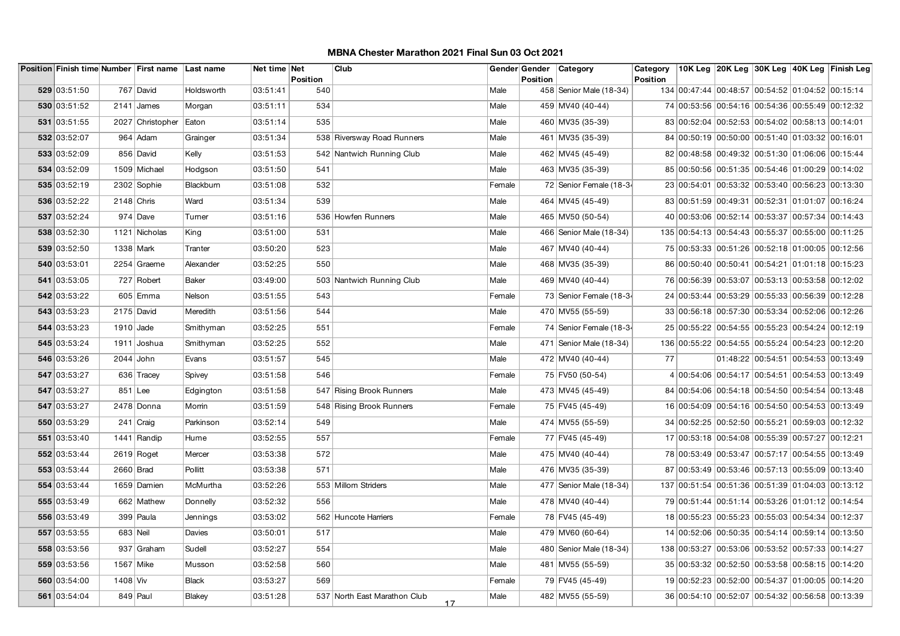# MBNA Chester Marathon 2021 Final Sun 03 Oct 2021

| Position | Finish time | Number | First name | Last name | Net time | Net Position | Club | Gender | Gender Position | Category | Category Position | 10K Leg | 20K Leg | 30K Leg | 40K Leg | Finish Leg |
|---|---|---|---|---|---|---|---|---|---|---|---|---|---|---|---|---|
| 529 | 03:51:50 | 767 | David | Holdsworth | 03:51:41 | 540 | | Male | 458 | Senior Male (18-34) | 134 | 00:47:44 | 00:48:57 | 00:54:52 | 01:04:52 | 00:15:14 |
| 530 | 03:51:52 | 2141 | James | Morgan | 03:51:11 | 534 | | Male | 459 | MV40 (40-44) | 74 | 00:53:56 | 00:54:16 | 00:54:36 | 00:55:49 | 00:12:32 |
| 531 | 03:51:55 | 2027 | Christopher | Eaton | 03:51:14 | 535 | | Male | 460 | MV35 (35-39) | 83 | 00:52:04 | 00:52:53 | 00:54:02 | 00:58:13 | 00:14:01 |
| 532 | 03:52:07 | 964 | Adam | Grainger | 03:51:34 | 538 | Riversway Road Runners | Male | 461 | MV35 (35-39) | 84 | 00:50:19 | 00:50:00 | 00:51:40 | 01:03:32 | 00:16:01 |
| 533 | 03:52:09 | 856 | David | Kelly | 03:51:53 | 542 | Nantwich Running Club | Male | 462 | MV45 (45-49) | 82 | 00:48:58 | 00:49:32 | 00:51:30 | 01:06:06 | 00:15:44 |
| 534 | 03:52:09 | 1509 | Michael | Hodgson | 03:51:50 | 541 | | Male | 463 | MV35 (35-39) | 85 | 00:50:56 | 00:51:35 | 00:54:46 | 01:00:29 | 00:14:02 |
| 535 | 03:52:19 | 2302 | Sophie | Blackburn | 03:51:08 | 532 | | Female | 72 | Senior Female (18-34 | 23 | 00:54:01 | 00:53:32 | 00:53:40 | 00:56:23 | 00:13:30 |
| 536 | 03:52:22 | 2148 | Chris | Ward | 03:51:34 | 539 | | Male | 464 | MV45 (45-49) | 83 | 00:51:59 | 00:49:31 | 00:52:31 | 01:01:07 | 00:16:24 |
| 537 | 03:52:24 | 974 | Dave | Turner | 03:51:16 | 536 | Howfen Runners | Male | 465 | MV50 (50-54) | 40 | 00:53:06 | 00:52:14 | 00:53:37 | 00:57:34 | 00:14:43 |
| 538 | 03:52:30 | 1121 | Nicholas | King | 03:51:00 | 531 | | Male | 466 | Senior Male (18-34) | 135 | 00:54:13 | 00:54:43 | 00:55:37 | 00:55:00 | 00:11:25 |
| 539 | 03:52:50 | 1338 | Mark | Tranter | 03:50:20 | 523 | | Male | 467 | MV40 (40-44) | 75 | 00:53:33 | 00:51:26 | 00:52:18 | 01:00:05 | 00:12:56 |
| 540 | 03:53:01 | 2254 | Graeme | Alexander | 03:52:25 | 550 | | Male | 468 | MV35 (35-39) | 86 | 00:50:40 | 00:50:41 | 00:54:21 | 01:01:18 | 00:15:23 |
| 541 | 03:53:05 | 727 | Robert | Baker | 03:49:00 | 503 | Nantwich Running Club | Male | 469 | MV40 (40-44) | 76 | 00:56:39 | 00:53:07 | 00:53:13 | 00:53:58 | 00:12:02 |
| 542 | 03:53:22 | 605 | Emma | Nelson | 03:51:55 | 543 | | Female | 73 | Senior Female (18-34 | 24 | 00:53:44 | 00:53:29 | 00:55:33 | 00:56:39 | 00:12:28 |
| 543 | 03:53:23 | 2175 | David | Meredith | 03:51:56 | 544 | | Male | 470 | MV55 (55-59) | 33 | 00:56:18 | 00:57:30 | 00:53:34 | 00:52:06 | 00:12:26 |
| 544 | 03:53:23 | 1910 | Jade | Smithyman | 03:52:25 | 551 | | Female | 74 | Senior Female (18-34 | 25 | 00:55:22 | 00:54:55 | 00:55:23 | 00:54:24 | 00:12:19 |
| 545 | 03:53:24 | 1911 | Joshua | Smithyman | 03:52:25 | 552 | | Male | 471 | Senior Male (18-34) | 136 | 00:55:22 | 00:54:55 | 00:55:24 | 00:54:23 | 00:12:20 |
| 546 | 03:53:26 | 2044 | John | Evans | 03:51:57 | 545 | | Male | 472 | MV40 (40-44) | 77 | | 01:48:22 | 00:54:51 | 00:54:53 | 00:13:49 |
| 547 | 03:53:27 | 636 | Tracey | Spivey | 03:51:58 | 546 | | Female | 75 | FV50 (50-54) | 4 | 00:54:06 | 00:54:17 | 00:54:51 | 00:54:53 | 00:13:49 |
| 547 | 03:53:27 | 851 | Lee | Edgington | 03:51:58 | 547 | Rising Brook Runners | Male | 473 | MV45 (45-49) | 84 | 00:54:06 | 00:54:18 | 00:54:50 | 00:54:54 | 00:13:48 |
| 547 | 03:53:27 | 2478 | Donna | Morrin | 03:51:59 | 548 | Rising Brook Runners | Female | 75 | FV45 (45-49) | 16 | 00:54:09 | 00:54:16 | 00:54:50 | 00:54:53 | 00:13:49 |
| 550 | 03:53:29 | 241 | Craig | Parkinson | 03:52:14 | 549 | | Male | 474 | MV55 (55-59) | 34 | 00:52:25 | 00:52:50 | 00:55:21 | 00:59:03 | 00:12:32 |
| 551 | 03:53:40 | 1441 | Randip | Hume | 03:52:55 | 557 | | Female | 77 | FV45 (45-49) | 17 | 00:53:18 | 00:54:08 | 00:55:39 | 00:57:27 | 00:12:21 |
| 552 | 03:53:44 | 2619 | Roget | Mercer | 03:53:38 | 572 | | Male | 475 | MV40 (40-44) | 78 | 00:53:49 | 00:53:47 | 00:57:17 | 00:54:55 | 00:13:49 |
| 553 | 03:53:44 | 2660 | Brad | Pollitt | 03:53:38 | 571 | | Male | 476 | MV35 (35-39) | 87 | 00:53:49 | 00:53:46 | 00:57:13 | 00:55:09 | 00:13:40 |
| 554 | 03:53:44 | 1659 | Damien | McMurtha | 03:52:26 | 553 | Millom Striders | Male | 477 | Senior Male (18-34) | 137 | 00:51:54 | 00:51:36 | 00:51:39 | 01:04:03 | 00:13:12 |
| 555 | 03:53:49 | 662 | Mathew | Donnelly | 03:52:32 | 556 | | Male | 478 | MV40 (40-44) | 79 | 00:51:44 | 00:51:14 | 00:53:26 | 01:01:12 | 00:14:54 |
| 556 | 03:53:49 | 399 | Paula | Jennings | 03:53:02 | 562 | Huncote Harriers | Female | 78 | FV45 (45-49) | 18 | 00:55:23 | 00:55:23 | 00:55:03 | 00:54:34 | 00:12:37 |
| 557 | 03:53:55 | 683 | Neil | Davies | 03:50:01 | 517 | | Male | 479 | MV60 (60-64) | 14 | 00:52:06 | 00:50:35 | 00:54:14 | 00:59:14 | 00:13:50 |
| 558 | 03:53:56 | 937 | Graham | Sudell | 03:52:27 | 554 | | Male | 480 | Senior Male (18-34) | 138 | 00:53:27 | 00:53:06 | 00:53:52 | 00:57:33 | 00:14:27 |
| 559 | 03:53:56 | 1567 | Mike | Musson | 03:52:58 | 560 | | Male | 481 | MV55 (55-59) | 35 | 00:53:32 | 00:52:50 | 00:53:58 | 00:58:15 | 00:14:20 |
| 560 | 03:54:00 | 1408 | Viv | Black | 03:53:27 | 569 | | Female | 79 | FV45 (45-49) | 19 | 00:52:23 | 00:52:00 | 00:54:37 | 01:00:05 | 00:14:20 |
| 561 | 03:54:04 | 849 | Paul | Blakey | 03:51:28 | 537 | North East Marathon Club | Male | 482 | MV55 (55-59) | 36 | 00:54:10 | 00:52:07 | 00:54:32 | 00:56:58 | 00:13:39 |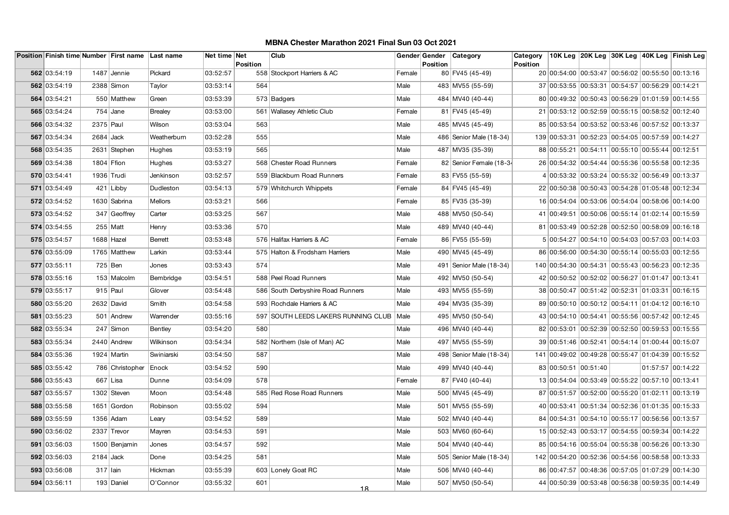# MBNA Chester Marathon 2021 Final Sun 03 Oct 2021

| Position | Finish time | Number | First name | Last name | Net time | Net Position | Club | Gender | Gender Position | Category | Category Position | 10K Leg | 20K Leg | 30K Leg | 40K Leg | Finish Leg |
|---|---|---|---|---|---|---|---|---|---|---|---|---|---|---|---|---|
| 562 | 03:54:19 | 1487 | Jennie | Pickard | 03:52:57 | 558 | Stockport Harriers & AC | Female | 80 | FV45 (45-49) | 20 | 00:54:00 | 00:53:47 | 00:56:02 | 00:55:50 | 00:13:16 |
| 562 | 03:54:19 | 2388 | Simon | Taylor | 03:53:14 | 564 | | Male | 483 | MV55 (55-59) | 37 | 00:53:55 | 00:53:31 | 00:54:57 | 00:56:29 | 00:14:21 |
| 564 | 03:54:21 | 550 | Matthew | Green | 03:53:39 | 573 | Badgers | Male | 484 | MV40 (40-44) | 80 | 00:49:32 | 00:50:43 | 00:56:29 | 01:01:59 | 00:14:55 |
| 565 | 03:54:24 | 754 | Jane | Brealey | 03:53:00 | 561 | Wallasey Athletic Club | Female | 81 | FV45 (45-49) | 21 | 00:53:12 | 00:52:59 | 00:55:15 | 00:58:52 | 00:12:40 |
| 566 | 03:54:32 | 2375 | Paul | Wilson | 03:53:04 | 563 | | Male | 485 | MV45 (45-49) | 85 | 00:53:54 | 00:53:52 | 00:53:46 | 00:57:52 | 00:13:37 |
| 567 | 03:54:34 | 2684 | Jack | Weatherburn | 03:52:28 | 555 | | Male | 486 | Senior Male (18-34) | 139 | 00:53:31 | 00:52:23 | 00:54:05 | 00:57:59 | 00:14:27 |
| 568 | 03:54:35 | 2631 | Stephen | Hughes | 03:53:19 | 565 | | Male | 487 | MV35 (35-39) | 88 | 00:55:21 | 00:54:11 | 00:55:10 | 00:55:44 | 00:12:51 |
| 569 | 03:54:38 | 1804 | Ffion | Hughes | 03:53:27 | 568 | Chester Road Runners | Female | 82 | Senior Female (18-34 | 26 | 00:54:32 | 00:54:44 | 00:55:36 | 00:55:58 | 00:12:35 |
| 570 | 03:54:41 | 1936 | Trudi | Jenkinson | 03:52:57 | 559 | Blackburn Road Runners | Female | 83 | FV55 (55-59) | 4 | 00:53:32 | 00:53:24 | 00:55:32 | 00:56:49 | 00:13:37 |
| 571 | 03:54:49 | 421 | Libby | Dudleston | 03:54:13 | 579 | Whitchurch Whippets | Female | 84 | FV45 (45-49) | 22 | 00:50:38 | 00:50:43 | 00:54:28 | 01:05:48 | 00:12:34 |
| 572 | 03:54:52 | 1630 | Sabrina | Mellors | 03:53:21 | 566 | | Female | 85 | FV35 (35-39) | 16 | 00:54:04 | 00:53:06 | 00:54:04 | 00:58:06 | 00:14:00 |
| 573 | 03:54:52 | 347 | Geoffrey | Carter | 03:53:25 | 567 | | Male | 488 | MV50 (50-54) | 41 | 00:49:51 | 00:50:06 | 00:55:14 | 01:02:14 | 00:15:59 |
| 574 | 03:54:55 | 255 | Matt | Henry | 03:53:36 | 570 | | Male | 489 | MV40 (40-44) | 81 | 00:53:49 | 00:52:28 | 00:52:50 | 00:58:09 | 00:16:18 |
| 575 | 03:54:57 | 1688 | Hazel | Berrett | 03:53:48 | 576 | Halifax Harriers & AC | Female | 86 | FV55 (55-59) | 5 | 00:54:27 | 00:54:10 | 00:54:03 | 00:57:03 | 00:14:03 |
| 576 | 03:55:09 | 1765 | Matthew | Larkin | 03:53:44 | 575 | Halton & Frodsham Harriers | Male | 490 | MV45 (45-49) | 86 | 00:56:00 | 00:54:30 | 00:55:14 | 00:55:03 | 00:12:55 |
| 577 | 03:55:11 | 725 | Ben | Jones | 03:53:43 | 574 | | Male | 491 | Senior Male (18-34) | 140 | 00:54:30 | 00:54:31 | 00:55:43 | 00:56:23 | 00:12:35 |
| 578 | 03:55:16 | 153 | Malcolm | Bembridge | 03:54:51 | 588 | Peel Road Runners | Male | 492 | MV50 (50-54) | 42 | 00:50:52 | 00:52:02 | 00:56:27 | 01:01:47 | 00:13:41 |
| 579 | 03:55:17 | 915 | Paul | Glover | 03:54:48 | 586 | South Derbyshire Road Runners | Male | 493 | MV55 (55-59) | 38 | 00:50:47 | 00:51:42 | 00:52:31 | 01:03:31 | 00:16:15 |
| 580 | 03:55:20 | 2632 | David | Smith | 03:54:58 | 593 | Rochdale Harriers & AC | Male | 494 | MV35 (35-39) | 89 | 00:50:10 | 00:50:12 | 00:54:11 | 01:04:12 | 00:16:10 |
| 581 | 03:55:23 | 501 | Andrew | Warrender | 03:55:16 | 597 | SOUTH LEEDS LAKERS RUNNING CLUB | Male | 495 | MV50 (50-54) | 43 | 00:54:10 | 00:54:41 | 00:55:56 | 00:57:42 | 00:12:45 |
| 582 | 03:55:34 | 247 | Simon | Bentley | 03:54:20 | 580 | | Male | 496 | MV40 (40-44) | 82 | 00:53:01 | 00:52:39 | 00:52:50 | 00:59:53 | 00:15:55 |
| 583 | 03:55:34 | 2440 | Andrew | Wilkinson | 03:54:34 | 582 | Northern (Isle of Man) AC | Male | 497 | MV55 (55-59) | 39 | 00:51:46 | 00:52:41 | 00:54:14 | 01:00:44 | 00:15:07 |
| 584 | 03:55:36 | 1924 | Martin | Swiniarski | 03:54:50 | 587 | | Male | 498 | Senior Male (18-34) | 141 | 00:49:02 | 00:49:28 | 00:55:47 | 01:04:39 | 00:15:52 |
| 585 | 03:55:42 | 786 | Christopher | Enock | 03:54:52 | 590 | | Male | 499 | MV40 (40-44) | 83 | 00:50:51 | 00:51:40 | | 01:57:57 | 00:14:22 |
| 586 | 03:55:43 | 667 | Lisa | Dunne | 03:54:09 | 578 | | Female | 87 | FV40 (40-44) | 13 | 00:54:04 | 00:53:49 | 00:55:22 | 00:57:10 | 00:13:41 |
| 587 | 03:55:57 | 1302 | Steven | Moon | 03:54:48 | 585 | Red Rose Road Runners | Male | 500 | MV45 (45-49) | 87 | 00:51:57 | 00:52:00 | 00:55:20 | 01:02:11 | 00:13:19 |
| 588 | 03:55:58 | 1651 | Gordon | Robinson | 03:55:02 | 594 | | Male | 501 | MV55 (55-59) | 40 | 00:53:41 | 00:51:34 | 00:52:36 | 01:01:35 | 00:15:33 |
| 589 | 03:55:59 | 1356 | Adam | Leary | 03:54:52 | 589 | | Male | 502 | MV40 (40-44) | 84 | 00:54:31 | 00:54:10 | 00:55:17 | 00:56:56 | 00:13:57 |
| 590 | 03:56:02 | 2337 | Trevor | Mayren | 03:54:53 | 591 | | Male | 503 | MV60 (60-64) | 15 | 00:52:43 | 00:53:17 | 00:54:55 | 00:59:34 | 00:14:22 |
| 591 | 03:56:03 | 1500 | Benjamin | Jones | 03:54:57 | 592 | | Male | 504 | MV40 (40-44) | 85 | 00:54:16 | 00:55:04 | 00:55:38 | 00:56:26 | 00:13:30 |
| 592 | 03:56:03 | 2184 | Jack | Done | 03:54:25 | 581 | | Male | 505 | Senior Male (18-34) | 142 | 00:54:20 | 00:52:36 | 00:54:56 | 00:58:58 | 00:13:33 |
| 593 | 03:56:08 | 317 | Iain | Hickman | 03:55:39 | 603 | Lonely Goat RC | Male | 506 | MV40 (40-44) | 86 | 00:47:57 | 00:48:36 | 00:57:05 | 01:07:29 | 00:14:30 |
| 594 | 03:56:11 | 193 | Daniel | O'Connor | 03:55:32 | 601 | | Male | 507 | MV50 (50-54) | 44 | 00:50:39 | 00:53:48 | 00:56:38 | 00:59:35 | 00:14:49 |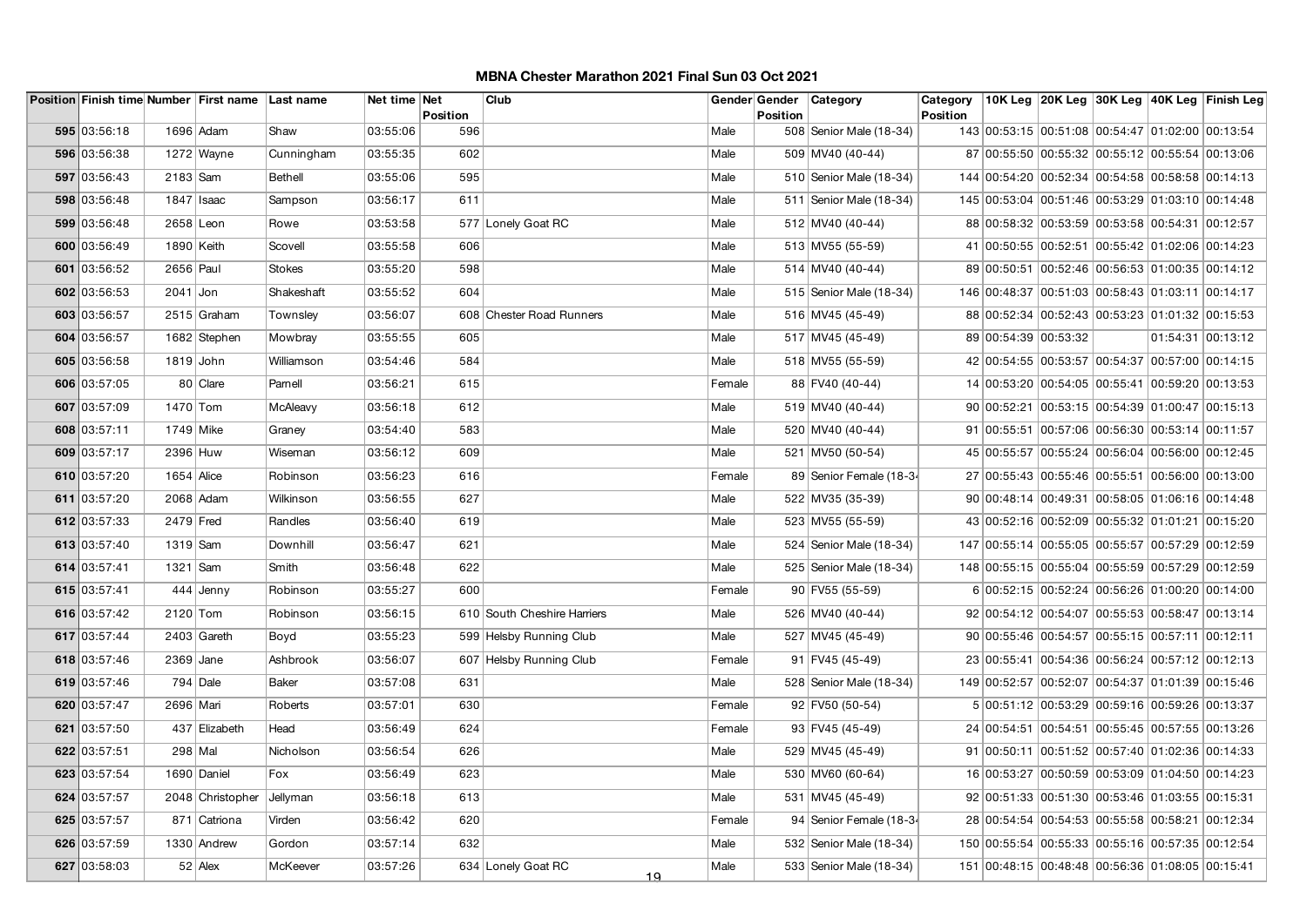# MBNA Chester Marathon 2021 Final Sun 03 Oct 2021

| Position | Finish time | Number | First name | Last name | Net time | Net Position | Club | Gender | Gender Position | Category | Category Position | 10K Leg | 20K Leg | 30K Leg | 40K Leg | Finish Leg |
|---|---|---|---|---|---|---|---|---|---|---|---|---|---|---|---|---|
| 595 | 03:56:18 | 1696 | Adam | Shaw | 03:55:06 | 596 | | Male | 508 | Senior Male (18-34) | 143 | 00:53:15 | 00:51:08 | 00:54:47 | 01:02:00 | 00:13:54 |
| 596 | 03:56:38 | 1272 | Wayne | Cunningham | 03:55:35 | 602 | | Male | 509 | MV40 (40-44) | 87 | 00:55:50 | 00:55:32 | 00:55:12 | 00:55:54 | 00:13:06 |
| 597 | 03:56:43 | 2183 | Sam | Bethell | 03:55:06 | 595 | | Male | 510 | Senior Male (18-34) | 144 | 00:54:20 | 00:52:34 | 00:54:58 | 00:58:58 | 00:14:13 |
| 598 | 03:56:48 | 1847 | Isaac | Sampson | 03:56:17 | 611 | | Male | 511 | Senior Male (18-34) | 145 | 00:53:04 | 00:51:46 | 00:53:29 | 01:03:10 | 00:14:48 |
| 599 | 03:56:48 | 2658 | Leon | Rowe | 03:53:58 | 577 | Lonely Goat RC | Male | 512 | MV40 (40-44) | 88 | 00:58:32 | 00:53:59 | 00:53:58 | 00:54:31 | 00:12:57 |
| 600 | 03:56:49 | 1890 | Keith | Scovell | 03:55:58 | 606 | | Male | 513 | MV55 (55-59) | 41 | 00:50:55 | 00:52:51 | 00:55:42 | 01:02:06 | 00:14:23 |
| 601 | 03:56:52 | 2656 | Paul | Stokes | 03:55:20 | 598 | | Male | 514 | MV40 (40-44) | 89 | 00:50:51 | 00:52:46 | 00:56:53 | 01:00:35 | 00:14:12 |
| 602 | 03:56:53 | 2041 | Jon | Shakeshaft | 03:55:52 | 604 | | Male | 515 | Senior Male (18-34) | 146 | 00:48:37 | 00:51:03 | 00:58:43 | 01:03:11 | 00:14:17 |
| 603 | 03:56:57 | 2515 | Graham | Townsley | 03:56:07 | 608 | Chester Road Runners | Male | 516 | MV45 (45-49) | 88 | 00:52:34 | 00:52:43 | 00:53:23 | 01:01:32 | 00:15:53 |
| 604 | 03:56:57 | 1682 | Stephen | Mowbray | 03:55:55 | 605 | | Male | 517 | MV45 (45-49) | 89 | 00:54:39 | 00:53:32 | | 01:54:31 | 00:13:12 |
| 605 | 03:56:58 | 1819 | John | Williamson | 03:54:46 | 584 | | Male | 518 | MV55 (55-59) | 42 | 00:54:55 | 00:53:57 | 00:54:37 | 00:57:00 | 00:14:15 |
| 606 | 03:57:05 | 80 | Clare | Parnell | 03:56:21 | 615 | | Female | 88 | FV40 (40-44) | 14 | 00:53:20 | 00:54:05 | 00:55:41 | 00:59:20 | 00:13:53 |
| 607 | 03:57:09 | 1470 | Tom | McAleavy | 03:56:18 | 612 | | Male | 519 | MV40 (40-44) | 90 | 00:52:21 | 00:53:15 | 00:54:39 | 01:00:47 | 00:15:13 |
| 608 | 03:57:11 | 1749 | Mike | Graney | 03:54:40 | 583 | | Male | 520 | MV40 (40-44) | 91 | 00:55:51 | 00:57:06 | 00:56:30 | 00:53:14 | 00:11:57 |
| 609 | 03:57:17 | 2396 | Huw | Wiseman | 03:56:12 | 609 | | Male | 521 | MV50 (50-54) | 45 | 00:55:57 | 00:55:24 | 00:56:04 | 00:56:00 | 00:12:45 |
| 610 | 03:57:20 | 1654 | Alice | Robinson | 03:56:23 | 616 | | Female | 89 | Senior Female (18-34 | 27 | 00:55:43 | 00:55:46 | 00:55:51 | 00:56:00 | 00:13:00 |
| 611 | 03:57:20 | 2068 | Adam | Wilkinson | 03:56:55 | 627 | | Male | 522 | MV35 (35-39) | 90 | 00:48:14 | 00:49:31 | 00:58:05 | 01:06:16 | 00:14:48 |
| 612 | 03:57:33 | 2479 | Fred | Randles | 03:56:40 | 619 | | Male | 523 | MV55 (55-59) | 43 | 00:52:16 | 00:52:09 | 00:55:32 | 01:01:21 | 00:15:20 |
| 613 | 03:57:40 | 1319 | Sam | Downhill | 03:56:47 | 621 | | Male | 524 | Senior Male (18-34) | 147 | 00:55:14 | 00:55:05 | 00:55:57 | 00:57:29 | 00:12:59 |
| 614 | 03:57:41 | 1321 | Sam | Smith | 03:56:48 | 622 | | Male | 525 | Senior Male (18-34) | 148 | 00:55:15 | 00:55:04 | 00:55:59 | 00:57:29 | 00:12:59 |
| 615 | 03:57:41 | 444 | Jenny | Robinson | 03:55:27 | 600 | | Female | 90 | FV55 (55-59) | 6 | 00:52:15 | 00:52:24 | 00:56:26 | 01:00:20 | 00:14:00 |
| 616 | 03:57:42 | 2120 | Tom | Robinson | 03:56:15 | 610 | South Cheshire Harriers | Male | 526 | MV40 (40-44) | 92 | 00:54:12 | 00:54:07 | 00:55:53 | 00:58:47 | 00:13:14 |
| 617 | 03:57:44 | 2403 | Gareth | Boyd | 03:55:23 | 599 | Helsby Running Club | Male | 527 | MV45 (45-49) | 90 | 00:55:46 | 00:54:57 | 00:55:15 | 00:57:11 | 00:12:11 |
| 618 | 03:57:46 | 2369 | Jane | Ashbrook | 03:56:07 | 607 | Helsby Running Club | Female | 91 | FV45 (45-49) | 23 | 00:55:41 | 00:54:36 | 00:56:24 | 00:57:12 | 00:12:13 |
| 619 | 03:57:46 | 794 | Dale | Baker | 03:57:08 | 631 | | Male | 528 | Senior Male (18-34) | 149 | 00:52:57 | 00:52:07 | 00:54:37 | 01:01:39 | 00:15:46 |
| 620 | 03:57:47 | 2696 | Mari | Roberts | 03:57:01 | 630 | | Female | 92 | FV50 (50-54) | 5 | 00:51:12 | 00:53:29 | 00:59:16 | 00:59:26 | 00:13:37 |
| 621 | 03:57:50 | 437 | Elizabeth | Head | 03:56:49 | 624 | | Female | 93 | FV45 (45-49) | 24 | 00:54:51 | 00:54:51 | 00:55:45 | 00:57:55 | 00:13:26 |
| 622 | 03:57:51 | 298 | Mal | Nicholson | 03:56:54 | 626 | | Male | 529 | MV45 (45-49) | 91 | 00:50:11 | 00:51:52 | 00:57:40 | 01:02:36 | 00:14:33 |
| 623 | 03:57:54 | 1690 | Daniel | Fox | 03:56:49 | 623 | | Male | 530 | MV60 (60-64) | 16 | 00:53:27 | 00:50:59 | 00:53:09 | 01:04:50 | 00:14:23 |
| 624 | 03:57:57 | 2048 | Christopher | Jellyman | 03:56:18 | 613 | | Male | 531 | MV45 (45-49) | 92 | 00:51:33 | 00:51:30 | 00:53:46 | 01:03:55 | 00:15:31 |
| 625 | 03:57:57 | 871 | Catriona | Virden | 03:56:42 | 620 | | Female | 94 | Senior Female (18-34 | 28 | 00:54:54 | 00:54:53 | 00:55:58 | 00:58:21 | 00:12:34 |
| 626 | 03:57:59 | 1330 | Andrew | Gordon | 03:57:14 | 632 | | Male | 532 | Senior Male (18-34) | 150 | 00:55:54 | 00:55:33 | 00:55:16 | 00:57:35 | 00:12:54 |
| 627 | 03:58:03 | 52 | Alex | McKeever | 03:57:26 | 634 | Lonely Goat RC | Male | 533 | Senior Male (18-34) | 151 | 00:48:15 | 00:48:48 | 00:56:36 | 01:08:05 | 00:15:41 |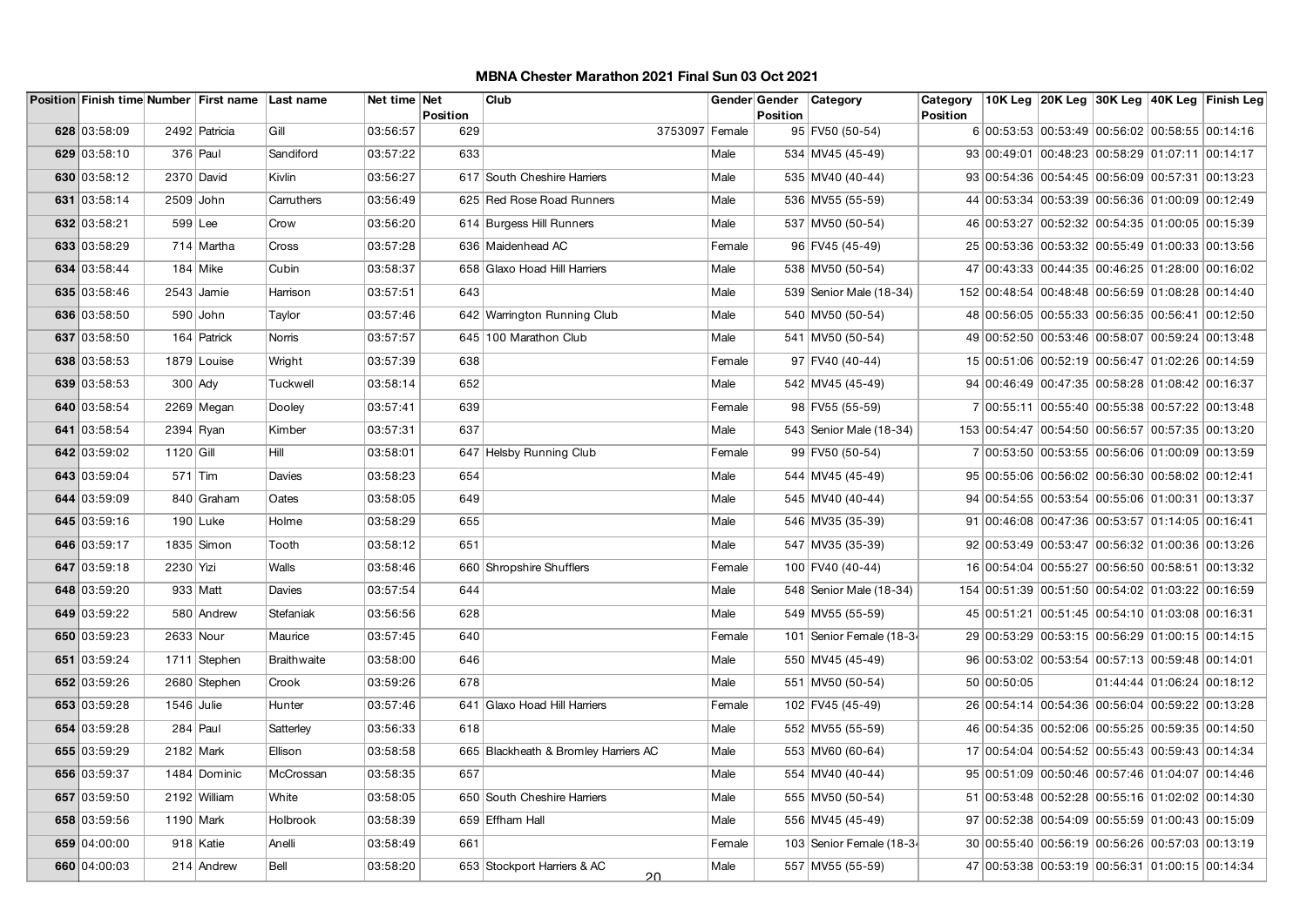# MBNA Chester Marathon 2021 Final Sun 03 Oct 2021

| Position | Finish time | Number | First name | Last name | Net time | Net Position | Club | Gender | Gender Position | Category | Category Position | 10K Leg | 20K Leg | 30K Leg | 40K Leg | Finish Leg |
|---|---|---|---|---|---|---|---|---|---|---|---|---|---|---|---|---|
| 628 | 03:58:09 | 2492 | Patricia | Gill | 03:56:57 | 629 | 3753097 | Female | 95 | FV50 (50-54) | 6 | 00:53:53 | 00:53:49 | 00:56:02 | 00:58:55 | 00:14:16 |
| 629 | 03:58:10 | 376 | Paul | Sandiford | 03:57:22 | 633 | | Male | 534 | MV45 (45-49) | 93 | 00:49:01 | 00:48:23 | 00:58:29 | 01:07:11 | 00:14:17 |
| 630 | 03:58:12 | 2370 | David | Kivlin | 03:56:27 | 617 | South Cheshire Harriers | Male | 535 | MV40 (40-44) | 93 | 00:54:36 | 00:54:45 | 00:56:09 | 00:57:31 | 00:13:23 |
| 631 | 03:58:14 | 2509 | John | Carruthers | 03:56:49 | 625 | Red Rose Road Runners | Male | 536 | MV55 (55-59) | 44 | 00:53:34 | 00:53:39 | 00:56:36 | 01:00:09 | 00:12:49 |
| 632 | 03:58:21 | 599 | Lee | Crow | 03:56:20 | 614 | Burgess Hill Runners | Male | 537 | MV50 (50-54) | 46 | 00:53:27 | 00:52:32 | 00:54:35 | 01:00:05 | 00:15:39 |
| 633 | 03:58:29 | 714 | Martha | Cross | 03:57:28 | 636 | Maidenhead AC | Female | 96 | FV45 (45-49) | 25 | 00:53:36 | 00:53:32 | 00:55:49 | 01:00:33 | 00:13:56 |
| 634 | 03:58:44 | 184 | Mike | Cubin | 03:58:37 | 658 | Glaxo Hoad Hill Harriers | Male | 538 | MV50 (50-54) | 47 | 00:43:33 | 00:44:35 | 00:46:25 | 01:28:00 | 00:16:02 |
| 635 | 03:58:46 | 2543 | Jamie | Harrison | 03:57:51 | 643 | | Male | 539 | Senior Male (18-34) | 152 | 00:48:54 | 00:48:48 | 00:56:59 | 01:08:28 | 00:14:40 |
| 636 | 03:58:50 | 590 | John | Taylor | 03:57:46 | 642 | Warrington Running Club | Male | 540 | MV50 (50-54) | 48 | 00:56:05 | 00:55:33 | 00:56:35 | 00:56:41 | 00:12:50 |
| 637 | 03:58:50 | 164 | Patrick | Norris | 03:57:57 | 645 | 100 Marathon Club | Male | 541 | MV50 (50-54) | 49 | 00:52:50 | 00:53:46 | 00:58:07 | 00:59:24 | 00:13:48 |
| 638 | 03:58:53 | 1879 | Louise | Wright | 03:57:39 | 638 | | Female | 97 | FV40 (40-44) | 15 | 00:51:06 | 00:52:19 | 00:56:47 | 01:02:26 | 00:14:59 |
| 639 | 03:58:53 | 300 | Ady | Tuckwell | 03:58:14 | 652 | | Male | 542 | MV45 (45-49) | 94 | 00:46:49 | 00:47:35 | 00:58:28 | 01:08:42 | 00:16:37 |
| 640 | 03:58:54 | 2269 | Megan | Dooley | 03:57:41 | 639 | | Female | 98 | FV55 (55-59) | 7 | 00:55:11 | 00:55:40 | 00:55:38 | 00:57:22 | 00:13:48 |
| 641 | 03:58:54 | 2394 | Ryan | Kimber | 03:57:31 | 637 | | Male | 543 | Senior Male (18-34) | 153 | 00:54:47 | 00:54:50 | 00:56:57 | 00:57:35 | 00:13:20 |
| 642 | 03:59:02 | 1120 | Gill | Hill | 03:58:01 | 647 | Helsby Running Club | Female | 99 | FV50 (50-54) | 7 | 00:53:50 | 00:53:55 | 00:56:06 | 01:00:09 | 00:13:59 |
| 643 | 03:59:04 | 571 | Tim | Davies | 03:58:23 | 654 | | Male | 544 | MV45 (45-49) | 95 | 00:55:06 | 00:56:02 | 00:56:30 | 00:58:02 | 00:12:41 |
| 644 | 03:59:09 | 840 | Graham | Oates | 03:58:05 | 649 | | Male | 545 | MV40 (40-44) | 94 | 00:54:55 | 00:53:54 | 00:55:06 | 01:00:31 | 00:13:37 |
| 645 | 03:59:16 | 190 | Luke | Holme | 03:58:29 | 655 | | Male | 546 | MV35 (35-39) | 91 | 00:46:08 | 00:47:36 | 00:53:57 | 01:14:05 | 00:16:41 |
| 646 | 03:59:17 | 1835 | Simon | Tooth | 03:58:12 | 651 | | Male | 547 | MV35 (35-39) | 92 | 00:53:49 | 00:53:47 | 00:56:32 | 01:00:36 | 00:13:26 |
| 647 | 03:59:18 | 2230 | Yizi | Walls | 03:58:46 | 660 | Shropshire Shufflers | Female | 100 | FV40 (40-44) | 16 | 00:54:04 | 00:55:27 | 00:56:50 | 00:58:51 | 00:13:32 |
| 648 | 03:59:20 | 933 | Matt | Davies | 03:57:54 | 644 | | Male | 548 | Senior Male (18-34) | 154 | 00:51:39 | 00:51:50 | 00:54:02 | 01:03:22 | 00:16:59 |
| 649 | 03:59:22 | 580 | Andrew | Stefaniak | 03:56:56 | 628 | | Male | 549 | MV55 (55-59) | 45 | 00:51:21 | 00:51:45 | 00:54:10 | 01:03:08 | 00:16:31 |
| 650 | 03:59:23 | 2633 | Nour | Maurice | 03:57:45 | 640 | | Female | 101 | Senior Female (18-34 | 29 | 00:53:29 | 00:53:15 | 00:56:29 | 01:00:15 | 00:14:15 |
| 651 | 03:59:24 | 1711 | Stephen | Braithwaite | 03:58:00 | 646 | | Male | 550 | MV45 (45-49) | 96 | 00:53:02 | 00:53:54 | 00:57:13 | 00:59:48 | 00:14:01 |
| 652 | 03:59:26 | 2680 | Stephen | Crook | 03:59:26 | 678 | | Male | 551 | MV50 (50-54) | 50 | 00:50:05 | | 01:44:44 | 01:06:24 | 00:18:12 |
| 653 | 03:59:28 | 1546 | Julie | Hunter | 03:57:46 | 641 | Glaxo Hoad Hill Harriers | Female | 102 | FV45 (45-49) | 26 | 00:54:14 | 00:54:36 | 00:56:04 | 00:59:22 | 00:13:28 |
| 654 | 03:59:28 | 284 | Paul | Satterley | 03:56:33 | 618 | | Male | 552 | MV55 (55-59) | 46 | 00:54:35 | 00:52:06 | 00:55:25 | 00:59:35 | 00:14:50 |
| 655 | 03:59:29 | 2182 | Mark | Ellison | 03:58:58 | 665 | Blackheath & Bromley Harriers AC | Male | 553 | MV60 (60-64) | 17 | 00:54:04 | 00:54:52 | 00:55:43 | 00:59:43 | 00:14:34 |
| 656 | 03:59:37 | 1484 | Dominic | McCrossan | 03:58:35 | 657 | | Male | 554 | MV40 (40-44) | 95 | 00:51:09 | 00:50:46 | 00:57:46 | 01:04:07 | 00:14:46 |
| 657 | 03:59:50 | 2192 | William | White | 03:58:05 | 650 | South Cheshire Harriers | Male | 555 | MV50 (50-54) | 51 | 00:53:48 | 00:52:28 | 00:55:16 | 01:02:02 | 00:14:30 |
| 658 | 03:59:56 | 1190 | Mark | Holbrook | 03:58:39 | 659 | Effham Hall | Male | 556 | MV45 (45-49) | 97 | 00:52:38 | 00:54:09 | 00:55:59 | 01:00:43 | 00:15:09 |
| 659 | 04:00:00 | 918 | Katie | Anelli | 03:58:49 | 661 | | Female | 103 | Senior Female (18-34 | 30 | 00:55:40 | 00:56:19 | 00:56:26 | 00:57:03 | 00:13:19 |
| 660 | 04:00:03 | 214 | Andrew | Bell | 03:58:20 | 653 | Stockport Harriers & AC | Male | 557 | MV55 (55-59) | 47 | 00:53:38 | 00:53:19 | 00:56:31 | 01:00:15 | 00:14:34 |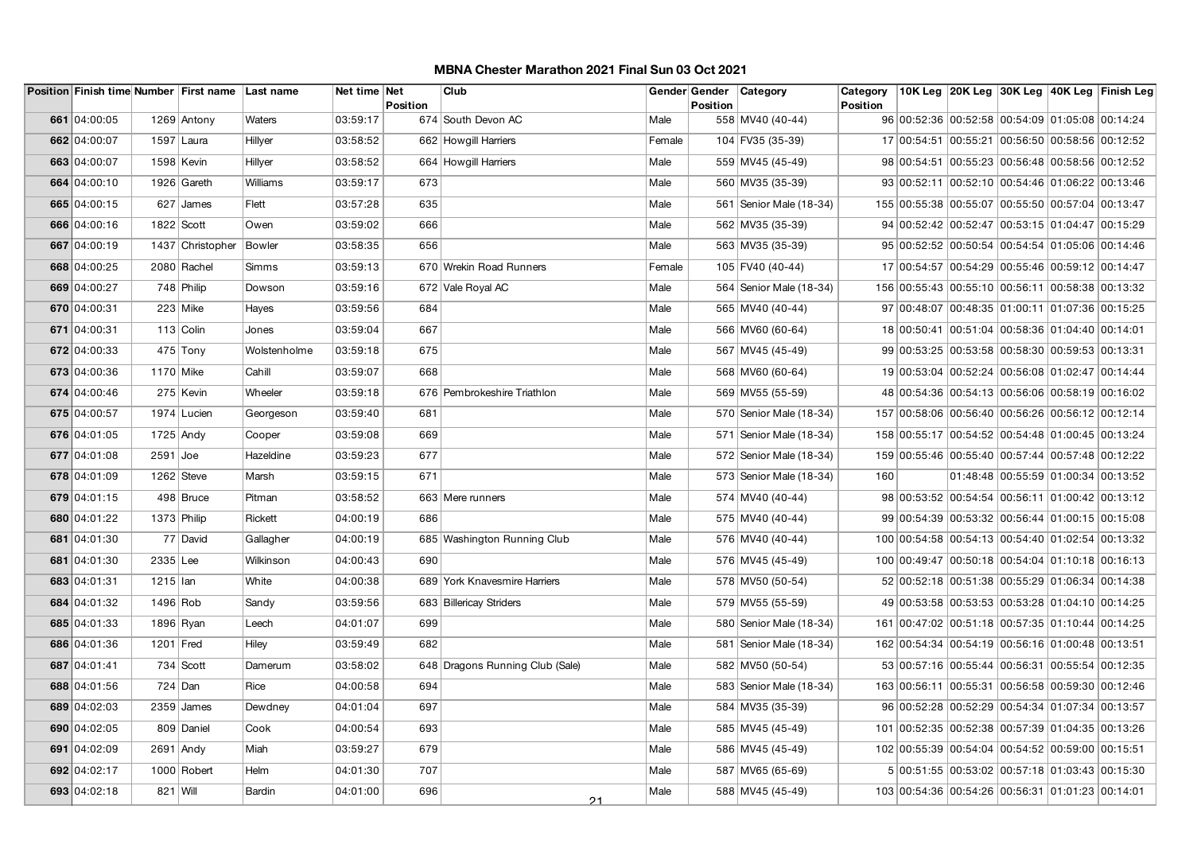# MBNA Chester Marathon 2021 Final Sun 03 Oct 2021

| Position | Finish time | Number | First name | Last name | Net time | Net Position | Club | Gender | Gender Position | Category | Category Position | 10K Leg | 20K Leg | 30K Leg | 40K Leg | Finish Leg |
|---|---|---|---|---|---|---|---|---|---|---|---|---|---|---|---|---|
| 661 | 04:00:05 | 1269 | Antony | Waters | 03:59:17 | 674 | South Devon AC | Male | 558 | MV40 (40-44) | 96 | 00:52:36 | 00:52:58 | 00:54:09 | 01:05:08 | 00:14:24 |
| 662 | 04:00:07 | 1597 | Laura | Hillyer | 03:58:52 | 662 | Howgill Harriers | Female | 104 | FV35 (35-39) | 17 | 00:54:51 | 00:55:21 | 00:56:50 | 00:58:56 | 00:12:52 |
| 663 | 04:00:07 | 1598 | Kevin | Hillyer | 03:58:52 | 664 | Howgill Harriers | Male | 559 | MV45 (45-49) | 98 | 00:54:51 | 00:55:23 | 00:56:48 | 00:58:56 | 00:12:52 |
| 664 | 04:00:10 | 1926 | Gareth | Williams | 03:59:17 | 673 | | Male | 560 | MV35 (35-39) | 93 | 00:52:11 | 00:52:10 | 00:54:46 | 01:06:22 | 00:13:46 |
| 665 | 04:00:15 | 627 | James | Flett | 03:57:28 | 635 | | Male | 561 | Senior Male (18-34) | 155 | 00:55:38 | 00:55:07 | 00:55:50 | 00:57:04 | 00:13:47 |
| 666 | 04:00:16 | 1822 | Scott | Owen | 03:59:02 | 666 | | Male | 562 | MV35 (35-39) | 94 | 00:52:42 | 00:52:47 | 00:53:15 | 01:04:47 | 00:15:29 |
| 667 | 04:00:19 | 1437 | Christopher | Bowler | 03:58:35 | 656 | | Male | 563 | MV35 (35-39) | 95 | 00:52:52 | 00:50:54 | 00:54:54 | 01:05:06 | 00:14:46 |
| 668 | 04:00:25 | 2080 | Rachel | Simms | 03:59:13 | 670 | Wrekin Road Runners | Female | 105 | FV40 (40-44) | 17 | 00:54:57 | 00:54:29 | 00:55:46 | 00:59:12 | 00:14:47 |
| 669 | 04:00:27 | 748 | Philip | Dowson | 03:59:16 | 672 | Vale Royal AC | Male | 564 | Senior Male (18-34) | 156 | 00:55:43 | 00:55:10 | 00:56:11 | 00:58:38 | 00:13:32 |
| 670 | 04:00:31 | 223 | Mike | Hayes | 03:59:56 | 684 | | Male | 565 | MV40 (40-44) | 97 | 00:48:07 | 00:48:35 | 01:00:11 | 01:07:36 | 00:15:25 |
| 671 | 04:00:31 | 113 | Colin | Jones | 03:59:04 | 667 | | Male | 566 | MV60 (60-64) | 18 | 00:50:41 | 00:51:04 | 00:58:36 | 01:04:40 | 00:14:01 |
| 672 | 04:00:33 | 475 | Tony | Wolstenholme | 03:59:18 | 675 | | Male | 567 | MV45 (45-49) | 99 | 00:53:25 | 00:53:58 | 00:58:30 | 00:59:53 | 00:13:31 |
| 673 | 04:00:36 | 1170 | Mike | Cahill | 03:59:07 | 668 | | Male | 568 | MV60 (60-64) | 19 | 00:53:04 | 00:52:24 | 00:56:08 | 01:02:47 | 00:14:44 |
| 674 | 04:00:46 | 275 | Kevin | Wheeler | 03:59:18 | 676 | Pembrokeshire Triathlon | Male | 569 | MV55 (55-59) | 48 | 00:54:36 | 00:54:13 | 00:56:06 | 00:58:19 | 00:16:02 |
| 675 | 04:00:57 | 1974 | Lucien | Georgeson | 03:59:40 | 681 | | Male | 570 | Senior Male (18-34) | 157 | 00:58:06 | 00:56:40 | 00:56:26 | 00:56:12 | 00:12:14 |
| 676 | 04:01:05 | 1725 | Andy | Cooper | 03:59:08 | 669 | | Male | 571 | Senior Male (18-34) | 158 | 00:55:17 | 00:54:52 | 00:54:48 | 01:00:45 | 00:13:24 |
| 677 | 04:01:08 | 2591 | Joe | Hazeldine | 03:59:23 | 677 | | Male | 572 | Senior Male (18-34) | 159 | 00:55:46 | 00:55:40 | 00:57:44 | 00:57:48 | 00:12:22 |
| 678 | 04:01:09 | 1262 | Steve | Marsh | 03:59:15 | 671 | | Male | 573 | Senior Male (18-34) | 160 | | 01:48:48 | 00:55:59 | 01:00:34 | 00:13:52 |
| 679 | 04:01:15 | 498 | Bruce | Pitman | 03:58:52 | 663 | Mere runners | Male | 574 | MV40 (40-44) | 98 | 00:53:52 | 00:54:54 | 00:56:11 | 01:00:42 | 00:13:12 |
| 680 | 04:01:22 | 1373 | Philip | Rickett | 04:00:19 | 686 | | Male | 575 | MV40 (40-44) | 99 | 00:54:39 | 00:53:32 | 00:56:44 | 01:00:15 | 00:15:08 |
| 681 | 04:01:30 | 77 | David | Gallagher | 04:00:19 | 685 | Washington Running Club | Male | 576 | MV40 (40-44) | 100 | 00:54:58 | 00:54:13 | 00:54:40 | 01:02:54 | 00:13:32 |
| 681 | 04:01:30 | 2335 | Lee | Wilkinson | 04:00:43 | 690 | | Male | 576 | MV45 (45-49) | 100 | 00:49:47 | 00:50:18 | 00:54:04 | 01:10:18 | 00:16:13 |
| 683 | 04:01:31 | 1215 | Ian | White | 04:00:38 | 689 | York Knavesmire Harriers | Male | 578 | MV50 (50-54) | 52 | 00:52:18 | 00:51:38 | 00:55:29 | 01:06:34 | 00:14:38 |
| 684 | 04:01:32 | 1496 | Rob | Sandy | 03:59:56 | 683 | Billericay Striders | Male | 579 | MV55 (55-59) | 49 | 00:53:58 | 00:53:53 | 00:53:28 | 01:04:10 | 00:14:25 |
| 685 | 04:01:33 | 1896 | Ryan | Leech | 04:01:07 | 699 | | Male | 580 | Senior Male (18-34) | 161 | 00:47:02 | 00:51:18 | 00:57:35 | 01:10:44 | 00:14:25 |
| 686 | 04:01:36 | 1201 | Fred | Hiley | 03:59:49 | 682 | | Male | 581 | Senior Male (18-34) | 162 | 00:54:34 | 00:54:19 | 00:56:16 | 01:00:48 | 00:13:51 |
| 687 | 04:01:41 | 734 | Scott | Damerum | 03:58:02 | 648 | Dragons Running Club (Sale) | Male | 582 | MV50 (50-54) | 53 | 00:57:16 | 00:55:44 | 00:56:31 | 00:55:54 | 00:12:35 |
| 688 | 04:01:56 | 724 | Dan | Rice | 04:00:58 | 694 | | Male | 583 | Senior Male (18-34) | 163 | 00:56:11 | 00:55:31 | 00:56:58 | 00:59:30 | 00:12:46 |
| 689 | 04:02:03 | 2359 | James | Dewdney | 04:01:04 | 697 | | Male | 584 | MV35 (35-39) | 96 | 00:52:28 | 00:52:29 | 00:54:34 | 01:07:34 | 00:13:57 |
| 690 | 04:02:05 | 809 | Daniel | Cook | 04:00:54 | 693 | | Male | 585 | MV45 (45-49) | 101 | 00:52:35 | 00:52:38 | 00:57:39 | 01:04:35 | 00:13:26 |
| 691 | 04:02:09 | 2691 | Andy | Miah | 03:59:27 | 679 | | Male | 586 | MV45 (45-49) | 102 | 00:55:39 | 00:54:04 | 00:54:52 | 00:59:00 | 00:15:51 |
| 692 | 04:02:17 | 1000 | Robert | Helm | 04:01:30 | 707 | | Male | 587 | MV65 (65-69) | 5 | 00:51:55 | 00:53:02 | 00:57:18 | 01:03:43 | 00:15:30 |
| 693 | 04:02:18 | 821 | Will | Bardin | 04:01:00 | 696 | | Male | 588 | MV45 (45-49) | 103 | 00:54:36 | 00:54:26 | 00:56:31 | 01:01:23 | 00:14:01 |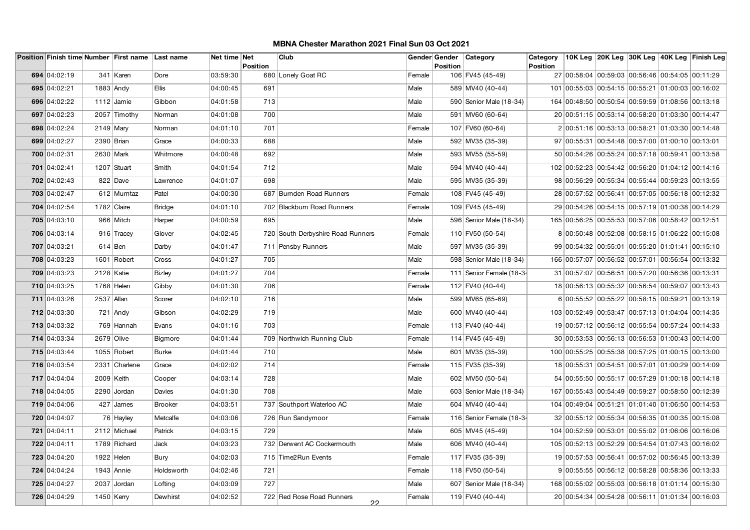# MBNA Chester Marathon 2021 Final Sun 03 Oct 2021

| Position | Finish time | Number | First name | Last name | Net time | Net Position | Club | Gender | Gender Position | Category | Category Position | 10K Leg | 20K Leg | 30K Leg | 40K Leg | Finish Leg |
|---|---|---|---|---|---|---|---|---|---|---|---|---|---|---|---|---|
| 694 | 04:02:19 | 341 | Karen | Dore | 03:59:30 | 680 | Lonely Goat RC | Female | 106 | FV45 (45-49) | 27 | 00:58:04 | 00:59:03 | 00:56:46 | 00:54:05 | 00:11:29 |
| 695 | 04:02:21 | 1883 | Andy | Ellis | 04:00:45 | 691 | | Male | 589 | MV40 (40-44) | 101 | 00:55:03 | 00:54:15 | 00:55:21 | 01:00:03 | 00:16:02 |
| 696 | 04:02:22 | 1112 | Jamie | Gibbon | 04:01:58 | 713 | | Male | 590 | Senior Male (18-34) | 164 | 00:48:50 | 00:50:54 | 00:59:59 | 01:08:56 | 00:13:18 |
| 697 | 04:02:23 | 2057 | Timothy | Norman | 04:01:08 | 700 | | Male | 591 | MV60 (60-64) | 20 | 00:51:15 | 00:53:14 | 00:58:20 | 01:03:30 | 00:14:47 |
| 698 | 04:02:24 | 2149 | Mary | Norman | 04:01:10 | 701 | | Female | 107 | FV60 (60-64) | 2 | 00:51:16 | 00:53:13 | 00:58:21 | 01:03:30 | 00:14:48 |
| 699 | 04:02:27 | 2390 | Brian | Grace | 04:00:33 | 688 | | Male | 592 | MV35 (35-39) | 97 | 00:55:31 | 00:54:48 | 00:57:00 | 01:00:10 | 00:13:01 |
| 700 | 04:02:31 | 2630 | Mark | Whitmore | 04:00:48 | 692 | | Male | 593 | MV55 (55-59) | 50 | 00:54:26 | 00:55:24 | 00:57:18 | 00:59:41 | 00:13:58 |
| 701 | 04:02:41 | 1207 | Stuart | Smith | 04:01:54 | 712 | | Male | 594 | MV40 (40-44) | 102 | 00:52:23 | 00:54:42 | 00:56:20 | 01:04:12 | 00:14:16 |
| 702 | 04:02:43 | 822 | Dave | Lawrence | 04:01:07 | 698 | | Male | 595 | MV35 (35-39) | 98 | 00:56:29 | 00:55:34 | 00:55:44 | 00:59:23 | 00:13:55 |
| 703 | 04:02:47 | 612 | Mumtaz | Patel | 04:00:30 | 687 | Burnden Road Runners | Female | 108 | FV45 (45-49) | 28 | 00:57:52 | 00:56:41 | 00:57:05 | 00:56:18 | 00:12:32 |
| 704 | 04:02:54 | 1782 | Claire | Bridge | 04:01:10 | 702 | Blackburn Road Runners | Female | 109 | FV45 (45-49) | 29 | 00:54:26 | 00:54:15 | 00:57:19 | 01:00:38 | 00:14:29 |
| 705 | 04:03:10 | 966 | Mitch | Harper | 04:00:59 | 695 | | Male | 596 | Senior Male (18-34) | 165 | 00:56:25 | 00:55:53 | 00:57:06 | 00:58:42 | 00:12:51 |
| 706 | 04:03:14 | 916 | Tracey | Glover | 04:02:45 | 720 | South Derbyshire Road Runners | Female | 110 | FV50 (50-54) | 8 | 00:50:48 | 00:52:08 | 00:58:15 | 01:06:22 | 00:15:08 |
| 707 | 04:03:21 | 614 | Ben | Darby | 04:01:47 | 711 | Pensby Runners | Male | 597 | MV35 (35-39) | 99 | 00:54:32 | 00:55:01 | 00:55:20 | 01:01:41 | 00:15:10 |
| 708 | 04:03:23 | 1601 | Robert | Cross | 04:01:27 | 705 | | Male | 598 | Senior Male (18-34) | 166 | 00:57:07 | 00:56:52 | 00:57:01 | 00:56:54 | 00:13:32 |
| 709 | 04:03:23 | 2128 | Katie | Bizley | 04:01:27 | 704 | | Female | 111 | Senior Female (18-34 | 31 | 00:57:07 | 00:56:51 | 00:57:20 | 00:56:36 | 00:13:31 |
| 710 | 04:03:25 | 1768 | Helen | Gibby | 04:01:30 | 706 | | Female | 112 | FV40 (40-44) | 18 | 00:56:13 | 00:55:32 | 00:56:54 | 00:59:07 | 00:13:43 |
| 711 | 04:03:26 | 2537 | Allan | Scorer | 04:02:10 | 716 | | Male | 599 | MV65 (65-69) | 6 | 00:55:52 | 00:55:22 | 00:58:15 | 00:59:21 | 00:13:19 |
| 712 | 04:03:30 | 721 | Andy | Gibson | 04:02:29 | 719 | | Male | 600 | MV40 (40-44) | 103 | 00:52:49 | 00:53:47 | 00:57:13 | 01:04:04 | 00:14:35 |
| 713 | 04:03:32 | 769 | Hannah | Evans | 04:01:16 | 703 | | Female | 113 | FV40 (40-44) | 19 | 00:57:12 | 00:56:12 | 00:55:54 | 00:57:24 | 00:14:33 |
| 714 | 04:03:34 | 2679 | Olive | Bigmore | 04:01:44 | 709 | Northwich Running Club | Female | 114 | FV45 (45-49) | 30 | 00:53:53 | 00:56:13 | 00:56:53 | 01:00:43 | 00:14:00 |
| 715 | 04:03:44 | 1055 | Robert | Burke | 04:01:44 | 710 | | Male | 601 | MV35 (35-39) | 100 | 00:55:25 | 00:55:38 | 00:57:25 | 01:00:15 | 00:13:00 |
| 716 | 04:03:54 | 2331 | Charlene | Grace | 04:02:02 | 714 | | Female | 115 | FV35 (35-39) | 18 | 00:55:31 | 00:54:51 | 00:57:01 | 01:00:29 | 00:14:09 |
| 717 | 04:04:04 | 2009 | Keith | Cooper | 04:03:14 | 728 | | Male | 602 | MV50 (50-54) | 54 | 00:55:50 | 00:55:17 | 00:57:29 | 01:00:18 | 00:14:18 |
| 718 | 04:04:05 | 2290 | Jordan | Davies | 04:01:30 | 708 | | Male | 603 | Senior Male (18-34) | 167 | 00:55:43 | 00:54:49 | 00:59:27 | 00:58:50 | 00:12:39 |
| 719 | 04:04:06 | 427 | James | Brooker | 04:03:51 | 737 | Southport Waterloo AC | Male | 604 | MV40 (40-44) | 104 | 00:49:04 | 00:51:21 | 01:01:40 | 01:06:50 | 00:14:53 |
| 720 | 04:04:07 | 76 | Hayley | Metcalfe | 04:03:06 | 726 | Run Sandymoor | Female | 116 | Senior Female (18-34 | 32 | 00:55:12 | 00:55:34 | 00:56:35 | 01:00:35 | 00:15:08 |
| 721 | 04:04:11 | 2112 | Michael | Patrick | 04:03:15 | 729 | | Male | 605 | MV45 (45-49) | 104 | 00:52:59 | 00:53:01 | 00:55:02 | 01:06:06 | 00:16:06 |
| 722 | 04:04:11 | 1789 | Richard | Jack | 04:03:23 | 732 | Derwent AC Cockermouth | Male | 606 | MV40 (40-44) | 105 | 00:52:13 | 00:52:29 | 00:54:54 | 01:07:43 | 00:16:02 |
| 723 | 04:04:20 | 1922 | Helen | Bury | 04:02:03 | 715 | Time2Run Events | Female | 117 | FV35 (35-39) | 19 | 00:57:53 | 00:56:41 | 00:57:02 | 00:56:45 | 00:13:39 |
| 724 | 04:04:24 | 1943 | Annie | Holdsworth | 04:02:46 | 721 | | Female | 118 | FV50 (50-54) | 9 | 00:55:55 | 00:56:12 | 00:58:28 | 00:58:36 | 00:13:33 |
| 725 | 04:04:27 | 2037 | Jordan | Lofting | 04:03:09 | 727 | | Male | 607 | Senior Male (18-34) | 168 | 00:55:02 | 00:55:03 | 00:56:18 | 01:01:14 | 00:15:30 |
| 726 | 04:04:29 | 1450 | Kerry | Dewhirst | 04:02:52 | 722 | Red Rose Road Runners | Female | 119 | FV40 (40-44) | 20 | 00:54:34 | 00:54:28 | 00:56:11 | 01:01:34 | 00:16:03 |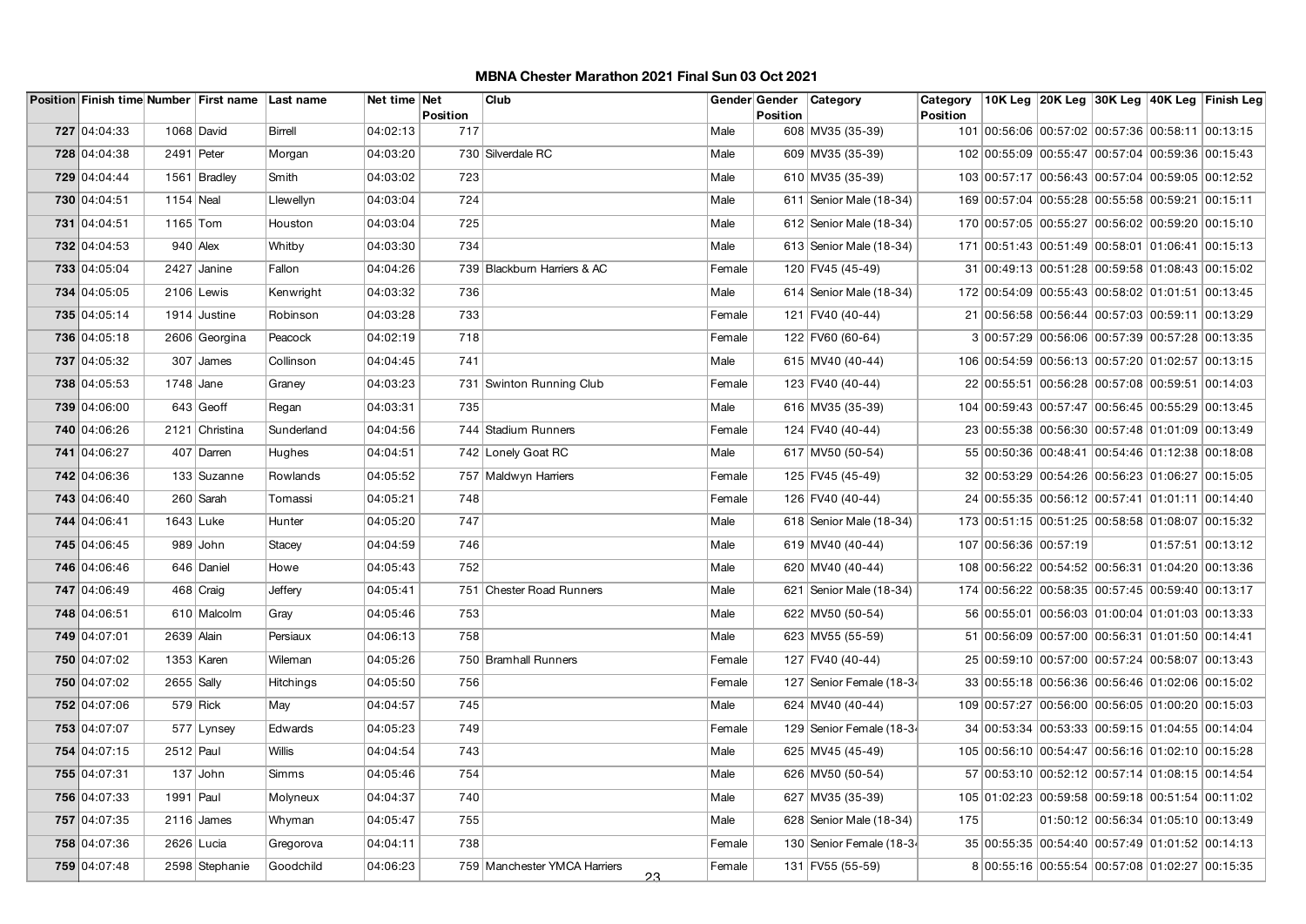# MBNA Chester Marathon 2021 Final Sun 03 Oct 2021

| Position | Finish time | Number | First name | Last name | Net time | Net Position | Club | Gender | Gender Position | Category | Category Position | 10K Leg | 20K Leg | 30K Leg | 40K Leg | Finish Leg |
|---|---|---|---|---|---|---|---|---|---|---|---|---|---|---|---|---|
| 727 | 04:04:33 | 1068 | David | Birrell | 04:02:13 | 717 | | Male | 608 | MV35 (35-39) | 101 | 00:56:06 | 00:57:02 | 00:57:36 | 00:58:11 | 00:13:15 |
| 728 | 04:04:38 | 2491 | Peter | Morgan | 04:03:20 | 730 | Silverdale RC | Male | 609 | MV35 (35-39) | 102 | 00:55:09 | 00:55:47 | 00:57:04 | 00:59:36 | 00:15:43 |
| 729 | 04:04:44 | 1561 | Bradley | Smith | 04:03:02 | 723 | | Male | 610 | MV35 (35-39) | 103 | 00:57:17 | 00:56:43 | 00:57:04 | 00:59:05 | 00:12:52 |
| 730 | 04:04:51 | 1154 | Neal | Llewellyn | 04:03:04 | 724 | | Male | 611 | Senior Male (18-34) | 169 | 00:57:04 | 00:55:28 | 00:55:58 | 00:59:21 | 00:15:11 |
| 731 | 04:04:51 | 1165 | Tom | Houston | 04:03:04 | 725 | | Male | 612 | Senior Male (18-34) | 170 | 00:57:05 | 00:55:27 | 00:56:02 | 00:59:20 | 00:15:10 |
| 732 | 04:04:53 | 940 | Alex | Whitby | 04:03:30 | 734 | | Male | 613 | Senior Male (18-34) | 171 | 00:51:43 | 00:51:49 | 00:58:01 | 01:06:41 | 00:15:13 |
| 733 | 04:05:04 | 2427 | Janine | Fallon | 04:04:26 | 739 | Blackburn Harriers & AC | Female | 120 | FV45 (45-49) | 31 | 00:49:13 | 00:51:28 | 00:59:58 | 01:08:43 | 00:15:02 |
| 734 | 04:05:05 | 2106 | Lewis | Kenwright | 04:03:32 | 736 | | Male | 614 | Senior Male (18-34) | 172 | 00:54:09 | 00:55:43 | 00:58:02 | 01:01:51 | 00:13:45 |
| 735 | 04:05:14 | 1914 | Justine | Robinson | 04:03:28 | 733 | | Female | 121 | FV40 (40-44) | 21 | 00:56:58 | 00:56:44 | 00:57:03 | 00:59:11 | 00:13:29 |
| 736 | 04:05:18 | 2606 | Georgina | Peacock | 04:02:19 | 718 | | Female | 122 | FV60 (60-64) | 3 | 00:57:29 | 00:56:06 | 00:57:39 | 00:57:28 | 00:13:35 |
| 737 | 04:05:32 | 307 | James | Collinson | 04:04:45 | 741 | | Male | 615 | MV40 (40-44) | 106 | 00:54:59 | 00:56:13 | 00:57:20 | 01:02:57 | 00:13:15 |
| 738 | 04:05:53 | 1748 | Jane | Graney | 04:03:23 | 731 | Swinton Running Club | Female | 123 | FV40 (40-44) | 22 | 00:55:51 | 00:56:28 | 00:57:08 | 00:59:51 | 00:14:03 |
| 739 | 04:06:00 | 643 | Geoff | Regan | 04:03:31 | 735 | | Male | 616 | MV35 (35-39) | 104 | 00:59:43 | 00:57:47 | 00:56:45 | 00:55:29 | 00:13:45 |
| 740 | 04:06:26 | 2121 | Christina | Sunderland | 04:04:56 | 744 | Stadium Runners | Female | 124 | FV40 (40-44) | 23 | 00:55:38 | 00:56:30 | 00:57:48 | 01:01:09 | 00:13:49 |
| 741 | 04:06:27 | 407 | Darren | Hughes | 04:04:51 | 742 | Lonely Goat RC | Male | 617 | MV50 (50-54) | 55 | 00:50:36 | 00:48:41 | 00:54:46 | 01:12:38 | 00:18:08 |
| 742 | 04:06:36 | 133 | Suzanne | Rowlands | 04:05:52 | 757 | Maldwyn Harriers | Female | 125 | FV45 (45-49) | 32 | 00:53:29 | 00:54:26 | 00:56:23 | 01:06:27 | 00:15:05 |
| 743 | 04:06:40 | 260 | Sarah | Tomassi | 04:05:21 | 748 | | Female | 126 | FV40 (40-44) | 24 | 00:55:35 | 00:56:12 | 00:57:41 | 01:01:11 | 00:14:40 |
| 744 | 04:06:41 | 1643 | Luke | Hunter | 04:05:20 | 747 | | Male | 618 | Senior Male (18-34) | 173 | 00:51:15 | 00:51:25 | 00:58:58 | 01:08:07 | 00:15:32 |
| 745 | 04:06:45 | 989 | John | Stacey | 04:04:59 | 746 | | Male | 619 | MV40 (40-44) | 107 | 00:56:36 | 00:57:19 | | 01:57:51 | 00:13:12 |
| 746 | 04:06:46 | 646 | Daniel | Howe | 04:05:43 | 752 | | Male | 620 | MV40 (40-44) | 108 | 00:56:22 | 00:54:52 | 00:56:31 | 01:04:20 | 00:13:36 |
| 747 | 04:06:49 | 468 | Craig | Jeffery | 04:05:41 | 751 | Chester Road Runners | Male | 621 | Senior Male (18-34) | 174 | 00:56:22 | 00:58:35 | 00:57:45 | 00:59:40 | 00:13:17 |
| 748 | 04:06:51 | 610 | Malcolm | Gray | 04:05:46 | 753 | | Male | 622 | MV50 (50-54) | 56 | 00:55:01 | 00:56:03 | 01:00:04 | 01:01:03 | 00:13:33 |
| 749 | 04:07:01 | 2639 | Alain | Persiaux | 04:06:13 | 758 | | Male | 623 | MV55 (55-59) | 51 | 00:56:09 | 00:57:00 | 00:56:31 | 01:01:50 | 00:14:41 |
| 750 | 04:07:02 | 1353 | Karen | Wileman | 04:05:26 | 750 | Bramhall Runners | Female | 127 | FV40 (40-44) | 25 | 00:59:10 | 00:57:00 | 00:57:24 | 00:58:07 | 00:13:43 |
| 750 | 04:07:02 | 2655 | Sally | Hitchings | 04:05:50 | 756 | | Female | 127 | Senior Female (18-34 | 33 | 00:55:18 | 00:56:36 | 00:56:46 | 01:02:06 | 00:15:02 |
| 752 | 04:07:06 | 579 | Rick | May | 04:04:57 | 745 | | Male | 624 | MV40 (40-44) | 109 | 00:57:27 | 00:56:00 | 00:56:05 | 01:00:20 | 00:15:03 |
| 753 | 04:07:07 | 577 | Lynsey | Edwards | 04:05:23 | 749 | | Female | 129 | Senior Female (18-34 | 34 | 00:53:34 | 00:53:33 | 00:59:15 | 01:04:55 | 00:14:04 |
| 754 | 04:07:15 | 2512 | Paul | Willis | 04:04:54 | 743 | | Male | 625 | MV45 (45-49) | 105 | 00:56:10 | 00:54:47 | 00:56:16 | 01:02:10 | 00:15:28 |
| 755 | 04:07:31 | 137 | John | Simms | 04:05:46 | 754 | | Male | 626 | MV50 (50-54) | 57 | 00:53:10 | 00:52:12 | 00:57:14 | 01:08:15 | 00:14:54 |
| 756 | 04:07:33 | 1991 | Paul | Molyneux | 04:04:37 | 740 | | Male | 627 | MV35 (35-39) | 105 | 01:02:23 | 00:59:58 | 00:59:18 | 00:51:54 | 00:11:02 |
| 757 | 04:07:35 | 2116 | James | Whyman | 04:05:47 | 755 | | Male | 628 | Senior Male (18-34) | 175 | | 01:50:12 | 00:56:34 | 01:05:10 | 00:13:49 |
| 758 | 04:07:36 | 2626 | Lucia | Gregorova | 04:04:11 | 738 | | Female | 130 | Senior Female (18-34 | 35 | 00:55:35 | 00:54:40 | 00:57:49 | 01:01:52 | 00:14:13 |
| 759 | 04:07:48 | 2598 | Stephanie | Goodchild | 04:06:23 | 759 | Manchester YMCA Harriers | Female | 131 | FV55 (55-59) | 8 | 00:55:16 | 00:55:54 | 00:57:08 | 01:02:27 | 00:15:35 |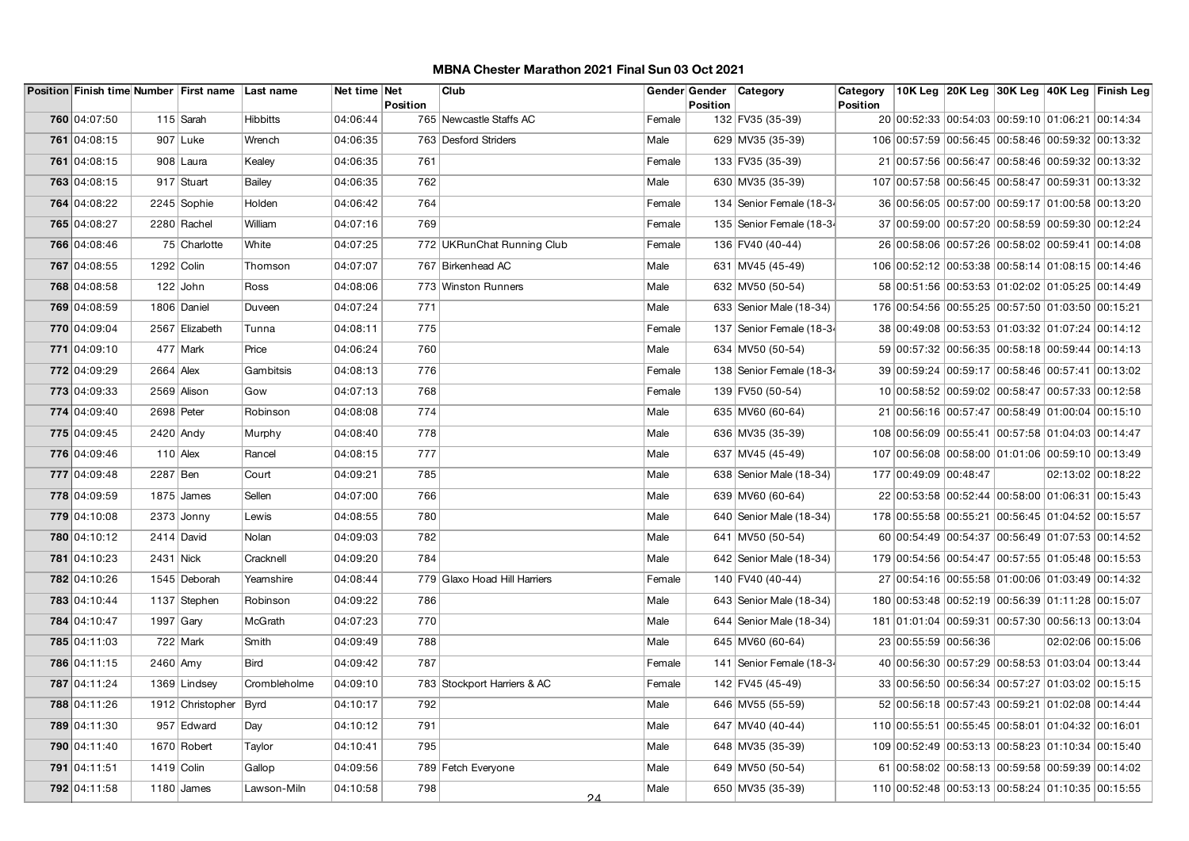# MBNA Chester Marathon 2021 Final Sun 03 Oct 2021

| Position | Finish time | Number | First name | Last name | Net time | Net Position | Club | Gender | Gender Position | Category | Category Position | 10K Leg | 20K Leg | 30K Leg | 40K Leg | Finish Leg |
|---|---|---|---|---|---|---|---|---|---|---|---|---|---|---|---|---|
| 760 | 04:07:50 | 115 | Sarah | Hibbitts | 04:06:44 | 765 | Newcastle Staffs AC | Female | 132 | FV35 (35-39) | 20 | 00:52:33 | 00:54:03 | 00:59:10 | 01:06:21 | 00:14:34 |
| 761 | 04:08:15 | 907 | Luke | Wrench | 04:06:35 | 763 | Desford Striders | Male | 629 | MV35 (35-39) | 106 | 00:57:59 | 00:56:45 | 00:58:46 | 00:59:32 | 00:13:32 |
| 761 | 04:08:15 | 908 | Laura | Kealey | 04:06:35 | 761 | | Female | 133 | FV35 (35-39) | 21 | 00:57:56 | 00:56:47 | 00:58:46 | 00:59:32 | 00:13:32 |
| 763 | 04:08:15 | 917 | Stuart | Bailey | 04:06:35 | 762 | | Male | 630 | MV35 (35-39) | 107 | 00:57:58 | 00:56:45 | 00:58:47 | 00:59:31 | 00:13:32 |
| 764 | 04:08:22 | 2245 | Sophie | Holden | 04:06:42 | 764 | | Female | 134 | Senior Female (18-34 | 36 | 00:56:05 | 00:57:00 | 00:59:17 | 01:00:58 | 00:13:20 |
| 765 | 04:08:27 | 2280 | Rachel | William | 04:07:16 | 769 | | Female | 135 | Senior Female (18-34 | 37 | 00:59:00 | 00:57:20 | 00:58:59 | 00:59:30 | 00:12:24 |
| 766 | 04:08:46 | 75 | Charlotte | White | 04:07:25 | 772 | UKRunChat Running Club | Female | 136 | FV40 (40-44) | 26 | 00:58:06 | 00:57:26 | 00:58:02 | 00:59:41 | 00:14:08 |
| 767 | 04:08:55 | 1292 | Colin | Thomson | 04:07:07 | 767 | Birkenhead AC | Male | 631 | MV45 (45-49) | 106 | 00:52:12 | 00:53:38 | 00:58:14 | 01:08:15 | 00:14:46 |
| 768 | 04:08:58 | 122 | John | Ross | 04:08:06 | 773 | Winston Runners | Male | 632 | MV50 (50-54) | 58 | 00:51:56 | 00:53:53 | 01:02:02 | 01:05:25 | 00:14:49 |
| 769 | 04:08:59 | 1806 | Daniel | Duveen | 04:07:24 | 771 | | Male | 633 | Senior Male (18-34) | 176 | 00:54:56 | 00:55:25 | 00:57:50 | 01:03:50 | 00:15:21 |
| 770 | 04:09:04 | 2567 | Elizabeth | Tunna | 04:08:11 | 775 | | Female | 137 | Senior Female (18-34 | 38 | 00:49:08 | 00:53:53 | 01:03:32 | 01:07:24 | 00:14:12 |
| 771 | 04:09:10 | 477 | Mark | Price | 04:06:24 | 760 | | Male | 634 | MV50 (50-54) | 59 | 00:57:32 | 00:56:35 | 00:58:18 | 00:59:44 | 00:14:13 |
| 772 | 04:09:29 | 2664 | Alex | Gambitsis | 04:08:13 | 776 | | Female | 138 | Senior Female (18-34 | 39 | 00:59:24 | 00:59:17 | 00:58:46 | 00:57:41 | 00:13:02 |
| 773 | 04:09:33 | 2569 | Alison | Gow | 04:07:13 | 768 | | Female | 139 | FV50 (50-54) | 10 | 00:58:52 | 00:59:02 | 00:58:47 | 00:57:33 | 00:12:58 |
| 774 | 04:09:40 | 2698 | Peter | Robinson | 04:08:08 | 774 | | Male | 635 | MV60 (60-64) | 21 | 00:56:16 | 00:57:47 | 00:58:49 | 01:00:04 | 00:15:10 |
| 775 | 04:09:45 | 2420 | Andy | Murphy | 04:08:40 | 778 | | Male | 636 | MV35 (35-39) | 108 | 00:56:09 | 00:55:41 | 00:57:58 | 01:04:03 | 00:14:47 |
| 776 | 04:09:46 | 110 | Alex | Rancel | 04:08:15 | 777 | | Male | 637 | MV45 (45-49) | 107 | 00:56:08 | 00:58:00 | 01:01:06 | 00:59:10 | 00:13:49 |
| 777 | 04:09:48 | 2287 | Ben | Court | 04:09:21 | 785 | | Male | 638 | Senior Male (18-34) | 177 | 00:49:09 | 00:48:47 | | 02:13:02 | 00:18:22 |
| 778 | 04:09:59 | 1875 | James | Sellen | 04:07:00 | 766 | | Male | 639 | MV60 (60-64) | 22 | 00:53:58 | 00:52:44 | 00:58:00 | 01:06:31 | 00:15:43 |
| 779 | 04:10:08 | 2373 | Jonny | Lewis | 04:08:55 | 780 | | Male | 640 | Senior Male (18-34) | 178 | 00:55:58 | 00:55:21 | 00:56:45 | 01:04:52 | 00:15:57 |
| 780 | 04:10:12 | 2414 | David | Nolan | 04:09:03 | 782 | | Male | 641 | MV50 (50-54) | 60 | 00:54:49 | 00:54:37 | 00:56:49 | 01:07:53 | 00:14:52 |
| 781 | 04:10:23 | 2431 | Nick | Cracknell | 04:09:20 | 784 | | Male | 642 | Senior Male (18-34) | 179 | 00:54:56 | 00:54:47 | 00:57:55 | 01:05:48 | 00:15:53 |
| 782 | 04:10:26 | 1545 | Deborah | Yearnshire | 04:08:44 | 779 | Glaxo Hoad Hill Harriers | Female | 140 | FV40 (40-44) | 27 | 00:54:16 | 00:55:58 | 01:00:06 | 01:03:49 | 00:14:32 |
| 783 | 04:10:44 | 1137 | Stephen | Robinson | 04:09:22 | 786 | | Male | 643 | Senior Male (18-34) | 180 | 00:53:48 | 00:52:19 | 00:56:39 | 01:11:28 | 00:15:07 |
| 784 | 04:10:47 | 1997 | Gary | McGrath | 04:07:23 | 770 | | Male | 644 | Senior Male (18-34) | 181 | 01:01:04 | 00:59:31 | 00:57:30 | 00:56:13 | 00:13:04 |
| 785 | 04:11:03 | 722 | Mark | Smith | 04:09:49 | 788 | | Male | 645 | MV60 (60-64) | 23 | 00:55:59 | 00:56:36 | | 02:02:06 | 00:15:06 |
| 786 | 04:11:15 | 2460 | Amy | Bird | 04:09:42 | 787 | | Female | 141 | Senior Female (18-34 | 40 | 00:56:30 | 00:57:29 | 00:58:53 | 01:03:04 | 00:13:44 |
| 787 | 04:11:24 | 1369 | Lindsey | Crombleholme | 04:09:10 | 783 | Stockport Harriers & AC | Female | 142 | FV45 (45-49) | 33 | 00:56:50 | 00:56:34 | 00:57:27 | 01:03:02 | 00:15:15 |
| 788 | 04:11:26 | 1912 | Christopher | Byrd | 04:10:17 | 792 | | Male | 646 | MV55 (55-59) | 52 | 00:56:18 | 00:57:43 | 00:59:21 | 01:02:08 | 00:14:44 |
| 789 | 04:11:30 | 957 | Edward | Day | 04:10:12 | 791 | | Male | 647 | MV40 (40-44) | 110 | 00:55:51 | 00:55:45 | 00:58:01 | 01:04:32 | 00:16:01 |
| 790 | 04:11:40 | 1670 | Robert | Taylor | 04:10:41 | 795 | | Male | 648 | MV35 (35-39) | 109 | 00:52:49 | 00:53:13 | 00:58:23 | 01:10:34 | 00:15:40 |
| 791 | 04:11:51 | 1419 | Colin | Gallop | 04:09:56 | 789 | Fetch Everyone | Male | 649 | MV50 (50-54) | 61 | 00:58:02 | 00:58:13 | 00:59:58 | 00:59:39 | 00:14:02 |
| 792 | 04:11:58 | 1180 | James | Lawson-Miln | 04:10:58 | 798 | | Male | 650 | MV35 (35-39) | 110 | 00:52:48 | 00:53:13 | 00:58:24 | 01:10:35 | 00:15:55 |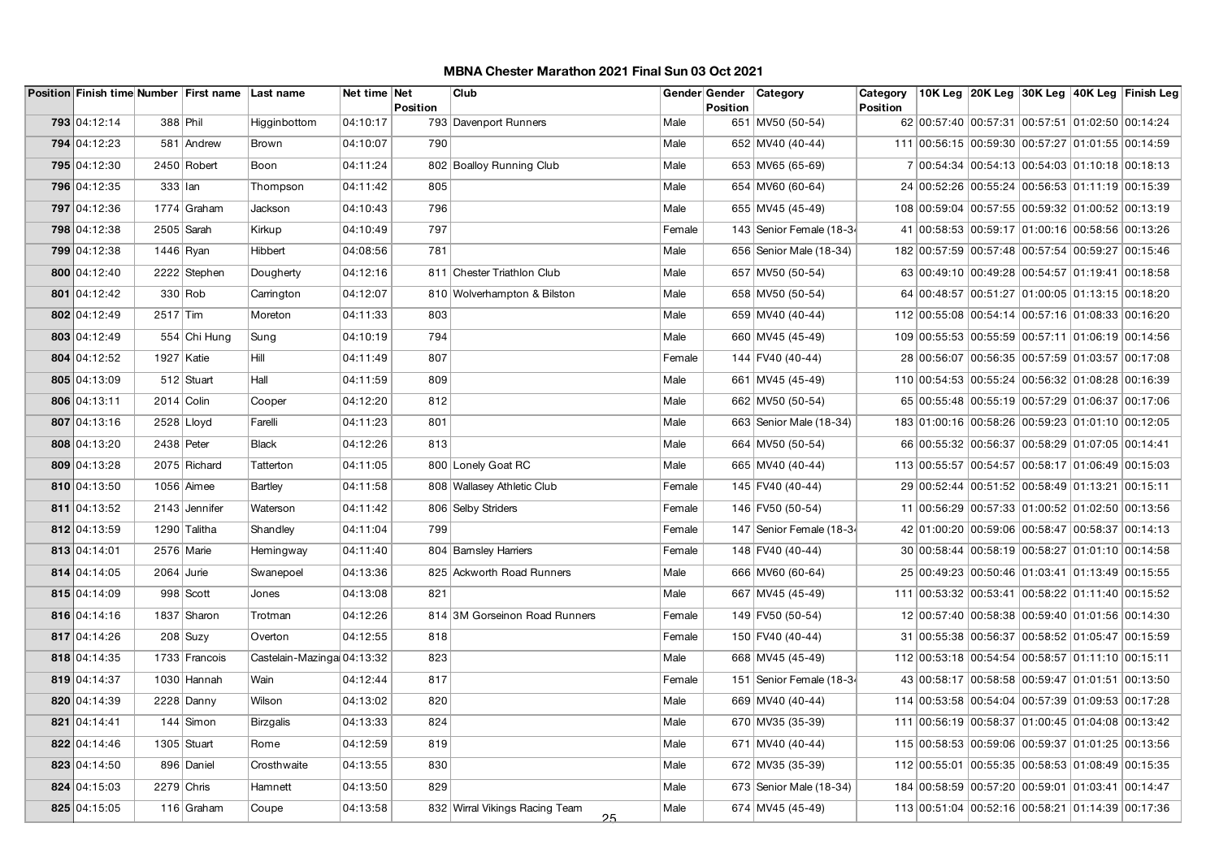# MBNA Chester Marathon 2021 Final Sun 03 Oct 2021

| Position | Finish time | Number | First name | Last name | Net time | Net Position | Club | Gender | Gender Position | Category | Category Position | 10K Leg | 20K Leg | 30K Leg | 40K Leg | Finish Leg |
|---|---|---|---|---|---|---|---|---|---|---|---|---|---|---|---|---|
| 793 | 04:12:14 | 388 | Phil | Higginbottom | 04:10:17 | 793 | Davenport Runners | Male | 651 | MV50 (50-54) | 62 | 00:57:40 | 00:57:31 | 00:57:51 | 01:02:50 | 00:14:24 |
| 794 | 04:12:23 | 581 | Andrew | Brown | 04:10:07 | 790 | | Male | 652 | MV40 (40-44) | 111 | 00:56:15 | 00:59:30 | 00:57:27 | 01:01:55 | 00:14:59 |
| 795 | 04:12:30 | 2450 | Robert | Boon | 04:11:24 | 802 | Boalloy Running Club | Male | 653 | MV65 (65-69) | 7 | 00:54:34 | 00:54:13 | 00:54:03 | 01:10:18 | 00:18:13 |
| 796 | 04:12:35 | 333 | Ian | Thompson | 04:11:42 | 805 | | Male | 654 | MV60 (60-64) | 24 | 00:52:26 | 00:55:24 | 00:56:53 | 01:11:19 | 00:15:39 |
| 797 | 04:12:36 | 1774 | Graham | Jackson | 04:10:43 | 796 | | Male | 655 | MV45 (45-49) | 108 | 00:59:04 | 00:57:55 | 00:59:32 | 01:00:52 | 00:13:19 |
| 798 | 04:12:38 | 2505 | Sarah | Kirkup | 04:10:49 | 797 | | Female | 143 | Senior Female (18-34 | 41 | 00:58:53 | 00:59:17 | 01:00:16 | 00:58:56 | 00:13:26 |
| 799 | 04:12:38 | 1446 | Ryan | Hibbert | 04:08:56 | 781 | | Male | 656 | Senior Male (18-34) | 182 | 00:57:59 | 00:57:48 | 00:57:54 | 00:59:27 | 00:15:46 |
| 800 | 04:12:40 | 2222 | Stephen | Dougherty | 04:12:16 | 811 | Chester Triathlon Club | Male | 657 | MV50 (50-54) | 63 | 00:49:10 | 00:49:28 | 00:54:57 | 01:19:41 | 00:18:58 |
| 801 | 04:12:42 | 330 | Rob | Carrington | 04:12:07 | 810 | Wolverhampton & Bilston | Male | 658 | MV50 (50-54) | 64 | 00:48:57 | 00:51:27 | 01:00:05 | 01:13:15 | 00:18:20 |
| 802 | 04:12:49 | 2517 | Tim | Moreton | 04:11:33 | 803 | | Male | 659 | MV40 (40-44) | 112 | 00:55:08 | 00:54:14 | 00:57:16 | 01:08:33 | 00:16:20 |
| 803 | 04:12:49 | 554 | Chi Hung | Sung | 04:10:19 | 794 | | Male | 660 | MV45 (45-49) | 109 | 00:55:53 | 00:55:59 | 00:57:11 | 01:06:19 | 00:14:56 |
| 804 | 04:12:52 | 1927 | Katie | Hill | 04:11:49 | 807 | | Female | 144 | FV40 (40-44) | 28 | 00:56:07 | 00:56:35 | 00:57:59 | 01:03:57 | 00:17:08 |
| 805 | 04:13:09 | 512 | Stuart | Hall | 04:11:59 | 809 | | Male | 661 | MV45 (45-49) | 110 | 00:54:53 | 00:55:24 | 00:56:32 | 01:08:28 | 00:16:39 |
| 806 | 04:13:11 | 2014 | Colin | Cooper | 04:12:20 | 812 | | Male | 662 | MV50 (50-54) | 65 | 00:55:48 | 00:55:19 | 00:57:29 | 01:06:37 | 00:17:06 |
| 807 | 04:13:16 | 2528 | Lloyd | Farelli | 04:11:23 | 801 | | Male | 663 | Senior Male (18-34) | 183 | 01:00:16 | 00:58:26 | 00:59:23 | 01:01:10 | 00:12:05 |
| 808 | 04:13:20 | 2438 | Peter | Black | 04:12:26 | 813 | | Male | 664 | MV50 (50-54) | 66 | 00:55:32 | 00:56:37 | 00:58:29 | 01:07:05 | 00:14:41 |
| 809 | 04:13:28 | 2075 | Richard | Tatterton | 04:11:05 | 800 | Lonely Goat RC | Male | 665 | MV40 (40-44) | 113 | 00:55:57 | 00:54:57 | 00:58:17 | 01:06:49 | 00:15:03 |
| 810 | 04:13:50 | 1056 | Aimee | Bartley | 04:11:58 | 808 | Wallasey Athletic Club | Female | 145 | FV40 (40-44) | 29 | 00:52:44 | 00:51:52 | 00:58:49 | 01:13:21 | 00:15:11 |
| 811 | 04:13:52 | 2143 | Jennifer | Waterson | 04:11:42 | 806 | Selby Striders | Female | 146 | FV50 (50-54) | 11 | 00:56:29 | 00:57:33 | 01:00:52 | 01:02:50 | 00:13:56 |
| 812 | 04:13:59 | 1290 | Talitha | Shandley | 04:11:04 | 799 | | Female | 147 | Senior Female (18-34 | 42 | 01:00:20 | 00:59:06 | 00:58:47 | 00:58:37 | 00:14:13 |
| 813 | 04:14:01 | 2576 | Marie | Hemingway | 04:11:40 | 804 | Barnsley Harriers | Female | 148 | FV40 (40-44) | 30 | 00:58:44 | 00:58:19 | 00:58:27 | 01:01:10 | 00:14:58 |
| 814 | 04:14:05 | 2064 | Jurie | Swanepoel | 04:13:36 | 825 | Ackworth Road Runners | Male | 666 | MV60 (60-64) | 25 | 00:49:23 | 00:50:46 | 01:03:41 | 01:13:49 | 00:15:55 |
| 815 | 04:14:09 | 998 | Scott | Jones | 04:13:08 | 821 | | Male | 667 | MV45 (45-49) | 111 | 00:53:32 | 00:53:41 | 00:58:22 | 01:11:40 | 00:15:52 |
| 816 | 04:14:16 | 1837 | Sharon | Trotman | 04:12:26 | 814 | 3M Gorseinon Road Runners | Female | 149 | FV50 (50-54) | 12 | 00:57:40 | 00:58:38 | 00:59:40 | 01:01:56 | 00:14:30 |
| 817 | 04:14:26 | 208 | Suzy | Overton | 04:12:55 | 818 | | Female | 150 | FV40 (40-44) | 31 | 00:55:38 | 00:56:37 | 00:58:52 | 01:05:47 | 00:15:59 |
| 818 | 04:14:35 | 1733 | Francois | Castelain-Mazingai | 04:13:32 | 823 | | Male | 668 | MV45 (45-49) | 112 | 00:53:18 | 00:54:54 | 00:58:57 | 01:11:10 | 00:15:11 |
| 819 | 04:14:37 | 1030 | Hannah | Wain | 04:12:44 | 817 | | Female | 151 | Senior Female (18-34 | 43 | 00:58:17 | 00:58:58 | 00:59:47 | 01:01:51 | 00:13:50 |
| 820 | 04:14:39 | 2228 | Danny | Wilson | 04:13:02 | 820 | | Male | 669 | MV40 (40-44) | 114 | 00:53:58 | 00:54:04 | 00:57:39 | 01:09:53 | 00:17:28 |
| 821 | 04:14:41 | 144 | Simon | Birzgalis | 04:13:33 | 824 | | Male | 670 | MV35 (35-39) | 111 | 00:56:19 | 00:58:37 | 01:00:45 | 01:04:08 | 00:13:42 |
| 822 | 04:14:46 | 1305 | Stuart | Rome | 04:12:59 | 819 | | Male | 671 | MV40 (40-44) | 115 | 00:58:53 | 00:59:06 | 00:59:37 | 01:01:25 | 00:13:56 |
| 823 | 04:14:50 | 896 | Daniel | Crosthwaite | 04:13:55 | 830 | | Male | 672 | MV35 (35-39) | 112 | 00:55:01 | 00:55:35 | 00:58:53 | 01:08:49 | 00:15:35 |
| 824 | 04:15:03 | 2279 | Chris | Hamnett | 04:13:50 | 829 | | Male | 673 | Senior Male (18-34) | 184 | 00:58:59 | 00:57:20 | 00:59:01 | 01:03:41 | 00:14:47 |
| 825 | 04:15:05 | 116 | Graham | Coupe | 04:13:58 | 832 | Wirral Vikings Racing Team | Male | 674 | MV45 (45-49) | 113 | 00:51:04 | 00:52:16 | 00:58:21 | 01:14:39 | 00:17:36 |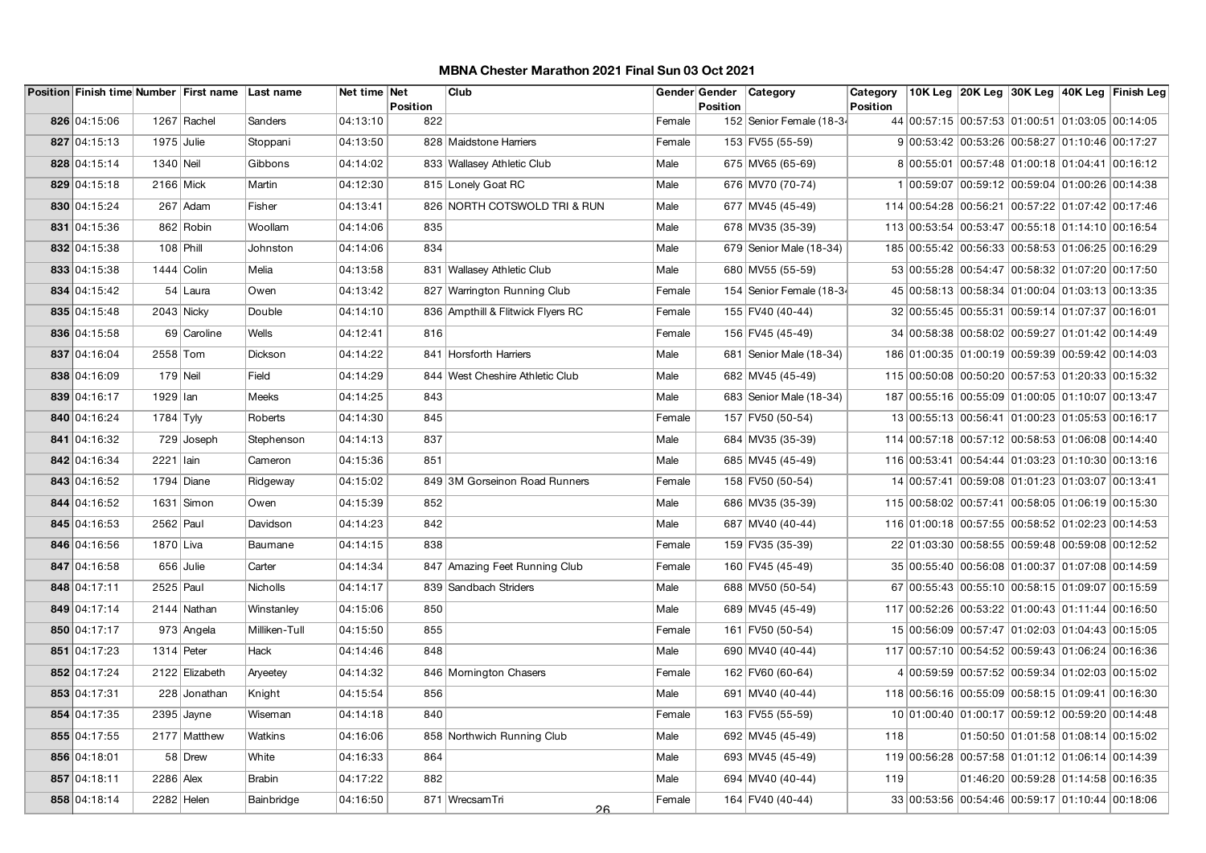# MBNA Chester Marathon 2021 Final Sun 03 Oct 2021

| Position | Finish time | Number | First name | Last name | Net time | Net Position | Club | Gender | Gender Position | Category | Category Position | 10K Leg | 20K Leg | 30K Leg | 40K Leg | Finish Leg |
|---|---|---|---|---|---|---|---|---|---|---|---|---|---|---|---|---|
| 826 | 04:15:06 | 1267 | Rachel | Sanders | 04:13:10 | 822 | | Female | 152 | Senior Female (18-34 | 44 | 00:57:15 | 00:57:53 | 01:00:51 | 01:03:05 | 00:14:05 |
| 827 | 04:15:13 | 1975 | Julie | Stoppani | 04:13:50 | 828 | Maidstone Harriers | Female | 153 | FV55 (55-59) | 9 | 00:53:42 | 00:53:26 | 00:58:27 | 01:10:46 | 00:17:27 |
| 828 | 04:15:14 | 1340 | Neil | Gibbons | 04:14:02 | 833 | Wallasey Athletic Club | Male | 675 | MV65 (65-69) | 8 | 00:55:01 | 00:57:48 | 01:00:18 | 01:04:41 | 00:16:12 |
| 829 | 04:15:18 | 2166 | Mick | Martin | 04:12:30 | 815 | Lonely Goat RC | Male | 676 | MV70 (70-74) | 1 | 00:59:07 | 00:59:12 | 00:59:04 | 01:00:26 | 00:14:38 |
| 830 | 04:15:24 | 267 | Adam | Fisher | 04:13:41 | 826 | NORTH COTSWOLD TRI & RUN | Male | 677 | MV45 (45-49) | 114 | 00:54:28 | 00:56:21 | 00:57:22 | 01:07:42 | 00:17:46 |
| 831 | 04:15:36 | 862 | Robin | Woollam | 04:14:06 | 835 | | Male | 678 | MV35 (35-39) | 113 | 00:53:54 | 00:53:47 | 00:55:18 | 01:14:10 | 00:16:54 |
| 832 | 04:15:38 | 108 | Phill | Johnston | 04:14:06 | 834 | | Male | 679 | Senior Male (18-34) | 185 | 00:55:42 | 00:56:33 | 00:58:53 | 01:06:25 | 00:16:29 |
| 833 | 04:15:38 | 1444 | Colin | Melia | 04:13:58 | 831 | Wallasey Athletic Club | Male | 680 | MV55 (55-59) | 53 | 00:55:28 | 00:54:47 | 00:58:32 | 01:07:20 | 00:17:50 |
| 834 | 04:15:42 | 54 | Laura | Owen | 04:13:42 | 827 | Warrington Running Club | Female | 154 | Senior Female (18-34 | 45 | 00:58:13 | 00:58:34 | 01:00:04 | 01:03:13 | 00:13:35 |
| 835 | 04:15:48 | 2043 | Nicky | Double | 04:14:10 | 836 | Ampthill & Flitwick Flyers RC | Female | 155 | FV40 (40-44) | 32 | 00:55:45 | 00:55:31 | 00:59:14 | 01:07:37 | 00:16:01 |
| 836 | 04:15:58 | 69 | Caroline | Wells | 04:12:41 | 816 | | Female | 156 | FV45 (45-49) | 34 | 00:58:38 | 00:58:02 | 00:59:27 | 01:01:42 | 00:14:49 |
| 837 | 04:16:04 | 2558 | Tom | Dickson | 04:14:22 | 841 | Horsforth Harriers | Male | 681 | Senior Male (18-34) | 186 | 01:00:35 | 01:00:19 | 00:59:39 | 00:59:42 | 00:14:03 |
| 838 | 04:16:09 | 179 | Neil | Field | 04:14:29 | 844 | West Cheshire Athletic Club | Male | 682 | MV45 (45-49) | 115 | 00:50:08 | 00:50:20 | 00:57:53 | 01:20:33 | 00:15:32 |
| 839 | 04:16:17 | 1929 | Ian | Meeks | 04:14:25 | 843 | | Male | 683 | Senior Male (18-34) | 187 | 00:55:16 | 00:55:09 | 01:00:05 | 01:10:07 | 00:13:47 |
| 840 | 04:16:24 | 1784 | Tyly | Roberts | 04:14:30 | 845 | | Female | 157 | FV50 (50-54) | 13 | 00:55:13 | 00:56:41 | 01:00:23 | 01:05:53 | 00:16:17 |
| 841 | 04:16:32 | 729 | Joseph | Stephenson | 04:14:13 | 837 | | Male | 684 | MV35 (35-39) | 114 | 00:57:18 | 00:57:12 | 00:58:53 | 01:06:08 | 00:14:40 |
| 842 | 04:16:34 | 2221 | Iain | Cameron | 04:15:36 | 851 | | Male | 685 | MV45 (45-49) | 116 | 00:53:41 | 00:54:44 | 01:03:23 | 01:10:30 | 00:13:16 |
| 843 | 04:16:52 | 1794 | Diane | Ridgeway | 04:15:02 | 849 | 3M Gorseinon Road Runners | Female | 158 | FV50 (50-54) | 14 | 00:57:41 | 00:59:08 | 01:01:23 | 01:03:07 | 00:13:41 |
| 844 | 04:16:52 | 1631 | Simon | Owen | 04:15:39 | 852 | | Male | 686 | MV35 (35-39) | 115 | 00:58:02 | 00:57:41 | 00:58:05 | 01:06:19 | 00:15:30 |
| 845 | 04:16:53 | 2562 | Paul | Davidson | 04:14:23 | 842 | | Male | 687 | MV40 (40-44) | 116 | 01:00:18 | 00:57:55 | 00:58:52 | 01:02:23 | 00:14:53 |
| 846 | 04:16:56 | 1870 | Liva | Baumane | 04:14:15 | 838 | | Female | 159 | FV35 (35-39) | 22 | 01:03:30 | 00:58:55 | 00:59:48 | 00:59:08 | 00:12:52 |
| 847 | 04:16:58 | 656 | Julie | Carter | 04:14:34 | 847 | Amazing Feet Running Club | Female | 160 | FV45 (45-49) | 35 | 00:55:40 | 00:56:08 | 01:00:37 | 01:07:08 | 00:14:59 |
| 848 | 04:17:11 | 2525 | Paul | Nicholls | 04:14:17 | 839 | Sandbach Striders | Male | 688 | MV50 (50-54) | 67 | 00:55:43 | 00:55:10 | 00:58:15 | 01:09:07 | 00:15:59 |
| 849 | 04:17:14 | 2144 | Nathan | Winstanley | 04:15:06 | 850 | | Male | 689 | MV45 (45-49) | 117 | 00:52:26 | 00:53:22 | 01:00:43 | 01:11:44 | 00:16:50 |
| 850 | 04:17:17 | 973 | Angela | Milliken-Tull | 04:15:50 | 855 | | Female | 161 | FV50 (50-54) | 15 | 00:56:09 | 00:57:47 | 01:02:03 | 01:04:43 | 00:15:05 |
| 851 | 04:17:23 | 1314 | Peter | Hack | 04:14:46 | 848 | | Male | 690 | MV40 (40-44) | 117 | 00:57:10 | 00:54:52 | 00:59:43 | 01:06:24 | 00:16:36 |
| 852 | 04:17:24 | 2122 | Elizabeth | Aryeetey | 04:14:32 | 846 | Mornington Chasers | Female | 162 | FV60 (60-64) | 4 | 00:59:59 | 00:57:52 | 00:59:34 | 01:02:03 | 00:15:02 |
| 853 | 04:17:31 | 228 | Jonathan | Knight | 04:15:54 | 856 | | Male | 691 | MV40 (40-44) | 118 | 00:56:16 | 00:55:09 | 00:58:15 | 01:09:41 | 00:16:30 |
| 854 | 04:17:35 | 2395 | Jayne | Wiseman | 04:14:18 | 840 | | Female | 163 | FV55 (55-59) | 10 | 01:00:40 | 01:00:17 | 00:59:12 | 00:59:20 | 00:14:48 |
| 855 | 04:17:55 | 2177 | Matthew | Watkins | 04:16:06 | 858 | Northwich Running Club | Male | 692 | MV45 (45-49) | 118 | | 01:50:50 | 01:01:58 | 01:08:14 | 00:15:02 |
| 856 | 04:18:01 | 58 | Drew | White | 04:16:33 | 864 | | Male | 693 | MV45 (45-49) | 119 | 00:56:28 | 00:57:58 | 01:01:12 | 01:06:14 | 00:14:39 |
| 857 | 04:18:11 | 2286 | Alex | Brabin | 04:17:22 | 882 | | Male | 694 | MV40 (40-44) | 119 | | 01:46:20 | 00:59:28 | 01:14:58 | 00:16:35 |
| 858 | 04:18:14 | 2282 | Helen | Bainbridge | 04:16:50 | 871 | WrecsamTri | Female | 164 | FV40 (40-44) | 33 | 00:53:56 | 00:54:46 | 00:59:17 | 01:10:44 | 00:18:06 |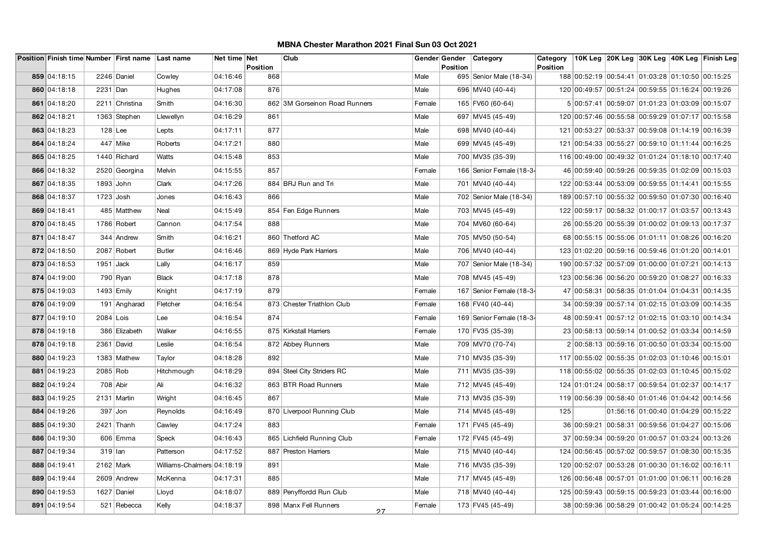# MBNA Chester Marathon 2021 Final Sun 03 Oct 2021

| Position | Finish time | Number | First name | Last name | Net time | Net Position | Club | Gender | Gender Position | Category | Category Position | 10K Leg | 20K Leg | 30K Leg | 40K Leg | Finish Leg |
|---|---|---|---|---|---|---|---|---|---|---|---|---|---|---|---|---|
| 859 | 04:18:15 | 2246 | Daniel | Cowley | 04:16:46 | 868 | | Male | 695 | Senior Male (18-34) | 188 | 00:52:19 | 00:54:41 | 01:03:28 | 01:10:50 | 00:15:25 |
| 860 | 04:18:18 | 2231 | Dan | Hughes | 04:17:08 | 876 | | Male | 696 | MV40 (40-44) | 120 | 00:49:57 | 00:51:24 | 00:59:55 | 01:16:24 | 00:19:26 |
| 861 | 04:18:20 | 2211 | Christina | Smith | 04:16:30 | 862 | 3M Gorseinon Road Runners | Female | 165 | FV60 (60-64) | 5 | 00:57:41 | 00:59:07 | 01:01:23 | 01:03:09 | 00:15:07 |
| 862 | 04:18:21 | 1363 | Stephen | Llewellyn | 04:16:29 | 861 | | Male | 697 | MV45 (45-49) | 120 | 00:57:46 | 00:55:58 | 00:59:29 | 01:07:17 | 00:15:58 |
| 863 | 04:18:23 | 128 | Lee | Lepts | 04:17:11 | 877 | | Male | 698 | MV40 (40-44) | 121 | 00:53:27 | 00:53:37 | 00:59:08 | 01:14:19 | 00:16:39 |
| 864 | 04:18:24 | 447 | Mike | Roberts | 04:17:21 | 880 | | Male | 699 | MV45 (45-49) | 121 | 00:54:33 | 00:55:27 | 00:59:10 | 01:11:44 | 00:16:25 |
| 865 | 04:18:25 | 1440 | Richard | Watts | 04:15:48 | 853 | | Male | 700 | MV35 (35-39) | 116 | 00:49:00 | 00:49:32 | 01:01:24 | 01:18:10 | 00:17:40 |
| 866 | 04:18:32 | 2520 | Georgina | Melvin | 04:15:55 | 857 | | Female | 166 | Senior Female (18-34 | 46 | 00:59:40 | 00:59:26 | 00:59:35 | 01:02:09 | 00:15:03 |
| 867 | 04:18:35 | 1893 | John | Clark | 04:17:26 | 884 | BRJ Run and Tri | Male | 701 | MV40 (40-44) | 122 | 00:53:44 | 00:53:09 | 00:59:55 | 01:14:41 | 00:15:55 |
| 868 | 04:18:37 | 1723 | Josh | Jones | 04:16:43 | 866 | | Male | 702 | Senior Male (18-34) | 189 | 00:57:10 | 00:55:32 | 00:59:50 | 01:07:30 | 00:16:40 |
| 869 | 04:18:41 | 485 | Matthew | Neal | 04:15:49 | 854 | Fen Edge Runners | Male | 703 | MV45 (45-49) | 122 | 00:59:17 | 00:58:32 | 01:00:17 | 01:03:57 | 00:13:43 |
| 870 | 04:18:45 | 1786 | Robert | Cannon | 04:17:54 | 888 | | Male | 704 | MV60 (60-64) | 26 | 00:55:20 | 00:55:39 | 01:00:02 | 01:09:13 | 00:17:37 |
| 871 | 04:18:47 | 344 | Andrew | Smith | 04:16:21 | 860 | Thetford AC | Male | 705 | MV50 (50-54) | 68 | 00:55:15 | 00:55:06 | 01:01:11 | 01:08:26 | 00:16:20 |
| 872 | 04:18:50 | 2087 | Robert | Butler | 04:16:46 | 869 | Hyde Park Harriers | Male | 706 | MV40 (40-44) | 123 | 01:02:20 | 00:59:16 | 00:59:46 | 01:01:20 | 00:14:01 |
| 873 | 04:18:53 | 1951 | Jack | Lally | 04:16:17 | 859 | | Male | 707 | Senior Male (18-34) | 190 | 00:57:32 | 00:57:09 | 01:00:00 | 01:07:21 | 00:14:13 |
| 874 | 04:19:00 | 790 | Ryan | Black | 04:17:18 | 878 | | Male | 708 | MV45 (45-49) | 123 | 00:56:36 | 00:56:20 | 00:59:20 | 01:08:27 | 00:16:33 |
| 875 | 04:19:03 | 1493 | Emily | Knight | 04:17:19 | 879 | | Female | 167 | Senior Female (18-34 | 47 | 00:58:31 | 00:58:35 | 01:01:04 | 01:04:31 | 00:14:35 |
| 876 | 04:19:09 | 191 | Angharad | Fletcher | 04:16:54 | 873 | Chester Triathlon Club | Female | 168 | FV40 (40-44) | 34 | 00:59:39 | 00:57:14 | 01:02:15 | 01:03:09 | 00:14:35 |
| 877 | 04:19:10 | 2084 | Lois | Lee | 04:16:54 | 874 | | Female | 169 | Senior Female (18-34 | 48 | 00:59:41 | 00:57:12 | 01:02:15 | 01:03:10 | 00:14:34 |
| 878 | 04:19:18 | 386 | Elizabeth | Walker | 04:16:55 | 875 | Kirkstall Harriers | Female | 170 | FV35 (35-39) | 23 | 00:58:13 | 00:59:14 | 01:00:52 | 01:03:34 | 00:14:59 |
| 878 | 04:19:18 | 2361 | David | Leslie | 04:16:54 | 872 | Abbey Runners | Male | 709 | MV70 (70-74) | 2 | 00:58:13 | 00:59:16 | 01:00:50 | 01:03:34 | 00:15:00 |
| 880 | 04:19:23 | 1383 | Mathew | Taylor | 04:18:28 | 892 | | Male | 710 | MV35 (35-39) | 117 | 00:55:02 | 00:55:35 | 01:02:03 | 01:10:46 | 00:15:01 |
| 881 | 04:19:23 | 2085 | Rob | Hitchmough | 04:18:29 | 894 | Steel City Striders RC | Male | 711 | MV35 (35-39) | 118 | 00:55:02 | 00:55:35 | 01:02:03 | 01:10:45 | 00:15:02 |
| 882 | 04:19:24 | 708 | Abir | Ali | 04:16:32 | 863 | BTR Road Runners | Male | 712 | MV45 (45-49) | 124 | 01:01:24 | 00:58:17 | 00:59:54 | 01:02:37 | 00:14:17 |
| 883 | 04:19:25 | 2131 | Martin | Wright | 04:16:45 | 867 | | Male | 713 | MV35 (35-39) | 119 | 00:56:39 | 00:58:40 | 01:01:46 | 01:04:42 | 00:14:56 |
| 884 | 04:19:26 | 397 | Jon | Reynolds | 04:16:49 | 870 | Liverpool Running Club | Male | 714 | MV45 (45-49) | 125 | | 01:56:16 | 01:00:40 | 01:04:29 | 00:15:22 |
| 885 | 04:19:30 | 2421 | Thanh | Cawley | 04:17:24 | 883 | | Female | 171 | FV45 (45-49) | 36 | 00:59:21 | 00:58:31 | 00:59:56 | 01:04:27 | 00:15:06 |
| 886 | 04:19:30 | 606 | Emma | Speck | 04:16:43 | 865 | Lichfield Running Club | Female | 172 | FV45 (45-49) | 37 | 00:59:34 | 00:59:20 | 01:00:57 | 01:03:24 | 00:13:26 |
| 887 | 04:19:34 | 319 | Ian | Patterson | 04:17:52 | 887 | Preston Harriers | Male | 715 | MV40 (40-44) | 124 | 00:56:45 | 00:57:02 | 00:59:57 | 01:08:30 | 00:15:35 |
| 888 | 04:19:41 | 2162 | Mark | Williams-Chalmers | 04:18:19 | 891 | | Male | 716 | MV35 (35-39) | 120 | 00:52:07 | 00:53:28 | 01:00:30 | 01:16:02 | 00:16:11 |
| 889 | 04:19:44 | 2609 | Andrew | McKenna | 04:17:31 | 885 | | Male | 717 | MV45 (45-49) | 126 | 00:56:48 | 00:57:01 | 01:01:00 | 01:06:11 | 00:16:28 |
| 890 | 04:19:53 | 1627 | Daniel | Lloyd | 04:18:07 | 889 | Penyffordd Run Club | Male | 718 | MV40 (40-44) | 125 | 00:59:43 | 00:59:15 | 00:59:23 | 01:03:44 | 00:16:00 |
| 891 | 04:19:54 | 521 | Rebecca | Kelly | 04:18:37 | 898 | Manx Fell Runners | Female | 173 | FV45 (45-49) | 38 | 00:59:36 | 00:58:29 | 01:00:42 | 01:05:24 | 00:14:25 |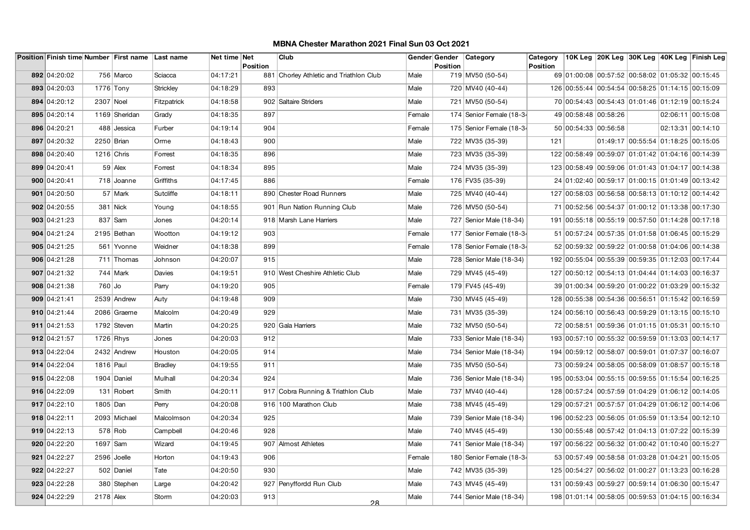## MBNA Chester Marathon 2021 Final Sun 03 Oct 2021

| Position | Finish time | Number | First name | Last name | Net time | Net Position | Club | Gender | Gender Position | Category | Category Position | 10K Leg | 20K Leg | 30K Leg | 40K Leg | Finish Leg |
|---|---|---|---|---|---|---|---|---|---|---|---|---|---|---|---|---|
| 892 | 04:20:02 | 756 | Marco | Sciacca | 04:17:21 | 881 | Chorley Athletic and Triathlon Club | Male | 719 | MV50 (50-54) | 69 | 01:00:08 | 00:57:52 | 00:58:02 | 01:05:32 | 00:15:45 |
| 893 | 04:20:03 | 1776 | Tony | Strickley | 04:18:29 | 893 | | Male | 720 | MV40 (40-44) | 126 | 00:55:44 | 00:54:54 | 00:58:25 | 01:14:15 | 00:15:09 |
| 894 | 04:20:12 | 2307 | Noel | Fitzpatrick | 04:18:58 | 902 | Saltaire Striders | Male | 721 | MV50 (50-54) | 70 | 00:54:43 | 00:54:43 | 01:01:46 | 01:12:19 | 00:15:24 |
| 895 | 04:20:14 | 1169 | Sheridan | Grady | 04:18:35 | 897 | | Female | 174 | Senior Female (18-34 | 49 | 00:58:48 | 00:58:26 | | 02:06:11 | 00:15:08 |
| 896 | 04:20:21 | 488 | Jessica | Furber | 04:19:14 | 904 | | Female | 175 | Senior Female (18-34 | 50 | 00:54:33 | 00:56:58 | | 02:13:31 | 00:14:10 |
| 897 | 04:20:32 | 2250 | Brian | Orme | 04:18:43 | 900 | | Male | 722 | MV35 (35-39) | 121 | | 01:49:17 | 00:55:54 | 01:18:25 | 00:15:05 |
| 898 | 04:20:40 | 1216 | Chris | Forrest | 04:18:35 | 896 | | Male | 723 | MV35 (35-39) | 122 | 00:58:49 | 00:59:07 | 01:01:42 | 01:04:16 | 00:14:39 |
| 899 | 04:20:41 | 59 | Alex | Forrest | 04:18:34 | 895 | | Male | 724 | MV35 (35-39) | 123 | 00:58:49 | 00:59:06 | 01:01:43 | 01:04:17 | 00:14:38 |
| 900 | 04:20:41 | 718 | Joanne | Griffiths | 04:17:45 | 886 | | Female | 176 | FV35 (35-39) | 24 | 01:02:40 | 00:59:17 | 01:00:15 | 01:01:49 | 00:13:42 |
| 901 | 04:20:50 | 57 | Mark | Sutcliffe | 04:18:11 | 890 | Chester Road Runners | Male | 725 | MV40 (40-44) | 127 | 00:58:03 | 00:56:58 | 00:58:13 | 01:10:12 | 00:14:42 |
| 902 | 04:20:55 | 381 | Nick | Young | 04:18:55 | 901 | Run Nation Running Club | Male | 726 | MV50 (50-54) | 71 | 00:52:56 | 00:54:37 | 01:00:12 | 01:13:38 | 00:17:30 |
| 903 | 04:21:23 | 837 | Sam | Jones | 04:20:14 | 918 | Marsh Lane Harriers | Male | 727 | Senior Male (18-34) | 191 | 00:55:18 | 00:55:19 | 00:57:50 | 01:14:28 | 00:17:18 |
| 904 | 04:21:24 | 2195 | Bethan | Wootton | 04:19:12 | 903 | | Female | 177 | Senior Female (18-34 | 51 | 00:57:24 | 00:57:35 | 01:01:58 | 01:06:45 | 00:15:29 |
| 905 | 04:21:25 | 561 | Yvonne | Weidner | 04:18:38 | 899 | | Female | 178 | Senior Female (18-34 | 52 | 00:59:32 | 00:59:22 | 01:00:58 | 01:04:06 | 00:14:38 |
| 906 | 04:21:28 | 711 | Thomas | Johnson | 04:20:07 | 915 | | Male | 728 | Senior Male (18-34) | 192 | 00:55:04 | 00:55:39 | 00:59:35 | 01:12:03 | 00:17:44 |
| 907 | 04:21:32 | 744 | Mark | Davies | 04:19:51 | 910 | West Cheshire Athletic Club | Male | 729 | MV45 (45-49) | 127 | 00:50:12 | 00:54:13 | 01:04:44 | 01:14:03 | 00:16:37 |
| 908 | 04:21:38 | 760 | Jo | Parry | 04:19:20 | 905 | | Female | 179 | FV45 (45-49) | 39 | 01:00:34 | 00:59:20 | 01:00:22 | 01:03:29 | 00:15:32 |
| 909 | 04:21:41 | 2539 | Andrew | Auty | 04:19:48 | 909 | | Male | 730 | MV45 (45-49) | 128 | 00:55:38 | 00:54:36 | 00:56:51 | 01:15:42 | 00:16:59 |
| 910 | 04:21:44 | 2086 | Graeme | Malcolm | 04:20:49 | 929 | | Male | 731 | MV35 (35-39) | 124 | 00:56:10 | 00:56:43 | 00:59:29 | 01:13:15 | 00:15:10 |
| 911 | 04:21:53 | 1792 | Steven | Martin | 04:20:25 | 920 | Gala Harriers | Male | 732 | MV50 (50-54) | 72 | 00:58:51 | 00:59:36 | 01:01:15 | 01:05:31 | 00:15:10 |
| 912 | 04:21:57 | 1726 | Rhys | Jones | 04:20:03 | 912 | | Male | 733 | Senior Male (18-34) | 193 | 00:57:10 | 00:55:32 | 00:59:59 | 01:13:03 | 00:14:17 |
| 913 | 04:22:04 | 2432 | Andrew | Houston | 04:20:05 | 914 | | Male | 734 | Senior Male (18-34) | 194 | 00:59:12 | 00:58:07 | 00:59:01 | 01:07:37 | 00:16:07 |
| 914 | 04:22:04 | 1816 | Paul | Bradley | 04:19:55 | 911 | | Male | 735 | MV50 (50-54) | 73 | 00:59:24 | 00:58:05 | 00:58:09 | 01:08:57 | 00:15:18 |
| 915 | 04:22:08 | 1904 | Daniel | Mulhall | 04:20:34 | 924 | | Male | 736 | Senior Male (18-34) | 195 | 00:53:04 | 00:55:15 | 00:59:55 | 01:15:54 | 00:16:25 |
| 916 | 04:22:09 | 131 | Robert | Smith | 04:20:11 | 917 | Cobra Running & Triathlon Club | Male | 737 | MV40 (40-44) | 128 | 00:57:24 | 00:57:59 | 01:04:29 | 01:06:12 | 00:14:05 |
| 917 | 04:22:10 | 1805 | Dan | Perry | 04:20:08 | 916 | 100 Marathon Club | Male | 738 | MV45 (45-49) | 129 | 00:57:21 | 00:57:57 | 01:04:29 | 01:06:12 | 00:14:06 |
| 918 | 04:22:11 | 2093 | Michael | Malcolmson | 04:20:34 | 925 | | Male | 739 | Senior Male (18-34) | 196 | 00:52:23 | 00:56:05 | 01:05:59 | 01:13:54 | 00:12:10 |
| 919 | 04:22:13 | 578 | Rob | Campbell | 04:20:46 | 928 | | Male | 740 | MV45 (45-49) | 130 | 00:55:48 | 00:57:42 | 01:04:13 | 01:07:22 | 00:15:39 |
| 920 | 04:22:20 | 1697 | Sam | Wizard | 04:19:45 | 907 | Almost Athletes | Male | 741 | Senior Male (18-34) | 197 | 00:56:22 | 00:56:32 | 01:00:42 | 01:10:40 | 00:15:27 |
| 921 | 04:22:27 | 2596 | Joelle | Horton | 04:19:43 | 906 | | Female | 180 | Senior Female (18-34 | 53 | 00:57:49 | 00:58:58 | 01:03:28 | 01:04:21 | 00:15:05 |
| 922 | 04:22:27 | 502 | Daniel | Tate | 04:20:50 | 930 | | Male | 742 | MV35 (35-39) | 125 | 00:54:27 | 00:56:02 | 01:00:27 | 01:13:23 | 00:16:28 |
| 923 | 04:22:28 | 380 | Stephen | Large | 04:20:42 | 927 | Penyffordd Run Club | Male | 743 | MV45 (45-49) | 131 | 00:59:43 | 00:59:27 | 00:59:14 | 01:06:30 | 00:15:47 |
| 924 | 04:22:29 | 2178 | Alex | Storm | 04:20:03 | 913 | | Male | 744 | Senior Male (18-34) | 198 | 01:01:14 | 00:58:05 | 00:59:53 | 01:04:15 | 00:16:34 |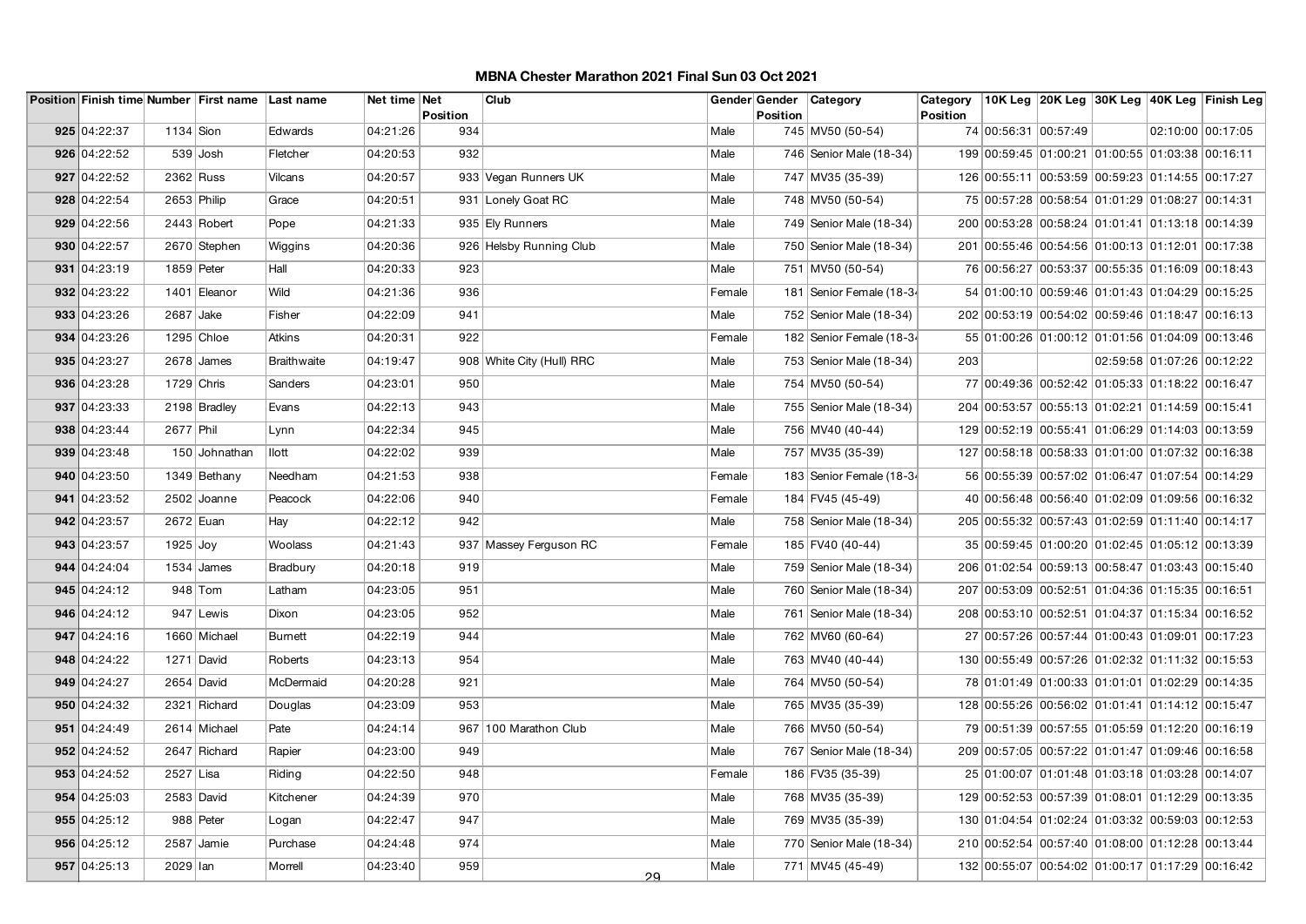# MBNA Chester Marathon 2021 Final Sun 03 Oct 2021

| Position | Finish time | Number | First name | Last name | Net time | Net Position | Club | Gender | Gender Position | Category | Category Position | 10K Leg | 20K Leg | 30K Leg | 40K Leg | Finish Leg |
|---|---|---|---|---|---|---|---|---|---|---|---|---|---|---|---|---|
| 925 | 04:22:37 | 1134 | Sion | Edwards | 04:21:26 | 934 | | Male | 745 | MV50 (50-54) | 74 | 00:56:31 | 00:57:49 | | 02:10:00 | 00:17:05 |
| 926 | 04:22:52 | 539 | Josh | Fletcher | 04:20:53 | 932 | | Male | 746 | Senior Male (18-34) | 199 | 00:59:45 | 01:00:21 | 01:00:55 | 01:03:38 | 00:16:11 |
| 927 | 04:22:52 | 2362 | Russ | Vilcans | 04:20:57 | 933 | Vegan Runners UK | Male | 747 | MV35 (35-39) | 126 | 00:55:11 | 00:53:59 | 00:59:23 | 01:14:55 | 00:17:27 |
| 928 | 04:22:54 | 2653 | Philip | Grace | 04:20:51 | 931 | Lonely Goat RC | Male | 748 | MV50 (50-54) | 75 | 00:57:28 | 00:58:54 | 01:01:29 | 01:08:27 | 00:14:31 |
| 929 | 04:22:56 | 2443 | Robert | Pope | 04:21:33 | 935 | Ely Runners | Male | 749 | Senior Male (18-34) | 200 | 00:53:28 | 00:58:24 | 01:01:41 | 01:13:18 | 00:14:39 |
| 930 | 04:22:57 | 2670 | Stephen | Wiggins | 04:20:36 | 926 | Helsby Running Club | Male | 750 | Senior Male (18-34) | 201 | 00:55:46 | 00:54:56 | 01:00:13 | 01:12:01 | 00:17:38 |
| 931 | 04:23:19 | 1859 | Peter | Hall | 04:20:33 | 923 | | Male | 751 | MV50 (50-54) | 76 | 00:56:27 | 00:53:37 | 00:55:35 | 01:16:09 | 00:18:43 |
| 932 | 04:23:22 | 1401 | Eleanor | Wild | 04:21:36 | 936 | | Female | 181 | Senior Female (18-34 | 54 | 01:00:10 | 00:59:46 | 01:01:43 | 01:04:29 | 00:15:25 |
| 933 | 04:23:26 | 2687 | Jake | Fisher | 04:22:09 | 941 | | Male | 752 | Senior Male (18-34) | 202 | 00:53:19 | 00:54:02 | 00:59:46 | 01:18:47 | 00:16:13 |
| 934 | 04:23:26 | 1295 | Chloe | Atkins | 04:20:31 | 922 | | Female | 182 | Senior Female (18-34 | 55 | 01:00:26 | 01:00:12 | 01:01:56 | 01:04:09 | 00:13:46 |
| 935 | 04:23:27 | 2678 | James | Braithwaite | 04:19:47 | 908 | White City (Hull) RRC | Male | 753 | Senior Male (18-34) | 203 | | | 02:59:58 | 01:07:26 | 00:12:22 |
| 936 | 04:23:28 | 1729 | Chris | Sanders | 04:23:01 | 950 | | Male | 754 | MV50 (50-54) | 77 | 00:49:36 | 00:52:42 | 01:05:33 | 01:18:22 | 00:16:47 |
| 937 | 04:23:33 | 2198 | Bradley | Evans | 04:22:13 | 943 | | Male | 755 | Senior Male (18-34) | 204 | 00:53:57 | 00:55:13 | 01:02:21 | 01:14:59 | 00:15:41 |
| 938 | 04:23:44 | 2677 | Phil | Lynn | 04:22:34 | 945 | | Male | 756 | MV40 (40-44) | 129 | 00:52:19 | 00:55:41 | 01:06:29 | 01:14:03 | 00:13:59 |
| 939 | 04:23:48 | 150 | Johnathan | Ilott | 04:22:02 | 939 | | Male | 757 | MV35 (35-39) | 127 | 00:58:18 | 00:58:33 | 01:01:00 | 01:07:32 | 00:16:38 |
| 940 | 04:23:50 | 1349 | Bethany | Needham | 04:21:53 | 938 | | Female | 183 | Senior Female (18-34 | 56 | 00:55:39 | 00:57:02 | 01:06:47 | 01:07:54 | 00:14:29 |
| 941 | 04:23:52 | 2502 | Joanne | Peacock | 04:22:06 | 940 | | Female | 184 | FV45 (45-49) | 40 | 00:56:48 | 00:56:40 | 01:02:09 | 01:09:56 | 00:16:32 |
| 942 | 04:23:57 | 2672 | Euan | Hay | 04:22:12 | 942 | | Male | 758 | Senior Male (18-34) | 205 | 00:55:32 | 00:57:43 | 01:02:59 | 01:11:40 | 00:14:17 |
| 943 | 04:23:57 | 1925 | Joy | Woolass | 04:21:43 | 937 | Massey Ferguson RC | Female | 185 | FV40 (40-44) | 35 | 00:59:45 | 01:00:20 | 01:02:45 | 01:05:12 | 00:13:39 |
| 944 | 04:24:04 | 1534 | James | Bradbury | 04:20:18 | 919 | | Male | 759 | Senior Male (18-34) | 206 | 01:02:54 | 00:59:13 | 00:58:47 | 01:03:43 | 00:15:40 |
| 945 | 04:24:12 | 948 | Tom | Latham | 04:23:05 | 951 | | Male | 760 | Senior Male (18-34) | 207 | 00:53:09 | 00:52:51 | 01:04:36 | 01:15:35 | 00:16:51 |
| 946 | 04:24:12 | 947 | Lewis | Dixon | 04:23:05 | 952 | | Male | 761 | Senior Male (18-34) | 208 | 00:53:10 | 00:52:51 | 01:04:37 | 01:15:34 | 00:16:52 |
| 947 | 04:24:16 | 1660 | Michael | Burnett | 04:22:19 | 944 | | Male | 762 | MV60 (60-64) | 27 | 00:57:26 | 00:57:44 | 01:00:43 | 01:09:01 | 00:17:23 |
| 948 | 04:24:22 | 1271 | David | Roberts | 04:23:13 | 954 | | Male | 763 | MV40 (40-44) | 130 | 00:55:49 | 00:57:26 | 01:02:32 | 01:11:32 | 00:15:53 |
| 949 | 04:24:27 | 2654 | David | McDermaid | 04:20:28 | 921 | | Male | 764 | MV50 (50-54) | 78 | 01:01:49 | 01:00:33 | 01:01:01 | 01:02:29 | 00:14:35 |
| 950 | 04:24:32 | 2321 | Richard | Douglas | 04:23:09 | 953 | | Male | 765 | MV35 (35-39) | 128 | 00:55:26 | 00:56:02 | 01:01:41 | 01:14:12 | 00:15:47 |
| 951 | 04:24:49 | 2614 | Michael | Pate | 04:24:14 | 967 | 100 Marathon Club | Male | 766 | MV50 (50-54) | 79 | 00:51:39 | 00:57:55 | 01:05:59 | 01:12:20 | 00:16:19 |
| 952 | 04:24:52 | 2647 | Richard | Rapier | 04:23:00 | 949 | | Male | 767 | Senior Male (18-34) | 209 | 00:57:05 | 00:57:22 | 01:01:47 | 01:09:46 | 00:16:58 |
| 953 | 04:24:52 | 2527 | Lisa | Riding | 04:22:50 | 948 | | Female | 186 | FV35 (35-39) | 25 | 01:00:07 | 01:01:48 | 01:03:18 | 01:03:28 | 00:14:07 |
| 954 | 04:25:03 | 2583 | David | Kitchener | 04:24:39 | 970 | | Male | 768 | MV35 (35-39) | 129 | 00:52:53 | 00:57:39 | 01:08:01 | 01:12:29 | 00:13:35 |
| 955 | 04:25:12 | 988 | Peter | Logan | 04:22:47 | 947 | | Male | 769 | MV35 (35-39) | 130 | 01:04:54 | 01:02:24 | 01:03:32 | 00:59:03 | 00:12:53 |
| 956 | 04:25:12 | 2587 | Jamie | Purchase | 04:24:48 | 974 | | Male | 770 | Senior Male (18-34) | 210 | 00:52:54 | 00:57:40 | 01:08:00 | 01:12:28 | 00:13:44 |
| 957 | 04:25:13 | 2029 | Ian | Morrell | 04:23:40 | 959 | | Male | 771 | MV45 (45-49) | 132 | 00:55:07 | 00:54:02 | 01:00:17 | 01:17:29 | 00:16:42 |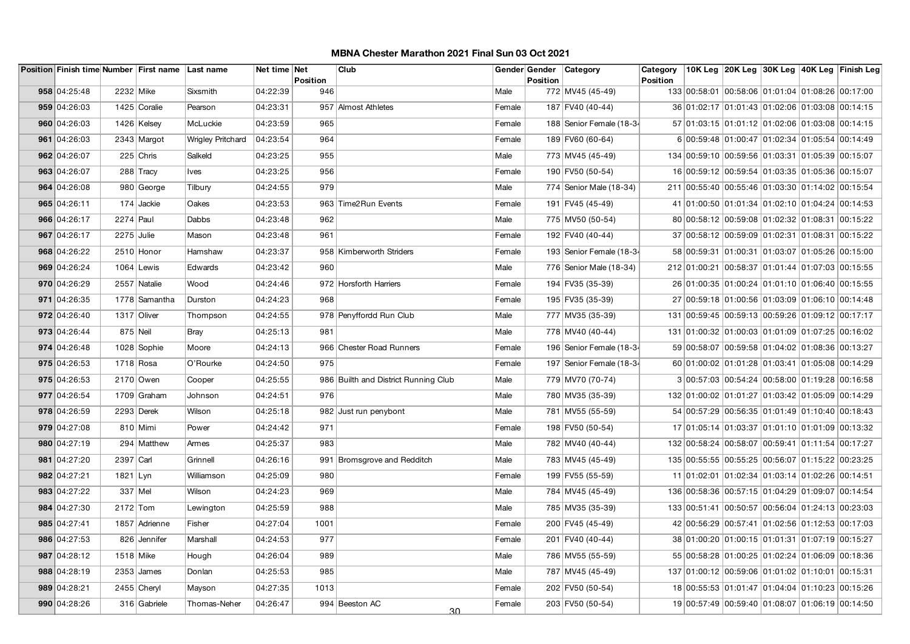# MBNA Chester Marathon 2021 Final Sun 03 Oct 2021

| Position | Finish time | Number | First name | Last name | Net time | Net Position | Club | Gender | Gender Position | Category | Category Position | 10K Leg | 20K Leg | 30K Leg | 40K Leg | Finish Leg |
|---|---|---|---|---|---|---|---|---|---|---|---|---|---|---|---|---|
| 958 | 04:25:48 | 2232 | Mike | Sixsmith | 04:22:39 | 946 | | Male | 772 | MV45 (45-49) | 133 | 00:58:01 | 00:58:06 | 01:01:04 | 01:08:26 | 00:17:00 |
| 959 | 04:26:03 | 1425 | Coralie | Pearson | 04:23:31 | 957 | Almost Athletes | Female | 187 | FV40 (40-44) | 36 | 01:02:17 | 01:01:43 | 01:02:06 | 01:03:08 | 00:14:15 |
| 960 | 04:26:03 | 1426 | Kelsey | McLuckie | 04:23:59 | 965 | | Female | 188 | Senior Female (18-34 | 57 | 01:03:15 | 01:01:12 | 01:02:06 | 01:03:08 | 00:14:15 |
| 961 | 04:26:03 | 2343 | Margot | Wrigley Pritchard | 04:23:54 | 964 | | Female | 189 | FV60 (60-64) | 6 | 00:59:48 | 01:00:47 | 01:02:34 | 01:05:54 | 00:14:49 |
| 962 | 04:26:07 | 225 | Chris | Salkeld | 04:23:25 | 955 | | Male | 773 | MV45 (45-49) | 134 | 00:59:10 | 00:59:56 | 01:03:31 | 01:05:39 | 00:15:07 |
| 963 | 04:26:07 | 288 | Tracy | Ives | 04:23:25 | 956 | | Female | 190 | FV50 (50-54) | 16 | 00:59:12 | 00:59:54 | 01:03:35 | 01:05:36 | 00:15:07 |
| 964 | 04:26:08 | 980 | George | Tilbury | 04:24:55 | 979 | | Male | 774 | Senior Male (18-34) | 211 | 00:55:40 | 00:55:46 | 01:03:30 | 01:14:02 | 00:15:54 |
| 965 | 04:26:11 | 174 | Jackie | Oakes | 04:23:53 | 963 | Time2Run Events | Female | 191 | FV45 (45-49) | 41 | 01:00:50 | 01:01:34 | 01:02:10 | 01:04:24 | 00:14:53 |
| 966 | 04:26:17 | 2274 | Paul | Dabbs | 04:23:48 | 962 | | Male | 775 | MV50 (50-54) | 80 | 00:58:12 | 00:59:08 | 01:02:32 | 01:08:31 | 00:15:22 |
| 967 | 04:26:17 | 2275 | Julie | Mason | 04:23:48 | 961 | | Female | 192 | FV40 (40-44) | 37 | 00:58:12 | 00:59:09 | 01:02:31 | 01:08:31 | 00:15:22 |
| 968 | 04:26:22 | 2510 | Honor | Hamshaw | 04:23:37 | 958 | Kimberworth Striders | Female | 193 | Senior Female (18-34 | 58 | 00:59:31 | 01:00:31 | 01:03:07 | 01:05:26 | 00:15:00 |
| 969 | 04:26:24 | 1064 | Lewis | Edwards | 04:23:42 | 960 | | Male | 776 | Senior Male (18-34) | 212 | 01:00:21 | 00:58:37 | 01:01:44 | 01:07:03 | 00:15:55 |
| 970 | 04:26:29 | 2557 | Natalie | Wood | 04:24:46 | 972 | Horsforth Harriers | Female | 194 | FV35 (35-39) | 26 | 01:00:35 | 01:00:24 | 01:01:10 | 01:06:40 | 00:15:55 |
| 971 | 04:26:35 | 1778 | Samantha | Durston | 04:24:23 | 968 | | Female | 195 | FV35 (35-39) | 27 | 00:59:18 | 01:00:56 | 01:03:09 | 01:06:10 | 00:14:48 |
| 972 | 04:26:40 | 1317 | Oliver | Thompson | 04:24:55 | 978 | Penyffordd Run Club | Male | 777 | MV35 (35-39) | 131 | 00:59:45 | 00:59:13 | 00:59:26 | 01:09:12 | 00:17:17 |
| 973 | 04:26:44 | 875 | Neil | Bray | 04:25:13 | 981 | | Male | 778 | MV40 (40-44) | 131 | 01:00:32 | 01:00:03 | 01:01:09 | 01:07:25 | 00:16:02 |
| 974 | 04:26:48 | 1028 | Sophie | Moore | 04:24:13 | 966 | Chester Road Runners | Female | 196 | Senior Female (18-34 | 59 | 00:58:07 | 00:59:58 | 01:04:02 | 01:08:36 | 00:13:27 |
| 975 | 04:26:53 | 1718 | Rosa | O'Rourke | 04:24:50 | 975 | | Female | 197 | Senior Female (18-34 | 60 | 01:00:02 | 01:01:28 | 01:03:41 | 01:05:08 | 00:14:29 |
| 975 | 04:26:53 | 2170 | Owen | Cooper | 04:25:55 | 986 | Builth and District Running Club | Male | 779 | MV70 (70-74) | 3 | 00:57:03 | 00:54:24 | 00:58:00 | 01:19:28 | 00:16:58 |
| 977 | 04:26:54 | 1709 | Graham | Johnson | 04:24:51 | 976 | | Male | 780 | MV35 (35-39) | 132 | 01:00:02 | 01:01:27 | 01:03:42 | 01:05:09 | 00:14:29 |
| 978 | 04:26:59 | 2293 | Derek | Wilson | 04:25:18 | 982 | Just run penybont | Male | 781 | MV55 (55-59) | 54 | 00:57:29 | 00:56:35 | 01:01:49 | 01:10:40 | 00:18:43 |
| 979 | 04:27:08 | 810 | Mimi | Power | 04:24:42 | 971 | | Female | 198 | FV50 (50-54) | 17 | 01:05:14 | 01:03:37 | 01:01:10 | 01:01:09 | 00:13:32 |
| 980 | 04:27:19 | 294 | Matthew | Armes | 04:25:37 | 983 | | Male | 782 | MV40 (40-44) | 132 | 00:58:24 | 00:58:07 | 00:59:41 | 01:11:54 | 00:17:27 |
| 981 | 04:27:20 | 2397 | Carl | Grinnell | 04:26:16 | 991 | Bromsgrove and Redditch | Male | 783 | MV45 (45-49) | 135 | 00:55:55 | 00:55:25 | 00:56:07 | 01:15:22 | 00:23:25 |
| 982 | 04:27:21 | 1821 | Lyn | Williamson | 04:25:09 | 980 | | Female | 199 | FV55 (55-59) | 11 | 01:02:01 | 01:02:34 | 01:03:14 | 01:02:26 | 00:14:51 |
| 983 | 04:27:22 | 337 | Mel | Wilson | 04:24:23 | 969 | | Male | 784 | MV45 (45-49) | 136 | 00:58:36 | 00:57:15 | 01:04:29 | 01:09:07 | 00:14:54 |
| 984 | 04:27:30 | 2172 | Tom | Lewington | 04:25:59 | 988 | | Male | 785 | MV35 (35-39) | 133 | 00:51:41 | 00:50:57 | 00:56:04 | 01:24:13 | 00:23:03 |
| 985 | 04:27:41 | 1857 | Adrienne | Fisher | 04:27:04 | 1001 | | Female | 200 | FV45 (45-49) | 42 | 00:56:29 | 00:57:41 | 01:02:56 | 01:12:53 | 00:17:03 |
| 986 | 04:27:53 | 826 | Jennifer | Marshall | 04:24:53 | 977 | | Female | 201 | FV40 (40-44) | 38 | 01:00:20 | 01:00:15 | 01:01:31 | 01:07:19 | 00:15:27 |
| 987 | 04:28:12 | 1518 | Mike | Hough | 04:26:04 | 989 | | Male | 786 | MV55 (55-59) | 55 | 00:58:28 | 01:00:25 | 01:02:24 | 01:06:09 | 00:18:36 |
| 988 | 04:28:19 | 2353 | James | Donlan | 04:25:53 | 985 | | Male | 787 | MV45 (45-49) | 137 | 01:00:12 | 00:59:06 | 01:01:02 | 01:10:01 | 00:15:31 |
| 989 | 04:28:21 | 2455 | Cheryl | Mayson | 04:27:35 | 1013 | | Female | 202 | FV50 (50-54) | 18 | 00:55:53 | 01:01:47 | 01:04:04 | 01:10:23 | 00:15:26 |
| 990 | 04:28:26 | 316 | Gabriele | Thomas-Neher | 04:26:47 | 994 | Beeston AC | Female | 203 | FV50 (50-54) | 19 | 00:57:49 | 00:59:40 | 01:08:07 | 01:06:19 | 00:14:50 |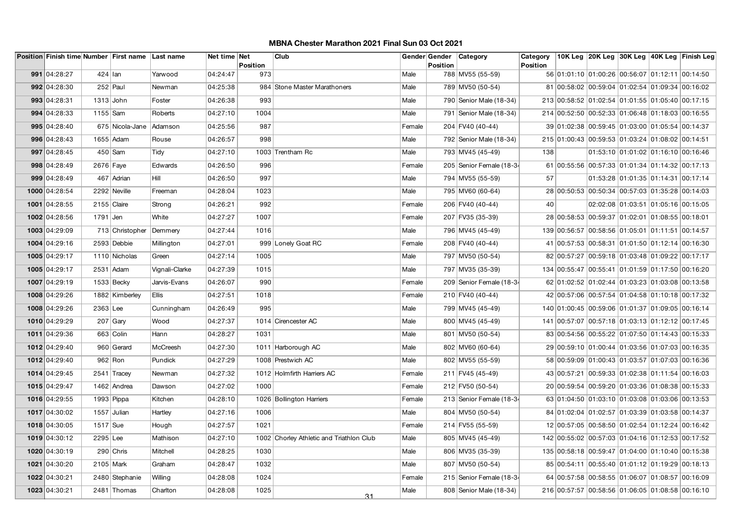# MBNA Chester Marathon 2021 Final Sun 03 Oct 2021

| Position | Finish time | Number | First name | Last name | Net time | Net Position | Club | Gender | Gender Position | Category | Category Position | 10K Leg | 20K Leg | 30K Leg | 40K Leg | Finish Leg |
|---|---|---|---|---|---|---|---|---|---|---|---|---|---|---|---|---|
| 991 | 04:28:27 | 424 | Ian | Yarwood | 04:24:47 | 973 | | Male | 788 | MV55 (55-59) | 56 | 01:01:10 | 01:00:26 | 00:56:07 | 01:12:11 | 00:14:50 |
| 992 | 04:28:30 | 252 | Paul | Newman | 04:25:38 | 984 | Stone Master Marathoners | Male | 789 | MV50 (50-54) | 81 | 00:58:02 | 00:59:04 | 01:02:54 | 01:09:34 | 00:16:02 |
| 993 | 04:28:31 | 1313 | John | Foster | 04:26:38 | 993 | | Male | 790 | Senior Male (18-34) | 213 | 00:58:52 | 01:02:54 | 01:01:55 | 01:05:40 | 00:17:15 |
| 994 | 04:28:33 | 1155 | Sam | Roberts | 04:27:10 | 1004 | | Male | 791 | Senior Male (18-34) | 214 | 00:52:50 | 00:52:33 | 01:06:48 | 01:18:03 | 00:16:55 |
| 995 | 04:28:40 | 675 | Nicola-Jane | Adamson | 04:25:56 | 987 | | Female | 204 | FV40 (40-44) | 39 | 01:02:38 | 00:59:45 | 01:03:00 | 01:05:54 | 00:14:37 |
| 996 | 04:28:43 | 1655 | Adam | Rouse | 04:26:57 | 998 | | Male | 792 | Senior Male (18-34) | 215 | 01:00:43 | 00:59:53 | 01:03:24 | 01:08:02 | 00:14:51 |
| 997 | 04:28:45 | 450 | Sam | Tidy | 04:27:10 | 1003 | Trentham Rc | Male | 793 | MV45 (45-49) | 138 | | 01:53:10 | 01:01:02 | 01:16:10 | 00:16:46 |
| 998 | 04:28:49 | 2676 | Faye | Edwards | 04:26:50 | 996 | | Female | 205 | Senior Female (18-34) | 61 | 00:55:56 | 00:57:33 | 01:01:34 | 01:14:32 | 00:17:13 |
| 999 | 04:28:49 | 467 | Adrian | Hill | 04:26:50 | 997 | | Male | 794 | MV55 (55-59) | 57 | | 01:53:28 | 01:01:35 | 01:14:31 | 00:17:14 |
| 1000 | 04:28:54 | 2292 | Neville | Freeman | 04:28:04 | 1023 | | Male | 795 | MV60 (60-64) | 28 | 00:50:53 | 00:50:34 | 00:57:03 | 01:35:28 | 00:14:03 |
| 1001 | 04:28:55 | 2155 | Claire | Strong | 04:26:21 | 992 | | Female | 206 | FV40 (40-44) | 40 | | 02:02:08 | 01:03:51 | 01:05:16 | 00:15:05 |
| 1002 | 04:28:56 | 1791 | Jen | White | 04:27:27 | 1007 | | Female | 207 | FV35 (35-39) | 28 | 00:58:53 | 00:59:37 | 01:02:01 | 01:08:55 | 00:18:01 |
| 1003 | 04:29:09 | 713 | Christopher | Demmery | 04:27:44 | 1016 | | Male | 796 | MV45 (45-49) | 139 | 00:56:57 | 00:58:56 | 01:05:01 | 01:11:51 | 00:14:57 |
| 1004 | 04:29:16 | 2593 | Debbie | Millington | 04:27:01 | 999 | Lonely Goat RC | Female | 208 | FV40 (40-44) | 41 | 00:57:53 | 00:58:31 | 01:01:50 | 01:12:14 | 00:16:30 |
| 1005 | 04:29:17 | 1110 | Nicholas | Green | 04:27:14 | 1005 | | Male | 797 | MV50 (50-54) | 82 | 00:57:27 | 00:59:18 | 01:03:48 | 01:09:22 | 00:17:17 |
| 1005 | 04:29:17 | 2531 | Adam | Vignali-Clarke | 04:27:39 | 1015 | | Male | 797 | MV35 (35-39) | 134 | 00:55:47 | 00:55:41 | 01:01:59 | 01:17:50 | 00:16:20 |
| 1007 | 04:29:19 | 1533 | Becky | Jarvis-Evans | 04:26:07 | 990 | | Female | 209 | Senior Female (18-34) | 62 | 01:02:52 | 01:02:44 | 01:03:23 | 01:03:08 | 00:13:58 |
| 1008 | 04:29:26 | 1882 | Kimberley | Ellis | 04:27:51 | 1018 | | Female | 210 | FV40 (40-44) | 42 | 00:57:06 | 00:57:54 | 01:04:58 | 01:10:18 | 00:17:32 |
| 1008 | 04:29:26 | 2363 | Lee | Cunningham | 04:26:49 | 995 | | Male | 799 | MV45 (45-49) | 140 | 01:00:45 | 00:59:06 | 01:01:37 | 01:09:05 | 00:16:14 |
| 1010 | 04:29:29 | 207 | Gary | Wood | 04:27:37 | 1014 | Cirencester AC | Male | 800 | MV45 (45-49) | 141 | 00:57:07 | 00:57:18 | 01:03:13 | 01:12:12 | 00:17:45 |
| 1011 | 04:29:36 | 663 | Colin | Hann | 04:28:27 | 1031 | | Male | 801 | MV50 (50-54) | 83 | 00:54:56 | 00:55:22 | 01:07:50 | 01:14:43 | 00:15:33 |
| 1012 | 04:29:40 | 960 | Gerard | McCreesh | 04:27:30 | 1011 | Harborough AC | Male | 802 | MV60 (60-64) | 29 | 00:59:10 | 01:00:44 | 01:03:56 | 01:07:03 | 00:16:35 |
| 1012 | 04:29:40 | 962 | Ron | Pundick | 04:27:29 | 1008 | Prestwich AC | Male | 802 | MV55 (55-59) | 58 | 00:59:09 | 01:00:43 | 01:03:57 | 01:07:03 | 00:16:36 |
| 1014 | 04:29:45 | 2541 | Tracey | Newman | 04:27:32 | 1012 | Holmfirth Harriers AC | Female | 211 | FV45 (45-49) | 43 | 00:57:21 | 00:59:33 | 01:02:38 | 01:11:54 | 00:16:03 |
| 1015 | 04:29:47 | 1462 | Andrea | Dawson | 04:27:02 | 1000 | | Female | 212 | FV50 (50-54) | 20 | 00:59:54 | 00:59:20 | 01:03:36 | 01:08:38 | 00:15:33 |
| 1016 | 04:29:55 | 1993 | Pippa | Kitchen | 04:28:10 | 1026 | Bollington Harriers | Female | 213 | Senior Female (18-34) | 63 | 01:04:50 | 01:03:10 | 01:03:08 | 01:03:06 | 00:13:53 |
| 1017 | 04:30:02 | 1557 | Julian | Hartley | 04:27:16 | 1006 | | Male | 804 | MV50 (50-54) | 84 | 01:02:04 | 01:02:57 | 01:03:39 | 01:03:58 | 00:14:37 |
| 1018 | 04:30:05 | 1517 | Sue | Hough | 04:27:57 | 1021 | | Female | 214 | FV55 (55-59) | 12 | 00:57:05 | 00:58:50 | 01:02:54 | 01:12:24 | 00:16:42 |
| 1019 | 04:30:12 | 2295 | Lee | Mathison | 04:27:10 | 1002 | Chorley Athletic and Triathlon Club | Male | 805 | MV45 (45-49) | 142 | 00:55:02 | 00:57:03 | 01:04:16 | 01:12:53 | 00:17:52 |
| 1020 | 04:30:19 | 290 | Chris | Mitchell | 04:28:25 | 1030 | | Male | 806 | MV35 (35-39) | 135 | 00:58:18 | 00:59:47 | 01:04:00 | 01:10:40 | 00:15:38 |
| 1021 | 04:30:20 | 2105 | Mark | Graham | 04:28:47 | 1032 | | Male | 807 | MV50 (50-54) | 85 | 00:54:11 | 00:55:40 | 01:01:12 | 01:19:29 | 00:18:13 |
| 1022 | 04:30:21 | 2480 | Stephanie | Willing | 04:28:08 | 1024 | | Female | 215 | Senior Female (18-34) | 64 | 00:57:58 | 00:58:55 | 01:06:07 | 01:08:57 | 00:16:09 |
| 1023 | 04:30:21 | 2481 | Thomas | Charlton | 04:28:08 | 1025 | | Male | 808 | Senior Male (18-34) | 216 | 00:57:57 | 00:58:56 | 01:06:05 | 01:08:58 | 00:16:10 |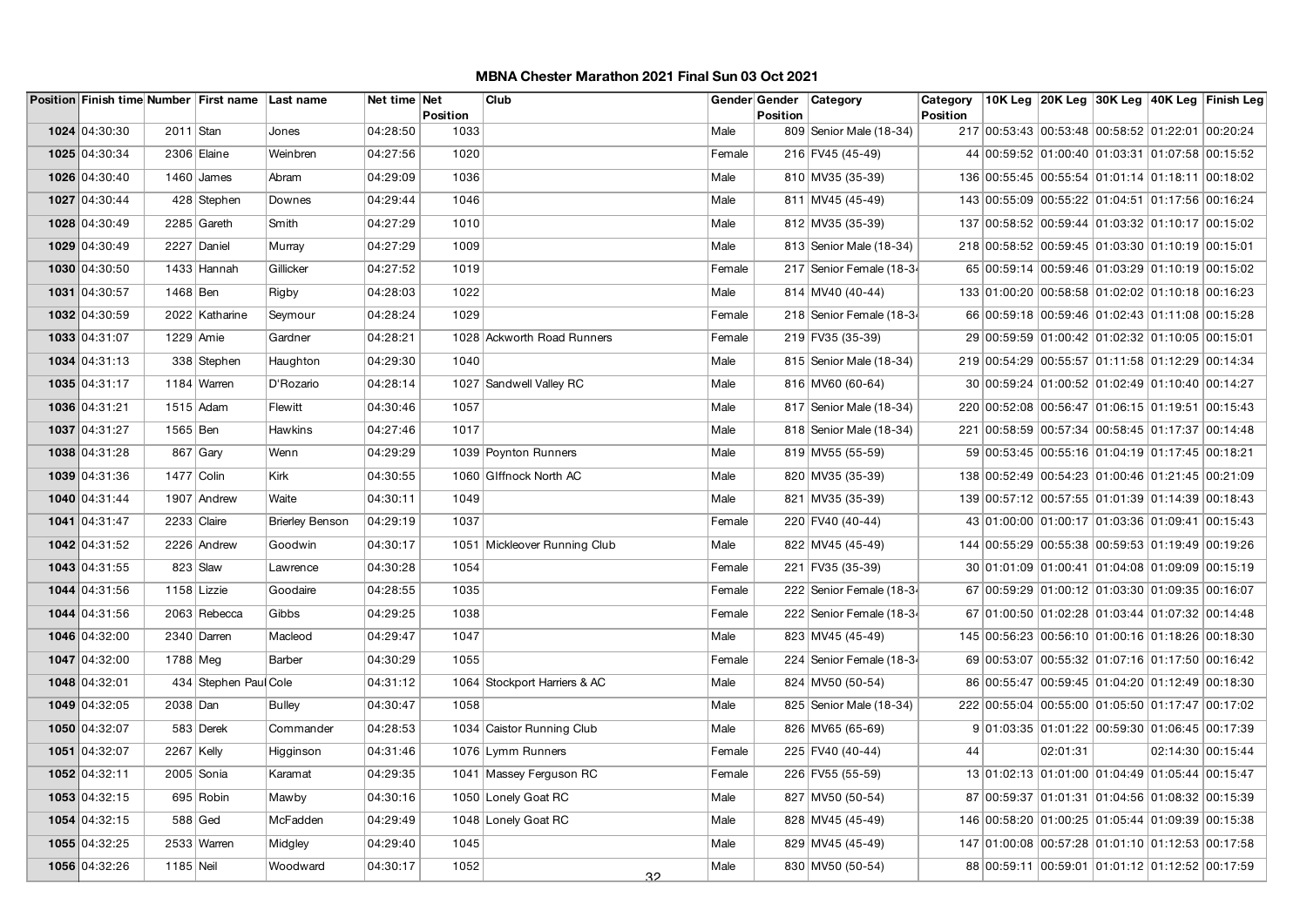# MBNA Chester Marathon 2021 Final Sun 03 Oct 2021

| Position | Finish time | Number | First name | Last name | Net time | Net Position | Club | Gender | Gender Position | Category | Category Position | 10K Leg | 20K Leg | 30K Leg | 40K Leg | Finish Leg |
|---|---|---|---|---|---|---|---|---|---|---|---|---|---|---|---|---|
| 1024 | 04:30:30 | 2011 | Stan | Jones | 04:28:50 | 1033 | | Male | 809 | Senior Male (18-34) | 217 | 00:53:43 | 00:53:48 | 00:58:52 | 01:22:01 | 00:20:24 |
| 1025 | 04:30:34 | 2306 | Elaine | Weinbren | 04:27:56 | 1020 | | Female | 216 | FV45 (45-49) | 44 | 00:59:52 | 01:00:40 | 01:03:31 | 01:07:58 | 00:15:52 |
| 1026 | 04:30:40 | 1460 | James | Abram | 04:29:09 | 1036 | | Male | 810 | MV35 (35-39) | 136 | 00:55:45 | 00:55:54 | 01:01:14 | 01:18:11 | 00:18:02 |
| 1027 | 04:30:44 | 428 | Stephen | Downes | 04:29:44 | 1046 | | Male | 811 | MV45 (45-49) | 143 | 00:55:09 | 00:55:22 | 01:04:51 | 01:17:56 | 00:16:24 |
| 1028 | 04:30:49 | 2285 | Gareth | Smith | 04:27:29 | 1010 | | Male | 812 | MV35 (35-39) | 137 | 00:58:52 | 00:59:44 | 01:03:32 | 01:10:17 | 00:15:02 |
| 1029 | 04:30:49 | 2227 | Daniel | Murray | 04:27:29 | 1009 | | Male | 813 | Senior Male (18-34) | 218 | 00:58:52 | 00:59:45 | 01:03:30 | 01:10:19 | 00:15:01 |
| 1030 | 04:30:50 | 1433 | Hannah | Gillicker | 04:27:52 | 1019 | | Female | 217 | Senior Female (18-34 | 65 | 00:59:14 | 00:59:46 | 01:03:29 | 01:10:19 | 00:15:02 |
| 1031 | 04:30:57 | 1468 | Ben | Rigby | 04:28:03 | 1022 | | Male | 814 | MV40 (40-44) | 133 | 01:00:20 | 00:58:58 | 01:02:02 | 01:10:18 | 00:16:23 |
| 1032 | 04:30:59 | 2022 | Katharine | Seymour | 04:28:24 | 1029 | | Female | 218 | Senior Female (18-34 | 66 | 00:59:18 | 00:59:46 | 01:02:43 | 01:11:08 | 00:15:28 |
| 1033 | 04:31:07 | 1229 | Arnie | Gardner | 04:28:21 | 1028 | Ackworth Road Runners | Female | 219 | FV35 (35-39) | 29 | 00:59:59 | 01:00:42 | 01:02:32 | 01:10:05 | 00:15:01 |
| 1034 | 04:31:13 | 338 | Stephen | Haughton | 04:29:30 | 1040 | | Male | 815 | Senior Male (18-34) | 219 | 00:54:29 | 00:55:57 | 01:11:58 | 01:12:29 | 00:14:34 |
| 1035 | 04:31:17 | 1184 | Warren | D'Rozario | 04:28:14 | 1027 | Sandwell Valley RC | Male | 816 | MV60 (60-64) | 30 | 00:59:24 | 01:00:52 | 01:02:49 | 01:10:40 | 00:14:27 |
| 1036 | 04:31:21 | 1515 | Adam | Flewitt | 04:30:46 | 1057 | | Male | 817 | Senior Male (18-34) | 220 | 00:52:08 | 00:56:47 | 01:06:15 | 01:19:51 | 00:15:43 |
| 1037 | 04:31:27 | 1565 | Ben | Hawkins | 04:27:46 | 1017 | | Male | 818 | Senior Male (18-34) | 221 | 00:58:59 | 00:57:34 | 00:58:45 | 01:17:37 | 00:14:48 |
| 1038 | 04:31:28 | 867 | Gary | Wenn | 04:29:29 | 1039 | Poynton Runners | Male | 819 | MV55 (55-59) | 59 | 00:53:45 | 00:55:16 | 01:04:19 | 01:17:45 | 00:18:21 |
| 1039 | 04:31:36 | 1477 | Colin | Kirk | 04:30:55 | 1060 | GIffnock North AC | Male | 820 | MV35 (35-39) | 138 | 00:52:49 | 00:54:23 | 01:00:46 | 01:21:45 | 00:21:09 |
| 1040 | 04:31:44 | 1907 | Andrew | Waite | 04:30:11 | 1049 | | Male | 821 | MV35 (35-39) | 139 | 00:57:12 | 00:57:55 | 01:01:39 | 01:14:39 | 00:18:43 |
| 1041 | 04:31:47 | 2233 | Claire | Brierley Benson | 04:29:19 | 1037 | | Female | 220 | FV40 (40-44) | 43 | 01:00:00 | 01:00:17 | 01:03:36 | 01:09:41 | 00:15:43 |
| 1042 | 04:31:52 | 2226 | Andrew | Goodwin | 04:30:17 | 1051 | Mickleover Running Club | Male | 822 | MV45 (45-49) | 144 | 00:55:29 | 00:55:38 | 00:59:53 | 01:19:49 | 00:19:26 |
| 1043 | 04:31:55 | 823 | Slaw | Lawrence | 04:30:28 | 1054 | | Female | 221 | FV35 (35-39) | 30 | 01:01:09 | 01:00:41 | 01:04:08 | 01:09:09 | 00:15:19 |
| 1044 | 04:31:56 | 1158 | Lizzie | Goodaire | 04:28:55 | 1035 | | Female | 222 | Senior Female (18-34 | 67 | 00:59:29 | 01:00:12 | 01:03:30 | 01:09:35 | 00:16:07 |
| 1044 | 04:31:56 | 2063 | Rebecca | Gibbs | 04:29:25 | 1038 | | Female | 222 | Senior Female (18-34 | 67 | 01:00:50 | 01:02:28 | 01:03:44 | 01:07:32 | 00:14:48 |
| 1046 | 04:32:00 | 2340 | Darren | Macleod | 04:29:47 | 1047 | | Male | 823 | MV45 (45-49) | 145 | 00:56:23 | 00:56:10 | 01:00:16 | 01:18:26 | 00:18:30 |
| 1047 | 04:32:00 | 1788 | Meg | Barber | 04:30:29 | 1055 | | Female | 224 | Senior Female (18-34 | 69 | 00:53:07 | 00:55:32 | 01:07:16 | 01:17:50 | 00:16:42 |
| 1048 | 04:32:01 | 434 | Stephen Paul | Cole | 04:31:12 | 1064 | Stockport Harriers & AC | Male | 824 | MV50 (50-54) | 86 | 00:55:47 | 00:59:45 | 01:04:20 | 01:12:49 | 00:18:30 |
| 1049 | 04:32:05 | 2038 | Dan | Bulley | 04:30:47 | 1058 | | Male | 825 | Senior Male (18-34) | 222 | 00:55:04 | 00:55:00 | 01:05:50 | 01:17:47 | 00:17:02 |
| 1050 | 04:32:07 | 583 | Derek | Commander | 04:28:53 | 1034 | Caistor Running Club | Male | 826 | MV65 (65-69) | 9 | 01:03:35 | 01:01:22 | 00:59:30 | 01:06:45 | 00:17:39 |
| 1051 | 04:32:07 | 2267 | Kelly | Higginson | 04:31:46 | 1076 | Lymm Runners | Female | 225 | FV40 (40-44) | 44 | | 02:01:31 | | 02:14:30 | 00:15:44 |
| 1052 | 04:32:11 | 2005 | Sonia | Karamat | 04:29:35 | 1041 | Massey Ferguson RC | Female | 226 | FV55 (55-59) | 13 | 01:02:13 | 01:01:00 | 01:04:49 | 01:05:44 | 00:15:47 |
| 1053 | 04:32:15 | 695 | Robin | Mawby | 04:30:16 | 1050 | Lonely Goat RC | Male | 827 | MV50 (50-54) | 87 | 00:59:37 | 01:01:31 | 01:04:56 | 01:08:32 | 00:15:39 |
| 1054 | 04:32:15 | 588 | Ged | McFadden | 04:29:49 | 1048 | Lonely Goat RC | Male | 828 | MV45 (45-49) | 146 | 00:58:20 | 01:00:25 | 01:05:44 | 01:09:39 | 00:15:38 |
| 1055 | 04:32:25 | 2533 | Warren | Midgley | 04:29:40 | 1045 | | Male | 829 | MV45 (45-49) | 147 | 01:00:08 | 00:57:28 | 01:01:10 | 01:12:53 | 00:17:58 |
| 1056 | 04:32:26 | 1185 | Neil | Woodward | 04:30:17 | 1052 | | Male | 830 | MV50 (50-54) | 88 | 00:59:11 | 00:59:01 | 01:01:12 | 01:12:52 | 00:17:59 |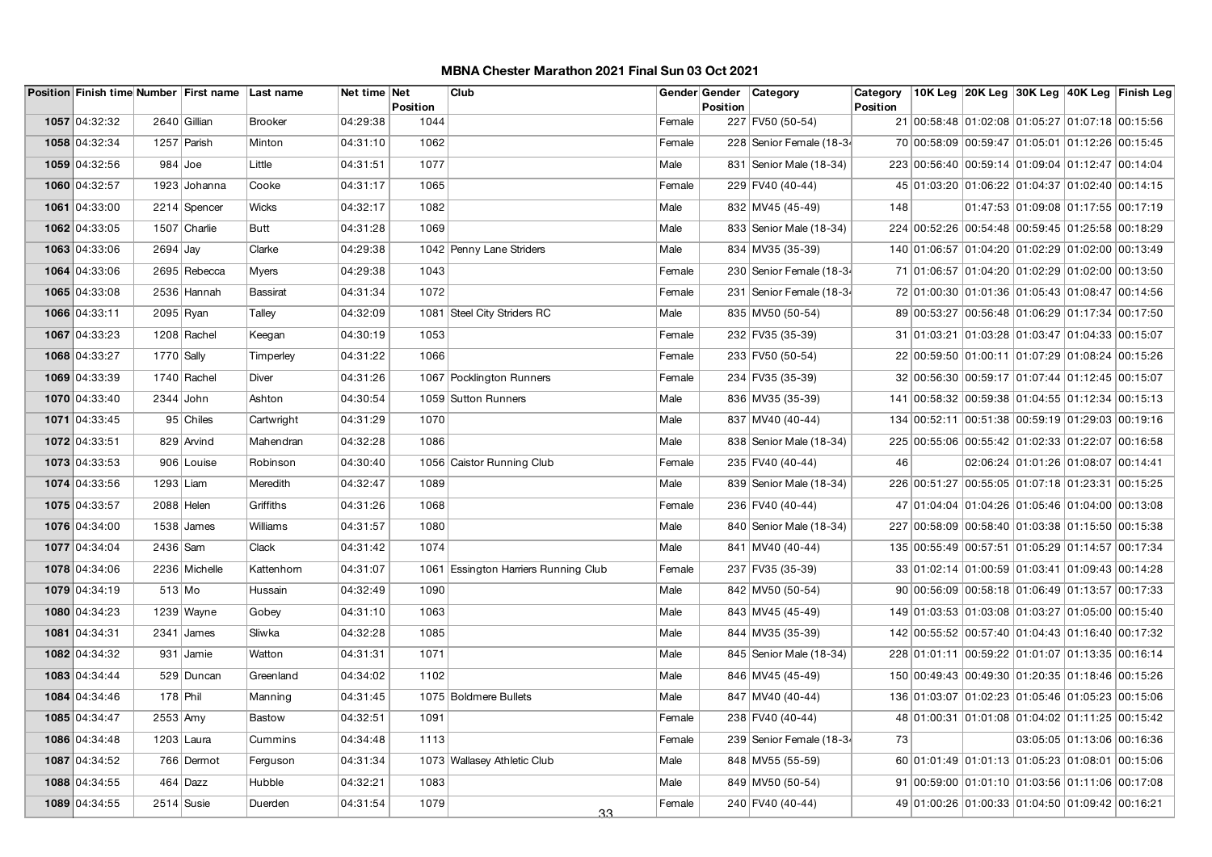# MBNA Chester Marathon 2021 Final Sun 03 Oct 2021

| Position | Finish time | Number | First name | Last name | Net time | Net Position | Club | Gender | Gender Position | Category | Category Position | 10K Leg | 20K Leg | 30K Leg | 40K Leg | Finish Leg |
|---|---|---|---|---|---|---|---|---|---|---|---|---|---|---|---|---|
| 1057 | 04:32:32 | 2640 | Gillian | Brooker | 04:29:38 | 1044 | | Female | 227 | FV50 (50-54) | 21 | 00:58:48 | 01:02:08 | 01:05:27 | 01:07:18 | 00:15:56 |
| 1058 | 04:32:34 | 1257 | Parish | Minton | 04:31:10 | 1062 | | Female | 228 | Senior Female (18-34 | 70 | 00:58:09 | 00:59:47 | 01:05:01 | 01:12:26 | 00:15:45 |
| 1059 | 04:32:56 | 984 | Joe | Little | 04:31:51 | 1077 | | Male | 831 | Senior Male (18-34) | 223 | 00:56:40 | 00:59:14 | 01:09:04 | 01:12:47 | 00:14:04 |
| 1060 | 04:32:57 | 1923 | Johanna | Cooke | 04:31:17 | 1065 | | Female | 229 | FV40 (40-44) | 45 | 01:03:20 | 01:06:22 | 01:04:37 | 01:02:40 | 00:14:15 |
| 1061 | 04:33:00 | 2214 | Spencer | Wicks | 04:32:17 | 1082 | | Male | 832 | MV45 (45-49) | 148 | | 01:47:53 | 01:09:08 | 01:17:55 | 00:17:19 |
| 1062 | 04:33:05 | 1507 | Charlie | Butt | 04:31:28 | 1069 | | Male | 833 | Senior Male (18-34) | 224 | 00:52:26 | 00:54:48 | 00:59:45 | 01:25:58 | 00:18:29 |
| 1063 | 04:33:06 | 2694 | Jay | Clarke | 04:29:38 | 1042 | Penny Lane Striders | Male | 834 | MV35 (35-39) | 140 | 01:06:57 | 01:04:20 | 01:02:29 | 01:02:00 | 00:13:49 |
| 1064 | 04:33:06 | 2695 | Rebecca | Myers | 04:29:38 | 1043 | | Female | 230 | Senior Female (18-34 | 71 | 01:06:57 | 01:04:20 | 01:02:29 | 01:02:00 | 00:13:50 |
| 1065 | 04:33:08 | 2536 | Hannah | Bassirat | 04:31:34 | 1072 | | Female | 231 | Senior Female (18-34 | 72 | 01:00:30 | 01:01:36 | 01:05:43 | 01:08:47 | 00:14:56 |
| 1066 | 04:33:11 | 2095 | Ryan | Talley | 04:32:09 | 1081 | Steel City Striders RC | Male | 835 | MV50 (50-54) | 89 | 00:53:27 | 00:56:48 | 01:06:29 | 01:17:34 | 00:17:50 |
| 1067 | 04:33:23 | 1208 | Rachel | Keegan | 04:30:19 | 1053 | | Female | 232 | FV35 (35-39) | 31 | 01:03:21 | 01:03:28 | 01:03:47 | 01:04:33 | 00:15:07 |
| 1068 | 04:33:27 | 1770 | Sally | Timperley | 04:31:22 | 1066 | | Female | 233 | FV50 (50-54) | 22 | 00:59:50 | 01:00:11 | 01:07:29 | 01:08:24 | 00:15:26 |
| 1069 | 04:33:39 | 1740 | Rachel | Diver | 04:31:26 | 1067 | Pocklington Runners | Female | 234 | FV35 (35-39) | 32 | 00:56:30 | 00:59:17 | 01:07:44 | 01:12:45 | 00:15:07 |
| 1070 | 04:33:40 | 2344 | John | Ashton | 04:30:54 | 1059 | Sutton Runners | Male | 836 | MV35 (35-39) | 141 | 00:58:32 | 00:59:38 | 01:04:55 | 01:12:34 | 00:15:13 |
| 1071 | 04:33:45 | 95 | Chiles | Cartwright | 04:31:29 | 1070 | | Male | 837 | MV40 (40-44) | 134 | 00:52:11 | 00:51:38 | 00:59:19 | 01:29:03 | 00:19:16 |
| 1072 | 04:33:51 | 829 | Arvind | Mahendran | 04:32:28 | 1086 | | Male | 838 | Senior Male (18-34) | 225 | 00:55:06 | 00:55:42 | 01:02:33 | 01:22:07 | 00:16:58 |
| 1073 | 04:33:53 | 906 | Louise | Robinson | 04:30:40 | 1056 | Caistor Running Club | Female | 235 | FV40 (40-44) | 46 | | 02:06:24 | 01:01:26 | 01:08:07 | 00:14:41 |
| 1074 | 04:33:56 | 1293 | Liam | Meredith | 04:32:47 | 1089 | | Male | 839 | Senior Male (18-34) | 226 | 00:51:27 | 00:55:05 | 01:07:18 | 01:23:31 | 00:15:25 |
| 1075 | 04:33:57 | 2088 | Helen | Griffiths | 04:31:26 | 1068 | | Female | 236 | FV40 (40-44) | 47 | 01:04:04 | 01:04:26 | 01:05:46 | 01:04:00 | 00:13:08 |
| 1076 | 04:34:00 | 1538 | James | Williams | 04:31:57 | 1080 | | Male | 840 | Senior Male (18-34) | 227 | 00:58:09 | 00:58:40 | 01:03:38 | 01:15:50 | 00:15:38 |
| 1077 | 04:34:04 | 2436 | Sam | Clack | 04:31:42 | 1074 | | Male | 841 | MV40 (40-44) | 135 | 00:55:49 | 00:57:51 | 01:05:29 | 01:14:57 | 00:17:34 |
| 1078 | 04:34:06 | 2236 | Michelle | Kattenhorn | 04:31:07 | 1061 | Essington Harriers Running Club | Female | 237 | FV35 (35-39) | 33 | 01:02:14 | 01:00:59 | 01:03:41 | 01:09:43 | 00:14:28 |
| 1079 | 04:34:19 | 513 | Mo | Hussain | 04:32:49 | 1090 | | Male | 842 | MV50 (50-54) | 90 | 00:56:09 | 00:58:18 | 01:06:49 | 01:13:57 | 00:17:33 |
| 1080 | 04:34:23 | 1239 | Wayne | Gobey | 04:31:10 | 1063 | | Male | 843 | MV45 (45-49) | 149 | 01:03:53 | 01:03:08 | 01:03:27 | 01:05:00 | 00:15:40 |
| 1081 | 04:34:31 | 2341 | James | Sliwka | 04:32:28 | 1085 | | Male | 844 | MV35 (35-39) | 142 | 00:55:52 | 00:57:40 | 01:04:43 | 01:16:40 | 00:17:32 |
| 1082 | 04:34:32 | 931 | Jamie | Watton | 04:31:31 | 1071 | | Male | 845 | Senior Male (18-34) | 228 | 01:01:11 | 00:59:22 | 01:01:07 | 01:13:35 | 00:16:14 |
| 1083 | 04:34:44 | 529 | Duncan | Greenland | 04:34:02 | 1102 | | Male | 846 | MV45 (45-49) | 150 | 00:49:43 | 00:49:30 | 01:20:35 | 01:18:46 | 00:15:26 |
| 1084 | 04:34:46 | 178 | Phil | Manning | 04:31:45 | 1075 | Boldmere Bullets | Male | 847 | MV40 (40-44) | 136 | 01:03:07 | 01:02:23 | 01:05:46 | 01:05:23 | 00:15:06 |
| 1085 | 04:34:47 | 2553 | Amy | Bastow | 04:32:51 | 1091 | | Female | 238 | FV40 (40-44) | 48 | 01:00:31 | 01:01:08 | 01:04:02 | 01:11:25 | 00:15:42 |
| 1086 | 04:34:48 | 1203 | Laura | Cummins | 04:34:48 | 1113 | | Female | 239 | Senior Female (18-34 | 73 | | | 03:05:05 | 01:13:06 | 00:16:36 |
| 1087 | 04:34:52 | 766 | Dermot | Ferguson | 04:31:34 | 1073 | Wallasey Athletic Club | Male | 848 | MV55 (55-59) | 60 | 01:01:49 | 01:01:13 | 01:05:23 | 01:08:01 | 00:15:06 |
| 1088 | 04:34:55 | 464 | Dazz | Hubble | 04:32:21 | 1083 | | Male | 849 | MV50 (50-54) | 91 | 00:59:00 | 01:01:10 | 01:03:56 | 01:11:06 | 00:17:08 |
| 1089 | 04:34:55 | 2514 | Susie | Duerden | 04:31:54 | 1079 | | Female | 240 | FV40 (40-44) | 49 | 01:00:26 | 01:00:33 | 01:04:50 | 01:09:42 | 00:16:21 |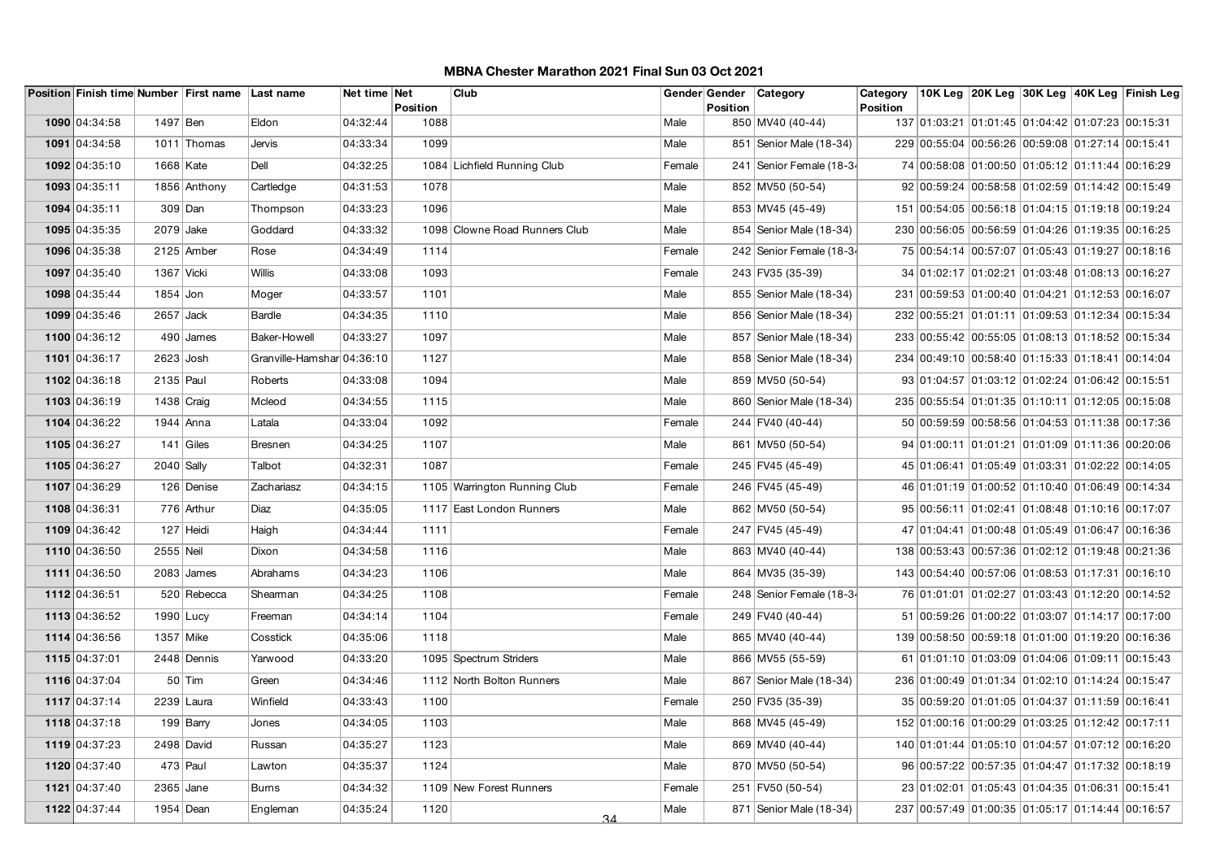# MBNA Chester Marathon 2021 Final Sun 03 Oct 2021

| Position | Finish time | Number | First name | Last name | Net time | Net Position | Club | Gender | Gender Position | Category | Category Position | 10K Leg | 20K Leg | 30K Leg | 40K Leg | Finish Leg |
|---|---|---|---|---|---|---|---|---|---|---|---|---|---|---|---|---|
| 1090 | 04:34:58 | 1497 | Ben | Eldon | 04:32:44 | 1088 | | Male | 850 | MV40 (40-44) | 137 | 01:03:21 | 01:01:45 | 01:04:42 | 01:07:23 | 00:15:31 |
| 1091 | 04:34:58 | 1011 | Thomas | Jervis | 04:33:34 | 1099 | | Male | 851 | Senior Male (18-34) | 229 | 00:55:04 | 00:56:26 | 00:59:08 | 01:27:14 | 00:15:41 |
| 1092 | 04:35:10 | 1668 | Kate | Dell | 04:32:25 | 1084 | Lichfield Running Club | Female | 241 | Senior Female (18-34 | 74 | 00:58:08 | 01:00:50 | 01:05:12 | 01:11:44 | 00:16:29 |
| 1093 | 04:35:11 | 1856 | Anthony | Cartledge | 04:31:53 | 1078 | | Male | 852 | MV50 (50-54) | 92 | 00:59:24 | 00:58:58 | 01:02:59 | 01:14:42 | 00:15:49 |
| 1094 | 04:35:11 | 309 | Dan | Thompson | 04:33:23 | 1096 | | Male | 853 | MV45 (45-49) | 151 | 00:54:05 | 00:56:18 | 01:04:15 | 01:19:18 | 00:19:24 |
| 1095 | 04:35:35 | 2079 | Jake | Goddard | 04:33:32 | 1098 | Clowne Road Runners Club | Male | 854 | Senior Male (18-34) | 230 | 00:56:05 | 00:56:59 | 01:04:26 | 01:19:35 | 00:16:25 |
| 1096 | 04:35:38 | 2125 | Amber | Rose | 04:34:49 | 1114 | | Female | 242 | Senior Female (18-34 | 75 | 00:54:14 | 00:57:07 | 01:05:43 | 01:19:27 | 00:18:16 |
| 1097 | 04:35:40 | 1367 | Vicki | Willis | 04:33:08 | 1093 | | Female | 243 | FV35 (35-39) | 34 | 01:02:17 | 01:02:21 | 01:03:48 | 01:08:13 | 00:16:27 |
| 1098 | 04:35:44 | 1854 | Jon | Moger | 04:33:57 | 1101 | | Male | 855 | Senior Male (18-34) | 231 | 00:59:53 | 01:00:40 | 01:04:21 | 01:12:53 | 00:16:07 |
| 1099 | 04:35:46 | 2657 | Jack | Bardle | 04:34:35 | 1110 | | Male | 856 | Senior Male (18-34) | 232 | 00:55:21 | 01:01:11 | 01:09:53 | 01:12:34 | 00:15:34 |
| 1100 | 04:36:12 | 490 | James | Baker-Howell | 04:33:27 | 1097 | | Male | 857 | Senior Male (18-34) | 233 | 00:55:42 | 00:55:05 | 01:08:13 | 01:18:52 | 00:15:34 |
| 1101 | 04:36:17 | 2623 | Josh | Granville-Hamshar | 04:36:10 | 1127 | | Male | 858 | Senior Male (18-34) | 234 | 00:49:10 | 00:58:40 | 01:15:33 | 01:18:41 | 00:14:04 |
| 1102 | 04:36:18 | 2135 | Paul | Roberts | 04:33:08 | 1094 | | Male | 859 | MV50 (50-54) | 93 | 01:04:57 | 01:03:12 | 01:02:24 | 01:06:42 | 00:15:51 |
| 1103 | 04:36:19 | 1438 | Craig | Mcleod | 04:34:55 | 1115 | | Male | 860 | Senior Male (18-34) | 235 | 00:55:54 | 01:01:35 | 01:10:11 | 01:12:05 | 00:15:08 |
| 1104 | 04:36:22 | 1944 | Anna | Latala | 04:33:04 | 1092 | | Female | 244 | FV40 (40-44) | 50 | 00:59:59 | 00:58:56 | 01:04:53 | 01:11:38 | 00:17:36 |
| 1105 | 04:36:27 | 141 | Giles | Bresnen | 04:34:25 | 1107 | | Male | 861 | MV50 (50-54) | 94 | 01:00:11 | 01:01:21 | 01:01:09 | 01:11:36 | 00:20:06 |
| 1105 | 04:36:27 | 2040 | Sally | Talbot | 04:32:31 | 1087 | | Female | 245 | FV45 (45-49) | 45 | 01:06:41 | 01:05:49 | 01:03:31 | 01:02:22 | 00:14:05 |
| 1107 | 04:36:29 | 126 | Denise | Zachariasz | 04:34:15 | 1105 | Warrington Running Club | Female | 246 | FV45 (45-49) | 46 | 01:01:19 | 01:00:52 | 01:10:40 | 01:06:49 | 00:14:34 |
| 1108 | 04:36:31 | 776 | Arthur | Diaz | 04:35:05 | 1117 | East London Runners | Male | 862 | MV50 (50-54) | 95 | 00:56:11 | 01:02:41 | 01:08:48 | 01:10:16 | 00:17:07 |
| 1109 | 04:36:42 | 127 | Heidi | Haigh | 04:34:44 | 1111 | | Female | 247 | FV45 (45-49) | 47 | 01:04:41 | 01:00:48 | 01:05:49 | 01:06:47 | 00:16:36 |
| 1110 | 04:36:50 | 2555 | Neil | Dixon | 04:34:58 | 1116 | | Male | 863 | MV40 (40-44) | 138 | 00:53:43 | 00:57:36 | 01:02:12 | 01:19:48 | 00:21:36 |
| 1111 | 04:36:50 | 2083 | James | Abrahams | 04:34:23 | 1106 | | Male | 864 | MV35 (35-39) | 143 | 00:54:40 | 00:57:06 | 01:08:53 | 01:17:31 | 00:16:10 |
| 1112 | 04:36:51 | 520 | Rebecca | Shearman | 04:34:25 | 1108 | | Female | 248 | Senior Female (18-34 | 76 | 01:01:01 | 01:02:27 | 01:03:43 | 01:12:20 | 00:14:52 |
| 1113 | 04:36:52 | 1990 | Lucy | Freeman | 04:34:14 | 1104 | | Female | 249 | FV40 (40-44) | 51 | 00:59:26 | 01:00:22 | 01:03:07 | 01:14:17 | 00:17:00 |
| 1114 | 04:36:56 | 1357 | Mike | Cosstick | 04:35:06 | 1118 | | Male | 865 | MV40 (40-44) | 139 | 00:58:50 | 00:59:18 | 01:01:00 | 01:19:20 | 00:16:36 |
| 1115 | 04:37:01 | 2448 | Dennis | Yarwood | 04:33:20 | 1095 | Spectrum Striders | Male | 866 | MV55 (55-59) | 61 | 01:01:10 | 01:03:09 | 01:04:06 | 01:09:11 | 00:15:43 |
| 1116 | 04:37:04 | 50 | Tim | Green | 04:34:46 | 1112 | North Bolton Runners | Male | 867 | Senior Male (18-34) | 236 | 01:00:49 | 01:01:34 | 01:02:10 | 01:14:24 | 00:15:47 |
| 1117 | 04:37:14 | 2239 | Laura | Winfield | 04:33:43 | 1100 | | Female | 250 | FV35 (35-39) | 35 | 00:59:20 | 01:01:05 | 01:04:37 | 01:11:59 | 00:16:41 |
| 1118 | 04:37:18 | 199 | Barry | Jones | 04:34:05 | 1103 | | Male | 868 | MV45 (45-49) | 152 | 01:00:16 | 01:00:29 | 01:03:25 | 01:12:42 | 00:17:11 |
| 1119 | 04:37:23 | 2498 | David | Russan | 04:35:27 | 1123 | | Male | 869 | MV40 (40-44) | 140 | 01:01:44 | 01:05:10 | 01:04:57 | 01:07:12 | 00:16:20 |
| 1120 | 04:37:40 | 473 | Paul | Lawton | 04:35:37 | 1124 | | Male | 870 | MV50 (50-54) | 96 | 00:57:22 | 00:57:35 | 01:04:47 | 01:17:32 | 00:18:19 |
| 1121 | 04:37:40 | 2365 | Jane | Burns | 04:34:32 | 1109 | New Forest Runners | Female | 251 | FV50 (50-54) | 23 | 01:02:01 | 01:05:43 | 01:04:35 | 01:06:31 | 00:15:41 |
| 1122 | 04:37:44 | 1954 | Dean | Engleman | 04:35:24 | 1120 | | Male | 871 | Senior Male (18-34) | 237 | 00:57:49 | 01:00:35 | 01:05:17 | 01:14:44 | 00:16:57 |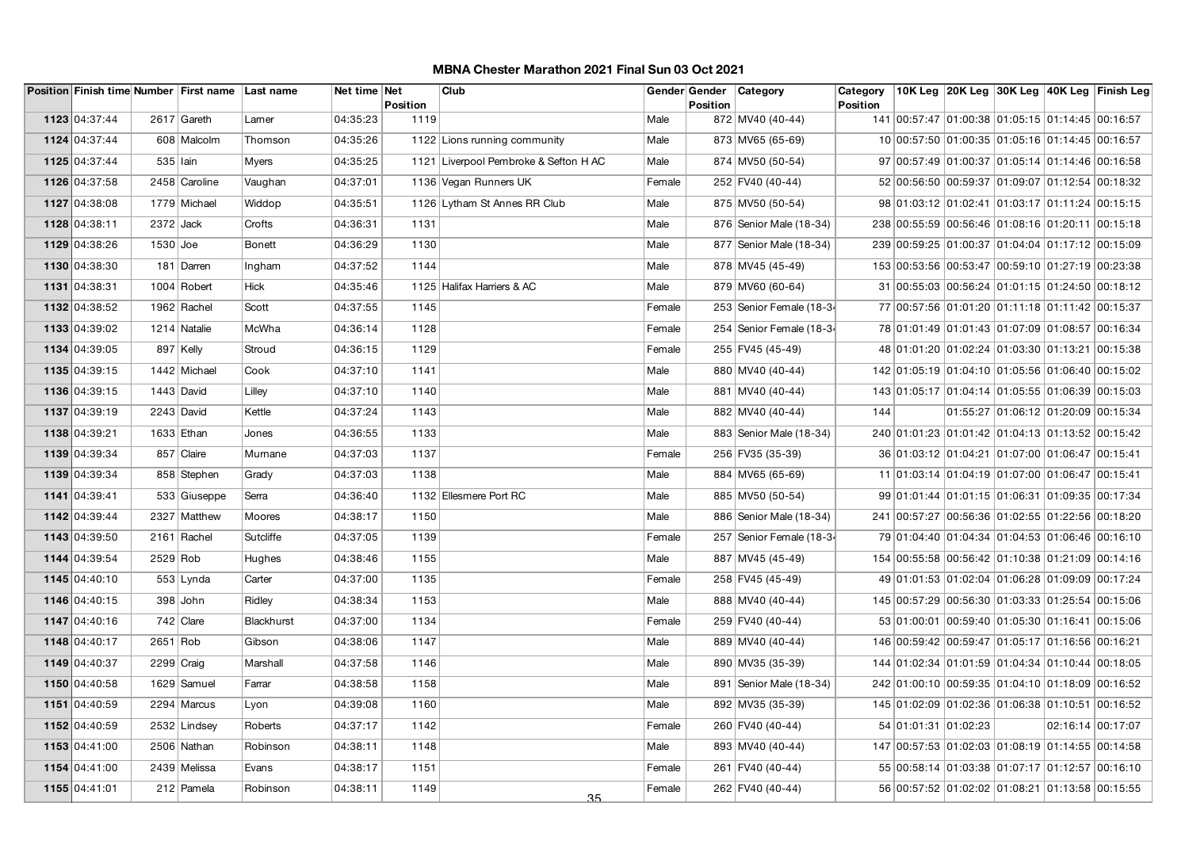# MBNA Chester Marathon 2021 Final Sun 03 Oct 2021

| Position | Finish time | Number | First name | Last name | Net time | Net Position | Club | Gender | Gender Position | Category | Category Position | 10K Leg | 20K Leg | 30K Leg | 40K Leg | Finish Leg |
|---|---|---|---|---|---|---|---|---|---|---|---|---|---|---|---|---|
| 1123 | 04:37:44 | 2617 | Gareth | Larner | 04:35:23 | 1119 | | Male | 872 | MV40 (40-44) | 141 | 00:57:47 | 01:00:38 | 01:05:15 | 01:14:45 | 00:16:57 |
| 1124 | 04:37:44 | 608 | Malcolm | Thomson | 04:35:26 | 1122 | Lions running community | Male | 873 | MV65 (65-69) | 10 | 00:57:50 | 01:00:35 | 01:05:16 | 01:14:45 | 00:16:57 |
| 1125 | 04:37:44 | 535 | Iain | Myers | 04:35:25 | 1121 | Liverpool Pembroke & Sefton H AC | Male | 874 | MV50 (50-54) | 97 | 00:57:49 | 01:00:37 | 01:05:14 | 01:14:46 | 00:16:58 |
| 1126 | 04:37:58 | 2458 | Caroline | Vaughan | 04:37:01 | 1136 | Vegan Runners UK | Female | 252 | FV40 (40-44) | 52 | 00:56:50 | 00:59:37 | 01:09:07 | 01:12:54 | 00:18:32 |
| 1127 | 04:38:08 | 1779 | Michael | Widdop | 04:35:51 | 1126 | Lytham St Annes RR Club | Male | 875 | MV50 (50-54) | 98 | 01:03:12 | 01:02:41 | 01:03:17 | 01:11:24 | 00:15:15 |
| 1128 | 04:38:11 | 2372 | Jack | Crofts | 04:36:31 | 1131 | | Male | 876 | Senior Male (18-34) | 238 | 00:55:59 | 00:56:46 | 01:08:16 | 01:20:11 | 00:15:18 |
| 1129 | 04:38:26 | 1530 | Joe | Bonett | 04:36:29 | 1130 | | Male | 877 | Senior Male (18-34) | 239 | 00:59:25 | 01:00:37 | 01:04:04 | 01:17:12 | 00:15:09 |
| 1130 | 04:38:30 | 181 | Darren | Ingham | 04:37:52 | 1144 | | Male | 878 | MV45 (45-49) | 153 | 00:53:56 | 00:53:47 | 00:59:10 | 01:27:19 | 00:23:38 |
| 1131 | 04:38:31 | 1004 | Robert | Hick | 04:35:46 | 1125 | Halifax Harriers & AC | Male | 879 | MV60 (60-64) | 31 | 00:55:03 | 00:56:24 | 01:01:15 | 01:24:50 | 00:18:12 |
| 1132 | 04:38:52 | 1962 | Rachel | Scott | 04:37:55 | 1145 | | Female | 253 | Senior Female (18-34 | 77 | 00:57:56 | 01:01:20 | 01:11:18 | 01:11:42 | 00:15:37 |
| 1133 | 04:39:02 | 1214 | Natalie | McWha | 04:36:14 | 1128 | | Female | 254 | Senior Female (18-34 | 78 | 01:01:49 | 01:01:43 | 01:07:09 | 01:08:57 | 00:16:34 |
| 1134 | 04:39:05 | 897 | Kelly | Stroud | 04:36:15 | 1129 | | Female | 255 | FV45 (45-49) | 48 | 01:01:20 | 01:02:24 | 01:03:30 | 01:13:21 | 00:15:38 |
| 1135 | 04:39:15 | 1442 | Michael | Cook | 04:37:10 | 1141 | | Male | 880 | MV40 (40-44) | 142 | 01:05:19 | 01:04:10 | 01:05:56 | 01:06:40 | 00:15:02 |
| 1136 | 04:39:15 | 1443 | David | Lilley | 04:37:10 | 1140 | | Male | 881 | MV40 (40-44) | 143 | 01:05:17 | 01:04:14 | 01:05:55 | 01:06:39 | 00:15:03 |
| 1137 | 04:39:19 | 2243 | David | Kettle | 04:37:24 | 1143 | | Male | 882 | MV40 (40-44) | 144 | | 01:55:27 | 01:06:12 | 01:20:09 | 00:15:34 |
| 1138 | 04:39:21 | 1633 | Ethan | Jones | 04:36:55 | 1133 | | Male | 883 | Senior Male (18-34) | 240 | 01:01:23 | 01:01:42 | 01:04:13 | 01:13:52 | 00:15:42 |
| 1139 | 04:39:34 | 857 | Claire | Murnane | 04:37:03 | 1137 | | Female | 256 | FV35 (35-39) | 36 | 01:03:12 | 01:04:21 | 01:07:00 | 01:06:47 | 00:15:41 |
| 1139 | 04:39:34 | 858 | Stephen | Grady | 04:37:03 | 1138 | | Male | 884 | MV65 (65-69) | 11 | 01:03:14 | 01:04:19 | 01:07:00 | 01:06:47 | 00:15:41 |
| 1141 | 04:39:41 | 533 | Giuseppe | Serra | 04:36:40 | 1132 | Ellesmere Port RC | Male | 885 | MV50 (50-54) | 99 | 01:01:44 | 01:01:15 | 01:06:31 | 01:09:35 | 00:17:34 |
| 1142 | 04:39:44 | 2327 | Matthew | Moores | 04:38:17 | 1150 | | Male | 886 | Senior Male (18-34) | 241 | 00:57:27 | 00:56:36 | 01:02:55 | 01:22:56 | 00:18:20 |
| 1143 | 04:39:50 | 2161 | Rachel | Sutcliffe | 04:37:05 | 1139 | | Female | 257 | Senior Female (18-34 | 79 | 01:04:40 | 01:04:34 | 01:04:53 | 01:06:46 | 00:16:10 |
| 1144 | 04:39:54 | 2529 | Rob | Hughes | 04:38:46 | 1155 | | Male | 887 | MV45 (45-49) | 154 | 00:55:58 | 00:56:42 | 01:10:38 | 01:21:09 | 00:14:16 |
| 1145 | 04:40:10 | 553 | Lynda | Carter | 04:37:00 | 1135 | | Female | 258 | FV45 (45-49) | 49 | 01:01:53 | 01:02:04 | 01:06:28 | 01:09:09 | 00:17:24 |
| 1146 | 04:40:15 | 398 | John | Ridley | 04:38:34 | 1153 | | Male | 888 | MV40 (40-44) | 145 | 00:57:29 | 00:56:30 | 01:03:33 | 01:25:54 | 00:15:06 |
| 1147 | 04:40:16 | 742 | Clare | Blackhurst | 04:37:00 | 1134 | | Female | 259 | FV40 (40-44) | 53 | 01:00:01 | 00:59:40 | 01:05:30 | 01:16:41 | 00:15:06 |
| 1148 | 04:40:17 | 2651 | Rob | Gibson | 04:38:06 | 1147 | | Male | 889 | MV40 (40-44) | 146 | 00:59:42 | 00:59:47 | 01:05:17 | 01:16:56 | 00:16:21 |
| 1149 | 04:40:37 | 2299 | Craig | Marshall | 04:37:58 | 1146 | | Male | 890 | MV35 (35-39) | 144 | 01:02:34 | 01:01:59 | 01:04:34 | 01:10:44 | 00:18:05 |
| 1150 | 04:40:58 | 1629 | Samuel | Farrar | 04:38:58 | 1158 | | Male | 891 | Senior Male (18-34) | 242 | 01:00:10 | 00:59:35 | 01:04:10 | 01:18:09 | 00:16:52 |
| 1151 | 04:40:59 | 2294 | Marcus | Lyon | 04:39:08 | 1160 | | Male | 892 | MV35 (35-39) | 145 | 01:02:09 | 01:02:36 | 01:06:38 | 01:10:51 | 00:16:52 |
| 1152 | 04:40:59 | 2532 | Lindsey | Roberts | 04:37:17 | 1142 | | Female | 260 | FV40 (40-44) | 54 | 01:01:31 | 01:02:23 | | 02:16:14 | 00:17:07 |
| 1153 | 04:41:00 | 2506 | Nathan | Robinson | 04:38:11 | 1148 | | Male | 893 | MV40 (40-44) | 147 | 00:57:53 | 01:02:03 | 01:08:19 | 01:14:55 | 00:14:58 |
| 1154 | 04:41:00 | 2439 | Melissa | Evans | 04:38:17 | 1151 | | Female | 261 | FV40 (40-44) | 55 | 00:58:14 | 01:03:38 | 01:07:17 | 01:12:57 | 00:16:10 |
| 1155 | 04:41:01 | 212 | Pamela | Robinson | 04:38:11 | 1149 | | Female | 262 | FV40 (40-44) | 56 | 00:57:52 | 01:02:02 | 01:08:21 | 01:13:58 | 00:15:55 |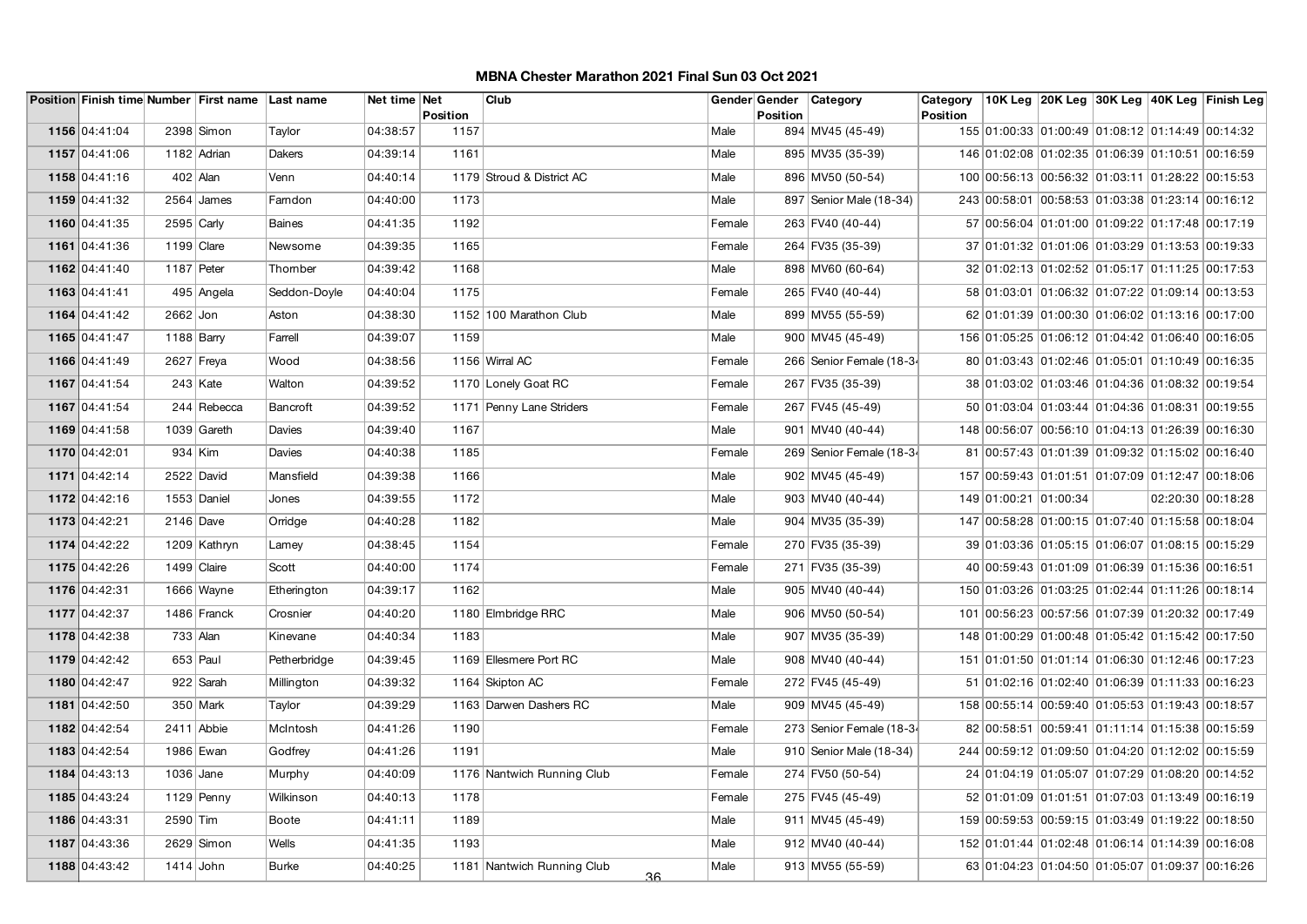# MBNA Chester Marathon 2021 Final Sun 03 Oct 2021

| Position | Finish time | Number | First name | Last name | Net time | Net Position | Club | Gender | Gender Position | Category | Category Position | 10K Leg | 20K Leg | 30K Leg | 40K Leg | Finish Leg |
|---|---|---|---|---|---|---|---|---|---|---|---|---|---|---|---|---|
| 1156 | 04:41:04 | 2398 | Simon | Taylor | 04:38:57 | 1157 | | Male | 894 | MV45 (45-49) | 155 | 01:00:33 | 01:00:49 | 01:08:12 | 01:14:49 | 00:14:32 |
| 1157 | 04:41:06 | 1182 | Adrian | Dakers | 04:39:14 | 1161 | | Male | 895 | MV35 (35-39) | 146 | 01:02:08 | 01:02:35 | 01:06:39 | 01:10:51 | 00:16:59 |
| 1158 | 04:41:16 | 402 | Alan | Venn | 04:40:14 | 1179 | Stroud & District AC | Male | 896 | MV50 (50-54) | 100 | 00:56:13 | 00:56:32 | 01:03:11 | 01:28:22 | 00:15:53 |
| 1159 | 04:41:32 | 2564 | James | Farndon | 04:40:00 | 1173 | | Male | 897 | Senior Male (18-34) | 243 | 00:58:01 | 00:58:53 | 01:03:38 | 01:23:14 | 00:16:12 |
| 1160 | 04:41:35 | 2595 | Carly | Baines | 04:41:35 | 1192 | | Female | 263 | FV40 (40-44) | 57 | 00:56:04 | 01:01:00 | 01:09:22 | 01:17:48 | 00:17:19 |
| 1161 | 04:41:36 | 1199 | Clare | Newsome | 04:39:35 | 1165 | | Female | 264 | FV35 (35-39) | 37 | 01:01:32 | 01:01:06 | 01:03:29 | 01:13:53 | 00:19:33 |
| 1162 | 04:41:40 | 1187 | Peter | Thornber | 04:39:42 | 1168 | | Male | 898 | MV60 (60-64) | 32 | 01:02:13 | 01:02:52 | 01:05:17 | 01:11:25 | 00:17:53 |
| 1163 | 04:41:41 | 495 | Angela | Seddon-Doyle | 04:40:04 | 1175 | | Female | 265 | FV40 (40-44) | 58 | 01:03:01 | 01:06:32 | 01:07:22 | 01:09:14 | 00:13:53 |
| 1164 | 04:41:42 | 2662 | Jon | Aston | 04:38:30 | 1152 | 100 Marathon Club | Male | 899 | MV55 (55-59) | 62 | 01:01:39 | 01:00:30 | 01:06:02 | 01:13:16 | 00:17:00 |
| 1165 | 04:41:47 | 1188 | Barry | Farrell | 04:39:07 | 1159 | | Male | 900 | MV45 (45-49) | 156 | 01:05:25 | 01:06:12 | 01:04:42 | 01:06:40 | 00:16:05 |
| 1166 | 04:41:49 | 2627 | Freya | Wood | 04:38:56 | 1156 | Wirral AC | Female | 266 | Senior Female (18-34 | 80 | 01:03:43 | 01:02:46 | 01:05:01 | 01:10:49 | 00:16:35 |
| 1167 | 04:41:54 | 243 | Kate | Walton | 04:39:52 | 1170 | Lonely Goat RC | Female | 267 | FV35 (35-39) | 38 | 01:03:02 | 01:03:46 | 01:04:36 | 01:08:32 | 00:19:54 |
| 1167 | 04:41:54 | 244 | Rebecca | Bancroft | 04:39:52 | 1171 | Penny Lane Striders | Female | 267 | FV45 (45-49) | 50 | 01:03:04 | 01:03:44 | 01:04:36 | 01:08:31 | 00:19:55 |
| 1169 | 04:41:58 | 1039 | Gareth | Davies | 04:39:40 | 1167 | | Male | 901 | MV40 (40-44) | 148 | 00:56:07 | 00:56:10 | 01:04:13 | 01:26:39 | 00:16:30 |
| 1170 | 04:42:01 | 934 | Kim | Davies | 04:40:38 | 1185 | | Female | 269 | Senior Female (18-34 | 81 | 00:57:43 | 01:01:39 | 01:09:32 | 01:15:02 | 00:16:40 |
| 1171 | 04:42:14 | 2522 | David | Mansfield | 04:39:38 | 1166 | | Male | 902 | MV45 (45-49) | 157 | 00:59:43 | 01:01:51 | 01:07:09 | 01:12:47 | 00:18:06 |
| 1172 | 04:42:16 | 1553 | Daniel | Jones | 04:39:55 | 1172 | | Male | 903 | MV40 (40-44) | 149 | 01:00:21 | 01:00:34 | | 02:20:30 | 00:18:28 |
| 1173 | 04:42:21 | 2146 | Dave | Orridge | 04:40:28 | 1182 | | Male | 904 | MV35 (35-39) | 147 | 00:58:28 | 01:00:15 | 01:07:40 | 01:15:58 | 00:18:04 |
| 1174 | 04:42:22 | 1209 | Kathryn | Lamey | 04:38:45 | 1154 | | Female | 270 | FV35 (35-39) | 39 | 01:03:36 | 01:05:15 | 01:06:07 | 01:08:15 | 00:15:29 |
| 1175 | 04:42:26 | 1499 | Claire | Scott | 04:40:00 | 1174 | | Female | 271 | FV35 (35-39) | 40 | 00:59:43 | 01:01:09 | 01:06:39 | 01:15:36 | 00:16:51 |
| 1176 | 04:42:31 | 1666 | Wayne | Etherington | 04:39:17 | 1162 | | Male | 905 | MV40 (40-44) | 150 | 01:03:26 | 01:03:25 | 01:02:44 | 01:11:26 | 00:18:14 |
| 1177 | 04:42:37 | 1486 | Franck | Crosnier | 04:40:20 | 1180 | Elmbridge RRC | Male | 906 | MV50 (50-54) | 101 | 00:56:23 | 00:57:56 | 01:07:39 | 01:20:32 | 00:17:49 |
| 1178 | 04:42:38 | 733 | Alan | Kinevane | 04:40:34 | 1183 | | Male | 907 | MV35 (35-39) | 148 | 01:00:29 | 01:00:48 | 01:05:42 | 01:15:42 | 00:17:50 |
| 1179 | 04:42:42 | 653 | Paul | Petherbridge | 04:39:45 | 1169 | Ellesmere Port RC | Male | 908 | MV40 (40-44) | 151 | 01:01:50 | 01:01:14 | 01:06:30 | 01:12:46 | 00:17:23 |
| 1180 | 04:42:47 | 922 | Sarah | Millington | 04:39:32 | 1164 | Skipton AC | Female | 272 | FV45 (45-49) | 51 | 01:02:16 | 01:02:40 | 01:06:39 | 01:11:33 | 00:16:23 |
| 1181 | 04:42:50 | 350 | Mark | Taylor | 04:39:29 | 1163 | Darwen Dashers RC | Male | 909 | MV45 (45-49) | 158 | 00:55:14 | 00:59:40 | 01:05:53 | 01:19:43 | 00:18:57 |
| 1182 | 04:42:54 | 2411 | Abbie | McIntosh | 04:41:26 | 1190 | | Female | 273 | Senior Female (18-34 | 82 | 00:58:51 | 00:59:41 | 01:11:14 | 01:15:38 | 00:15:59 |
| 1183 | 04:42:54 | 1986 | Ewan | Godfrey | 04:41:26 | 1191 | | Male | 910 | Senior Male (18-34) | 244 | 00:59:12 | 01:09:50 | 01:04:20 | 01:12:02 | 00:15:59 |
| 1184 | 04:43:13 | 1036 | Jane | Murphy | 04:40:09 | 1176 | Nantwich Running Club | Female | 274 | FV50 (50-54) | 24 | 01:04:19 | 01:05:07 | 01:07:29 | 01:08:20 | 00:14:52 |
| 1185 | 04:43:24 | 1129 | Penny | Wilkinson | 04:40:13 | 1178 | | Female | 275 | FV45 (45-49) | 52 | 01:01:09 | 01:01:51 | 01:07:03 | 01:13:49 | 00:16:19 |
| 1186 | 04:43:31 | 2590 | Tim | Boote | 04:41:11 | 1189 | | Male | 911 | MV45 (45-49) | 159 | 00:59:53 | 00:59:15 | 01:03:49 | 01:19:22 | 00:18:50 |
| 1187 | 04:43:36 | 2629 | Simon | Wells | 04:41:35 | 1193 | | Male | 912 | MV40 (40-44) | 152 | 01:01:44 | 01:02:48 | 01:06:14 | 01:14:39 | 00:16:08 |
| 1188 | 04:43:42 | 1414 | John | Burke | 04:40:25 | 1181 | Nantwich Running Club | Male | 913 | MV55 (55-59) | 63 | 01:04:23 | 01:04:50 | 01:05:07 | 01:09:37 | 00:16:26 |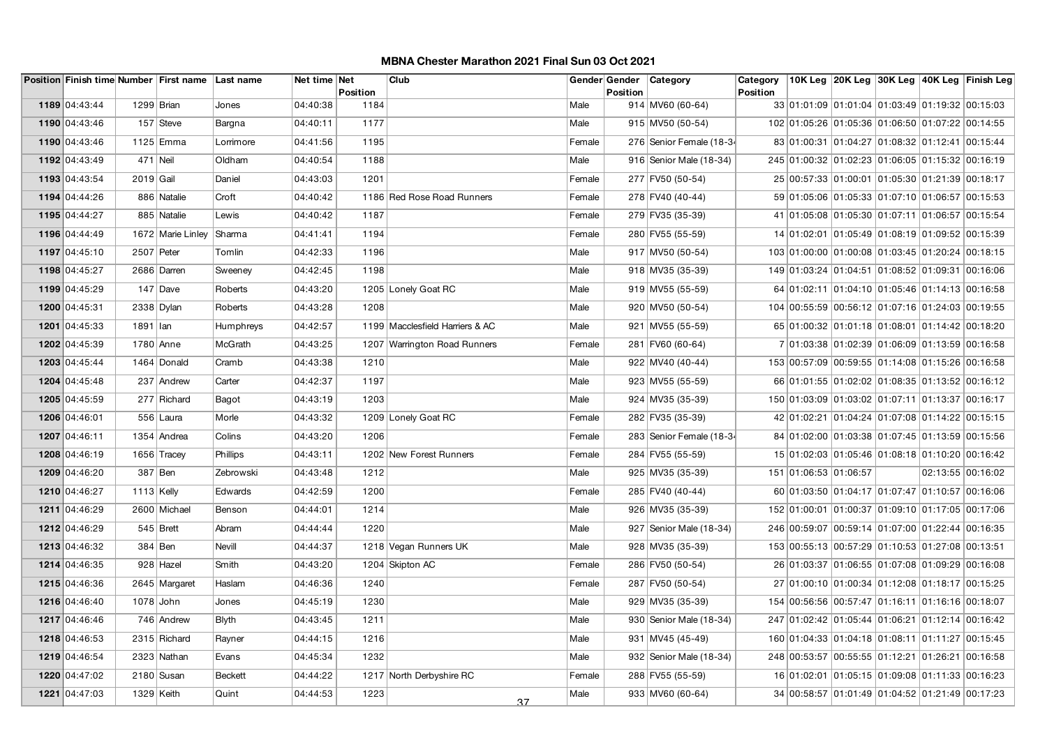# MBNA Chester Marathon 2021 Final Sun 03 Oct 2021

| Position | Finish time | Number | First name | Last name | Net time | Net Position | Club | Gender | Gender Position | Category | Category Position | 10K Leg | 20K Leg | 30K Leg | 40K Leg | Finish Leg |
|---|---|---|---|---|---|---|---|---|---|---|---|---|---|---|---|---|
| 1189 | 04:43:44 | 1299 | Brian | Jones | 04:40:38 | 1184 | | Male | 914 | MV60 (60-64) | 33 | 01:01:09 | 01:01:04 | 01:03:49 | 01:19:32 | 00:15:03 |
| 1190 | 04:43:46 | 157 | Steve | Bargna | 04:40:11 | 1177 | | Male | 915 | MV50 (50-54) | 102 | 01:05:26 | 01:05:36 | 01:06:50 | 01:07:22 | 00:14:55 |
| 1190 | 04:43:46 | 1125 | Emma | Lorrimore | 04:41:56 | 1195 | | Female | 276 | Senior Female (18-34 | 83 | 01:00:31 | 01:04:27 | 01:08:32 | 01:12:41 | 00:15:44 |
| 1192 | 04:43:49 | 471 | Neil | Oldham | 04:40:54 | 1188 | | Male | 916 | Senior Male (18-34) | 245 | 01:00:32 | 01:02:23 | 01:06:05 | 01:15:32 | 00:16:19 |
| 1193 | 04:43:54 | 2019 | Gail | Daniel | 04:43:03 | 1201 | | Female | 277 | FV50 (50-54) | 25 | 00:57:33 | 01:00:01 | 01:05:30 | 01:21:39 | 00:18:17 |
| 1194 | 04:44:26 | 886 | Natalie | Croft | 04:40:42 | 1186 | Red Rose Road Runners | Female | 278 | FV40 (40-44) | 59 | 01:05:06 | 01:05:33 | 01:07:10 | 01:06:57 | 00:15:53 |
| 1195 | 04:44:27 | 885 | Natalie | Lewis | 04:40:42 | 1187 | | Female | 279 | FV35 (35-39) | 41 | 01:05:08 | 01:05:30 | 01:07:11 | 01:06:57 | 00:15:54 |
| 1196 | 04:44:49 | 1672 | Marie Linley | Sharma | 04:41:41 | 1194 | | Female | 280 | FV55 (55-59) | 14 | 01:02:01 | 01:05:49 | 01:08:19 | 01:09:52 | 00:15:39 |
| 1197 | 04:45:10 | 2507 | Peter | Tomlin | 04:42:33 | 1196 | | Male | 917 | MV50 (50-54) | 103 | 01:00:00 | 01:00:08 | 01:03:45 | 01:20:24 | 00:18:15 |
| 1198 | 04:45:27 | 2686 | Darren | Sweeney | 04:42:45 | 1198 | | Male | 918 | MV35 (35-39) | 149 | 01:03:24 | 01:04:51 | 01:08:52 | 01:09:31 | 00:16:06 |
| 1199 | 04:45:29 | 147 | Dave | Roberts | 04:43:20 | 1205 | Lonely Goat RC | Male | 919 | MV55 (55-59) | 64 | 01:02:11 | 01:04:10 | 01:05:46 | 01:14:13 | 00:16:58 |
| 1200 | 04:45:31 | 2338 | Dylan | Roberts | 04:43:28 | 1208 | | Male | 920 | MV50 (50-54) | 104 | 00:55:59 | 00:56:12 | 01:07:16 | 01:24:03 | 00:19:55 |
| 1201 | 04:45:33 | 1891 | Ian | Humphreys | 04:42:57 | 1199 | Macclesfield Harriers & AC | Male | 921 | MV55 (55-59) | 65 | 01:00:32 | 01:01:18 | 01:08:01 | 01:14:42 | 00:18:20 |
| 1202 | 04:45:39 | 1780 | Anne | McGrath | 04:43:25 | 1207 | Warrington Road Runners | Female | 281 | FV60 (60-64) | 7 | 01:03:38 | 01:02:39 | 01:06:09 | 01:13:59 | 00:16:58 |
| 1203 | 04:45:44 | 1464 | Donald | Cramb | 04:43:38 | 1210 | | Male | 922 | MV40 (40-44) | 153 | 00:57:09 | 00:59:55 | 01:14:08 | 01:15:26 | 00:16:58 |
| 1204 | 04:45:48 | 237 | Andrew | Carter | 04:42:37 | 1197 | | Male | 923 | MV55 (55-59) | 66 | 01:01:55 | 01:02:02 | 01:08:35 | 01:13:52 | 00:16:12 |
| 1205 | 04:45:59 | 277 | Richard | Bagot | 04:43:19 | 1203 | | Male | 924 | MV35 (35-39) | 150 | 01:03:09 | 01:03:02 | 01:07:11 | 01:13:37 | 00:16:17 |
| 1206 | 04:46:01 | 556 | Laura | Morle | 04:43:32 | 1209 | Lonely Goat RC | Female | 282 | FV35 (35-39) | 42 | 01:02:21 | 01:04:24 | 01:07:08 | 01:14:22 | 00:15:15 |
| 1207 | 04:46:11 | 1354 | Andrea | Colins | 04:43:20 | 1206 | | Female | 283 | Senior Female (18-34 | 84 | 01:02:00 | 01:03:38 | 01:07:45 | 01:13:59 | 00:15:56 |
| 1208 | 04:46:19 | 1656 | Tracey | Phillips | 04:43:11 | 1202 | New Forest Runners | Female | 284 | FV55 (55-59) | 15 | 01:02:03 | 01:05:46 | 01:08:18 | 01:10:20 | 00:16:42 |
| 1209 | 04:46:20 | 387 | Ben | Zebrowski | 04:43:48 | 1212 | | Male | 925 | MV35 (35-39) | 151 | 01:06:53 | 01:06:57 | | 02:13:55 | 00:16:02 |
| 1210 | 04:46:27 | 1113 | Kelly | Edwards | 04:42:59 | 1200 | | Female | 285 | FV40 (40-44) | 60 | 01:03:50 | 01:04:17 | 01:07:47 | 01:10:57 | 00:16:06 |
| 1211 | 04:46:29 | 2600 | Michael | Benson | 04:44:01 | 1214 | | Male | 926 | MV35 (35-39) | 152 | 01:00:01 | 01:00:37 | 01:09:10 | 01:17:05 | 00:17:06 |
| 1212 | 04:46:29 | 545 | Brett | Abram | 04:44:44 | 1220 | | Male | 927 | Senior Male (18-34) | 246 | 00:59:07 | 00:59:14 | 01:07:00 | 01:22:44 | 00:16:35 |
| 1213 | 04:46:32 | 384 | Ben | Nevill | 04:44:37 | 1218 | Vegan Runners UK | Male | 928 | MV35 (35-39) | 153 | 00:55:13 | 00:57:29 | 01:10:53 | 01:27:08 | 00:13:51 |
| 1214 | 04:46:35 | 928 | Hazel | Smith | 04:43:20 | 1204 | Skipton AC | Female | 286 | FV50 (50-54) | 26 | 01:03:37 | 01:06:55 | 01:07:08 | 01:09:29 | 00:16:08 |
| 1215 | 04:46:36 | 2645 | Margaret | Haslam | 04:46:36 | 1240 | | Female | 287 | FV50 (50-54) | 27 | 01:00:10 | 01:00:34 | 01:12:08 | 01:18:17 | 00:15:25 |
| 1216 | 04:46:40 | 1078 | John | Jones | 04:45:19 | 1230 | | Male | 929 | MV35 (35-39) | 154 | 00:56:56 | 00:57:47 | 01:16:11 | 01:16:16 | 00:18:07 |
| 1217 | 04:46:46 | 746 | Andrew | Blyth | 04:43:45 | 1211 | | Male | 930 | Senior Male (18-34) | 247 | 01:02:42 | 01:05:44 | 01:06:21 | 01:12:14 | 00:16:42 |
| 1218 | 04:46:53 | 2315 | Richard | Rayner | 04:44:15 | 1216 | | Male | 931 | MV45 (45-49) | 160 | 01:04:33 | 01:04:18 | 01:08:11 | 01:11:27 | 00:15:45 |
| 1219 | 04:46:54 | 2323 | Nathan | Evans | 04:45:34 | 1232 | | Male | 932 | Senior Male (18-34) | 248 | 00:53:57 | 00:55:55 | 01:12:21 | 01:26:21 | 00:16:58 |
| 1220 | 04:47:02 | 2180 | Susan | Beckett | 04:44:22 | 1217 | North Derbyshire RC | Female | 288 | FV55 (55-59) | 16 | 01:02:01 | 01:05:15 | 01:09:08 | 01:11:33 | 00:16:23 |
| 1221 | 04:47:03 | 1329 | Keith | Quint | 04:44:53 | 1223 | | Male | 933 | MV60 (60-64) | 34 | 00:58:57 | 01:01:49 | 01:04:52 | 01:21:49 | 00:17:23 |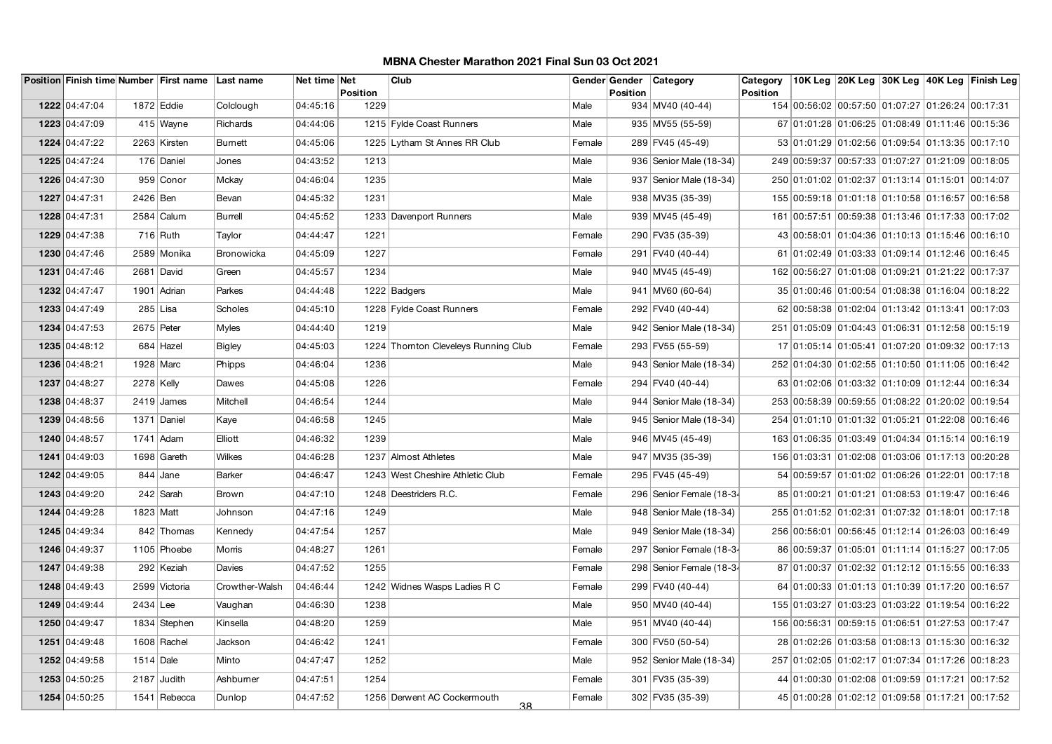# MBNA Chester Marathon 2021 Final Sun 03 Oct 2021

| Position | Finish time | Number | First name | Last name | Net time | Net Position | Club | Gender | Gender Position | Category | Category Position | 10K Leg | 20K Leg | 30K Leg | 40K Leg | Finish Leg |
|---|---|---|---|---|---|---|---|---|---|---|---|---|---|---|---|---|
| 1222 | 04:47:04 | 1872 | Eddie | Colclough | 04:45:16 | 1229 | | Male | 934 | MV40 (40-44) | 154 | 00:56:02 | 00:57:50 | 01:07:27 | 01:26:24 | 00:17:31 |
| 1223 | 04:47:09 | 415 | Wayne | Richards | 04:44:06 | 1215 | Fylde Coast Runners | Male | 935 | MV55 (55-59) | 67 | 01:01:28 | 01:06:25 | 01:08:49 | 01:11:46 | 00:15:36 |
| 1224 | 04:47:22 | 2263 | Kirsten | Burnett | 04:45:06 | 1225 | Lytham St Annes RR Club | Female | 289 | FV45 (45-49) | 53 | 01:01:29 | 01:02:56 | 01:09:54 | 01:13:35 | 00:17:10 |
| 1225 | 04:47:24 | 176 | Daniel | Jones | 04:43:52 | 1213 | | Male | 936 | Senior Male (18-34) | 249 | 00:59:37 | 00:57:33 | 01:07:27 | 01:21:09 | 00:18:05 |
| 1226 | 04:47:30 | 959 | Conor | Mckay | 04:46:04 | 1235 | | Male | 937 | Senior Male (18-34) | 250 | 01:01:02 | 01:02:37 | 01:13:14 | 01:15:01 | 00:14:07 |
| 1227 | 04:47:31 | 2426 | Ben | Bevan | 04:45:32 | 1231 | | Male | 938 | MV35 (35-39) | 155 | 00:59:18 | 01:01:18 | 01:10:58 | 01:16:57 | 00:16:58 |
| 1228 | 04:47:31 | 2584 | Calum | Burrell | 04:45:52 | 1233 | Davenport Runners | Male | 939 | MV45 (45-49) | 161 | 00:57:51 | 00:59:38 | 01:13:46 | 01:17:33 | 00:17:02 |
| 1229 | 04:47:38 | 716 | Ruth | Taylor | 04:44:47 | 1221 | | Female | 290 | FV35 (35-39) | 43 | 00:58:01 | 01:04:36 | 01:10:13 | 01:15:46 | 00:16:10 |
| 1230 | 04:47:46 | 2589 | Monika | Bronowicka | 04:45:09 | 1227 | | Female | 291 | FV40 (40-44) | 61 | 01:02:49 | 01:03:33 | 01:09:14 | 01:12:46 | 00:16:45 |
| 1231 | 04:47:46 | 2681 | David | Green | 04:45:57 | 1234 | | Male | 940 | MV45 (45-49) | 162 | 00:56:27 | 01:01:08 | 01:09:21 | 01:21:22 | 00:17:37 |
| 1232 | 04:47:47 | 1901 | Adrian | Parkes | 04:44:48 | 1222 | Badgers | Male | 941 | MV60 (60-64) | 35 | 01:00:46 | 01:00:54 | 01:08:38 | 01:16:04 | 00:18:22 |
| 1233 | 04:47:49 | 285 | Lisa | Scholes | 04:45:10 | 1228 | Fylde Coast Runners | Female | 292 | FV40 (40-44) | 62 | 00:58:38 | 01:02:04 | 01:13:42 | 01:13:41 | 00:17:03 |
| 1234 | 04:47:53 | 2675 | Peter | Myles | 04:44:40 | 1219 | | Male | 942 | Senior Male (18-34) | 251 | 01:05:09 | 01:04:43 | 01:06:31 | 01:12:58 | 00:15:19 |
| 1235 | 04:48:12 | 684 | Hazel | Bigley | 04:45:03 | 1224 | Thornton Cleveleys Running Club | Female | 293 | FV55 (55-59) | 17 | 01:05:14 | 01:05:41 | 01:07:20 | 01:09:32 | 00:17:13 |
| 1236 | 04:48:21 | 1928 | Marc | Phipps | 04:46:04 | 1236 | | Male | 943 | Senior Male (18-34) | 252 | 01:04:30 | 01:02:55 | 01:10:50 | 01:11:05 | 00:16:42 |
| 1237 | 04:48:27 | 2278 | Kelly | Dawes | 04:45:08 | 1226 | | Female | 294 | FV40 (40-44) | 63 | 01:02:06 | 01:03:32 | 01:10:09 | 01:12:44 | 00:16:34 |
| 1238 | 04:48:37 | 2419 | James | Mitchell | 04:46:54 | 1244 | | Male | 944 | Senior Male (18-34) | 253 | 00:58:39 | 00:59:55 | 01:08:22 | 01:20:02 | 00:19:54 |
| 1239 | 04:48:56 | 1371 | Daniel | Kaye | 04:46:58 | 1245 | | Male | 945 | Senior Male (18-34) | 254 | 01:01:10 | 01:01:32 | 01:05:21 | 01:22:08 | 00:16:46 |
| 1240 | 04:48:57 | 1741 | Adam | Elliott | 04:46:32 | 1239 | | Male | 946 | MV45 (45-49) | 163 | 01:06:35 | 01:03:49 | 01:04:34 | 01:15:14 | 00:16:19 |
| 1241 | 04:49:03 | 1698 | Gareth | Wilkes | 04:46:28 | 1237 | Almost Athletes | Male | 947 | MV35 (35-39) | 156 | 01:03:31 | 01:02:08 | 01:03:06 | 01:17:13 | 00:20:28 |
| 1242 | 04:49:05 | 844 | Jane | Barker | 04:46:47 | 1243 | West Cheshire Athletic Club | Female | 295 | FV45 (45-49) | 54 | 00:59:57 | 01:01:02 | 01:06:26 | 01:22:01 | 00:17:18 |
| 1243 | 04:49:20 | 242 | Sarah | Brown | 04:47:10 | 1248 | Deestriders R.C. | Female | 296 | Senior Female (18-34 | 85 | 01:00:21 | 01:01:21 | 01:08:53 | 01:19:47 | 00:16:46 |
| 1244 | 04:49:28 | 1823 | Matt | Johnson | 04:47:16 | 1249 | | Male | 948 | Senior Male (18-34) | 255 | 01:01:52 | 01:02:31 | 01:07:32 | 01:18:01 | 00:17:18 |
| 1245 | 04:49:34 | 842 | Thomas | Kennedy | 04:47:54 | 1257 | | Male | 949 | Senior Male (18-34) | 256 | 00:56:01 | 00:56:45 | 01:12:14 | 01:26:03 | 00:16:49 |
| 1246 | 04:49:37 | 1105 | Phoebe | Morris | 04:48:27 | 1261 | | Female | 297 | Senior Female (18-34 | 86 | 00:59:37 | 01:05:01 | 01:11:14 | 01:15:27 | 00:17:05 |
| 1247 | 04:49:38 | 292 | Keziah | Davies | 04:47:52 | 1255 | | Female | 298 | Senior Female (18-34 | 87 | 01:00:37 | 01:02:32 | 01:12:12 | 01:15:55 | 00:16:33 |
| 1248 | 04:49:43 | 2599 | Victoria | Crowther-Walsh | 04:46:44 | 1242 | Widnes Wasps Ladies R C | Female | 299 | FV40 (40-44) | 64 | 01:00:33 | 01:01:13 | 01:10:39 | 01:17:20 | 00:16:57 |
| 1249 | 04:49:44 | 2434 | Lee | Vaughan | 04:46:30 | 1238 | | Male | 950 | MV40 (40-44) | 155 | 01:03:27 | 01:03:23 | 01:03:22 | 01:19:54 | 00:16:22 |
| 1250 | 04:49:47 | 1834 | Stephen | Kinsella | 04:48:20 | 1259 | | Male | 951 | MV40 (40-44) | 156 | 00:56:31 | 00:59:15 | 01:06:51 | 01:27:53 | 00:17:47 |
| 1251 | 04:49:48 | 1608 | Rachel | Jackson | 04:46:42 | 1241 | | Female | 300 | FV50 (50-54) | 28 | 01:02:26 | 01:03:58 | 01:08:13 | 01:15:30 | 00:16:32 |
| 1252 | 04:49:58 | 1514 | Dale | Minto | 04:47:47 | 1252 | | Male | 952 | Senior Male (18-34) | 257 | 01:02:05 | 01:02:17 | 01:07:34 | 01:17:26 | 00:18:23 |
| 1253 | 04:50:25 | 2187 | Judith | Ashburner | 04:47:51 | 1254 | | Female | 301 | FV35 (35-39) | 44 | 01:00:30 | 01:02:08 | 01:09:59 | 01:17:21 | 00:17:52 |
| 1254 | 04:50:25 | 1541 | Rebecca | Dunlop | 04:47:52 | 1256 | Derwent AC Cockermouth | Female | 302 | FV35 (35-39) | 45 | 01:00:28 | 01:02:12 | 01:09:58 | 01:17:21 | 00:17:52 |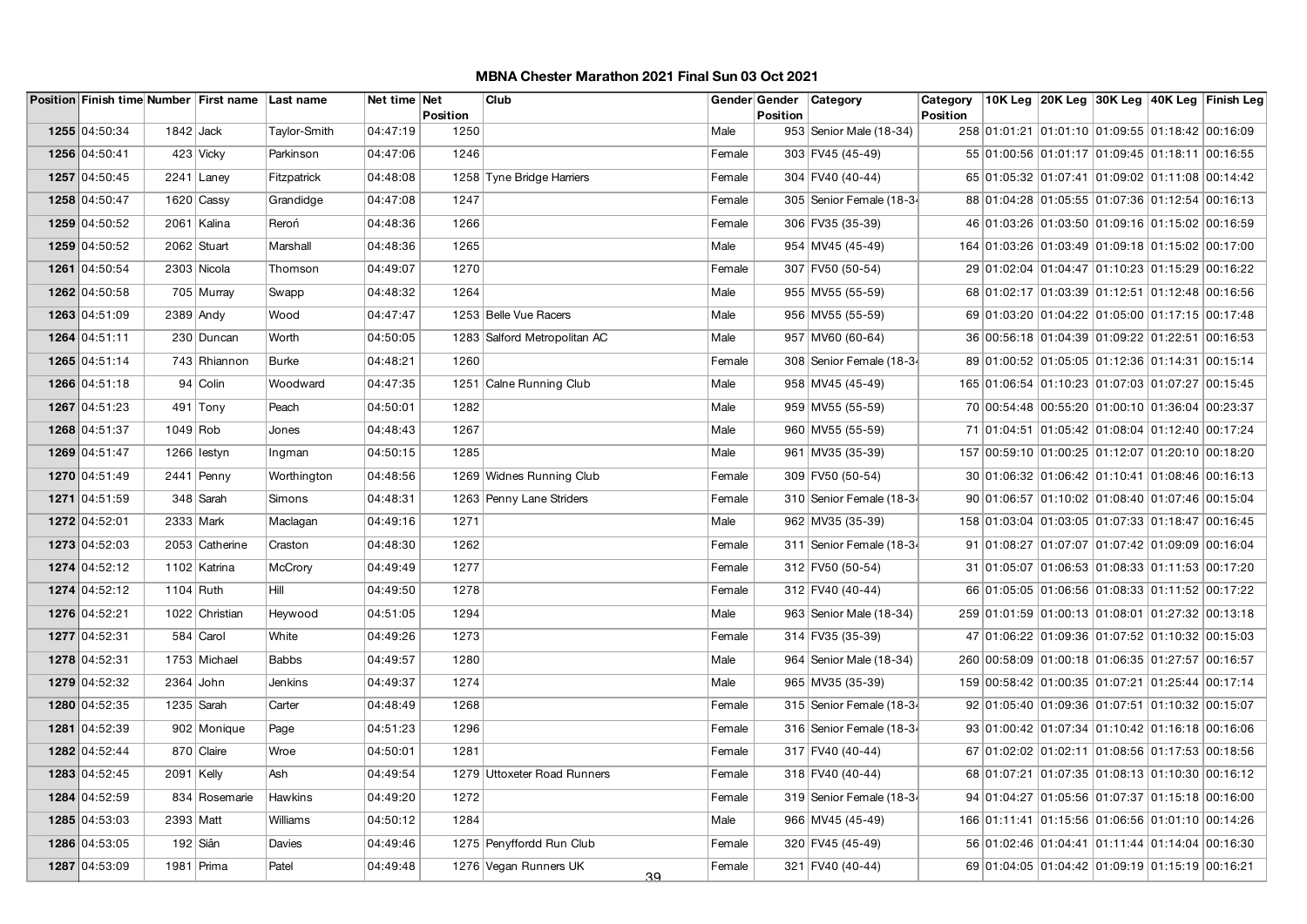# MBNA Chester Marathon 2021 Final Sun 03 Oct 2021

| Position | Finish time | Number | First name | Last name | Net time | Net Position | Club | Gender | Gender Position | Category | Category Position | 10K Leg | 20K Leg | 30K Leg | 40K Leg | Finish Leg |
|---|---|---|---|---|---|---|---|---|---|---|---|---|---|---|---|---|
| 1255 | 04:50:34 | 1842 | Jack | Taylor-Smith | 04:47:19 | 1250 | | Male | 953 | Senior Male (18-34) | 258 | 01:01:21 | 01:01:10 | 01:09:55 | 01:18:42 | 00:16:09 |
| 1256 | 04:50:41 | 423 | Vicky | Parkinson | 04:47:06 | 1246 | | Female | 303 | FV45 (45-49) | 55 | 01:00:56 | 01:01:17 | 01:09:45 | 01:18:11 | 00:16:55 |
| 1257 | 04:50:45 | 2241 | Laney | Fitzpatrick | 04:48:08 | 1258 | Tyne Bridge Harriers | Female | 304 | FV40 (40-44) | 65 | 01:05:32 | 01:07:41 | 01:09:02 | 01:11:08 | 00:14:42 |
| 1258 | 04:50:47 | 1620 | Cassy | Grandidge | 04:47:08 | 1247 | | Female | 305 | Senior Female (18-34 | 88 | 01:04:28 | 01:05:55 | 01:07:36 | 01:12:54 | 00:16:13 |
| 1259 | 04:50:52 | 2061 | Kalina | Reroń | 04:48:36 | 1266 | | Female | 306 | FV35 (35-39) | 46 | 01:03:26 | 01:03:50 | 01:09:16 | 01:15:02 | 00:16:59 |
| 1259 | 04:50:52 | 2062 | Stuart | Marshall | 04:48:36 | 1265 | | Male | 954 | MV45 (45-49) | 164 | 01:03:26 | 01:03:49 | 01:09:18 | 01:15:02 | 00:17:00 |
| 1261 | 04:50:54 | 2303 | Nicola | Thomson | 04:49:07 | 1270 | | Female | 307 | FV50 (50-54) | 29 | 01:02:04 | 01:04:47 | 01:10:23 | 01:15:29 | 00:16:22 |
| 1262 | 04:50:58 | 705 | Murray | Swapp | 04:48:32 | 1264 | | Male | 955 | MV55 (55-59) | 68 | 01:02:17 | 01:03:39 | 01:12:51 | 01:12:48 | 00:16:56 |
| 1263 | 04:51:09 | 2389 | Andy | Wood | 04:47:47 | 1253 | Belle Vue Racers | Male | 956 | MV55 (55-59) | 69 | 01:03:20 | 01:04:22 | 01:05:00 | 01:17:15 | 00:17:48 |
| 1264 | 04:51:11 | 230 | Duncan | Worth | 04:50:05 | 1283 | Salford Metropolitan AC | Male | 957 | MV60 (60-64) | 36 | 00:56:18 | 01:04:39 | 01:09:22 | 01:22:51 | 00:16:53 |
| 1265 | 04:51:14 | 743 | Rhiannon | Burke | 04:48:21 | 1260 | | Female | 308 | Senior Female (18-34 | 89 | 01:00:52 | 01:05:05 | 01:12:36 | 01:14:31 | 00:15:14 |
| 1266 | 04:51:18 | 94 | Colin | Woodward | 04:47:35 | 1251 | Calne Running Club | Male | 958 | MV45 (45-49) | 165 | 01:06:54 | 01:10:23 | 01:07:03 | 01:07:27 | 00:15:45 |
| 1267 | 04:51:23 | 491 | Tony | Peach | 04:50:01 | 1282 | | Male | 959 | MV55 (55-59) | 70 | 00:54:48 | 00:55:20 | 01:00:10 | 01:36:04 | 00:23:37 |
| 1268 | 04:51:37 | 1049 | Rob | Jones | 04:48:43 | 1267 | | Male | 960 | MV55 (55-59) | 71 | 01:04:51 | 01:05:42 | 01:08:04 | 01:12:40 | 00:17:24 |
| 1269 | 04:51:47 | 1266 | Iestyn | Ingman | 04:50:15 | 1285 | | Male | 961 | MV35 (35-39) | 157 | 00:59:10 | 01:00:25 | 01:12:07 | 01:20:10 | 00:18:20 |
| 1270 | 04:51:49 | 2441 | Penny | Worthington | 04:48:56 | 1269 | Widnes Running Club | Female | 309 | FV50 (50-54) | 30 | 01:06:32 | 01:06:42 | 01:10:41 | 01:08:46 | 00:16:13 |
| 1271 | 04:51:59 | 348 | Sarah | Simons | 04:48:31 | 1263 | Penny Lane Striders | Female | 310 | Senior Female (18-34 | 90 | 01:06:57 | 01:10:02 | 01:08:40 | 01:07:46 | 00:15:04 |
| 1272 | 04:52:01 | 2333 | Mark | Maclagan | 04:49:16 | 1271 | | Male | 962 | MV35 (35-39) | 158 | 01:03:04 | 01:03:05 | 01:07:33 | 01:18:47 | 00:16:45 |
| 1273 | 04:52:03 | 2053 | Catherine | Craston | 04:48:30 | 1262 | | Female | 311 | Senior Female (18-34 | 91 | 01:08:27 | 01:07:07 | 01:07:42 | 01:09:09 | 00:16:04 |
| 1274 | 04:52:12 | 1102 | Katrina | McCrory | 04:49:49 | 1277 | | Female | 312 | FV50 (50-54) | 31 | 01:05:07 | 01:06:53 | 01:08:33 | 01:11:53 | 00:17:20 |
| 1274 | 04:52:12 | 1104 | Ruth | Hill | 04:49:50 | 1278 | | Female | 312 | FV40 (40-44) | 66 | 01:05:05 | 01:06:56 | 01:08:33 | 01:11:52 | 00:17:22 |
| 1276 | 04:52:21 | 1022 | Christian | Heywood | 04:51:05 | 1294 | | Male | 963 | Senior Male (18-34) | 259 | 01:01:59 | 01:00:13 | 01:08:01 | 01:27:32 | 00:13:18 |
| 1277 | 04:52:31 | 584 | Carol | White | 04:49:26 | 1273 | | Female | 314 | FV35 (35-39) | 47 | 01:06:22 | 01:09:36 | 01:07:52 | 01:10:32 | 00:15:03 |
| 1278 | 04:52:31 | 1753 | Michael | Babbs | 04:49:57 | 1280 | | Male | 964 | Senior Male (18-34) | 260 | 00:58:09 | 01:00:18 | 01:06:35 | 01:27:57 | 00:16:57 |
| 1279 | 04:52:32 | 2364 | John | Jenkins | 04:49:37 | 1274 | | Male | 965 | MV35 (35-39) | 159 | 00:58:42 | 01:00:35 | 01:07:21 | 01:25:44 | 00:17:14 |
| 1280 | 04:52:35 | 1235 | Sarah | Carter | 04:48:49 | 1268 | | Female | 315 | Senior Female (18-34 | 92 | 01:05:40 | 01:09:36 | 01:07:51 | 01:10:32 | 00:15:07 |
| 1281 | 04:52:39 | 902 | Monique | Page | 04:51:23 | 1296 | | Female | 316 | Senior Female (18-34 | 93 | 01:00:42 | 01:07:34 | 01:10:42 | 01:16:18 | 00:16:06 |
| 1282 | 04:52:44 | 870 | Claire | Wroe | 04:50:01 | 1281 | | Female | 317 | FV40 (40-44) | 67 | 01:02:02 | 01:02:11 | 01:08:56 | 01:17:53 | 00:18:56 |
| 1283 | 04:52:45 | 2091 | Kelly | Ash | 04:49:54 | 1279 | Uttoxeter Road Runners | Female | 318 | FV40 (40-44) | 68 | 01:07:21 | 01:07:35 | 01:08:13 | 01:10:30 | 00:16:12 |
| 1284 | 04:52:59 | 834 | Rosemarie | Hawkins | 04:49:20 | 1272 | | Female | 319 | Senior Female (18-34 | 94 | 01:04:27 | 01:05:56 | 01:07:37 | 01:15:18 | 00:16:00 |
| 1285 | 04:53:03 | 2393 | Matt | Williams | 04:50:12 | 1284 | | Male | 966 | MV45 (45-49) | 166 | 01:11:41 | 01:15:56 | 01:06:56 | 01:01:10 | 00:14:26 |
| 1286 | 04:53:05 | 192 | Siân | Davies | 04:49:46 | 1275 | Penyffordd Run Club | Female | 320 | FV45 (45-49) | 56 | 01:02:46 | 01:04:41 | 01:11:44 | 01:14:04 | 00:16:30 |
| 1287 | 04:53:09 | 1981 | Prima | Patel | 04:49:48 | 1276 | Vegan Runners UK | Female | 321 | FV40 (40-44) | 69 | 01:04:05 | 01:04:42 | 01:09:19 | 01:15:19 | 00:16:21 |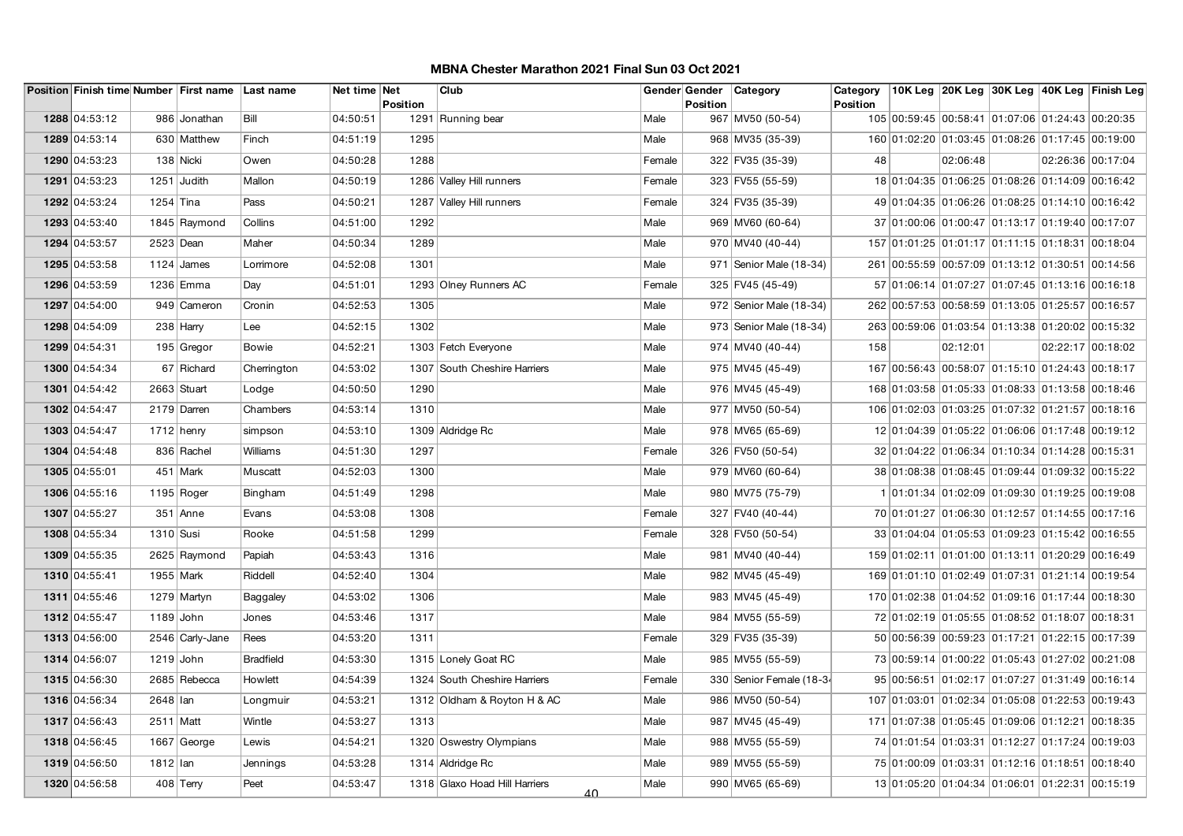# MBNA Chester Marathon 2021 Final Sun 03 Oct 2021

| Position | Finish time | Number | First name | Last name | Net time | Net Position | Club | Gender | Gender Position | Category | Category Position | 10K Leg | 20K Leg | 30K Leg | 40K Leg | Finish Leg |
|---|---|---|---|---|---|---|---|---|---|---|---|---|---|---|---|---|
| 1288 | 04:53:12 | 986 | Jonathan | Bill | 04:50:51 | 1291 | Running bear | Male | 967 | MV50 (50-54) | 105 | 00:59:45 | 00:58:41 | 01:07:06 | 01:24:43 | 00:20:35 |
| 1289 | 04:53:14 | 630 | Matthew | Finch | 04:51:19 | 1295 | | Male | 968 | MV35 (35-39) | 160 | 01:02:20 | 01:03:45 | 01:08:26 | 01:17:45 | 00:19:00 |
| 1290 | 04:53:23 | 138 | Nicki | Owen | 04:50:28 | 1288 | | Female | 322 | FV35 (35-39) | 48 | | 02:06:48 | | 02:26:36 | 00:17:04 |
| 1291 | 04:53:23 | 1251 | Judith | Mallon | 04:50:19 | 1286 | Valley Hill runners | Female | 323 | FV55 (55-59) | 18 | 01:04:35 | 01:06:25 | 01:08:26 | 01:14:09 | 00:16:42 |
| 1292 | 04:53:24 | 1254 | Tina | Pass | 04:50:21 | 1287 | Valley Hill runners | Female | 324 | FV35 (35-39) | 49 | 01:04:35 | 01:06:26 | 01:08:25 | 01:14:10 | 00:16:42 |
| 1293 | 04:53:40 | 1845 | Raymond | Collins | 04:51:00 | 1292 | | Male | 969 | MV60 (60-64) | 37 | 01:00:06 | 01:00:47 | 01:13:17 | 01:19:40 | 00:17:07 |
| 1294 | 04:53:57 | 2523 | Dean | Maher | 04:50:34 | 1289 | | Male | 970 | MV40 (40-44) | 157 | 01:01:25 | 01:01:17 | 01:11:15 | 01:18:31 | 00:18:04 |
| 1295 | 04:53:58 | 1124 | James | Lorrimore | 04:52:08 | 1301 | | Male | 971 | Senior Male (18-34) | 261 | 00:55:59 | 00:57:09 | 01:13:12 | 01:30:51 | 00:14:56 |
| 1296 | 04:53:59 | 1236 | Emma | Day | 04:51:01 | 1293 | Olney Runners AC | Female | 325 | FV45 (45-49) | 57 | 01:06:14 | 01:07:27 | 01:07:45 | 01:13:16 | 00:16:18 |
| 1297 | 04:54:00 | 949 | Cameron | Cronin | 04:52:53 | 1305 | | Male | 972 | Senior Male (18-34) | 262 | 00:57:53 | 00:58:59 | 01:13:05 | 01:25:57 | 00:16:57 |
| 1298 | 04:54:09 | 238 | Harry | Lee | 04:52:15 | 1302 | | Male | 973 | Senior Male (18-34) | 263 | 00:59:06 | 01:03:54 | 01:13:38 | 01:20:02 | 00:15:32 |
| 1299 | 04:54:31 | 195 | Gregor | Bowie | 04:52:21 | 1303 | Fetch Everyone | Male | 974 | MV40 (40-44) | 158 | | 02:12:01 | | 02:22:17 | 00:18:02 |
| 1300 | 04:54:34 | 67 | Richard | Cherrington | 04:53:02 | 1307 | South Cheshire Harriers | Male | 975 | MV45 (45-49) | 167 | 00:56:43 | 00:58:07 | 01:15:10 | 01:24:43 | 00:18:17 |
| 1301 | 04:54:42 | 2663 | Stuart | Lodge | 04:50:50 | 1290 | | Male | 976 | MV45 (45-49) | 168 | 01:03:58 | 01:05:33 | 01:08:33 | 01:13:58 | 00:18:46 |
| 1302 | 04:54:47 | 2179 | Darren | Chambers | 04:53:14 | 1310 | | Male | 977 | MV50 (50-54) | 106 | 01:02:03 | 01:03:25 | 01:07:32 | 01:21:57 | 00:18:16 |
| 1303 | 04:54:47 | 1712 | henry | simpson | 04:53:10 | 1309 | Aldridge Rc | Male | 978 | MV65 (65-69) | 12 | 01:04:39 | 01:05:22 | 01:06:06 | 01:17:48 | 00:19:12 |
| 1304 | 04:54:48 | 836 | Rachel | Williams | 04:51:30 | 1297 | | Female | 326 | FV50 (50-54) | 32 | 01:04:22 | 01:06:34 | 01:10:34 | 01:14:28 | 00:15:31 |
| 1305 | 04:55:01 | 451 | Mark | Muscatt | 04:52:03 | 1300 | | Male | 979 | MV60 (60-64) | 38 | 01:08:38 | 01:08:45 | 01:09:44 | 01:09:32 | 00:15:22 |
| 1306 | 04:55:16 | 1195 | Roger | Bingham | 04:51:49 | 1298 | | Male | 980 | MV75 (75-79) | 1 | 01:01:34 | 01:02:09 | 01:09:30 | 01:19:25 | 00:19:08 |
| 1307 | 04:55:27 | 351 | Anne | Evans | 04:53:08 | 1308 | | Female | 327 | FV40 (40-44) | 70 | 01:01:27 | 01:06:30 | 01:12:57 | 01:14:55 | 00:17:16 |
| 1308 | 04:55:34 | 1310 | Susi | Rooke | 04:51:58 | 1299 | | Female | 328 | FV50 (50-54) | 33 | 01:04:04 | 01:05:53 | 01:09:23 | 01:15:42 | 00:16:55 |
| 1309 | 04:55:35 | 2625 | Raymond | Papiah | 04:53:43 | 1316 | | Male | 981 | MV40 (40-44) | 159 | 01:02:11 | 01:01:00 | 01:13:11 | 01:20:29 | 00:16:49 |
| 1310 | 04:55:41 | 1955 | Mark | Riddell | 04:52:40 | 1304 | | Male | 982 | MV45 (45-49) | 169 | 01:01:10 | 01:02:49 | 01:07:31 | 01:21:14 | 00:19:54 |
| 1311 | 04:55:46 | 1279 | Martyn | Baggaley | 04:53:02 | 1306 | | Male | 983 | MV45 (45-49) | 170 | 01:02:38 | 01:04:52 | 01:09:16 | 01:17:44 | 00:18:30 |
| 1312 | 04:55:47 | 1189 | John | Jones | 04:53:46 | 1317 | | Male | 984 | MV55 (55-59) | 72 | 01:02:19 | 01:05:55 | 01:08:52 | 01:18:07 | 00:18:31 |
| 1313 | 04:56:00 | 2546 | Carly-Jane | Rees | 04:53:20 | 1311 | | Female | 329 | FV35 (35-39) | 50 | 00:56:39 | 00:59:23 | 01:17:21 | 01:22:15 | 00:17:39 |
| 1314 | 04:56:07 | 1219 | John | Bradfield | 04:53:30 | 1315 | Lonely Goat RC | Male | 985 | MV55 (55-59) | 73 | 00:59:14 | 01:00:22 | 01:05:43 | 01:27:02 | 00:21:08 |
| 1315 | 04:56:30 | 2685 | Rebecca | Howlett | 04:54:39 | 1324 | South Cheshire Harriers | Female | 330 | Senior Female (18-34) | 95 | 00:56:51 | 01:02:17 | 01:07:27 | 01:31:49 | 00:16:14 |
| 1316 | 04:56:34 | 2648 | Ian | Longmuir | 04:53:21 | 1312 | Oldham & Royton H & AC | Male | 986 | MV50 (50-54) | 107 | 01:03:01 | 01:02:34 | 01:05:08 | 01:22:53 | 00:19:43 |
| 1317 | 04:56:43 | 2511 | Matt | Wintle | 04:53:27 | 1313 | | Male | 987 | MV45 (45-49) | 171 | 01:07:38 | 01:05:45 | 01:09:06 | 01:12:21 | 00:18:35 |
| 1318 | 04:56:45 | 1667 | George | Lewis | 04:54:21 | 1320 | Oswestry Olympians | Male | 988 | MV55 (55-59) | 74 | 01:01:54 | 01:03:31 | 01:12:27 | 01:17:24 | 00:19:03 |
| 1319 | 04:56:50 | 1812 | Ian | Jennings | 04:53:28 | 1314 | Aldridge Rc | Male | 989 | MV55 (55-59) | 75 | 01:00:09 | 01:03:31 | 01:12:16 | 01:18:51 | 00:18:40 |
| 1320 | 04:56:58 | 408 | Terry | Peet | 04:53:47 | 1318 | Glaxo Hoad Hill Harriers | Male | 990 | MV65 (65-69) | 13 | 01:05:20 | 01:04:34 | 01:06:01 | 01:22:31 | 00:15:19 |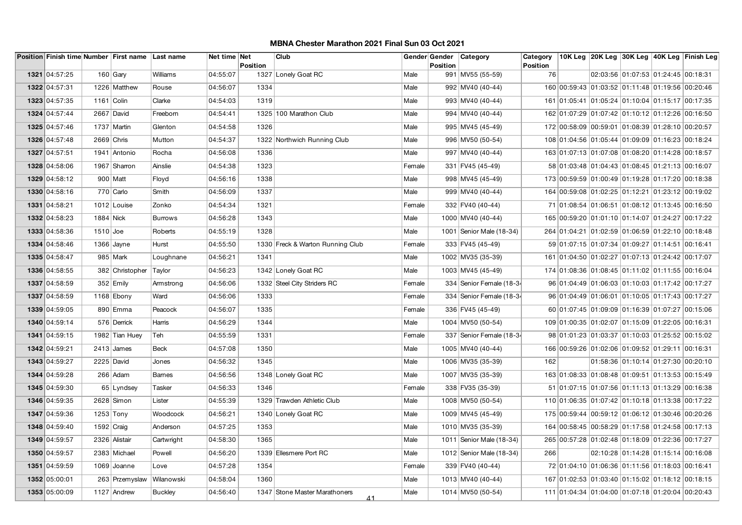# MBNA Chester Marathon 2021 Final Sun 03 Oct 2021

| Position | Finish time | Number | First name | Last name | Net time | Net Position | Club | Gender | Gender Position | Category | Category Position | 10K Leg | 20K Leg | 30K Leg | 40K Leg | Finish Leg |
|---|---|---|---|---|---|---|---|---|---|---|---|---|---|---|---|---|
| 1321 | 04:57:25 | 160 | Gary | Williams | 04:55:07 | 1327 | Lonely Goat RC | Male | 991 | MV55 (55-59) | 76 | | 02:03:56 | 01:07:53 | 01:24:45 | 00:18:31 |
| 1322 | 04:57:31 | 1226 | Matthew | Rouse | 04:56:07 | 1334 | | Male | 992 | MV40 (40-44) | 160 | 00:59:43 | 01:03:52 | 01:11:48 | 01:19:56 | 00:20:46 |
| 1323 | 04:57:35 | 1161 | Colin | Clarke | 04:54:03 | 1319 | | Male | 993 | MV40 (40-44) | 161 | 01:05:41 | 01:05:24 | 01:10:04 | 01:15:17 | 00:17:35 |
| 1324 | 04:57:44 | 2667 | David | Freeborn | 04:54:41 | 1325 | 100 Marathon Club | Male | 994 | MV40 (40-44) | 162 | 01:07:29 | 01:07:42 | 01:10:12 | 01:12:26 | 00:16:50 |
| 1325 | 04:57:46 | 1737 | Martin | Glenton | 04:54:58 | 1326 | | Male | 995 | MV45 (45-49) | 172 | 00:58:09 | 00:59:01 | 01:08:39 | 01:28:10 | 00:20:57 |
| 1326 | 04:57:48 | 2669 | Chris | Mutton | 04:54:37 | 1322 | Northwich Running Club | Male | 996 | MV50 (50-54) | 108 | 01:04:56 | 01:05:44 | 01:09:09 | 01:16:23 | 00:18:24 |
| 1327 | 04:57:51 | 1941 | Antonio | Rocha | 04:56:08 | 1336 | | Male | 997 | MV40 (40-44) | 163 | 01:07:13 | 01:07:08 | 01:08:20 | 01:14:28 | 00:18:57 |
| 1328 | 04:58:06 | 1967 | Sharron | Ainslie | 04:54:38 | 1323 | | Female | 331 | FV45 (45-49) | 58 | 01:03:48 | 01:04:43 | 01:08:45 | 01:21:13 | 00:16:07 |
| 1329 | 04:58:12 | 900 | Matt | Floyd | 04:56:16 | 1338 | | Male | 998 | MV45 (45-49) | 173 | 00:59:59 | 01:00:49 | 01:19:28 | 01:17:20 | 00:18:38 |
| 1330 | 04:58:16 | 770 | Carlo | Smith | 04:56:09 | 1337 | | Male | 999 | MV40 (40-44) | 164 | 00:59:08 | 01:02:25 | 01:12:21 | 01:23:12 | 00:19:02 |
| 1331 | 04:58:21 | 1012 | Louise | Zonko | 04:54:34 | 1321 | | Female | 332 | FV40 (40-44) | 71 | 01:08:54 | 01:06:51 | 01:08:12 | 01:13:45 | 00:16:50 |
| 1332 | 04:58:23 | 1884 | Nick | Burrows | 04:56:28 | 1343 | | Male | 1000 | MV40 (40-44) | 165 | 00:59:20 | 01:01:10 | 01:14:07 | 01:24:27 | 00:17:22 |
| 1333 | 04:58:36 | 1510 | Joe | Roberts | 04:55:19 | 1328 | | Male | 1001 | Senior Male (18-34) | 264 | 01:04:21 | 01:02:59 | 01:06:59 | 01:22:10 | 00:18:48 |
| 1334 | 04:58:46 | 1366 | Jayne | Hurst | 04:55:50 | 1330 | Freck & Warton Running Club | Female | 333 | FV45 (45-49) | 59 | 01:07:15 | 01:07:34 | 01:09:27 | 01:14:51 | 00:16:41 |
| 1335 | 04:58:47 | 985 | Mark | Loughnane | 04:56:21 | 1341 | | Male | 1002 | MV35 (35-39) | 161 | 01:04:50 | 01:02:27 | 01:07:13 | 01:24:42 | 00:17:07 |
| 1336 | 04:58:55 | 382 | Christopher | Taylor | 04:56:23 | 1342 | Lonely Goat RC | Male | 1003 | MV45 (45-49) | 174 | 01:08:36 | 01:08:45 | 01:11:02 | 01:11:55 | 00:16:04 |
| 1337 | 04:58:59 | 352 | Emily | Armstrong | 04:56:06 | 1332 | Steel City Striders RC | Female | 334 | Senior Female (18-34 | 96 | 01:04:49 | 01:06:03 | 01:10:03 | 01:17:42 | 00:17:27 |
| 1337 | 04:58:59 | 1168 | Ebony | Ward | 04:56:06 | 1333 | | Female | 334 | Senior Female (18-34 | 96 | 01:04:49 | 01:06:01 | 01:10:05 | 01:17:43 | 00:17:27 |
| 1339 | 04:59:05 | 890 | Emma | Peacock | 04:56:07 | 1335 | | Female | 336 | FV45 (45-49) | 60 | 01:07:45 | 01:09:09 | 01:16:39 | 01:07:27 | 00:15:06 |
| 1340 | 04:59:14 | 576 | Derrick | Harris | 04:56:29 | 1344 | | Male | 1004 | MV50 (50-54) | 109 | 01:00:35 | 01:02:07 | 01:15:09 | 01:22:05 | 00:16:31 |
| 1341 | 04:59:15 | 1982 | Tian Huey | Teh | 04:55:59 | 1331 | | Female | 337 | Senior Female (18-34 | 98 | 01:01:23 | 01:03:37 | 01:10:03 | 01:25:52 | 00:15:02 |
| 1342 | 04:59:21 | 2413 | James | Beck | 04:57:08 | 1350 | | Male | 1005 | MV40 (40-44) | 166 | 00:59:26 | 01:02:06 | 01:09:52 | 01:29:11 | 00:16:31 |
| 1343 | 04:59:27 | 2225 | David | Jones | 04:56:32 | 1345 | | Male | 1006 | MV35 (35-39) | 162 | | 01:58:36 | 01:10:14 | 01:27:30 | 00:20:10 |
| 1344 | 04:59:28 | 266 | Adam | Barnes | 04:56:56 | 1348 | Lonely Goat RC | Male | 1007 | MV35 (35-39) | 163 | 01:08:33 | 01:08:48 | 01:09:51 | 01:13:53 | 00:15:49 |
| 1345 | 04:59:30 | 65 | Lyndsey | Tasker | 04:56:33 | 1346 | | Female | 338 | FV35 (35-39) | 51 | 01:07:15 | 01:07:56 | 01:11:13 | 01:13:29 | 00:16:38 |
| 1346 | 04:59:35 | 2628 | Simon | Lister | 04:55:39 | 1329 | Trawden Athletic Club | Male | 1008 | MV50 (50-54) | 110 | 01:06:35 | 01:07:42 | 01:10:18 | 01:13:38 | 00:17:22 |
| 1347 | 04:59:36 | 1253 | Tony | Woodcock | 04:56:21 | 1340 | Lonely Goat RC | Male | 1009 | MV45 (45-49) | 175 | 00:59:44 | 00:59:12 | 01:06:12 | 01:30:46 | 00:20:26 |
| 1348 | 04:59:40 | 1592 | Craig | Anderson | 04:57:25 | 1353 | | Male | 1010 | MV35 (35-39) | 164 | 00:58:45 | 00:58:29 | 01:17:58 | 01:24:58 | 00:17:13 |
| 1349 | 04:59:57 | 2326 | Alistair | Cartwright | 04:58:30 | 1365 | | Male | 1011 | Senior Male (18-34) | 265 | 00:57:28 | 01:02:48 | 01:18:09 | 01:22:36 | 00:17:27 |
| 1350 | 04:59:57 | 2383 | Michael | Powell | 04:56:20 | 1339 | Ellesmere Port RC | Male | 1012 | Senior Male (18-34) | 266 | | 02:10:28 | 01:14:28 | 01:15:14 | 00:16:08 |
| 1351 | 04:59:59 | 1069 | Joanne | Love | 04:57:28 | 1354 | | Female | 339 | FV40 (40-44) | 72 | 01:04:10 | 01:06:36 | 01:11:56 | 01:18:03 | 00:16:41 |
| 1352 | 05:00:01 | 263 | Przemyslaw | Wilanowski | 04:58:04 | 1360 | | Male | 1013 | MV40 (40-44) | 167 | 01:02:53 | 01:03:40 | 01:15:02 | 01:18:12 | 00:18:15 |
| 1353 | 05:00:09 | 1127 | Andrew | Buckley | 04:56:40 | 1347 | Stone Master Marathoners | Male | 1014 | MV50 (50-54) | 111 | 01:04:34 | 01:04:00 | 01:07:18 | 01:20:04 | 00:20:43 |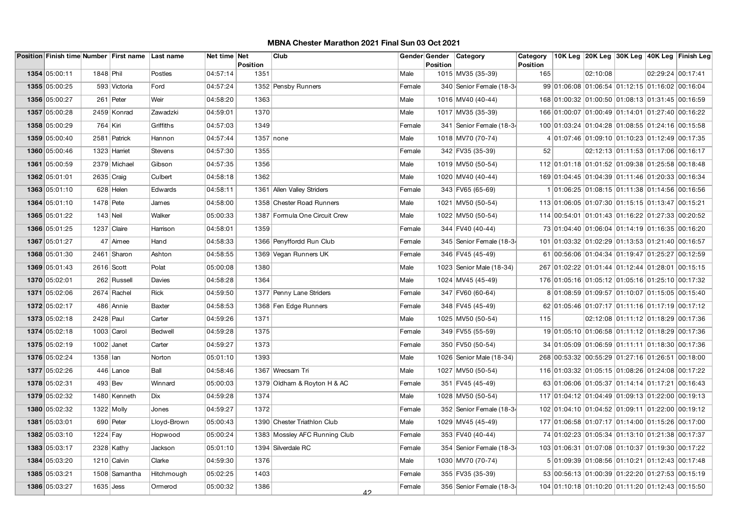# MBNA Chester Marathon 2021 Final Sun 03 Oct 2021

| Position | Finish time | Number | First name | Last name | Net time | Net Position | Club | Gender | Gender Position | Category | Category Position | 10K Leg | 20K Leg | 30K Leg | 40K Leg | Finish Leg |
|---|---|---|---|---|---|---|---|---|---|---|---|---|---|---|---|---|
| 1354 | 05:00:11 | 1848 | Phil | Postles | 04:57:14 | 1351 | | Male | 1015 | MV35 (35-39) | 165 | | 02:10:08 | | 02:29:24 | 00:17:41 |
| 1355 | 05:00:25 | 593 | Victoria | Ford | 04:57:24 | 1352 | Pensby Runners | Female | 340 | Senior Female (18-34 | 99 | 01:06:08 | 01:06:54 | 01:12:15 | 01:16:02 | 00:16:04 |
| 1356 | 05:00:27 | 261 | Peter | Weir | 04:58:20 | 1363 | | Male | 1016 | MV40 (40-44) | 168 | 01:00:32 | 01:00:50 | 01:08:13 | 01:31:45 | 00:16:59 |
| 1357 | 05:00:28 | 2459 | Konrad | Zawadzki | 04:59:01 | 1370 | | Male | 1017 | MV35 (35-39) | 166 | 01:00:07 | 01:00:49 | 01:14:01 | 01:27:40 | 00:16:22 |
| 1358 | 05:00:29 | 764 | Kiri | Griffiths | 04:57:03 | 1349 | | Female | 341 | Senior Female (18-34 | 100 | 01:03:24 | 01:04:28 | 01:08:55 | 01:24:16 | 00:15:58 |
| 1359 | 05:00:40 | 2581 | Patrick | Hannon | 04:57:44 | 1357 | none | Male | 1018 | MV70 (70-74) | 4 | 01:07:46 | 01:09:10 | 01:10:23 | 01:12:49 | 00:17:35 |
| 1360 | 05:00:46 | 1323 | Harriet | Stevens | 04:57:30 | 1355 | | Female | 342 | FV35 (35-39) | 52 | | 02:12:13 | 01:11:53 | 01:17:06 | 00:16:17 |
| 1361 | 05:00:59 | 2379 | Michael | Gibson | 04:57:35 | 1356 | | Male | 1019 | MV50 (50-54) | 112 | 01:01:18 | 01:01:52 | 01:09:38 | 01:25:58 | 00:18:48 |
| 1362 | 05:01:01 | 2635 | Craig | Culbert | 04:58:18 | 1362 | | Male | 1020 | MV40 (40-44) | 169 | 01:04:45 | 01:04:39 | 01:11:46 | 01:20:33 | 00:16:34 |
| 1363 | 05:01:10 | 628 | Helen | Edwards | 04:58:11 | 1361 | Allen Valley Striders | Female | 343 | FV65 (65-69) | 1 | 01:06:25 | 01:08:15 | 01:11:38 | 01:14:56 | 00:16:56 |
| 1364 | 05:01:10 | 1478 | Pete | James | 04:58:00 | 1358 | Chester Road Runners | Male | 1021 | MV50 (50-54) | 113 | 01:06:05 | 01:07:30 | 01:15:15 | 01:13:47 | 00:15:21 |
| 1365 | 05:01:22 | 143 | Neil | Walker | 05:00:33 | 1387 | Formula One Circuit Crew | Male | 1022 | MV50 (50-54) | 114 | 00:54:01 | 01:01:43 | 01:16:22 | 01:27:33 | 00:20:52 |
| 1366 | 05:01:25 | 1237 | Claire | Harrison | 04:58:01 | 1359 | | Female | 344 | FV40 (40-44) | 73 | 01:04:40 | 01:06:04 | 01:14:19 | 01:16:35 | 00:16:20 |
| 1367 | 05:01:27 | 47 | Aimee | Hand | 04:58:33 | 1366 | Penyffordd Run Club | Female | 345 | Senior Female (18-34 | 101 | 01:03:32 | 01:02:29 | 01:13:53 | 01:21:40 | 00:16:57 |
| 1368 | 05:01:30 | 2461 | Sharon | Ashton | 04:58:55 | 1369 | Vegan Runners UK | Female | 346 | FV45 (45-49) | 61 | 00:56:06 | 01:04:34 | 01:19:47 | 01:25:27 | 00:12:59 |
| 1369 | 05:01:43 | 2616 | Scott | Polat | 05:00:08 | 1380 | | Male | 1023 | Senior Male (18-34) | 267 | 01:02:22 | 01:01:44 | 01:12:44 | 01:28:01 | 00:15:15 |
| 1370 | 05:02:01 | 262 | Russell | Davies | 04:58:28 | 1364 | | Male | 1024 | MV45 (45-49) | 176 | 01:05:16 | 01:05:12 | 01:05:16 | 01:25:10 | 00:17:32 |
| 1371 | 05:02:06 | 2674 | Rachel | Rick | 04:59:50 | 1377 | Penny Lane Striders | Female | 347 | FV60 (60-64) | 8 | 01:08:59 | 01:09:57 | 01:10:07 | 01:15:05 | 00:15:40 |
| 1372 | 05:02:17 | 486 | Annie | Baxter | 04:58:53 | 1368 | Fen Edge Runners | Female | 348 | FV45 (45-49) | 62 | 01:05:46 | 01:07:17 | 01:11:16 | 01:17:19 | 00:17:12 |
| 1373 | 05:02:18 | 2428 | Paul | Carter | 04:59:26 | 1371 | | Male | 1025 | MV50 (50-54) | 115 | | 02:12:08 | 01:11:12 | 01:18:29 | 00:17:36 |
| 1374 | 05:02:18 | 1003 | Carol | Bedwell | 04:59:28 | 1375 | | Female | 349 | FV55 (55-59) | 19 | 01:05:10 | 01:06:58 | 01:11:12 | 01:18:29 | 00:17:36 |
| 1375 | 05:02:19 | 1002 | Janet | Carter | 04:59:27 | 1373 | | Female | 350 | FV50 (50-54) | 34 | 01:05:09 | 01:06:59 | 01:11:11 | 01:18:30 | 00:17:36 |
| 1376 | 05:02:24 | 1358 | Ian | Norton | 05:01:10 | 1393 | | Male | 1026 | Senior Male (18-34) | 268 | 00:53:32 | 00:55:29 | 01:27:16 | 01:26:51 | 00:18:00 |
| 1377 | 05:02:26 | 446 | Lance | Ball | 04:58:46 | 1367 | Wrecsam Tri | Male | 1027 | MV50 (50-54) | 116 | 01:03:32 | 01:05:15 | 01:08:26 | 01:24:08 | 00:17:22 |
| 1378 | 05:02:31 | 493 | Bev | Winnard | 05:00:03 | 1379 | Oldham & Royton H & AC | Female | 351 | FV45 (45-49) | 63 | 01:06:06 | 01:05:37 | 01:14:14 | 01:17:21 | 00:16:43 |
| 1379 | 05:02:32 | 1480 | Kenneth | Dix | 04:59:28 | 1374 | | Male | 1028 | MV50 (50-54) | 117 | 01:04:12 | 01:04:49 | 01:09:13 | 01:22:00 | 00:19:13 |
| 1380 | 05:02:32 | 1322 | Molly | Jones | 04:59:27 | 1372 | | Female | 352 | Senior Female (18-34 | 102 | 01:04:10 | 01:04:52 | 01:09:11 | 01:22:00 | 00:19:12 |
| 1381 | 05:03:01 | 690 | Peter | Lloyd-Brown | 05:00:43 | 1390 | Chester Triathlon Club | Male | 1029 | MV45 (45-49) | 177 | 01:06:58 | 01:07:17 | 01:14:00 | 01:15:26 | 00:17:00 |
| 1382 | 05:03:10 | 1224 | Fay | Hopwood | 05:00:24 | 1383 | Mossley AFC Running Club | Female | 353 | FV40 (40-44) | 74 | 01:02:23 | 01:05:34 | 01:13:10 | 01:21:38 | 00:17:37 |
| 1383 | 05:03:17 | 2328 | Kathy | Jackson | 05:01:10 | 1394 | Silverdale RC | Female | 354 | Senior Female (18-34 | 103 | 01:06:31 | 01:07:08 | 01:10:37 | 01:19:30 | 00:17:22 |
| 1384 | 05:03:20 | 1210 | Calvin | Clarke | 04:59:30 | 1376 | | Male | 1030 | MV70 (70-74) | 5 | 01:09:39 | 01:08:56 | 01:10:21 | 01:12:43 | 00:17:48 |
| 1385 | 05:03:21 | 1508 | Samantha | Hitchmough | 05:02:25 | 1403 | | Female | 355 | FV35 (35-39) | 53 | 00:56:13 | 01:00:39 | 01:22:20 | 01:27:53 | 00:15:19 |
| 1386 | 05:03:27 | 1635 | Jess | Ormerod | 05:00:32 | 1386 | | Female | 356 | Senior Female (18-34 | 104 | 01:10:18 | 01:10:20 | 01:11:20 | 01:12:43 | 00:15:50 |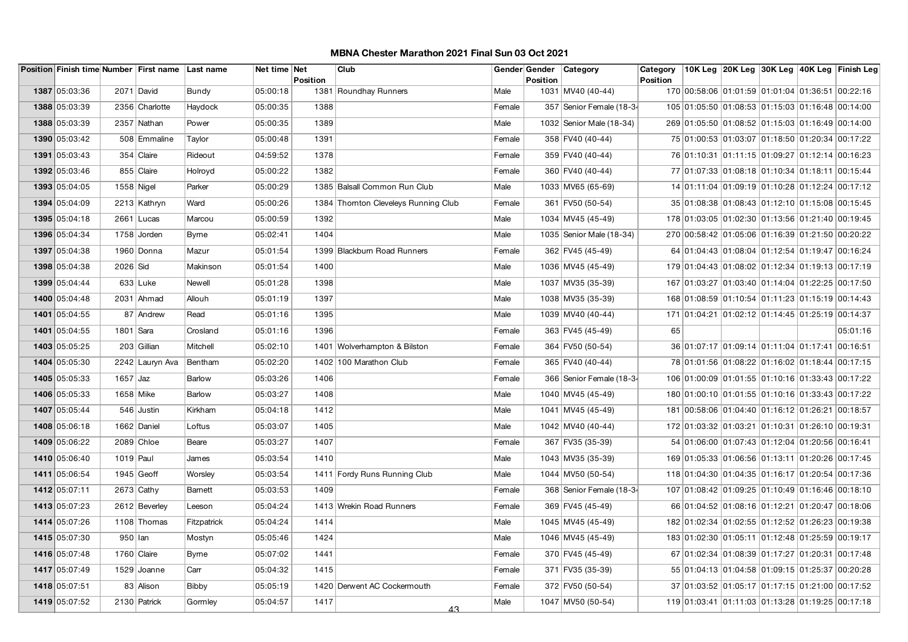# MBNA Chester Marathon 2021 Final Sun 03 Oct 2021

| Position | Finish time | Number | First name | Last name | Net time | Net Position | Club | Gender | Gender Position | Category | Category Position | 10K Leg | 20K Leg | 30K Leg | 40K Leg | Finish Leg |
|---|---|---|---|---|---|---|---|---|---|---|---|---|---|---|---|---|
| 1387 | 05:03:36 | 2071 | David | Bundy | 05:00:18 | 1381 | Roundhay Runners | Male | 1031 | MV40 (40-44) | 170 | 00:58:06 | 01:01:59 | 01:01:04 | 01:36:51 | 00:22:16 |
| 1388 | 05:03:39 | 2356 | Charlotte | Haydock | 05:00:35 | 1388 | | Female | 357 | Senior Female (18-34 | 105 | 01:05:50 | 01:08:53 | 01:15:03 | 01:16:48 | 00:14:00 |
| 1388 | 05:03:39 | 2357 | Nathan | Power | 05:00:35 | 1389 | | Male | 1032 | Senior Male (18-34) | 269 | 01:05:50 | 01:08:52 | 01:15:03 | 01:16:49 | 00:14:00 |
| 1390 | 05:03:42 | 508 | Emmaline | Taylor | 05:00:48 | 1391 | | Female | 358 | FV40 (40-44) | 75 | 01:00:53 | 01:03:07 | 01:18:50 | 01:20:34 | 00:17:22 |
| 1391 | 05:03:43 | 354 | Claire | Rideout | 04:59:52 | 1378 | | Female | 359 | FV40 (40-44) | 76 | 01:10:31 | 01:11:15 | 01:09:27 | 01:12:14 | 00:16:23 |
| 1392 | 05:03:46 | 855 | Claire | Holroyd | 05:00:22 | 1382 | | Female | 360 | FV40 (40-44) | 77 | 01:07:33 | 01:08:18 | 01:10:34 | 01:18:11 | 00:15:44 |
| 1393 | 05:04:05 | 1558 | Nigel | Parker | 05:00:29 | 1385 | Balsall Common Run Club | Male | 1033 | MV65 (65-69) | 14 | 01:11:04 | 01:09:19 | 01:10:28 | 01:12:24 | 00:17:12 |
| 1394 | 05:04:09 | 2213 | Kathryn | Ward | 05:00:26 | 1384 | Thornton Cleveleys Running Club | Female | 361 | FV50 (50-54) | 35 | 01:08:38 | 01:08:43 | 01:12:10 | 01:15:08 | 00:15:45 |
| 1395 | 05:04:18 | 2661 | Lucas | Marcou | 05:00:59 | 1392 | | Male | 1034 | MV45 (45-49) | 178 | 01:03:05 | 01:02:30 | 01:13:56 | 01:21:40 | 00:19:45 |
| 1396 | 05:04:34 | 1758 | Jorden | Byrne | 05:02:41 | 1404 | | Male | 1035 | Senior Male (18-34) | 270 | 00:58:42 | 01:05:06 | 01:16:39 | 01:21:50 | 00:20:22 |
| 1397 | 05:04:38 | 1960 | Donna | Mazur | 05:01:54 | 1399 | Blackburn Road Runners | Female | 362 | FV45 (45-49) | 64 | 01:04:43 | 01:08:04 | 01:12:54 | 01:19:47 | 00:16:24 |
| 1398 | 05:04:38 | 2026 | Sid | Makinson | 05:01:54 | 1400 | | Male | 1036 | MV45 (45-49) | 179 | 01:04:43 | 01:08:02 | 01:12:34 | 01:19:13 | 00:17:19 |
| 1399 | 05:04:44 | 633 | Luke | Newell | 05:01:28 | 1398 | | Male | 1037 | MV35 (35-39) | 167 | 01:03:27 | 01:03:40 | 01:14:04 | 01:22:25 | 00:17:50 |
| 1400 | 05:04:48 | 2031 | Ahmad | Allouh | 05:01:19 | 1397 | | Male | 1038 | MV35 (35-39) | 168 | 01:08:59 | 01:10:54 | 01:11:23 | 01:15:19 | 00:14:43 |
| 1401 | 05:04:55 | 87 | Andrew | Read | 05:01:16 | 1395 | | Male | 1039 | MV40 (40-44) | 171 | 01:04:21 | 01:02:12 | 01:14:45 | 01:25:19 | 00:14:37 |
| 1401 | 05:04:55 | 1801 | Sara | Crosland | 05:01:16 | 1396 | | Female | 363 | FV45 (45-49) | 65 | | | | | 05:01:16 |
| 1403 | 05:05:25 | 203 | Gillian | Mitchell | 05:02:10 | 1401 | Wolverhampton & Bilston | Female | 364 | FV50 (50-54) | 36 | 01:07:17 | 01:09:14 | 01:11:04 | 01:17:41 | 00:16:51 |
| 1404 | 05:05:30 | 2242 | Lauryn Ava | Bentham | 05:02:20 | 1402 | 100 Marathon Club | Female | 365 | FV40 (40-44) | 78 | 01:01:56 | 01:08:22 | 01:16:02 | 01:18:44 | 00:17:15 |
| 1405 | 05:05:33 | 1657 | Jaz | Barlow | 05:03:26 | 1406 | | Female | 366 | Senior Female (18-34 | 106 | 01:00:09 | 01:01:55 | 01:10:16 | 01:33:43 | 00:17:22 |
| 1406 | 05:05:33 | 1658 | Mike | Barlow | 05:03:27 | 1408 | | Male | 1040 | MV45 (45-49) | 180 | 01:00:10 | 01:01:55 | 01:10:16 | 01:33:43 | 00:17:22 |
| 1407 | 05:05:44 | 546 | Justin | Kirkham | 05:04:18 | 1412 | | Male | 1041 | MV45 (45-49) | 181 | 00:58:06 | 01:04:40 | 01:16:12 | 01:26:21 | 00:18:57 |
| 1408 | 05:06:18 | 1662 | Daniel | Loftus | 05:03:07 | 1405 | | Male | 1042 | MV40 (40-44) | 172 | 01:03:32 | 01:03:21 | 01:10:31 | 01:26:10 | 00:19:31 |
| 1409 | 05:06:22 | 2089 | Chloe | Beare | 05:03:27 | 1407 | | Female | 367 | FV35 (35-39) | 54 | 01:06:00 | 01:07:43 | 01:12:04 | 01:20:56 | 00:16:41 |
| 1410 | 05:06:40 | 1019 | Paul | James | 05:03:54 | 1410 | | Male | 1043 | MV35 (35-39) | 169 | 01:05:33 | 01:06:56 | 01:13:11 | 01:20:26 | 00:17:45 |
| 1411 | 05:06:54 | 1945 | Geoff | Worsley | 05:03:54 | 1411 | Fordy Runs Running Club | Male | 1044 | MV50 (50-54) | 118 | 01:04:30 | 01:04:35 | 01:16:17 | 01:20:54 | 00:17:36 |
| 1412 | 05:07:11 | 2673 | Cathy | Barnett | 05:03:53 | 1409 | | Female | 368 | Senior Female (18-34 | 107 | 01:08:42 | 01:09:25 | 01:10:49 | 01:16:46 | 00:18:10 |
| 1413 | 05:07:23 | 2612 | Beverley | Leeson | 05:04:24 | 1413 | Wrekin Road Runners | Female | 369 | FV45 (45-49) | 66 | 01:04:52 | 01:08:16 | 01:12:21 | 01:20:47 | 00:18:06 |
| 1414 | 05:07:26 | 1108 | Thomas | Fitzpatrick | 05:04:24 | 1414 | | Male | 1045 | MV45 (45-49) | 182 | 01:02:34 | 01:02:55 | 01:12:52 | 01:26:23 | 00:19:38 |
| 1415 | 05:07:30 | 950 | Ian | Mostyn | 05:05:46 | 1424 | | Male | 1046 | MV45 (45-49) | 183 | 01:02:30 | 01:05:11 | 01:12:48 | 01:25:59 | 00:19:17 |
| 1416 | 05:07:48 | 1760 | Claire | Byrne | 05:07:02 | 1441 | | Female | 370 | FV45 (45-49) | 67 | 01:02:34 | 01:08:39 | 01:17:27 | 01:20:31 | 00:17:48 |
| 1417 | 05:07:49 | 1529 | Joanne | Carr | 05:04:32 | 1415 | | Female | 371 | FV35 (35-39) | 55 | 01:04:13 | 01:04:58 | 01:09:15 | 01:25:37 | 00:20:28 |
| 1418 | 05:07:51 | 83 | Alison | Bibby | 05:05:19 | 1420 | Derwent AC Cockermouth | Female | 372 | FV50 (50-54) | 37 | 01:03:52 | 01:05:17 | 01:17:15 | 01:21:00 | 00:17:52 |
| 1419 | 05:07:52 | 2130 | Patrick | Gormley | 05:04:57 | 1417 | | Male | 1047 | MV50 (50-54) | 119 | 01:03:41 | 01:11:03 | 01:13:28 | 01:19:25 | 00:17:18 |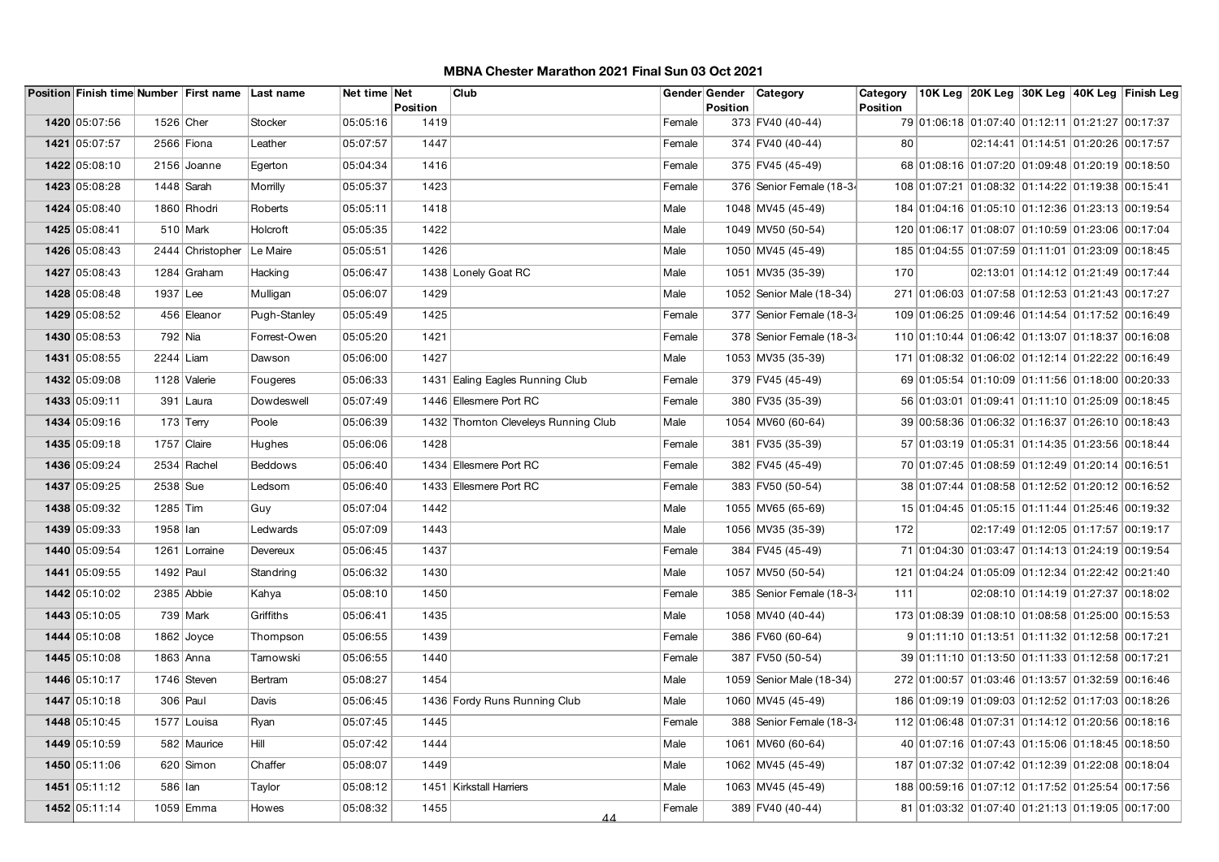# MBNA Chester Marathon 2021 Final Sun 03 Oct 2021

| Position | Finish time | Number | First name | Last name | Net time | Net Position | Club | Gender | Gender Position | Category | Category Position | 10K Leg | 20K Leg | 30K Leg | 40K Leg | Finish Leg |
|---|---|---|---|---|---|---|---|---|---|---|---|---|---|---|---|---|
| 1420 | 05:07:56 | 1526 | Cher | Stocker | 05:05:16 | 1419 | | Female | 373 | FV40 (40-44) | 79 | 01:06:18 | 01:07:40 | 01:12:11 | 01:21:27 | 00:17:37 |
| 1421 | 05:07:57 | 2566 | Fiona | Leather | 05:07:57 | 1447 | | Female | 374 | FV40 (40-44) | 80 | | 02:14:41 | 01:14:51 | 01:20:26 | 00:17:57 |
| 1422 | 05:08:10 | 2156 | Joanne | Egerton | 05:04:34 | 1416 | | Female | 375 | FV45 (45-49) | 68 | 01:08:16 | 01:07:20 | 01:09:48 | 01:20:19 | 00:18:50 |
| 1423 | 05:08:28 | 1448 | Sarah | Morrilly | 05:05:37 | 1423 | | Female | 376 | Senior Female (18-34 | 108 | 01:07:21 | 01:08:32 | 01:14:22 | 01:19:38 | 00:15:41 |
| 1424 | 05:08:40 | 1860 | Rhodri | Roberts | 05:05:11 | 1418 | | Male | 1048 | MV45 (45-49) | 184 | 01:04:16 | 01:05:10 | 01:12:36 | 01:23:13 | 00:19:54 |
| 1425 | 05:08:41 | 510 | Mark | Holcroft | 05:05:35 | 1422 | | Male | 1049 | MV50 (50-54) | 120 | 01:06:17 | 01:08:07 | 01:10:59 | 01:23:06 | 00:17:04 |
| 1426 | 05:08:43 | 2444 | Christopher | Le Maire | 05:05:51 | 1426 | | Male | 1050 | MV45 (45-49) | 185 | 01:04:55 | 01:07:59 | 01:11:01 | 01:23:09 | 00:18:45 |
| 1427 | 05:08:43 | 1284 | Graham | Hacking | 05:06:47 | 1438 | Lonely Goat RC | Male | 1051 | MV35 (35-39) | 170 | | 02:13:01 | 01:14:12 | 01:21:49 | 00:17:44 |
| 1428 | 05:08:48 | 1937 | Lee | Mulligan | 05:06:07 | 1429 | | Male | 1052 | Senior Male (18-34) | 271 | 01:06:03 | 01:07:58 | 01:12:53 | 01:21:43 | 00:17:27 |
| 1429 | 05:08:52 | 456 | Eleanor | Pugh-Stanley | 05:05:49 | 1425 | | Female | 377 | Senior Female (18-34 | 109 | 01:06:25 | 01:09:46 | 01:14:54 | 01:17:52 | 00:16:49 |
| 1430 | 05:08:53 | 792 | Nia | Forrest-Owen | 05:05:20 | 1421 | | Female | 378 | Senior Female (18-34 | 110 | 01:10:44 | 01:06:42 | 01:13:07 | 01:18:37 | 00:16:08 |
| 1431 | 05:08:55 | 2244 | Liam | Dawson | 05:06:00 | 1427 | | Male | 1053 | MV35 (35-39) | 171 | 01:08:32 | 01:06:02 | 01:12:14 | 01:22:22 | 00:16:49 |
| 1432 | 05:09:08 | 1128 | Valerie | Fougeres | 05:06:33 | 1431 | Ealing Eagles Running Club | Female | 379 | FV45 (45-49) | 69 | 01:05:54 | 01:10:09 | 01:11:56 | 01:18:00 | 00:20:33 |
| 1433 | 05:09:11 | 391 | Laura | Dowdeswell | 05:07:49 | 1446 | Ellesmere Port RC | Female | 380 | FV35 (35-39) | 56 | 01:03:01 | 01:09:41 | 01:11:10 | 01:25:09 | 00:18:45 |
| 1434 | 05:09:16 | 173 | Terry | Poole | 05:06:39 | 1432 | Thornton Cleveleys Running Club | Male | 1054 | MV60 (60-64) | 39 | 00:58:36 | 01:06:32 | 01:16:37 | 01:26:10 | 00:18:43 |
| 1435 | 05:09:18 | 1757 | Claire | Hughes | 05:06:06 | 1428 | | Female | 381 | FV35 (35-39) | 57 | 01:03:19 | 01:05:31 | 01:14:35 | 01:23:56 | 00:18:44 |
| 1436 | 05:09:24 | 2534 | Rachel | Beddows | 05:06:40 | 1434 | Ellesmere Port RC | Female | 382 | FV45 (45-49) | 70 | 01:07:45 | 01:08:59 | 01:12:49 | 01:20:14 | 00:16:51 |
| 1437 | 05:09:25 | 2538 | Sue | Ledsom | 05:06:40 | 1433 | Ellesmere Port RC | Female | 383 | FV50 (50-54) | 38 | 01:07:44 | 01:08:58 | 01:12:52 | 01:20:12 | 00:16:52 |
| 1438 | 05:09:32 | 1285 | Tim | Guy | 05:07:04 | 1442 | | Male | 1055 | MV65 (65-69) | 15 | 01:04:45 | 01:05:15 | 01:11:44 | 01:25:46 | 00:19:32 |
| 1439 | 05:09:33 | 1958 | Ian | Ledwards | 05:07:09 | 1443 | | Male | 1056 | MV35 (35-39) | 172 | | 02:17:49 | 01:12:05 | 01:17:57 | 00:19:17 |
| 1440 | 05:09:54 | 1261 | Lorraine | Devereux | 05:06:45 | 1437 | | Female | 384 | FV45 (45-49) | 71 | 01:04:30 | 01:03:47 | 01:14:13 | 01:24:19 | 00:19:54 |
| 1441 | 05:09:55 | 1492 | Paul | Standring | 05:06:32 | 1430 | | Male | 1057 | MV50 (50-54) | 121 | 01:04:24 | 01:05:09 | 01:12:34 | 01:22:42 | 00:21:40 |
| 1442 | 05:10:02 | 2385 | Abbie | Kahya | 05:08:10 | 1450 | | Female | 385 | Senior Female (18-34 | 111 | | 02:08:10 | 01:14:19 | 01:27:37 | 00:18:02 |
| 1443 | 05:10:05 | 739 | Mark | Griffiths | 05:06:41 | 1435 | | Male | 1058 | MV40 (40-44) | 173 | 01:08:39 | 01:08:10 | 01:08:58 | 01:25:00 | 00:15:53 |
| 1444 | 05:10:08 | 1862 | Joyce | Thompson | 05:06:55 | 1439 | | Female | 386 | FV60 (60-64) | 9 | 01:11:10 | 01:13:51 | 01:11:32 | 01:12:58 | 00:17:21 |
| 1445 | 05:10:08 | 1863 | Anna | Tarnowski | 05:06:55 | 1440 | | Female | 387 | FV50 (50-54) | 39 | 01:11:10 | 01:13:50 | 01:11:33 | 01:12:58 | 00:17:21 |
| 1446 | 05:10:17 | 1746 | Steven | Bertram | 05:08:27 | 1454 | | Male | 1059 | Senior Male (18-34) | 272 | 01:00:57 | 01:03:46 | 01:13:57 | 01:32:59 | 00:16:46 |
| 1447 | 05:10:18 | 306 | Paul | Davis | 05:06:45 | 1436 | Fordy Runs Running Club | Male | 1060 | MV45 (45-49) | 186 | 01:09:19 | 01:09:03 | 01:12:52 | 01:17:03 | 00:18:26 |
| 1448 | 05:10:45 | 1577 | Louisa | Ryan | 05:07:45 | 1445 | | Female | 388 | Senior Female (18-34 | 112 | 01:06:48 | 01:07:31 | 01:14:12 | 01:20:56 | 00:18:16 |
| 1449 | 05:10:59 | 582 | Maurice | Hill | 05:07:42 | 1444 | | Male | 1061 | MV60 (60-64) | 40 | 01:07:16 | 01:07:43 | 01:15:06 | 01:18:45 | 00:18:50 |
| 1450 | 05:11:06 | 620 | Simon | Chaffer | 05:08:07 | 1449 | | Male | 1062 | MV45 (45-49) | 187 | 01:07:32 | 01:07:42 | 01:12:39 | 01:22:08 | 00:18:04 |
| 1451 | 05:11:12 | 586 | Ian | Taylor | 05:08:12 | 1451 | Kirkstall Harriers | Male | 1063 | MV45 (45-49) | 188 | 00:59:16 | 01:07:12 | 01:17:52 | 01:25:54 | 00:17:56 |
| 1452 | 05:11:14 | 1059 | Emma | Howes | 05:08:32 | 1455 | | Female | 389 | FV40 (40-44) | 81 | 01:03:32 | 01:07:40 | 01:21:13 | 01:19:05 | 00:17:00 |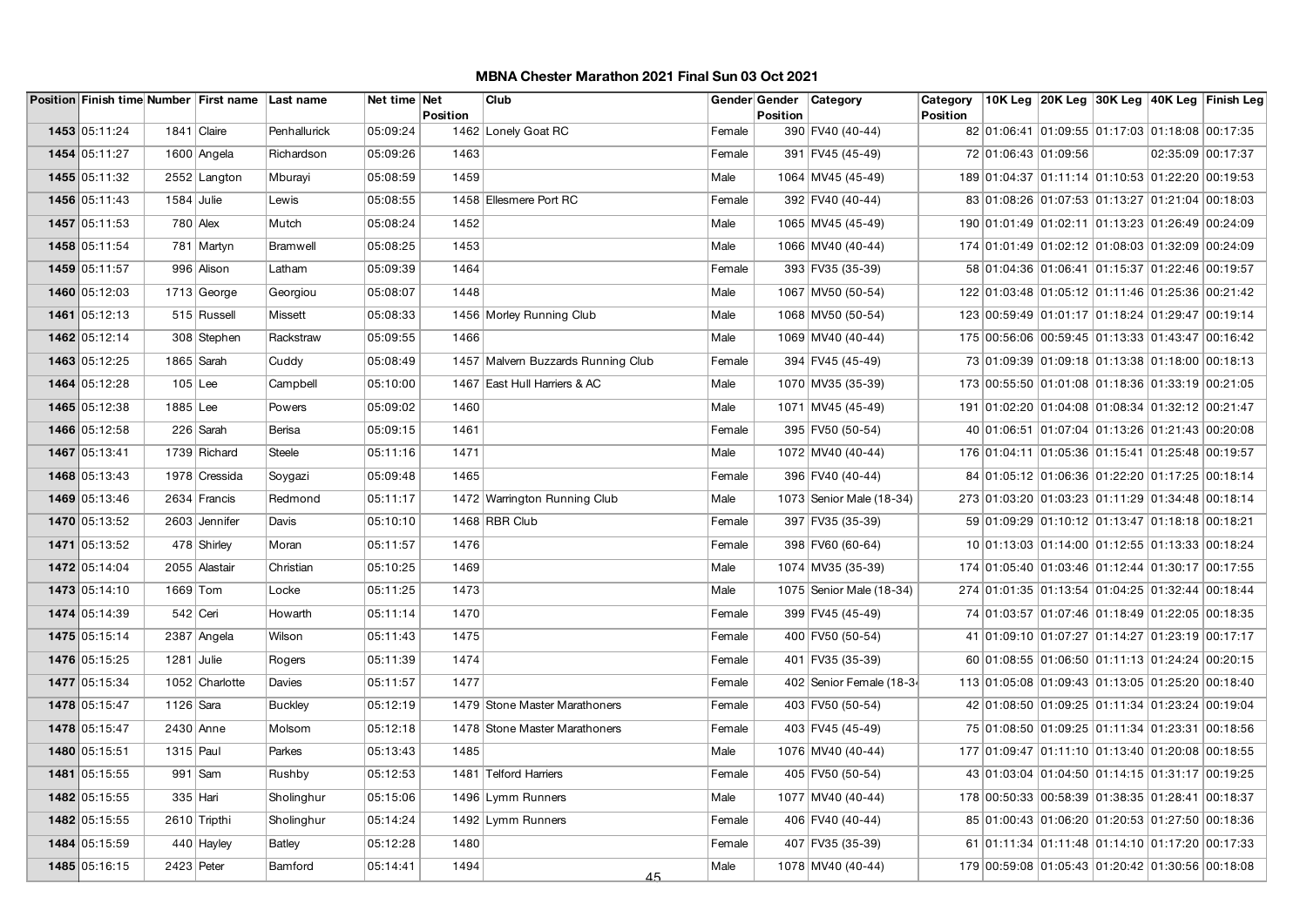# MBNA Chester Marathon 2021 Final Sun 03 Oct 2021

| Position | Finish time | Number | First name | Last name | Net time | Net Position | Club | Gender | Gender Position | Category | Category Position | 10K Leg | 20K Leg | 30K Leg | 40K Leg | Finish Leg |
|---|---|---|---|---|---|---|---|---|---|---|---|---|---|---|---|---|
| 1453 | 05:11:24 | 1841 | Claire | Penhallurick | 05:09:24 | 1462 | Lonely Goat RC | Female | 390 | FV40 (40-44) | 82 | 01:06:41 | 01:09:55 | 01:17:03 | 01:18:08 | 00:17:35 |
| 1454 | 05:11:27 | 1600 | Angela | Richardson | 05:09:26 | 1463 | | Female | 391 | FV45 (45-49) | 72 | 01:06:43 | 01:09:56 | | 02:35:09 | 00:17:37 |
| 1455 | 05:11:32 | 2552 | Langton | Mburayi | 05:08:59 | 1459 | | Male | 1064 | MV45 (45-49) | 189 | 01:04:37 | 01:11:14 | 01:10:53 | 01:22:20 | 00:19:53 |
| 1456 | 05:11:43 | 1584 | Julie | Lewis | 05:08:55 | 1458 | Ellesmere Port RC | Female | 392 | FV40 (40-44) | 83 | 01:08:26 | 01:07:53 | 01:13:27 | 01:21:04 | 00:18:03 |
| 1457 | 05:11:53 | 780 | Alex | Mutch | 05:08:24 | 1452 | | Male | 1065 | MV45 (45-49) | 190 | 01:01:49 | 01:02:11 | 01:13:23 | 01:26:49 | 00:24:09 |
| 1458 | 05:11:54 | 781 | Martyn | Bramwell | 05:08:25 | 1453 | | Male | 1066 | MV40 (40-44) | 174 | 01:01:49 | 01:02:12 | 01:08:03 | 01:32:09 | 00:24:09 |
| 1459 | 05:11:57 | 996 | Alison | Latham | 05:09:39 | 1464 | | Female | 393 | FV35 (35-39) | 58 | 01:04:36 | 01:06:41 | 01:15:37 | 01:22:46 | 00:19:57 |
| 1460 | 05:12:03 | 1713 | George | Georgiou | 05:08:07 | 1448 | | Male | 1067 | MV50 (50-54) | 122 | 01:03:48 | 01:05:12 | 01:11:46 | 01:25:36 | 00:21:42 |
| 1461 | 05:12:13 | 515 | Russell | Missett | 05:08:33 | 1456 | Morley Running Club | Male | 1068 | MV50 (50-54) | 123 | 00:59:49 | 01:01:17 | 01:18:24 | 01:29:47 | 00:19:14 |
| 1462 | 05:12:14 | 308 | Stephen | Rackstraw | 05:09:55 | 1466 | | Male | 1069 | MV40 (40-44) | 175 | 00:56:06 | 00:59:45 | 01:13:33 | 01:43:47 | 00:16:42 |
| 1463 | 05:12:25 | 1865 | Sarah | Cuddy | 05:08:49 | 1457 | Malvern Buzzards Running Club | Female | 394 | FV45 (45-49) | 73 | 01:09:39 | 01:09:18 | 01:13:38 | 01:18:00 | 00:18:13 |
| 1464 | 05:12:28 | 105 | Lee | Campbell | 05:10:00 | 1467 | East Hull Harriers & AC | Male | 1070 | MV35 (35-39) | 173 | 00:55:50 | 01:01:08 | 01:18:36 | 01:33:19 | 00:21:05 |
| 1465 | 05:12:38 | 1885 | Lee | Powers | 05:09:02 | 1460 | | Male | 1071 | MV45 (45-49) | 191 | 01:02:20 | 01:04:08 | 01:08:34 | 01:32:12 | 00:21:47 |
| 1466 | 05:12:58 | 226 | Sarah | Berisa | 05:09:15 | 1461 | | Female | 395 | FV50 (50-54) | 40 | 01:06:51 | 01:07:04 | 01:13:26 | 01:21:43 | 00:20:08 |
| 1467 | 05:13:41 | 1739 | Richard | Steele | 05:11:16 | 1471 | | Male | 1072 | MV40 (40-44) | 176 | 01:04:11 | 01:05:36 | 01:15:41 | 01:25:48 | 00:19:57 |
| 1468 | 05:13:43 | 1978 | Cressida | Soygazi | 05:09:48 | 1465 | | Female | 396 | FV40 (40-44) | 84 | 01:05:12 | 01:06:36 | 01:22:20 | 01:17:25 | 00:18:14 |
| 1469 | 05:13:46 | 2634 | Francis | Redmond | 05:11:17 | 1472 | Warrington Running Club | Male | 1073 | Senior Male (18-34) | 273 | 01:03:20 | 01:03:23 | 01:11:29 | 01:34:48 | 00:18:14 |
| 1470 | 05:13:52 | 2603 | Jennifer | Davis | 05:10:10 | 1468 | RBR Club | Female | 397 | FV35 (35-39) | 59 | 01:09:29 | 01:10:12 | 01:13:47 | 01:18:18 | 00:18:21 |
| 1471 | 05:13:52 | 478 | Shirley | Moran | 05:11:57 | 1476 | | Female | 398 | FV60 (60-64) | 10 | 01:13:03 | 01:14:00 | 01:12:55 | 01:13:33 | 00:18:24 |
| 1472 | 05:14:04 | 2055 | Alastair | Christian | 05:10:25 | 1469 | | Male | 1074 | MV35 (35-39) | 174 | 01:05:40 | 01:03:46 | 01:12:44 | 01:30:17 | 00:17:55 |
| 1473 | 05:14:10 | 1669 | Tom | Locke | 05:11:25 | 1473 | | Male | 1075 | Senior Male (18-34) | 274 | 01:01:35 | 01:13:54 | 01:04:25 | 01:32:44 | 00:18:44 |
| 1474 | 05:14:39 | 542 | Ceri | Howarth | 05:11:14 | 1470 | | Female | 399 | FV45 (45-49) | 74 | 01:03:57 | 01:07:46 | 01:18:49 | 01:22:05 | 00:18:35 |
| 1475 | 05:15:14 | 2387 | Angela | Wilson | 05:11:43 | 1475 | | Female | 400 | FV50 (50-54) | 41 | 01:09:10 | 01:07:27 | 01:14:27 | 01:23:19 | 00:17:17 |
| 1476 | 05:15:25 | 1281 | Julie | Rogers | 05:11:39 | 1474 | | Female | 401 | FV35 (35-39) | 60 | 01:08:55 | 01:06:50 | 01:11:13 | 01:24:24 | 00:20:15 |
| 1477 | 05:15:34 | 1052 | Charlotte | Davies | 05:11:57 | 1477 | | Female | 402 | Senior Female (18-34 | 113 | 01:05:08 | 01:09:43 | 01:13:05 | 01:25:20 | 00:18:40 |
| 1478 | 05:15:47 | 1126 | Sara | Buckley | 05:12:19 | 1479 | Stone Master Marathoners | Female | 403 | FV50 (50-54) | 42 | 01:08:50 | 01:09:25 | 01:11:34 | 01:23:24 | 00:19:04 |
| 1478 | 05:15:47 | 2430 | Anne | Molsom | 05:12:18 | 1478 | Stone Master Marathoners | Female | 403 | FV45 (45-49) | 75 | 01:08:50 | 01:09:25 | 01:11:34 | 01:23:31 | 00:18:56 |
| 1480 | 05:15:51 | 1315 | Paul | Parkes | 05:13:43 | 1485 | | Male | 1076 | MV40 (40-44) | 177 | 01:09:47 | 01:11:10 | 01:13:40 | 01:20:08 | 00:18:55 |
| 1481 | 05:15:55 | 991 | Sam | Rushby | 05:12:53 | 1481 | Telford Harriers | Female | 405 | FV50 (50-54) | 43 | 01:03:04 | 01:04:50 | 01:14:15 | 01:31:17 | 00:19:25 |
| 1482 | 05:15:55 | 335 | Hari | Sholinghur | 05:15:06 | 1496 | Lymm Runners | Male | 1077 | MV40 (40-44) | 178 | 00:50:33 | 00:58:39 | 01:38:35 | 01:28:41 | 00:18:37 |
| 1482 | 05:15:55 | 2610 | Tripthi | Sholinghur | 05:14:24 | 1492 | Lymm Runners | Female | 406 | FV40 (40-44) | 85 | 01:00:43 | 01:06:20 | 01:20:53 | 01:27:50 | 00:18:36 |
| 1484 | 05:15:59 | 440 | Hayley | Batley | 05:12:28 | 1480 | | Female | 407 | FV35 (35-39) | 61 | 01:11:34 | 01:11:48 | 01:14:10 | 01:17:20 | 00:17:33 |
| 1485 | 05:16:15 | 2423 | Peter | Bamford | 05:14:41 | 1494 | | Male | 1078 | MV40 (40-44) | 179 | 00:59:08 | 01:05:43 | 01:20:42 | 01:30:56 | 00:18:08 |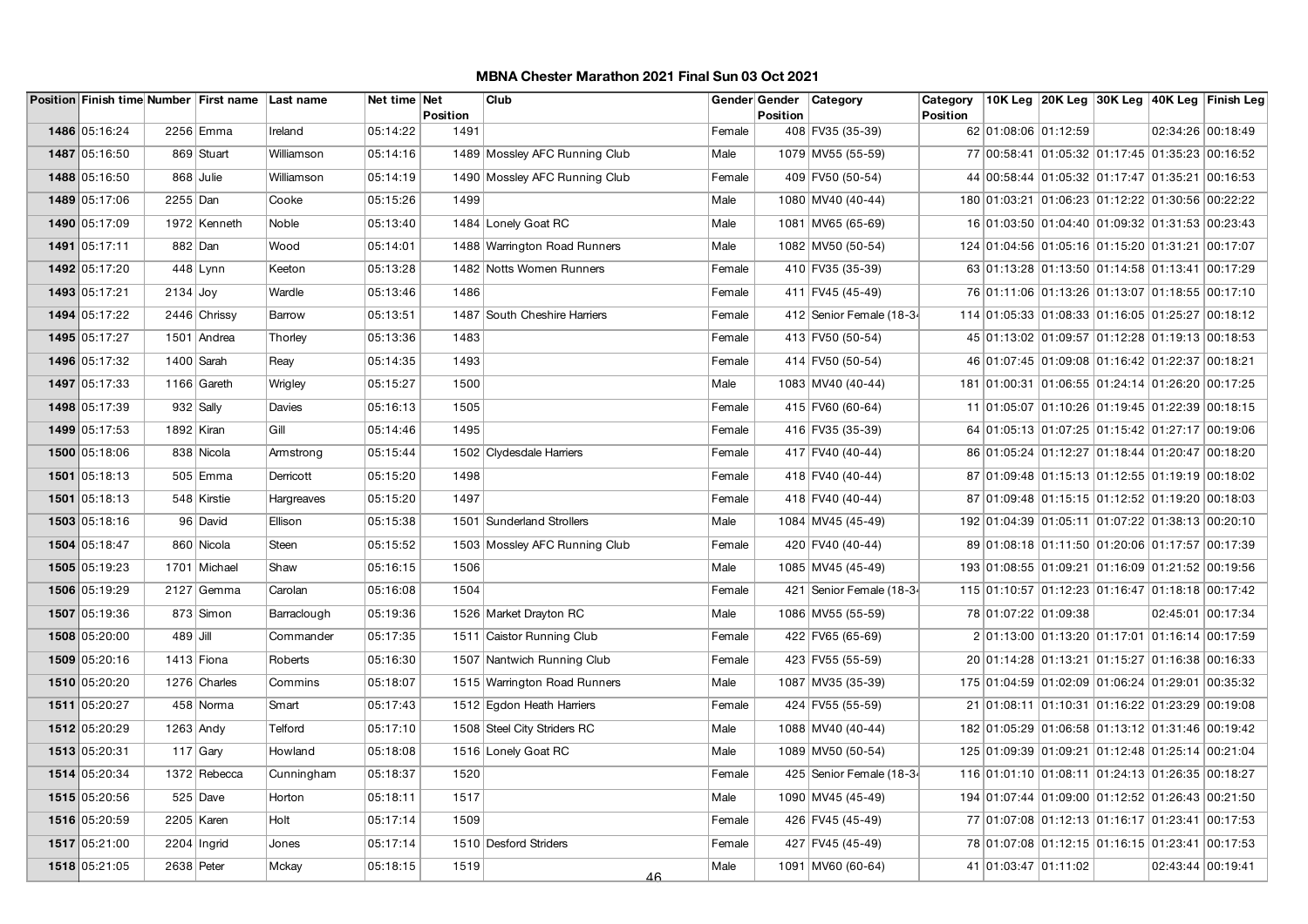# MBNA Chester Marathon 2021 Final Sun 03 Oct 2021

| Position | Finish time | Number | First name | Last name | Net time | Net Position | Club | Gender | Gender Position | Category | Category Position | 10K Leg | 20K Leg | 30K Leg | 40K Leg | Finish Leg |
|---|---|---|---|---|---|---|---|---|---|---|---|---|---|---|---|---|
| 1486 | 05:16:24 | 2256 | Emma | Ireland | 05:14:22 | 1491 | | Female | 408 | FV35 (35-39) | 62 | 01:08:06 | 01:12:59 | | 02:34:26 | 00:18:49 |
| 1487 | 05:16:50 | 869 | Stuart | Williamson | 05:14:16 | 1489 | Mossley AFC Running Club | Male | 1079 | MV55 (55-59) | 77 | 00:58:41 | 01:05:32 | 01:17:45 | 01:35:23 | 00:16:52 |
| 1488 | 05:16:50 | 868 | Julie | Williamson | 05:14:19 | 1490 | Mossley AFC Running Club | Female | 409 | FV50 (50-54) | 44 | 00:58:44 | 01:05:32 | 01:17:47 | 01:35:21 | 00:16:53 |
| 1489 | 05:17:06 | 2255 | Dan | Cooke | 05:15:26 | 1499 | | Male | 1080 | MV40 (40-44) | 180 | 01:03:21 | 01:06:23 | 01:12:22 | 01:30:56 | 00:22:22 |
| 1490 | 05:17:09 | 1972 | Kenneth | Noble | 05:13:40 | 1484 | Lonely Goat RC | Male | 1081 | MV65 (65-69) | 16 | 01:03:50 | 01:04:40 | 01:09:32 | 01:31:53 | 00:23:43 |
| 1491 | 05:17:11 | 882 | Dan | Wood | 05:14:01 | 1488 | Warrington Road Runners | Male | 1082 | MV50 (50-54) | 124 | 01:04:56 | 01:05:16 | 01:15:20 | 01:31:21 | 00:17:07 |
| 1492 | 05:17:20 | 448 | Lynn | Keeton | 05:13:28 | 1482 | Notts Women Runners | Female | 410 | FV35 (35-39) | 63 | 01:13:28 | 01:13:50 | 01:14:58 | 01:13:41 | 00:17:29 |
| 1493 | 05:17:21 | 2134 | Joy | Wardle | 05:13:46 | 1486 | | Female | 411 | FV45 (45-49) | 76 | 01:11:06 | 01:13:26 | 01:13:07 | 01:18:55 | 00:17:10 |
| 1494 | 05:17:22 | 2446 | Chrissy | Barrow | 05:13:51 | 1487 | South Cheshire Harriers | Female | 412 | Senior Female (18-34 | 114 | 01:05:33 | 01:08:33 | 01:16:05 | 01:25:27 | 00:18:12 |
| 1495 | 05:17:27 | 1501 | Andrea | Thorley | 05:13:36 | 1483 | | Female | 413 | FV50 (50-54) | 45 | 01:13:02 | 01:09:57 | 01:12:28 | 01:19:13 | 00:18:53 |
| 1496 | 05:17:32 | 1400 | Sarah | Reay | 05:14:35 | 1493 | | Female | 414 | FV50 (50-54) | 46 | 01:07:45 | 01:09:08 | 01:16:42 | 01:22:37 | 00:18:21 |
| 1497 | 05:17:33 | 1166 | Gareth | Wrigley | 05:15:27 | 1500 | | Male | 1083 | MV40 (40-44) | 181 | 01:00:31 | 01:06:55 | 01:24:14 | 01:26:20 | 00:17:25 |
| 1498 | 05:17:39 | 932 | Sally | Davies | 05:16:13 | 1505 | | Female | 415 | FV60 (60-64) | 11 | 01:05:07 | 01:10:26 | 01:19:45 | 01:22:39 | 00:18:15 |
| 1499 | 05:17:53 | 1892 | Kiran | Gill | 05:14:46 | 1495 | | Female | 416 | FV35 (35-39) | 64 | 01:05:13 | 01:07:25 | 01:15:42 | 01:27:17 | 00:19:06 |
| 1500 | 05:18:06 | 838 | Nicola | Armstrong | 05:15:44 | 1502 | Clydesdale Harriers | Female | 417 | FV40 (40-44) | 86 | 01:05:24 | 01:12:27 | 01:18:44 | 01:20:47 | 00:18:20 |
| 1501 | 05:18:13 | 505 | Emma | Derricott | 05:15:20 | 1498 | | Female | 418 | FV40 (40-44) | 87 | 01:09:48 | 01:15:13 | 01:12:55 | 01:19:19 | 00:18:02 |
| 1501 | 05:18:13 | 548 | Kirstie | Hargreaves | 05:15:20 | 1497 | | Female | 418 | FV40 (40-44) | 87 | 01:09:48 | 01:15:15 | 01:12:52 | 01:19:20 | 00:18:03 |
| 1503 | 05:18:16 | 96 | David | Ellison | 05:15:38 | 1501 | Sunderland Strollers | Male | 1084 | MV45 (45-49) | 192 | 01:04:39 | 01:05:11 | 01:07:22 | 01:38:13 | 00:20:10 |
| 1504 | 05:18:47 | 860 | Nicola | Steen | 05:15:52 | 1503 | Mossley AFC Running Club | Female | 420 | FV40 (40-44) | 89 | 01:08:18 | 01:11:50 | 01:20:06 | 01:17:57 | 00:17:39 |
| 1505 | 05:19:23 | 1701 | Michael | Shaw | 05:16:15 | 1506 | | Male | 1085 | MV45 (45-49) | 193 | 01:08:55 | 01:09:21 | 01:16:09 | 01:21:52 | 00:19:56 |
| 1506 | 05:19:29 | 2127 | Gemma | Carolan | 05:16:08 | 1504 | | Female | 421 | Senior Female (18-34 | 115 | 01:10:57 | 01:12:23 | 01:16:47 | 01:18:18 | 00:17:42 |
| 1507 | 05:19:36 | 873 | Simon | Barraclough | 05:19:36 | 1526 | Market Drayton RC | Male | 1086 | MV55 (55-59) | 78 | 01:07:22 | 01:09:38 | | 02:45:01 | 00:17:34 |
| 1508 | 05:20:00 | 489 | Jill | Commander | 05:17:35 | 1511 | Caistor Running Club | Female | 422 | FV65 (65-69) | 2 | 01:13:00 | 01:13:20 | 01:17:01 | 01:16:14 | 00:17:59 |
| 1509 | 05:20:16 | 1413 | Fiona | Roberts | 05:16:30 | 1507 | Nantwich Running Club | Female | 423 | FV55 (55-59) | 20 | 01:14:28 | 01:13:21 | 01:15:27 | 01:16:38 | 00:16:33 |
| 1510 | 05:20:20 | 1276 | Charles | Commins | 05:18:07 | 1515 | Warrington Road Runners | Male | 1087 | MV35 (35-39) | 175 | 01:04:59 | 01:02:09 | 01:06:24 | 01:29:01 | 00:35:32 |
| 1511 | 05:20:27 | 458 | Norma | Smart | 05:17:43 | 1512 | Egdon Heath Harriers | Female | 424 | FV55 (55-59) | 21 | 01:08:11 | 01:10:31 | 01:16:22 | 01:23:29 | 00:19:08 |
| 1512 | 05:20:29 | 1263 | Andy | Telford | 05:17:10 | 1508 | Steel City Striders RC | Male | 1088 | MV40 (40-44) | 182 | 01:05:29 | 01:06:58 | 01:13:12 | 01:31:46 | 00:19:42 |
| 1513 | 05:20:31 | 117 | Gary | Howland | 05:18:08 | 1516 | Lonely Goat RC | Male | 1089 | MV50 (50-54) | 125 | 01:09:39 | 01:09:21 | 01:12:48 | 01:25:14 | 00:21:04 |
| 1514 | 05:20:34 | 1372 | Rebecca | Cunningham | 05:18:37 | 1520 | | Female | 425 | Senior Female (18-34 | 116 | 01:01:10 | 01:08:11 | 01:24:13 | 01:26:35 | 00:18:27 |
| 1515 | 05:20:56 | 525 | Dave | Horton | 05:18:11 | 1517 | | Male | 1090 | MV45 (45-49) | 194 | 01:07:44 | 01:09:00 | 01:12:52 | 01:26:43 | 00:21:50 |
| 1516 | 05:20:59 | 2205 | Karen | Holt | 05:17:14 | 1509 | | Female | 426 | FV45 (45-49) | 77 | 01:07:08 | 01:12:13 | 01:16:17 | 01:23:41 | 00:17:53 |
| 1517 | 05:21:00 | 2204 | Ingrid | Jones | 05:17:14 | 1510 | Desford Striders | Female | 427 | FV45 (45-49) | 78 | 01:07:08 | 01:12:15 | 01:16:15 | 01:23:41 | 00:17:53 |
| 1518 | 05:21:05 | 2638 | Peter | Mckay | 05:18:15 | 1519 | | Male | 1091 | MV60 (60-64) | 41 | 01:03:47 | 01:11:02 | | 02:43:44 | 00:19:41 |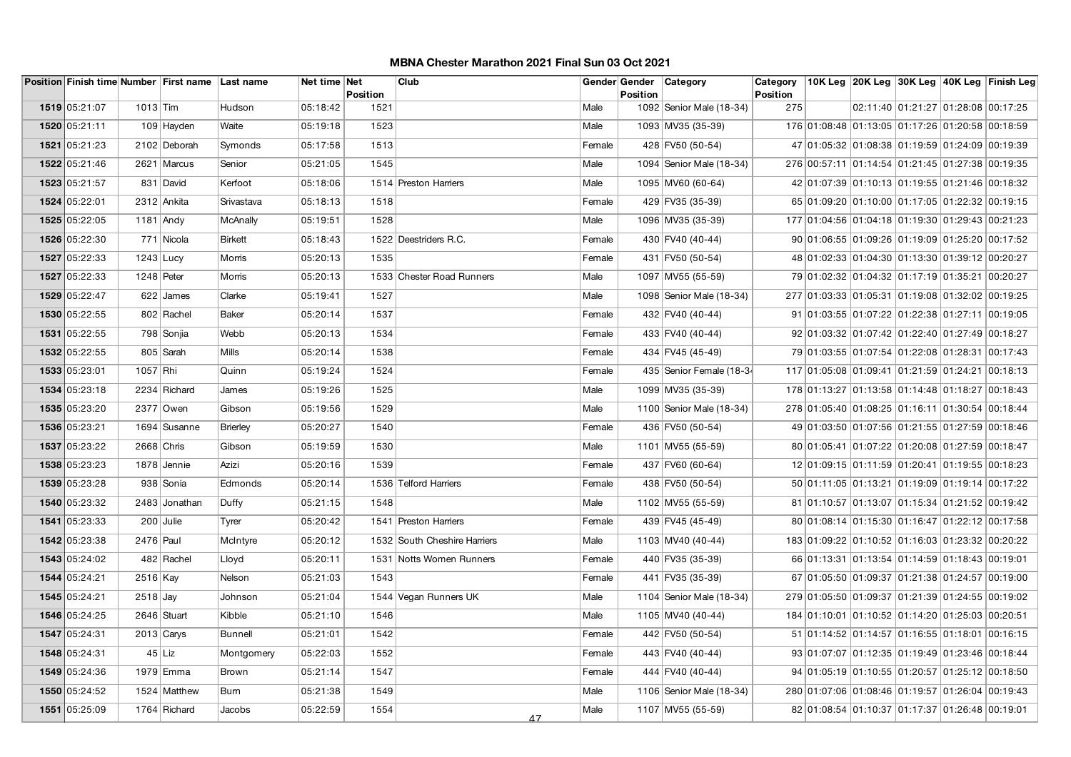# MBNA Chester Marathon 2021 Final Sun 03 Oct 2021

| Position | Finish time | Number | First name | Last name | Net time | Net Position | Club | Gender | Gender Position | Category | Category Position | 10K Leg | 20K Leg | 30K Leg | 40K Leg | Finish Leg |
|---|---|---|---|---|---|---|---|---|---|---|---|---|---|---|---|---|
| 1519 | 05:21:07 | 1013 | Tim | Hudson | 05:18:42 | 1521 | | Male | 1092 | Senior Male (18-34) | 275 | | 02:11:40 | 01:21:27 | 01:28:08 | 00:17:25 |
| 1520 | 05:21:11 | 109 | Hayden | Waite | 05:19:18 | 1523 | | Male | 1093 | MV35 (35-39) | 176 | 01:08:48 | 01:13:05 | 01:17:26 | 01:20:58 | 00:18:59 |
| 1521 | 05:21:23 | 2102 | Deborah | Symonds | 05:17:58 | 1513 | | Female | 428 | FV50 (50-54) | 47 | 01:05:32 | 01:08:38 | 01:19:59 | 01:24:09 | 00:19:39 |
| 1522 | 05:21:46 | 2621 | Marcus | Senior | 05:21:05 | 1545 | | Male | 1094 | Senior Male (18-34) | 276 | 00:57:11 | 01:14:54 | 01:21:45 | 01:27:38 | 00:19:35 |
| 1523 | 05:21:57 | 831 | David | Kerfoot | 05:18:06 | 1514 | Preston Harriers | Male | 1095 | MV60 (60-64) | 42 | 01:07:39 | 01:10:13 | 01:19:55 | 01:21:46 | 00:18:32 |
| 1524 | 05:22:01 | 2312 | Ankita | Srivastava | 05:18:13 | 1518 | | Female | 429 | FV35 (35-39) | 65 | 01:09:20 | 01:10:00 | 01:17:05 | 01:22:32 | 00:19:15 |
| 1525 | 05:22:05 | 1181 | Andy | McAnally | 05:19:51 | 1528 | | Male | 1096 | MV35 (35-39) | 177 | 01:04:56 | 01:04:18 | 01:19:30 | 01:29:43 | 00:21:23 |
| 1526 | 05:22:30 | 771 | Nicola | Birkett | 05:18:43 | 1522 | Deestriders R.C. | Female | 430 | FV40 (40-44) | 90 | 01:06:55 | 01:09:26 | 01:19:09 | 01:25:20 | 00:17:52 |
| 1527 | 05:22:33 | 1243 | Lucy | Morris | 05:20:13 | 1535 | | Female | 431 | FV50 (50-54) | 48 | 01:02:33 | 01:04:30 | 01:13:30 | 01:39:12 | 00:20:27 |
| 1527 | 05:22:33 | 1248 | Peter | Morris | 05:20:13 | 1533 | Chester Road Runners | Male | 1097 | MV55 (55-59) | 79 | 01:02:32 | 01:04:32 | 01:17:19 | 01:35:21 | 00:20:27 |
| 1529 | 05:22:47 | 622 | James | Clarke | 05:19:41 | 1527 | | Male | 1098 | Senior Male (18-34) | 277 | 01:03:33 | 01:05:31 | 01:19:08 | 01:32:02 | 00:19:25 |
| 1530 | 05:22:55 | 802 | Rachel | Baker | 05:20:14 | 1537 | | Female | 432 | FV40 (40-44) | 91 | 01:03:55 | 01:07:22 | 01:22:38 | 01:27:11 | 00:19:05 |
| 1531 | 05:22:55 | 798 | Sonjia | Webb | 05:20:13 | 1534 | | Female | 433 | FV40 (40-44) | 92 | 01:03:32 | 01:07:42 | 01:22:40 | 01:27:49 | 00:18:27 |
| 1532 | 05:22:55 | 805 | Sarah | Mills | 05:20:14 | 1538 | | Female | 434 | FV45 (45-49) | 79 | 01:03:55 | 01:07:54 | 01:22:08 | 01:28:31 | 00:17:43 |
| 1533 | 05:23:01 | 1057 | Rhi | Quinn | 05:19:24 | 1524 | | Female | 435 | Senior Female (18-34 | 117 | 01:05:08 | 01:09:41 | 01:21:59 | 01:24:21 | 00:18:13 |
| 1534 | 05:23:18 | 2234 | Richard | James | 05:19:26 | 1525 | | Male | 1099 | MV35 (35-39) | 178 | 01:13:27 | 01:13:58 | 01:14:48 | 01:18:27 | 00:18:43 |
| 1535 | 05:23:20 | 2377 | Owen | Gibson | 05:19:56 | 1529 | | Male | 1100 | Senior Male (18-34) | 278 | 01:05:40 | 01:08:25 | 01:16:11 | 01:30:54 | 00:18:44 |
| 1536 | 05:23:21 | 1694 | Susanne | Brierley | 05:20:27 | 1540 | | Female | 436 | FV50 (50-54) | 49 | 01:03:50 | 01:07:56 | 01:21:55 | 01:27:59 | 00:18:46 |
| 1537 | 05:23:22 | 2668 | Chris | Gibson | 05:19:59 | 1530 | | Male | 1101 | MV55 (55-59) | 80 | 01:05:41 | 01:07:22 | 01:20:08 | 01:27:59 | 00:18:47 |
| 1538 | 05:23:23 | 1878 | Jennie | Azizi | 05:20:16 | 1539 | | Female | 437 | FV60 (60-64) | 12 | 01:09:15 | 01:11:59 | 01:20:41 | 01:19:55 | 00:18:23 |
| 1539 | 05:23:28 | 938 | Sonia | Edmonds | 05:20:14 | 1536 | Telford Harriers | Female | 438 | FV50 (50-54) | 50 | 01:11:05 | 01:13:21 | 01:19:09 | 01:19:14 | 00:17:22 |
| 1540 | 05:23:32 | 2483 | Jonathan | Duffy | 05:21:15 | 1548 | | Male | 1102 | MV55 (55-59) | 81 | 01:10:57 | 01:13:07 | 01:15:34 | 01:21:52 | 00:19:42 |
| 1541 | 05:23:33 | 200 | Julie | Tyrer | 05:20:42 | 1541 | Preston Harriers | Female | 439 | FV45 (45-49) | 80 | 01:08:14 | 01:15:30 | 01:16:47 | 01:22:12 | 00:17:58 |
| 1542 | 05:23:38 | 2476 | Paul | McIntyre | 05:20:12 | 1532 | South Cheshire Harriers | Male | 1103 | MV40 (40-44) | 183 | 01:09:22 | 01:10:52 | 01:16:03 | 01:23:32 | 00:20:22 |
| 1543 | 05:24:02 | 482 | Rachel | Lloyd | 05:20:11 | 1531 | Notts Women Runners | Female | 440 | FV35 (35-39) | 66 | 01:13:31 | 01:13:54 | 01:14:59 | 01:18:43 | 00:19:01 |
| 1544 | 05:24:21 | 2516 | Kay | Nelson | 05:21:03 | 1543 | | Female | 441 | FV35 (35-39) | 67 | 01:05:50 | 01:09:37 | 01:21:38 | 01:24:57 | 00:19:00 |
| 1545 | 05:24:21 | 2518 | Jay | Johnson | 05:21:04 | 1544 | Vegan Runners UK | Male | 1104 | Senior Male (18-34) | 279 | 01:05:50 | 01:09:37 | 01:21:39 | 01:24:55 | 00:19:02 |
| 1546 | 05:24:25 | 2646 | Stuart | Kibble | 05:21:10 | 1546 | | Male | 1105 | MV40 (40-44) | 184 | 01:10:01 | 01:10:52 | 01:14:20 | 01:25:03 | 00:20:51 |
| 1547 | 05:24:31 | 2013 | Carys | Bunnell | 05:21:01 | 1542 | | Female | 442 | FV50 (50-54) | 51 | 01:14:52 | 01:14:57 | 01:16:55 | 01:18:01 | 00:16:15 |
| 1548 | 05:24:31 | 45 | Liz | Montgomery | 05:22:03 | 1552 | | Female | 443 | FV40 (40-44) | 93 | 01:07:07 | 01:12:35 | 01:19:49 | 01:23:46 | 00:18:44 |
| 1549 | 05:24:36 | 1979 | Emma | Brown | 05:21:14 | 1547 | | Female | 444 | FV40 (40-44) | 94 | 01:05:19 | 01:10:55 | 01:20:57 | 01:25:12 | 00:18:50 |
| 1550 | 05:24:52 | 1524 | Matthew | Burn | 05:21:38 | 1549 | | Male | 1106 | Senior Male (18-34) | 280 | 01:07:06 | 01:08:46 | 01:19:57 | 01:26:04 | 00:19:43 |
| 1551 | 05:25:09 | 1764 | Richard | Jacobs | 05:22:59 | 1554 | | Male | 1107 | MV55 (55-59) | 82 | 01:08:54 | 01:10:37 | 01:17:37 | 01:26:48 | 00:19:01 |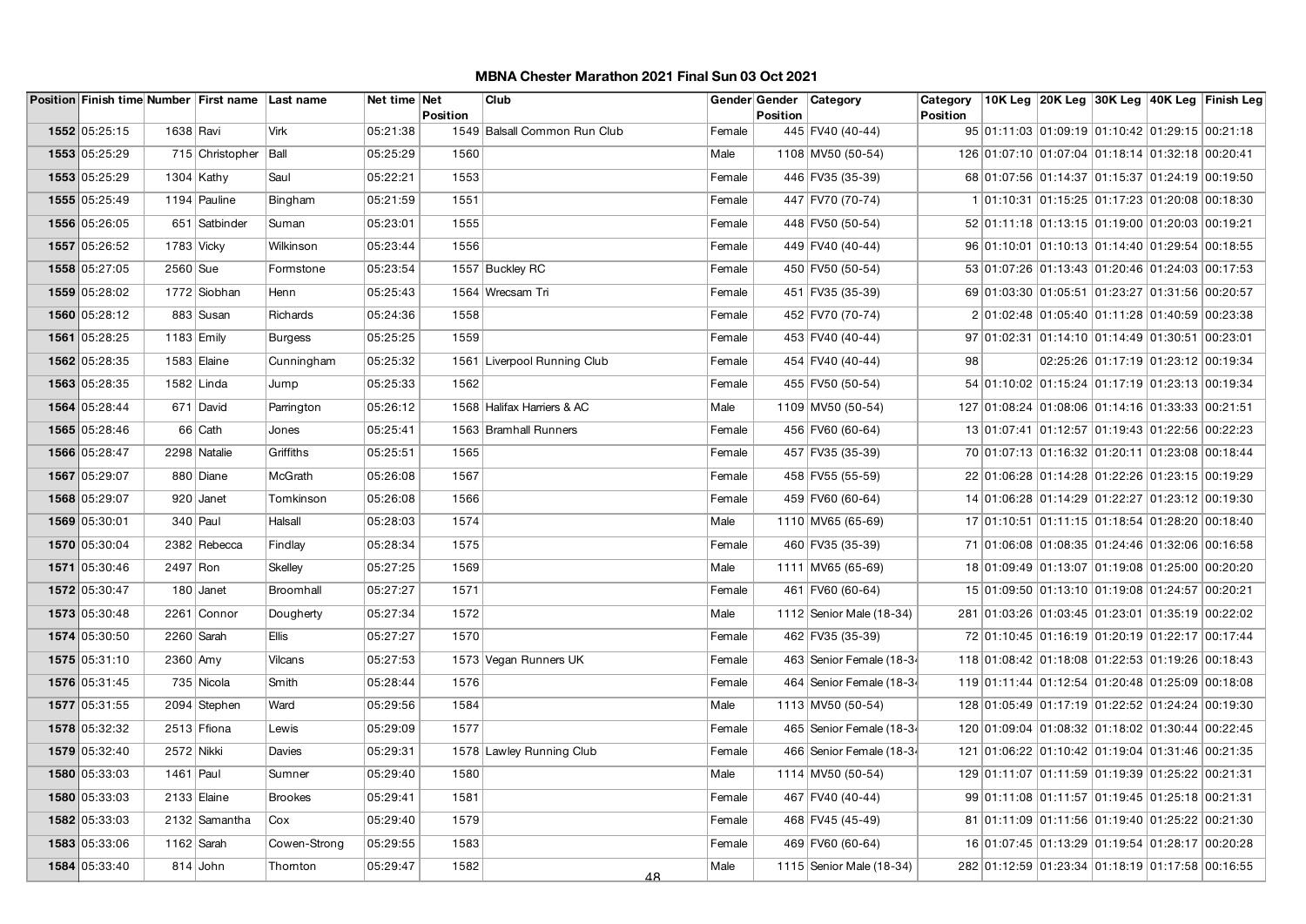# MBNA Chester Marathon 2021 Final Sun 03 Oct 2021

| Position | Finish time | Number | First name | Last name | Net time | Net Position | Club | Gender | Gender Position | Category | Category Position | 10K Leg | 20K Leg | 30K Leg | 40K Leg | Finish Leg |
|---|---|---|---|---|---|---|---|---|---|---|---|---|---|---|---|---|
| 1552 | 05:25:15 | 1638 | Ravi | Virk | 05:21:38 | 1549 | Balsall Common Run Club | Female | 445 | FV40 (40-44) | 95 | 01:11:03 | 01:09:19 | 01:10:42 | 01:29:15 | 00:21:18 |
| 1553 | 05:25:29 | 715 | Christopher | Ball | 05:25:29 | 1560 | | Male | 1108 | MV50 (50-54) | 126 | 01:07:10 | 01:07:04 | 01:18:14 | 01:32:18 | 00:20:41 |
| 1553 | 05:25:29 | 1304 | Kathy | Saul | 05:22:21 | 1553 | | Female | 446 | FV35 (35-39) | 68 | 01:07:56 | 01:14:37 | 01:15:37 | 01:24:19 | 00:19:50 |
| 1555 | 05:25:49 | 1194 | Pauline | Bingham | 05:21:59 | 1551 | | Female | 447 | FV70 (70-74) | 1 | 01:10:31 | 01:15:25 | 01:17:23 | 01:20:08 | 00:18:30 |
| 1556 | 05:26:05 | 651 | Satbinder | Suman | 05:23:01 | 1555 | | Female | 448 | FV50 (50-54) | 52 | 01:11:18 | 01:13:15 | 01:19:00 | 01:20:03 | 00:19:21 |
| 1557 | 05:26:52 | 1783 | Vicky | Wilkinson | 05:23:44 | 1556 | | Female | 449 | FV40 (40-44) | 96 | 01:10:01 | 01:10:13 | 01:14:40 | 01:29:54 | 00:18:55 |
| 1558 | 05:27:05 | 2560 | Sue | Formstone | 05:23:54 | 1557 | Buckley RC | Female | 450 | FV50 (50-54) | 53 | 01:07:26 | 01:13:43 | 01:20:46 | 01:24:03 | 00:17:53 |
| 1559 | 05:28:02 | 1772 | Siobhan | Henn | 05:25:43 | 1564 | Wrecsam Tri | Female | 451 | FV35 (35-39) | 69 | 01:03:30 | 01:05:51 | 01:23:27 | 01:31:56 | 00:20:57 |
| 1560 | 05:28:12 | 883 | Susan | Richards | 05:24:36 | 1558 | | Female | 452 | FV70 (70-74) | 2 | 01:02:48 | 01:05:40 | 01:11:28 | 01:40:59 | 00:23:38 |
| 1561 | 05:28:25 | 1183 | Emily | Burgess | 05:25:25 | 1559 | | Female | 453 | FV40 (40-44) | 97 | 01:02:31 | 01:14:10 | 01:14:49 | 01:30:51 | 00:23:01 |
| 1562 | 05:28:35 | 1583 | Elaine | Cunningham | 05:25:32 | 1561 | Liverpool Running Club | Female | 454 | FV40 (40-44) | 98 | | 02:25:26 | 01:17:19 | 01:23:12 | 00:19:34 |
| 1563 | 05:28:35 | 1582 | Linda | Jump | 05:25:33 | 1562 | | Female | 455 | FV50 (50-54) | 54 | 01:10:02 | 01:15:24 | 01:17:19 | 01:23:13 | 00:19:34 |
| 1564 | 05:28:44 | 671 | David | Parrington | 05:26:12 | 1568 | Halifax Harriers & AC | Male | 1109 | MV50 (50-54) | 127 | 01:08:24 | 01:08:06 | 01:14:16 | 01:33:33 | 00:21:51 |
| 1565 | 05:28:46 | 66 | Cath | Jones | 05:25:41 | 1563 | Bramhall Runners | Female | 456 | FV60 (60-64) | 13 | 01:07:41 | 01:12:57 | 01:19:43 | 01:22:56 | 00:22:23 |
| 1566 | 05:28:47 | 2298 | Natalie | Griffiths | 05:25:51 | 1565 | | Female | 457 | FV35 (35-39) | 70 | 01:07:13 | 01:16:32 | 01:20:11 | 01:23:08 | 00:18:44 |
| 1567 | 05:29:07 | 880 | Diane | McGrath | 05:26:08 | 1567 | | Female | 458 | FV55 (55-59) | 22 | 01:06:28 | 01:14:28 | 01:22:26 | 01:23:15 | 00:19:29 |
| 1568 | 05:29:07 | 920 | Janet | Tomkinson | 05:26:08 | 1566 | | Female | 459 | FV60 (60-64) | 14 | 01:06:28 | 01:14:29 | 01:22:27 | 01:23:12 | 00:19:30 |
| 1569 | 05:30:01 | 340 | Paul | Halsall | 05:28:03 | 1574 | | Male | 1110 | MV65 (65-69) | 17 | 01:10:51 | 01:11:15 | 01:18:54 | 01:28:20 | 00:18:40 |
| 1570 | 05:30:04 | 2382 | Rebecca | Findlay | 05:28:34 | 1575 | | Female | 460 | FV35 (35-39) | 71 | 01:06:08 | 01:08:35 | 01:24:46 | 01:32:06 | 00:16:58 |
| 1571 | 05:30:46 | 2497 | Ron | Skelley | 05:27:25 | 1569 | | Male | 1111 | MV65 (65-69) | 18 | 01:09:49 | 01:13:07 | 01:19:08 | 01:25:00 | 00:20:20 |
| 1572 | 05:30:47 | 180 | Janet | Broomhall | 05:27:27 | 1571 | | Female | 461 | FV60 (60-64) | 15 | 01:09:50 | 01:13:10 | 01:19:08 | 01:24:57 | 00:20:21 |
| 1573 | 05:30:48 | 2261 | Connor | Dougherty | 05:27:34 | 1572 | | Male | 1112 | Senior Male (18-34) | 281 | 01:03:26 | 01:03:45 | 01:23:01 | 01:35:19 | 00:22:02 |
| 1574 | 05:30:50 | 2260 | Sarah | Ellis | 05:27:27 | 1570 | | Female | 462 | FV35 (35-39) | 72 | 01:10:45 | 01:16:19 | 01:20:19 | 01:22:17 | 00:17:44 |
| 1575 | 05:31:10 | 2360 | Amy | Vilcans | 05:27:53 | 1573 | Vegan Runners UK | Female | 463 | Senior Female (18-34 | 118 | 01:08:42 | 01:18:08 | 01:22:53 | 01:19:26 | 00:18:43 |
| 1576 | 05:31:45 | 735 | Nicola | Smith | 05:28:44 | 1576 | | Female | 464 | Senior Female (18-34 | 119 | 01:11:44 | 01:12:54 | 01:20:48 | 01:25:09 | 00:18:08 |
| 1577 | 05:31:55 | 2094 | Stephen | Ward | 05:29:56 | 1584 | | Male | 1113 | MV50 (50-54) | 128 | 01:05:49 | 01:17:19 | 01:22:52 | 01:24:24 | 00:19:30 |
| 1578 | 05:32:32 | 2513 | Ffiona | Lewis | 05:29:09 | 1577 | | Female | 465 | Senior Female (18-34 | 120 | 01:09:04 | 01:08:32 | 01:18:02 | 01:30:44 | 00:22:45 |
| 1579 | 05:32:40 | 2572 | Nikki | Davies | 05:29:31 | 1578 | Lawley Running Club | Female | 466 | Senior Female (18-34 | 121 | 01:06:22 | 01:10:42 | 01:19:04 | 01:31:46 | 00:21:35 |
| 1580 | 05:33:03 | 1461 | Paul | Sumner | 05:29:40 | 1580 | | Male | 1114 | MV50 (50-54) | 129 | 01:11:07 | 01:11:59 | 01:19:39 | 01:25:22 | 00:21:31 |
| 1580 | 05:33:03 | 2133 | Elaine | Brookes | 05:29:41 | 1581 | | Female | 467 | FV40 (40-44) | 99 | 01:11:08 | 01:11:57 | 01:19:45 | 01:25:18 | 00:21:31 |
| 1582 | 05:33:03 | 2132 | Samantha | Cox | 05:29:40 | 1579 | | Female | 468 | FV45 (45-49) | 81 | 01:11:09 | 01:11:56 | 01:19:40 | 01:25:22 | 00:21:30 |
| 1583 | 05:33:06 | 1162 | Sarah | Cowen-Strong | 05:29:55 | 1583 | | Female | 469 | FV60 (60-64) | 16 | 01:07:45 | 01:13:29 | 01:19:54 | 01:28:17 | 00:20:28 |
| 1584 | 05:33:40 | 814 | John | Thornton | 05:29:47 | 1582 | | Male | 1115 | Senior Male (18-34) | 282 | 01:12:59 | 01:23:34 | 01:18:19 | 01:17:58 | 00:16:55 |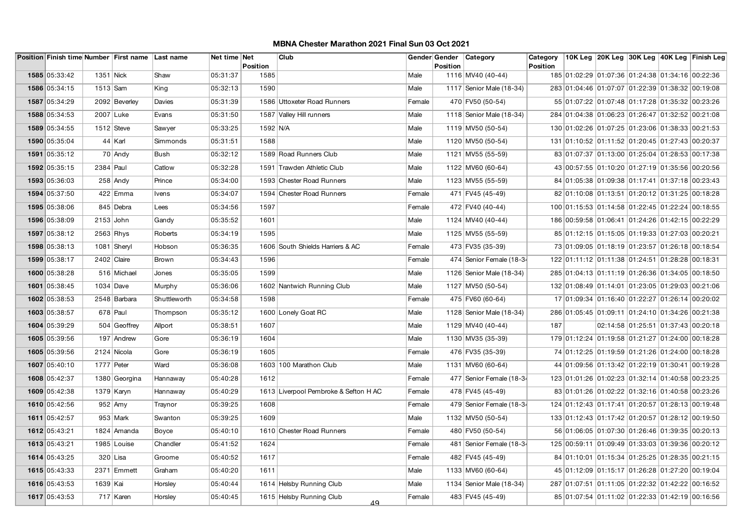# MBNA Chester Marathon 2021 Final Sun 03 Oct 2021

| Position | Finish time | Number | First name | Last name | Net time | Net Position | Club | Gender | Gender Position | Category | Category Position | 10K Leg | 20K Leg | 30K Leg | 40K Leg | Finish Leg |
|---|---|---|---|---|---|---|---|---|---|---|---|---|---|---|---|---|
| 1585 | 05:33:42 | 1351 | Nick | Shaw | 05:31:37 | 1585 | | Male | 1116 | MV40 (40-44) | 185 | 01:02:29 | 01:07:36 | 01:24:38 | 01:34:16 | 00:22:36 |
| 1586 | 05:34:15 | 1513 | Sam | King | 05:32:13 | 1590 | | Male | 1117 | Senior Male (18-34) | 283 | 01:04:46 | 01:07:07 | 01:22:39 | 01:38:32 | 00:19:08 |
| 1587 | 05:34:29 | 2092 | Beverley | Davies | 05:31:39 | 1586 | Uttoxeter Road Runners | Female | 470 | FV50 (50-54) | 55 | 01:07:22 | 01:07:48 | 01:17:28 | 01:35:32 | 00:23:26 |
| 1588 | 05:34:53 | 2007 | Luke | Evans | 05:31:50 | 1587 | Valley Hill runners | Male | 1118 | Senior Male (18-34) | 284 | 01:04:38 | 01:06:23 | 01:26:47 | 01:32:52 | 00:21:08 |
| 1589 | 05:34:55 | 1512 | Steve | Sawyer | 05:33:25 | 1592 | N/A | Male | 1119 | MV50 (50-54) | 130 | 01:02:26 | 01:07:25 | 01:23:06 | 01:38:33 | 00:21:53 |
| 1590 | 05:35:04 | 44 | Karl | Simmonds | 05:31:51 | 1588 | | Male | 1120 | MV50 (50-54) | 131 | 01:10:52 | 01:11:52 | 01:20:45 | 01:27:43 | 00:20:37 |
| 1591 | 05:35:12 | 70 | Andy | Bush | 05:32:12 | 1589 | Road Runners Club | Male | 1121 | MV55 (55-59) | 83 | 01:07:37 | 01:13:00 | 01:25:04 | 01:28:53 | 00:17:38 |
| 1592 | 05:35:15 | 2384 | Paul | Catlow | 05:32:28 | 1591 | Trawden Athletic Club | Male | 1122 | MV60 (60-64) | 43 | 00:57:55 | 01:10:20 | 01:27:19 | 01:35:56 | 00:20:56 |
| 1593 | 05:36:03 | 258 | Andy | Prince | 05:34:00 | 1593 | Chester Road Runners | Male | 1123 | MV55 (55-59) | 84 | 01:05:38 | 01:09:38 | 01:17:41 | 01:37:18 | 00:23:43 |
| 1594 | 05:37:50 | 422 | Emma | Ivens | 05:34:07 | 1594 | Chester Road Runners | Female | 471 | FV45 (45-49) | 82 | 01:10:08 | 01:13:51 | 01:20:12 | 01:31:25 | 00:18:28 |
| 1595 | 05:38:06 | 845 | Debra | Lees | 05:34:56 | 1597 | | Female | 472 | FV40 (40-44) | 100 | 01:15:53 | 01:14:58 | 01:22:45 | 01:22:24 | 00:18:55 |
| 1596 | 05:38:09 | 2153 | John | Gandy | 05:35:52 | 1601 | | Male | 1124 | MV40 (40-44) | 186 | 00:59:58 | 01:06:41 | 01:24:26 | 01:42:15 | 00:22:29 |
| 1597 | 05:38:12 | 2563 | Rhys | Roberts | 05:34:19 | 1595 | | Male | 1125 | MV55 (55-59) | 85 | 01:12:15 | 01:15:05 | 01:19:33 | 01:27:03 | 00:20:21 |
| 1598 | 05:38:13 | 1081 | Sheryl | Hobson | 05:36:35 | 1606 | South Shields Harriers & AC | Female | 473 | FV35 (35-39) | 73 | 01:09:05 | 01:18:19 | 01:23:57 | 01:26:18 | 00:18:54 |
| 1599 | 05:38:17 | 2402 | Claire | Brown | 05:34:43 | 1596 | | Female | 474 | Senior Female (18-34 | 122 | 01:11:12 | 01:11:38 | 01:24:51 | 01:28:28 | 00:18:31 |
| 1600 | 05:38:28 | 516 | Michael | Jones | 05:35:05 | 1599 | | Male | 1126 | Senior Male (18-34) | 285 | 01:04:13 | 01:11:19 | 01:26:36 | 01:34:05 | 00:18:50 |
| 1601 | 05:38:45 | 1034 | Dave | Murphy | 05:36:06 | 1602 | Nantwich Running Club | Male | 1127 | MV50 (50-54) | 132 | 01:08:49 | 01:14:01 | 01:23:05 | 01:29:03 | 00:21:06 |
| 1602 | 05:38:53 | 2548 | Barbara | Shuttleworth | 05:34:58 | 1598 | | Female | 475 | FV60 (60-64) | 17 | 01:09:34 | 01:16:40 | 01:22:27 | 01:26:14 | 00:20:02 |
| 1603 | 05:38:57 | 678 | Paul | Thompson | 05:35:12 | 1600 | Lonely Goat RC | Male | 1128 | Senior Male (18-34) | 286 | 01:05:45 | 01:09:11 | 01:24:10 | 01:34:26 | 00:21:38 |
| 1604 | 05:39:29 | 504 | Geoffrey | Allport | 05:38:51 | 1607 | | Male | 1129 | MV40 (40-44) | 187 | | 02:14:58 | 01:25:51 | 01:37:43 | 00:20:18 |
| 1605 | 05:39:56 | 197 | Andrew | Gore | 05:36:19 | 1604 | | Male | 1130 | MV35 (35-39) | 179 | 01:12:24 | 01:19:58 | 01:21:27 | 01:24:00 | 00:18:28 |
| 1605 | 05:39:56 | 2124 | Nicola | Gore | 05:36:19 | 1605 | | Female | 476 | FV35 (35-39) | 74 | 01:12:25 | 01:19:59 | 01:21:26 | 01:24:00 | 00:18:28 |
| 1607 | 05:40:10 | 1777 | Peter | Ward | 05:36:08 | 1603 | 100 Marathon Club | Male | 1131 | MV60 (60-64) | 44 | 01:09:56 | 01:13:42 | 01:22:19 | 01:30:41 | 00:19:28 |
| 1608 | 05:42:37 | 1380 | Georgina | Hannaway | 05:40:28 | 1612 | | Female | 477 | Senior Female (18-34 | 123 | 01:01:26 | 01:02:23 | 01:32:14 | 01:40:58 | 00:23:25 |
| 1609 | 05:42:38 | 1379 | Karyn | Hannaway | 05:40:29 | 1613 | Liverpool Pembroke & Sefton H AC | Female | 478 | FV45 (45-49) | 83 | 01:01:26 | 01:02:22 | 01:32:16 | 01:40:58 | 00:23:26 |
| 1610 | 05:42:56 | 952 | Amy | Traynor | 05:39:25 | 1608 | | Female | 479 | Senior Female (18-34 | 124 | 01:12:43 | 01:17:41 | 01:20:57 | 01:28:13 | 00:19:48 |
| 1611 | 05:42:57 | 953 | Mark | Swanton | 05:39:25 | 1609 | | Male | 1132 | MV50 (50-54) | 133 | 01:12:43 | 01:17:42 | 01:20:57 | 01:28:12 | 00:19:50 |
| 1612 | 05:43:21 | 1824 | Amanda | Boyce | 05:40:10 | 1610 | Chester Road Runners | Female | 480 | FV50 (50-54) | 56 | 01:06:05 | 01:07:30 | 01:26:46 | 01:39:35 | 00:20:13 |
| 1613 | 05:43:21 | 1985 | Louise | Chandler | 05:41:52 | 1624 | | Female | 481 | Senior Female (18-34 | 125 | 00:59:11 | 01:09:49 | 01:33:03 | 01:39:36 | 00:20:12 |
| 1614 | 05:43:25 | 320 | Lisa | Groome | 05:40:52 | 1617 | | Female | 482 | FV45 (45-49) | 84 | 01:10:01 | 01:15:34 | 01:25:25 | 01:28:35 | 00:21:15 |
| 1615 | 05:43:33 | 2371 | Emmett | Graham | 05:40:20 | 1611 | | Male | 1133 | MV60 (60-64) | 45 | 01:12:09 | 01:15:17 | 01:26:28 | 01:27:20 | 00:19:04 |
| 1616 | 05:43:53 | 1639 | Kai | Horsley | 05:40:44 | 1614 | Helsby Running Club | Male | 1134 | Senior Male (18-34) | 287 | 01:07:51 | 01:11:05 | 01:22:32 | 01:42:22 | 00:16:52 |
| 1617 | 05:43:53 | 717 | Karen | Horsley | 05:40:45 | 1615 | Helsby Running Club | Female | 483 | FV45 (45-49) | 85 | 01:07:54 | 01:11:02 | 01:22:33 | 01:42:19 | 00:16:56 |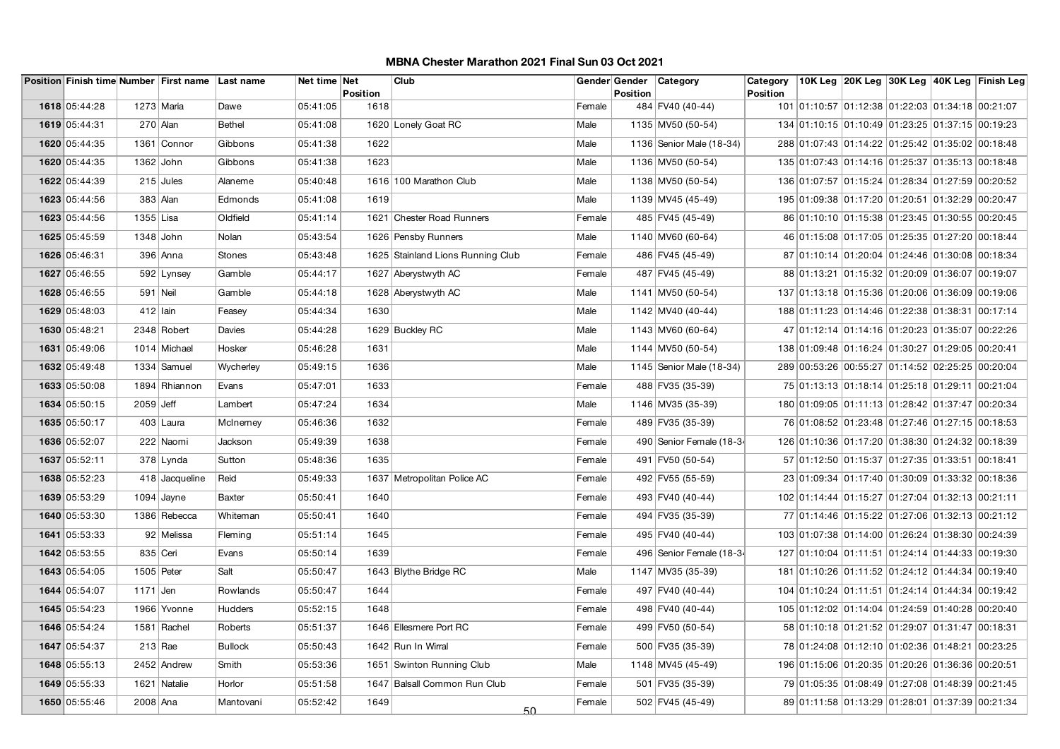# MBNA Chester Marathon 2021 Final Sun 03 Oct 2021

| Position | Finish time | Number | First name | Last name | Net time | Net Position | Club | Gender | Gender Position | Category | Category Position | 10K Leg | 20K Leg | 30K Leg | 40K Leg | Finish Leg |
|---|---|---|---|---|---|---|---|---|---|---|---|---|---|---|---|---|
| 1618 | 05:44:28 | 1273 | Maria | Dawe | 05:41:05 | 1618 | | Female | 484 | FV40 (40-44) | 101 | 01:10:57 | 01:12:38 | 01:22:03 | 01:34:18 | 00:21:07 |
| 1619 | 05:44:31 | 270 | Alan | Bethel | 05:41:08 | 1620 | Lonely Goat RC | Male | 1135 | MV50 (50-54) | 134 | 01:10:15 | 01:10:49 | 01:23:25 | 01:37:15 | 00:19:23 |
| 1620 | 05:44:35 | 1361 | Connor | Gibbons | 05:41:38 | 1622 | | Male | 1136 | Senior Male (18-34) | 288 | 01:07:43 | 01:14:22 | 01:25:42 | 01:35:02 | 00:18:48 |
| 1620 | 05:44:35 | 1362 | John | Gibbons | 05:41:38 | 1623 | | Male | 1136 | MV50 (50-54) | 135 | 01:07:43 | 01:14:16 | 01:25:37 | 01:35:13 | 00:18:48 |
| 1622 | 05:44:39 | 215 | Jules | Alaneme | 05:40:48 | 1616 | 100 Marathon Club | Male | 1138 | MV50 (50-54) | 136 | 01:07:57 | 01:15:24 | 01:28:34 | 01:27:59 | 00:20:52 |
| 1623 | 05:44:56 | 383 | Alan | Edmonds | 05:41:08 | 1619 | | Male | 1139 | MV45 (45-49) | 195 | 01:09:38 | 01:17:20 | 01:20:51 | 01:32:29 | 00:20:47 |
| 1623 | 05:44:56 | 1355 | Lisa | Oldfield | 05:41:14 | 1621 | Chester Road Runners | Female | 485 | FV45 (45-49) | 86 | 01:10:10 | 01:15:38 | 01:23:45 | 01:30:55 | 00:20:45 |
| 1625 | 05:45:59 | 1348 | John | Nolan | 05:43:54 | 1626 | Pensby Runners | Male | 1140 | MV60 (60-64) | 46 | 01:15:08 | 01:17:05 | 01:25:35 | 01:27:20 | 00:18:44 |
| 1626 | 05:46:31 | 396 | Anna | Stones | 05:43:48 | 1625 | Stainland Lions Running Club | Female | 486 | FV45 (45-49) | 87 | 01:10:14 | 01:20:04 | 01:24:46 | 01:30:08 | 00:18:34 |
| 1627 | 05:46:55 | 592 | Lynsey | Gamble | 05:44:17 | 1627 | Aberystwyth AC | Female | 487 | FV45 (45-49) | 88 | 01:13:21 | 01:15:32 | 01:20:09 | 01:36:07 | 00:19:07 |
| 1628 | 05:46:55 | 591 | Neil | Gamble | 05:44:18 | 1628 | Aberystwyth AC | Male | 1141 | MV50 (50-54) | 137 | 01:13:18 | 01:15:36 | 01:20:06 | 01:36:09 | 00:19:06 |
| 1629 | 05:48:03 | 412 | Iain | Feasey | 05:44:34 | 1630 | | Male | 1142 | MV40 (40-44) | 188 | 01:11:23 | 01:14:46 | 01:22:38 | 01:38:31 | 00:17:14 |
| 1630 | 05:48:21 | 2348 | Robert | Davies | 05:44:28 | 1629 | Buckley RC | Male | 1143 | MV60 (60-64) | 47 | 01:12:14 | 01:14:16 | 01:20:23 | 01:35:07 | 00:22:26 |
| 1631 | 05:49:06 | 1014 | Michael | Hosker | 05:46:28 | 1631 | | Male | 1144 | MV50 (50-54) | 138 | 01:09:48 | 01:16:24 | 01:30:27 | 01:29:05 | 00:20:41 |
| 1632 | 05:49:48 | 1334 | Samuel | Wycherley | 05:49:15 | 1636 | | Male | 1145 | Senior Male (18-34) | 289 | 00:53:26 | 00:55:27 | 01:14:52 | 02:25:25 | 00:20:04 |
| 1633 | 05:50:08 | 1894 | Rhiannon | Evans | 05:47:01 | 1633 | | Female | 488 | FV35 (35-39) | 75 | 01:13:13 | 01:18:14 | 01:25:18 | 01:29:11 | 00:21:04 |
| 1634 | 05:50:15 | 2059 | Jeff | Lambert | 05:47:24 | 1634 | | Male | 1146 | MV35 (35-39) | 180 | 01:09:05 | 01:11:13 | 01:28:42 | 01:37:47 | 00:20:34 |
| 1635 | 05:50:17 | 403 | Laura | McInerney | 05:46:36 | 1632 | | Female | 489 | FV35 (35-39) | 76 | 01:08:52 | 01:23:48 | 01:27:46 | 01:27:15 | 00:18:53 |
| 1636 | 05:52:07 | 222 | Naomi | Jackson | 05:49:39 | 1638 | | Female | 490 | Senior Female (18-34 | 126 | 01:10:36 | 01:17:20 | 01:38:30 | 01:24:32 | 00:18:39 |
| 1637 | 05:52:11 | 378 | Lynda | Sutton | 05:48:36 | 1635 | | Female | 491 | FV50 (50-54) | 57 | 01:12:50 | 01:15:37 | 01:27:35 | 01:33:51 | 00:18:41 |
| 1638 | 05:52:23 | 418 | Jacqueline | Reid | 05:49:33 | 1637 | Metropolitan Police AC | Female | 492 | FV55 (55-59) | 23 | 01:09:34 | 01:17:40 | 01:30:09 | 01:33:32 | 00:18:36 |
| 1639 | 05:53:29 | 1094 | Jayne | Baxter | 05:50:41 | 1640 | | Female | 493 | FV40 (40-44) | 102 | 01:14:44 | 01:15:27 | 01:27:04 | 01:32:13 | 00:21:11 |
| 1640 | 05:53:30 | 1386 | Rebecca | Whiteman | 05:50:41 | 1640 | | Female | 494 | FV35 (35-39) | 77 | 01:14:46 | 01:15:22 | 01:27:06 | 01:32:13 | 00:21:12 |
| 1641 | 05:53:33 | 92 | Melissa | Fleming | 05:51:14 | 1645 | | Female | 495 | FV40 (40-44) | 103 | 01:07:38 | 01:14:00 | 01:26:24 | 01:38:30 | 00:24:39 |
| 1642 | 05:53:55 | 835 | Ceri | Evans | 05:50:14 | 1639 | | Female | 496 | Senior Female (18-34 | 127 | 01:10:04 | 01:11:51 | 01:24:14 | 01:44:33 | 00:19:30 |
| 1643 | 05:54:05 | 1505 | Peter | Salt | 05:50:47 | 1643 | Blythe Bridge RC | Male | 1147 | MV35 (35-39) | 181 | 01:10:26 | 01:11:52 | 01:24:12 | 01:44:34 | 00:19:40 |
| 1644 | 05:54:07 | 1171 | Jen | Rowlands | 05:50:47 | 1644 | | Female | 497 | FV40 (40-44) | 104 | 01:10:24 | 01:11:51 | 01:24:14 | 01:44:34 | 00:19:42 |
| 1645 | 05:54:23 | 1966 | Yvonne | Hudders | 05:52:15 | 1648 | | Female | 498 | FV40 (40-44) | 105 | 01:12:02 | 01:14:04 | 01:24:59 | 01:40:28 | 00:20:40 |
| 1646 | 05:54:24 | 1581 | Rachel | Roberts | 05:51:37 | 1646 | Ellesmere Port RC | Female | 499 | FV50 (50-54) | 58 | 01:10:18 | 01:21:52 | 01:29:07 | 01:31:47 | 00:18:31 |
| 1647 | 05:54:37 | 213 | Rae | Bullock | 05:50:43 | 1642 | Run In Wirral | Female | 500 | FV35 (35-39) | 78 | 01:24:08 | 01:12:10 | 01:02:36 | 01:48:21 | 00:23:25 |
| 1648 | 05:55:13 | 2452 | Andrew | Smith | 05:53:36 | 1651 | Swinton Running Club | Male | 1148 | MV45 (45-49) | 196 | 01:15:06 | 01:20:35 | 01:20:26 | 01:36:36 | 00:20:51 |
| 1649 | 05:55:33 | 1621 | Natalie | Horlor | 05:51:58 | 1647 | Balsall Common Run Club | Female | 501 | FV35 (35-39) | 79 | 01:05:35 | 01:08:49 | 01:27:08 | 01:48:39 | 00:21:45 |
| 1650 | 05:55:46 | 2008 | Ana | Mantovani | 05:52:42 | 1649 | | Female | 502 | FV45 (45-49) | 89 | 01:11:58 | 01:13:29 | 01:28:01 | 01:37:39 | 00:21:34 |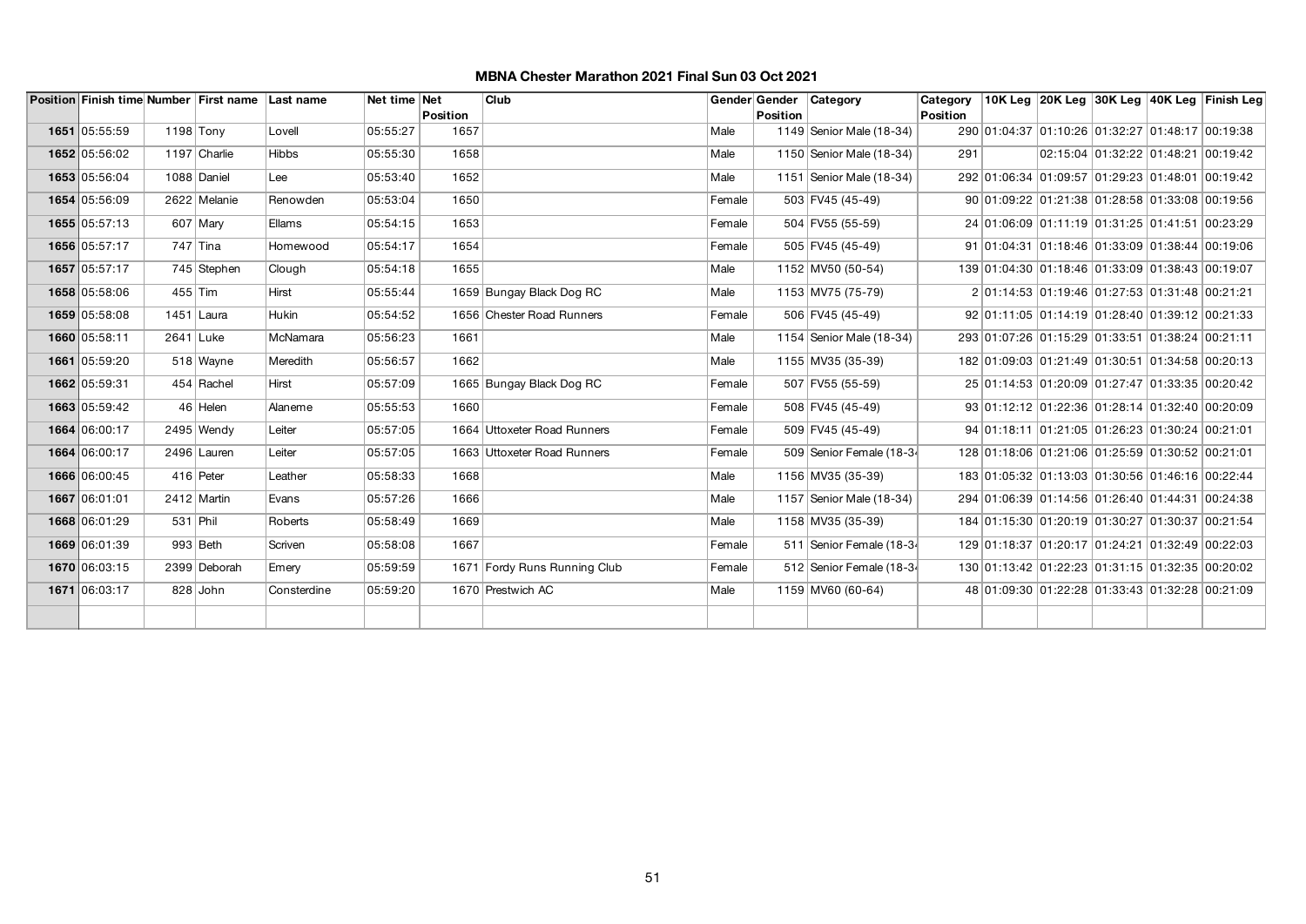# MBNA Chester Marathon 2021 Final Sun 03 Oct 2021

| Position | Finish time | Number | First name | Last name | Net time | Net Position | Club | Gender | Gender Position | Category | Category Position | 10K Leg | 20K Leg | 30K Leg | 40K Leg | Finish Leg |
|---|---|---|---|---|---|---|---|---|---|---|---|---|---|---|---|---|
| 1651 | 05:55:59 | 1198 | Tony | Lovell | 05:55:27 | 1657 | | Male | 1149 | Senior Male (18-34) | 290 | 01:04:37 | 01:10:26 | 01:32:27 | 01:48:17 | 00:19:38 |
| 1652 | 05:56:02 | 1197 | Charlie | Hibbs | 05:55:30 | 1658 | | Male | 1150 | Senior Male (18-34) | 291 | | 02:15:04 | 01:32:22 | 01:48:21 | 00:19:42 |
| 1653 | 05:56:04 | 1088 | Daniel | Lee | 05:53:40 | 1652 | | Male | 1151 | Senior Male (18-34) | 292 | 01:06:34 | 01:09:57 | 01:29:23 | 01:48:01 | 00:19:42 |
| 1654 | 05:56:09 | 2622 | Melanie | Renowden | 05:53:04 | 1650 | | Female | 503 | FV45 (45-49) | 90 | 01:09:22 | 01:21:38 | 01:28:58 | 01:33:08 | 00:19:56 |
| 1655 | 05:57:13 | 607 | Mary | Ellams | 05:54:15 | 1653 | | Female | 504 | FV55 (55-59) | 24 | 01:06:09 | 01:11:19 | 01:31:25 | 01:41:51 | 00:23:29 |
| 1656 | 05:57:17 | 747 | Tina | Homewood | 05:54:17 | 1654 | | Female | 505 | FV45 (45-49) | 91 | 01:04:31 | 01:18:46 | 01:33:09 | 01:38:44 | 00:19:06 |
| 1657 | 05:57:17 | 745 | Stephen | Clough | 05:54:18 | 1655 | | Male | 1152 | MV50 (50-54) | 139 | 01:04:30 | 01:18:46 | 01:33:09 | 01:38:43 | 00:19:07 |
| 1658 | 05:58:06 | 455 | Tim | Hirst | 05:55:44 | 1659 | Bungay Black Dog RC | Male | 1153 | MV75 (75-79) | 2 | 01:14:53 | 01:19:46 | 01:27:53 | 01:31:48 | 00:21:21 |
| 1659 | 05:58:08 | 1451 | Laura | Hukin | 05:54:52 | 1656 | Chester Road Runners | Female | 506 | FV45 (45-49) | 92 | 01:11:05 | 01:14:19 | 01:28:40 | 01:39:12 | 00:21:33 |
| 1660 | 05:58:11 | 2641 | Luke | McNamara | 05:56:23 | 1661 | | Male | 1154 | Senior Male (18-34) | 293 | 01:07:26 | 01:15:29 | 01:33:51 | 01:38:24 | 00:21:11 |
| 1661 | 05:59:20 | 518 | Wayne | Meredith | 05:56:57 | 1662 | | Male | 1155 | MV35 (35-39) | 182 | 01:09:03 | 01:21:49 | 01:30:51 | 01:34:58 | 00:20:13 |
| 1662 | 05:59:31 | 454 | Rachel | Hirst | 05:57:09 | 1665 | Bungay Black Dog RC | Female | 507 | FV55 (55-59) | 25 | 01:14:53 | 01:20:09 | 01:27:47 | 01:33:35 | 00:20:42 |
| 1663 | 05:59:42 | 46 | Helen | Alaneme | 05:55:53 | 1660 | | Female | 508 | FV45 (45-49) | 93 | 01:12:12 | 01:22:36 | 01:28:14 | 01:32:40 | 00:20:09 |
| 1664 | 06:00:17 | 2495 | Wendy | Leiter | 05:57:05 | 1664 | Uttoxeter Road Runners | Female | 509 | FV45 (45-49) | 94 | 01:18:11 | 01:21:05 | 01:26:23 | 01:30:24 | 00:21:01 |
| 1664 | 06:00:17 | 2496 | Lauren | Leiter | 05:57:05 | 1663 | Uttoxeter Road Runners | Female | 509 | Senior Female (18-34 | 128 | 01:18:06 | 01:21:06 | 01:25:59 | 01:30:52 | 00:21:01 |
| 1666 | 06:00:45 | 416 | Peter | Leather | 05:58:33 | 1668 | | Male | 1156 | MV35 (35-39) | 183 | 01:05:32 | 01:13:03 | 01:30:56 | 01:46:16 | 00:22:44 |
| 1667 | 06:01:01 | 2412 | Martin | Evans | 05:57:26 | 1666 | | Male | 1157 | Senior Male (18-34) | 294 | 01:06:39 | 01:14:56 | 01:26:40 | 01:44:31 | 00:24:38 |
| 1668 | 06:01:29 | 531 | Phil | Roberts | 05:58:49 | 1669 | | Male | 1158 | MV35 (35-39) | 184 | 01:15:30 | 01:20:19 | 01:30:27 | 01:30:37 | 00:21:54 |
| 1669 | 06:01:39 | 993 | Beth | Scriven | 05:58:08 | 1667 | | Female | 511 | Senior Female (18-34 | 129 | 01:18:37 | 01:20:17 | 01:24:21 | 01:32:49 | 00:22:03 |
| 1670 | 06:03:15 | 2399 | Deborah | Emery | 05:59:59 | 1671 | Fordy Runs Running Club | Female | 512 | Senior Female (18-34 | 130 | 01:13:42 | 01:22:23 | 01:31:15 | 01:32:35 | 00:20:02 |
| 1671 | 06:03:17 | 828 | John | Consterdine | 05:59:20 | 1670 | Prestwich AC | Male | 1159 | MV60 (60-64) | 48 | 01:09:30 | 01:22:28 | 01:33:43 | 01:32:28 | 00:21:09 |